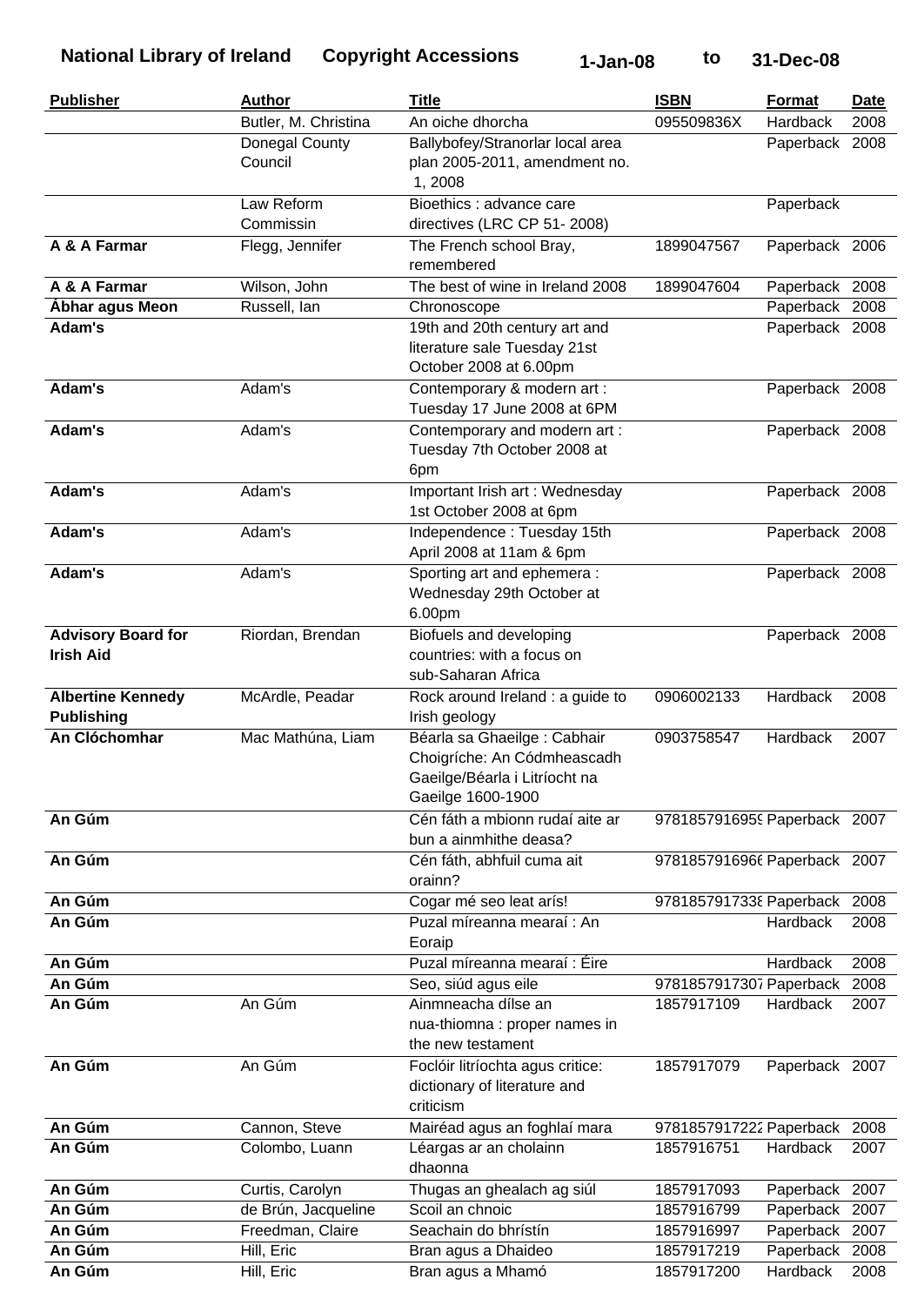**National Library of Ireland    Copyright Accessions    1-Jan-08    to    31-Dec-08**

| Publisher | Author | Title | ISBN | Format | Date |
|---|---|---|---|---|---|
| | Butler, M. Christina | An oiche dhorcha | 095509836X | Hardback | 2008 |
| | Donegal County Council | Ballybofey/Stranorlar local area plan 2005-2011, amendment no. 1, 2008 | | Paperback | 2008 |
| | Law Reform Commissin | Bioethics : advance care directives (LRC CP 51- 2008) | | Paperback | |
| **A & A Farmar** | Flegg, Jennifer | The French school Bray, remembered | 1899047567 | Paperback | 2006 |
| **A & A Farmar** | Wilson, John | The best of wine in Ireland 2008 | 1899047604 | Paperback | 2008 |
| **Ábhar agus Meon** | Russell, Ian | Chronoscope | | Paperback | 2008 |
| **Adam's** | | 19th and 20th century art and literature sale Tuesday 21st October 2008 at 6.00pm | | Paperback | 2008 |
| **Adam's** | Adam's | Contemporary & modern art : Tuesday 17 June 2008 at 6PM | | Paperback | 2008 |
| **Adam's** | Adam's | Contemporary and modern art : Tuesday 7th October 2008 at 6pm | | Paperback | 2008 |
| **Adam's** | Adam's | Important Irish art : Wednesday 1st October 2008 at 6pm | | Paperback | 2008 |
| **Adam's** | Adam's | Independence : Tuesday 15th April 2008 at 11am & 6pm | | Paperback | 2008 |
| **Adam's** | Adam's | Sporting art and ephemera : Wednesday 29th October at 6.00pm | | Paperback | 2008 |
| **Advisory Board for Irish Aid** | Riordan, Brendan | Biofuels and developing countries: with a focus on sub-Saharan Africa | | Paperback | 2008 |
| **Albertine Kennedy Publishing** | McArdle, Peadar | Rock around Ireland : a guide to Irish geology | 0906002133 | Hardback | 2008 |
| **An Clóchomhar** | Mac Mathúna, Liam | Béarla sa Ghaeilge : Cabhair Choigríche: An Códmheascadh Gaeilge/Béarla i Litríocht na Gaeilge 1600-1900 | 0903758547 | Hardback | 2007 |
| **An Gúm** | | Cén fáth a mbionn rudaí aite ar bun a ainmhithe deasa? | 978185791695§ | Paperback | 2007 |
| **An Gúm** | | Cén fáth, abhfuil cuma ait orainn? | 978185791696€ | Paperback | 2007 |
| **An Gúm** | | Cogar mé seo leat arís! | 978185791733ɛ | Paperback | 2008 |
| **An Gúm** | | Puzal míreanna mearaí : An Eoraip | | Hardback | 2008 |
| **An Gúm** | | Puzal míreanna mearaí : Éire | | Hardback | 2008 |
| **An Gúm** | | Seo, siúd agus eile | 978185791730ʔ | Paperback | 2008 |
| **An Gúm** | An Gúm | Ainmneacha dílse an nua-thiomna : proper names in the new testament | 1857917109 | Hardback | 2007 |
| **An Gúm** | An Gúm | Foclóir litríochta agus critice: dictionary of literature and criticism | 1857917079 | Paperback | 2007 |
| **An Gúm** | Cannon, Steve | Mairéad agus an foghlaí mara | 978185791722ʔ | Paperback | 2008 |
| **An Gúm** | Colombo, Luann | Léargas ar an cholainn dhaonna | 1857916751 | Hardback | 2007 |
| **An Gúm** | Curtis, Carolyn | Thugas an ghealach ag siúl | 1857917093 | Paperback | 2007 |
| **An Gúm** | de Brún, Jacqueline | Scoil an chnoic | 1857916799 | Paperback | 2007 |
| **An Gúm** | Freedman, Claire | Seachain do bhrístín | 1857916997 | Paperback | 2007 |
| **An Gúm** | Hill, Eric | Bran agus a Dhaideo | 1857917219 | Paperback | 2008 |
| **An Gúm** | Hill, Eric | Bran agus a Mhamó | 1857917200 | Hardback | 2008 |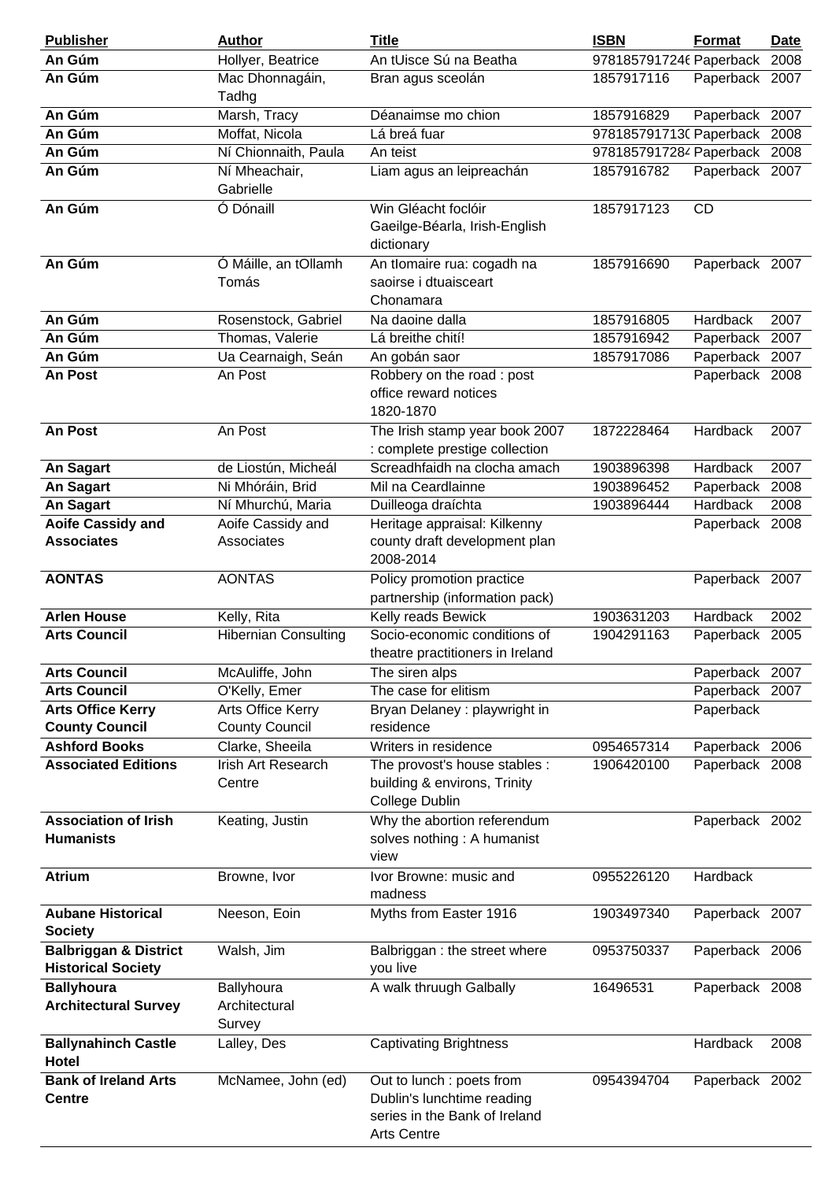| Publisher | Author | Title | ISBN | Format | Date |
|---|---|---|---|---|---|
| **An Gúm** | Hollyer, Beatrice | An tUisce Sú na Beatha | 978185791724( | Paperback | 2008 |
| **An Gúm** | Mac Dhonnagáin, Tadhg | Bran agus sceolán | 1857917116 | Paperback | 2007 |
| **An Gúm** | Marsh, Tracy | Déanaimse mo chion | 1857916829 | Paperback | 2007 |
| **An Gúm** | Moffat, Nicola | Lá breá fuar | 978185791713( | Paperback | 2008 |
| **An Gúm** | Ní Chionnaith, Paula | An teist | 978185791728( | Paperback | 2008 |
| **An Gúm** | Ní Mheachair, Gabrielle | Liam agus an leipreachán | 1857916782 | Paperback | 2007 |
| **An Gúm** | Ó Dónaill | Win Gléacht foclóir Gaeilge-Béarla, Irish-English dictionary | 1857917123 | CD | |
| **An Gúm** | Ó Máille, an tOllamh Tomás | An tIomaire rua: cogadh na saoirse i dtuaisceart Chonamara | 1857916690 | Paperback | 2007 |
| **An Gúm** | Rosenstock, Gabriel | Na daoine dalla | 1857916805 | Hardback | 2007 |
| **An Gúm** | Thomas, Valerie | Lá breithe chití! | 1857916942 | Paperback | 2007 |
| **An Gúm** | Ua Cearnaigh, Seán | An gobán saor | 1857917086 | Paperback | 2007 |
| **An Post** | An Post | Robbery on the road : post office reward notices 1820-1870 | | Paperback | 2008 |
| **An Post** | An Post | The Irish stamp year book 2007 : complete prestige collection | 1872228464 | Hardback | 2007 |
| **An Sagart** | de Liostún, Micheál | Screadhfaidh na clocha amach | 1903896398 | Hardback | 2007 |
| **An Sagart** | Ni Mhóráin, Brid | Mil na Ceardlainne | 1903896452 | Paperback | 2008 |
| **An Sagart** | Ní Mhurchú, Maria | Duilleoga draíchta | 1903896444 | Hardback | 2008 |
| **Aoife Cassidy and Associates** | Aoife Cassidy and Associates | Heritage appraisal: Kilkenny county draft development plan 2008-2014 | | Paperback | 2008 |
| **AONTAS** | AONTAS | Policy promotion practice partnership (information pack) | | Paperback | 2007 |
| **Arlen House** | Kelly, Rita | Kelly reads Bewick | 1903631203 | Hardback | 2002 |
| **Arts Council** | Hibernian Consulting | Socio-economic conditions of theatre practitioners in Ireland | 1904291163 | Paperback | 2005 |
| **Arts Council** | McAuliffe, John | The siren alps | | Paperback | 2007 |
| **Arts Council** | O'Kelly, Emer | The case for elitism | | Paperback | 2007 |
| **Arts Office Kerry County Council** | Arts Office Kerry County Council | Bryan Delaney : playwright in residence | | Paperback | |
| **Ashford Books** | Clarke, Sheeila | Writers in residence | 0954657314 | Paperback | 2006 |
| **Associated Editions** | Irish Art Research Centre | The provost's house stables : building & environs, Trinity College Dublin | 1906420100 | Paperback | 2008 |
| **Association of Irish Humanists** | Keating, Justin | Why the abortion referendum solves nothing : A humanist view | | Paperback | 2002 |
| **Atrium** | Browne, Ivor | Ivor Browne: music and madness | 0955226120 | Hardback | |
| **Aubane Historical Society** | Neeson, Eoin | Myths from Easter 1916 | 1903497340 | Paperback | 2007 |
| **Balbriggan & District Historical Society** | Walsh, Jim | Balbriggan : the street where you live | 0953750337 | Paperback | 2006 |
| **Ballyhoura Architectural Survey** | Ballyhoura Architectural Survey | A walk thruugh Galbally | 16496531 | Paperback | 2008 |
| **Ballynahinch Castle Hotel** | Lalley, Des | Captivating Brightness | | Hardback | 2008 |
| **Bank of Ireland Arts Centre** | McNamee, John (ed) | Out to lunch : poets from Dublin's lunchtime reading series in the Bank of Ireland Arts Centre | 0954394704 | Paperback | 2002 |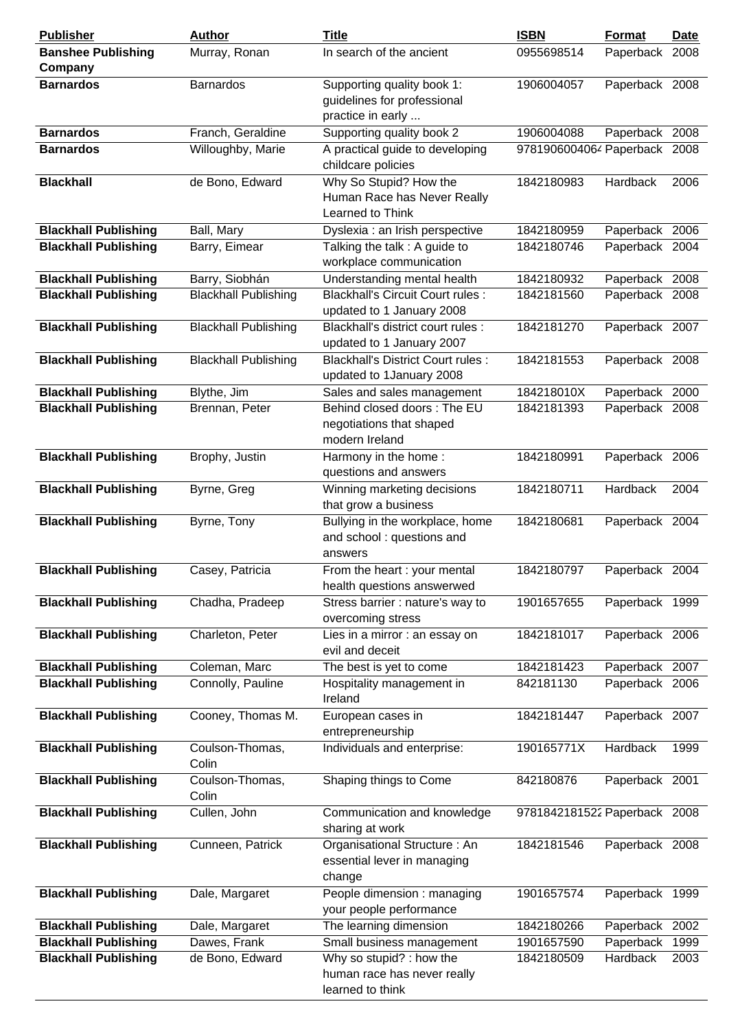| Publisher | Author | Title | ISBN | Format | Date |
|---|---|---|---|---|---|
| **Banshee Publishing Company** | Murray, Ronan | In search of the ancient | 0955698514 | Paperback | 2008 |
| **Barnardos** | Barnardos | Supporting quality book 1: guidelines for professional practice in early ... | 1906004057 | Paperback | 2008 |
| **Barnardos** | Franch, Geraldine | Supporting quality book 2 | 1906004088 | Paperback | 2008 |
| **Barnardos** | Willoughby, Marie | A practical guide to developing childcare policies | 978190600406 | Paperback | 2008 |
| **Blackhall** | de Bono, Edward | Why So Stupid? How the Human Race has Never Really Learned to Think | 1842180983 | Hardback | 2006 |
| **Blackhall Publishing** | Ball, Mary | Dyslexia : an Irish perspective | 1842180959 | Paperback | 2006 |
| **Blackhall Publishing** | Barry, Eimear | Talking the talk : A guide to workplace communication | 1842180746 | Paperback | 2004 |
| **Blackhall Publishing** | Barry, Siobhán | Understanding mental health | 1842180932 | Paperback | 2008 |
| **Blackhall Publishing** | Blackhall Publishing | Blackhall's Circuit Court rules : updated to 1 January 2008 | 1842181560 | Paperback | 2008 |
| **Blackhall Publishing** | Blackhall Publishing | Blackhall's district court rules : updated to 1 January 2007 | 1842181270 | Paperback | 2007 |
| **Blackhall Publishing** | Blackhall Publishing | Blackhall's District Court rules : updated to 1January 2008 | 1842181553 | Paperback | 2008 |
| **Blackhall Publishing** | Blythe, Jim | Sales and sales management | 184218010X | Paperback | 2000 |
| **Blackhall Publishing** | Brennan, Peter | Behind closed doors : The EU negotiations that shaped modern Ireland | 1842181393 | Paperback | 2008 |
| **Blackhall Publishing** | Brophy, Justin | Harmony in the home : questions and answers | 1842180991 | Paperback | 2006 |
| **Blackhall Publishing** | Byrne, Greg | Winning marketing decisions that grow a business | 1842180711 | Hardback | 2004 |
| **Blackhall Publishing** | Byrne, Tony | Bullying in the workplace, home and school : questions and answers | 1842180681 | Paperback | 2004 |
| **Blackhall Publishing** | Casey, Patricia | From the heart : your mental health questions answerwed | 1842180797 | Paperback | 2004 |
| **Blackhall Publishing** | Chadha, Pradeep | Stress barrier : nature's way to overcoming stress | 1901657655 | Paperback | 1999 |
| **Blackhall Publishing** | Charleton, Peter | Lies in a mirror : an essay on evil and deceit | 1842181017 | Paperback | 2006 |
| **Blackhall Publishing** | Coleman, Marc | The best is yet to come | 1842181423 | Paperback | 2007 |
| **Blackhall Publishing** | Connolly, Pauline | Hospitality management in Ireland | 842181130 | Paperback | 2006 |
| **Blackhall Publishing** | Cooney, Thomas M. | European cases in entrepreneurship | 1842181447 | Paperback | 2007 |
| **Blackhall Publishing** | Coulson-Thomas, Colin | Individuals and enterprise: | 190165771X | Hardback | 1999 |
| **Blackhall Publishing** | Coulson-Thomas, Colin | Shaping things to Come | 842180876 | Paperback | 2001 |
| **Blackhall Publishing** | Cullen, John | Communication and knowledge sharing at work | 978184218152 | Paperback | 2008 |
| **Blackhall Publishing** | Cunneen, Patrick | Organisational Structure : An essential lever in managing change | 1842181546 | Paperback | 2008 |
| **Blackhall Publishing** | Dale, Margaret | People dimension : managing your people performance | 1901657574 | Paperback | 1999 |
| **Blackhall Publishing** | Dale, Margaret | The learning dimension | 1842180266 | Paperback | 2002 |
| **Blackhall Publishing** | Dawes, Frank | Small business management | 1901657590 | Paperback | 1999 |
| **Blackhall Publishing** | de Bono, Edward | Why so stupid? : how the human race has never really learned to think | 1842180509 | Hardback | 2003 |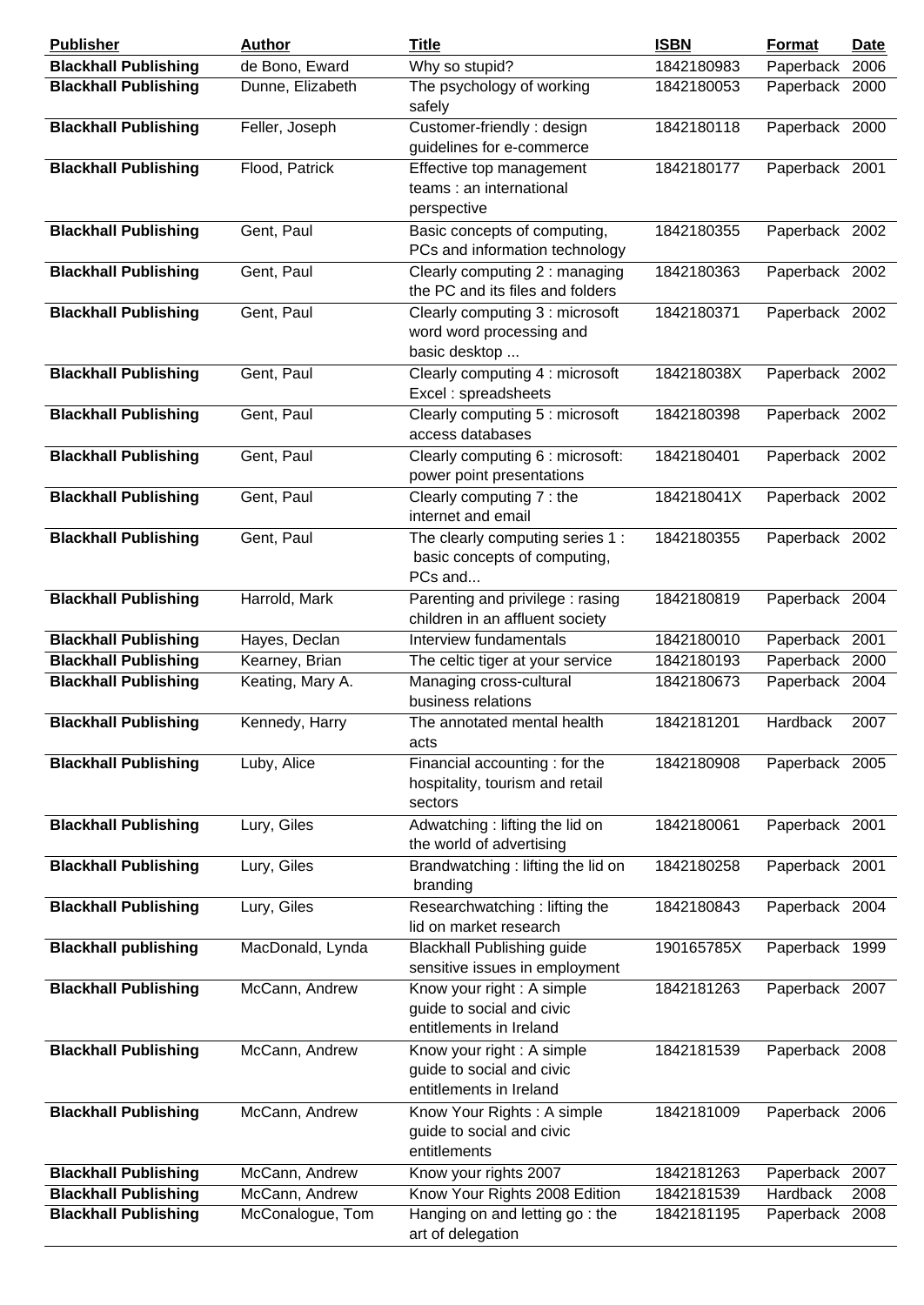| Publisher | Author | Title | ISBN | Format | Date |
|---|---|---|---|---|---|
| **Blackhall Publishing** | de Bono, Eward | Why so stupid? | 1842180983 | Paperback | 2006 |
| **Blackhall Publishing** | Dunne, Elizabeth | The psychology of working safely | 1842180053 | Paperback | 2000 |
| **Blackhall Publishing** | Feller, Joseph | Customer-friendly : design guidelines for e-commerce | 1842180118 | Paperback | 2000 |
| **Blackhall Publishing** | Flood, Patrick | Effective top management teams : an international perspective | 1842180177 | Paperback | 2001 |
| **Blackhall Publishing** | Gent, Paul | Basic concepts of computing, PCs and information technology | 1842180355 | Paperback | 2002 |
| **Blackhall Publishing** | Gent, Paul | Clearly computing 2 : managing the PC and its files and folders | 1842180363 | Paperback | 2002 |
| **Blackhall Publishing** | Gent, Paul | Clearly computing 3 : microsoft word word processing and basic desktop ... | 1842180371 | Paperback | 2002 |
| **Blackhall Publishing** | Gent, Paul | Clearly computing 4 : microsoft Excel : spreadsheets | 184218038X | Paperback | 2002 |
| **Blackhall Publishing** | Gent, Paul | Clearly computing 5 : microsoft access databases | 1842180398 | Paperback | 2002 |
| **Blackhall Publishing** | Gent, Paul | Clearly computing 6 : microsoft: power point presentations | 1842180401 | Paperback | 2002 |
| **Blackhall Publishing** | Gent, Paul | Clearly computing 7 : the internet and email | 184218041X | Paperback | 2002 |
| **Blackhall Publishing** | Gent, Paul | The clearly computing series 1 : basic concepts of computing, PCs and... | 1842180355 | Paperback | 2002 |
| **Blackhall Publishing** | Harrold, Mark | Parenting and privilege : rasing children in an affluent society | 1842180819 | Paperback | 2004 |
| **Blackhall Publishing** | Hayes, Declan | Interview fundamentals | 1842180010 | Paperback | 2001 |
| **Blackhall Publishing** | Kearney, Brian | The celtic tiger at your service | 1842180193 | Paperback | 2000 |
| **Blackhall Publishing** | Keating, Mary A. | Managing cross-cultural business relations | 1842180673 | Paperback | 2004 |
| **Blackhall Publishing** | Kennedy, Harry | The annotated mental health acts | 1842181201 | Hardback | 2007 |
| **Blackhall Publishing** | Luby, Alice | Financial accounting : for the hospitality, tourism and retail sectors | 1842180908 | Paperback | 2005 |
| **Blackhall Publishing** | Lury, Giles | Adwatching : lifting the lid on the world of advertising | 1842180061 | Paperback | 2001 |
| **Blackhall Publishing** | Lury, Giles | Brandwatching : lifting the lid on branding | 1842180258 | Paperback | 2001 |
| **Blackhall Publishing** | Lury, Giles | Researchwatching : lifting the lid on market research | 1842180843 | Paperback | 2004 |
| **Blackhall publishing** | MacDonald, Lynda | Blackhall Publishing guide sensitive issues in employment | 190165785X | Paperback | 1999 |
| **Blackhall Publishing** | McCann, Andrew | Know your right : A simple guide to social and civic entitlements in Ireland | 1842181263 | Paperback | 2007 |
| **Blackhall Publishing** | McCann, Andrew | Know your right : A simple guide to social and civic entitlements in Ireland | 1842181539 | Paperback | 2008 |
| **Blackhall Publishing** | McCann, Andrew | Know Your Rights : A simple guide to social and civic entitlements | 1842181009 | Paperback | 2006 |
| **Blackhall Publishing** | McCann, Andrew | Know your rights 2007 | 1842181263 | Paperback | 2007 |
| **Blackhall Publishing** | McCann, Andrew | Know Your Rights 2008 Edition | 1842181539 | Hardback | 2008 |
| **Blackhall Publishing** | McConalogue, Tom | Hanging on and letting go : the art of delegation | 1842181195 | Paperback | 2008 |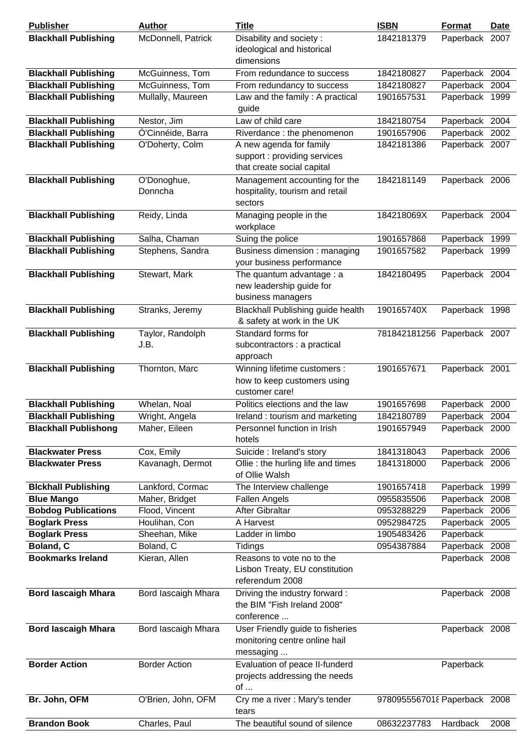| Publisher | Author | Title | ISBN | Format | Date |
|---|---|---|---|---|---|
| **Blackhall Publishing** | McDonnell, Patrick | Disability and society : ideological and historical dimensions | 1842181379 | Paperback | 2007 |
| **Blackhall Publishing** | McGuinness, Tom | From redundance to success | 1842180827 | Paperback | 2004 |
| **Blackhall Publishing** | McGuinness, Tom | From redundancy to success | 1842180827 | Paperback | 2004 |
| **Blackhall Publishing** | Mullally, Maureen | Law and the family : A practical guide | 1901657531 | Paperback | 1999 |
| **Blackhall Publishing** | Nestor, Jim | Law of child care | 1842180754 | Paperback | 2004 |
| **Blackhall Publishing** | Ó'Cinnéide, Barra | Riverdance : the phenomenon | 1901657906 | Paperback | 2002 |
| **Blackhall Publishing** | O'Doherty, Colm | A new agenda for family support : providing services that create social capital | 1842181386 | Paperback | 2007 |
| **Blackhall Publishing** | O'Donoghue, Donncha | Management accounting for the hospitality, tourism and retail sectors | 1842181149 | Paperback | 2006 |
| **Blackhall Publishing** | Reidy, Linda | Managing people in the workplace | 184218069X | Paperback | 2004 |
| **Blackhall Publishing** | Salha, Chaman | Suing the police | 1901657868 | Paperback | 1999 |
| **Blackhall Publishing** | Stephens, Sandra | Business dimension : managing your business performance | 1901657582 | Paperback | 1999 |
| **Blackhall Publishing** | Stewart, Mark | The quantum advantage : a new leadership guide for business managers | 1842180495 | Paperback | 2004 |
| **Blackhall Publishing** | Stranks, Jeremy | Blackhall Publishing guide health & safety at work in the UK | 190165740X | Paperback | 1998 |
| **Blackhall Publishing** | Taylor, Randolph J.B. | Standard forms for subcontractors : a practical approach | 781842181256 | Paperback | 2007 |
| **Blackhall Publishing** | Thornton, Marc | Winning lifetime customers : how to keep customers using customer care! | 1901657671 | Paperback | 2001 |
| **Blackhall Publishing** | Whelan, Noal | Politics elections and the law | 1901657698 | Paperback | 2000 |
| **Blackhall Publishing** | Wright, Angela | Ireland : tourism and marketing | 1842180789 | Paperback | 2004 |
| **Blackhall Publishong** | Maher, Eileen | Personnel function in Irish hotels | 1901657949 | Paperback | 2000 |
| **Blackwater Press** | Cox, Emily | Suicide : Ireland's story | 1841318043 | Paperback | 2006 |
| **Blackwater Press** | Kavanagh, Dermot | Ollie : the hurling life and times of Ollie Walsh | 1841318000 | Paperback | 2006 |
| **Blckhall Publishing** | Lankford, Cormac | The Interview challenge | 1901657418 | Paperback | 1999 |
| **Blue Mango** | Maher, Bridget | Fallen Angels | 0955835506 | Paperback | 2008 |
| **Bobdog Publications** | Flood, Vincent | After Gibraltar | 0953288229 | Paperback | 2006 |
| **Boglark Press** | Houlihan, Con | A Harvest | 0952984725 | Paperback | 2005 |
| **Boglark Press** | Sheehan, Mike | Ladder in limbo | 1905483426 | Paperback | |
| **Boland, C** | Boland, C | Tidings | 0954387884 | Paperback | 2008 |
| **Bookmarks Ireland** | Kieran, Allen | Reasons to vote no to the Lisbon Treaty, EU constitution referendum 2008 | | Paperback | 2008 |
| **Bord Iascaigh Mhara** | Bord Iascaigh Mhara | Driving the industry forward : the BIM "Fish Ireland 2008" conference ... | | Paperback | 2008 |
| **Bord Iascaigh Mhara** | Bord Iascaigh Mhara | User Friendly guide to fisheries monitoring centre online hail messaging ... | | Paperback | 2008 |
| **Border Action** | Border Action | Evaluation of peace II-funderd projects addressing the needs of ... | | Paperback | |
| **Br. John, OFM** | O'Brien, John, OFM | Cry me a river : Mary's tender tears | 978095556701ε | Paperback | 2008 |
| **Brandon Book** | Charles, Paul | The beautiful sound of silence | 08632237783 | Hardback | 2008 |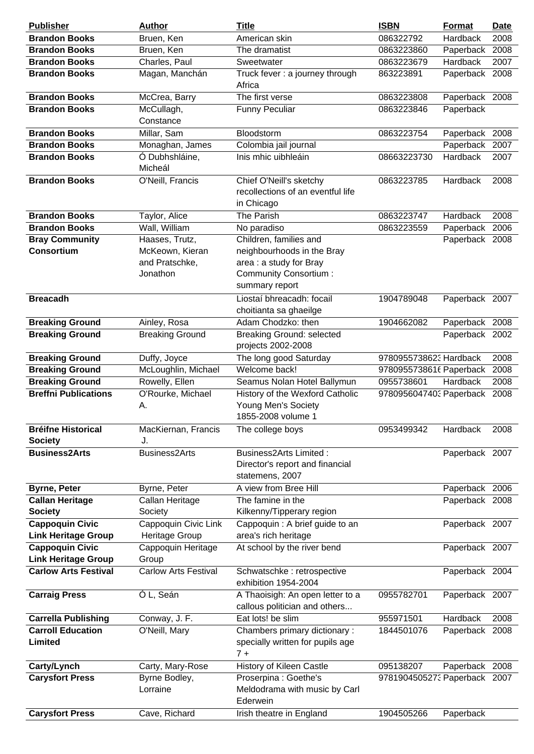| Publisher | Author | Title | ISBN | Format | Date |
|---|---|---|---|---|---|
| **Brandon Books** | Bruen, Ken | American skin | 086322792 | Hardback | 2008 |
| **Brandon Books** | Bruen, Ken | The dramatist | 0863223860 | Paperback | 2008 |
| **Brandon Books** | Charles, Paul | Sweetwater | 0863223679 | Hardback | 2007 |
| **Brandon Books** | Magan, Manchán | Truck fever : a journey through Africa | 863223891 | Paperback | 2008 |
| **Brandon Books** | McCrea, Barry | The first verse | 0863223808 | Paperback | 2008 |
| **Brandon Books** | McCullagh, Constance | Funny Peculiar | 0863223846 | Paperback | |
| **Brandon Books** | Millar, Sam | Bloodstorm | 0863223754 | Paperback | 2008 |
| **Brandon Books** | Monaghan, James | Colombia jail journal | | Paperback | 2007 |
| **Brandon Books** | Ó Dubhshláine, Micheál | Inis mhic uibhleáin | 08663223730 | Hardback | 2007 |
| **Brandon Books** | O'Neill, Francis | Chief O'Neill's sketchy recollections of an eventful life in Chicago | 0863223785 | Hardback | 2008 |
| **Brandon Books** | Taylor, Alice | The Parish | 0863223747 | Hardback | 2008 |
| **Brandon Books** | Wall, William | No paradiso | 0863223559 | Paperback | 2006 |
| **Bray Community Consortium** | Haases, Trutz, McKeown, Kieran and Pratschke, Jonathon | Children, families and neighbourhoods in the Bray area : a study for Bray Community Consortium : summary report | | Paperback | 2008 |
| **Breacadh** | | Liostaí bhreacadh: focail choitianta sa ghaeilge | 1904789048 | Paperback | 2007 |
| **Breaking Ground** | Ainley, Rosa | Adam Chodzko: then | 1904662082 | Paperback | 2008 |
| **Breaking Ground** | Breaking Ground | Breaking Ground: selected projects 2002-2008 | | Paperback | 2002 |
| **Breaking Ground** | Duffy, Joyce | The long good Saturday | 978095573862З | Hardback | 2008 |
| **Breaking Ground** | McLoughlin, Michael | Welcome back! | 978095573861б | Paperback | 2008 |
| **Breaking Ground** | Rowelly, Ellen | Seamus Nolan Hotel Ballymun | 0955738601 | Hardback | 2008 |
| **Breffni Publications** | O'Rourke, Michael A. | History of the Wexford Catholic Young Men's Society 1855-2008 volume 1 | 978095604740З | Paperback | 2008 |
| **Bréifne Historical Society** | MacKiernan, Francis J. | The college boys | 0953499342 | Hardback | 2008 |
| **Business2Arts** | Business2Arts | Business2Arts Limited : Director's report and financial statemens, 2007 | | Paperback | 2007 |
| **Byrne, Peter** | Byrne, Peter | A view from Bree Hill | | Paperback | 2006 |
| **Callan Heritage Society** | Callan Heritage Society | The famine in the Kilkenny/Tipperary region | | Paperback | 2008 |
| **Cappoquin Civic Link Heritage Group** | Cappoquin Civic Link Heritage Group | Cappoquin : A brief guide to an area's rich heritage | | Paperback | 2007 |
| **Cappoquin Civic Link Heritage Group** | Cappoquin Heritage Group | At school by the river bend | | Paperback | 2007 |
| **Carlow Arts Festival** | Carlow Arts Festival | Schwatschke : retrospective exhibition 1954-2004 | | Paperback | 2004 |
| **Carraig Press** | Ó L, Seán | A Thaoisigh: An open letter to a callous politician and others... | 0955782701 | Paperback | 2007 |
| **Carrella Publishing** | Conway, J. F. | Eat lots! be slim | 955971501 | Hardback | 2008 |
| **Carroll Education Limited** | O'Neill, Mary | Chambers primary dictionary : specially written for pupils age 7 + | 1844501076 | Paperback | 2008 |
| **Carty/Lynch** | Carty, Mary-Rose | History of Kileen Castle | 095138207 | Paperback | 2008 |
| **Carysfort Press** | Byrne Bodley, Lorraine | Proserpina : Goethe's Meldodrama with music by Carl Ederwein | 978190450527З | Paperback | 2007 |
| **Carysfort Press** | Cave, Richard | Irish theatre in England | 1904505266 | Paperback | |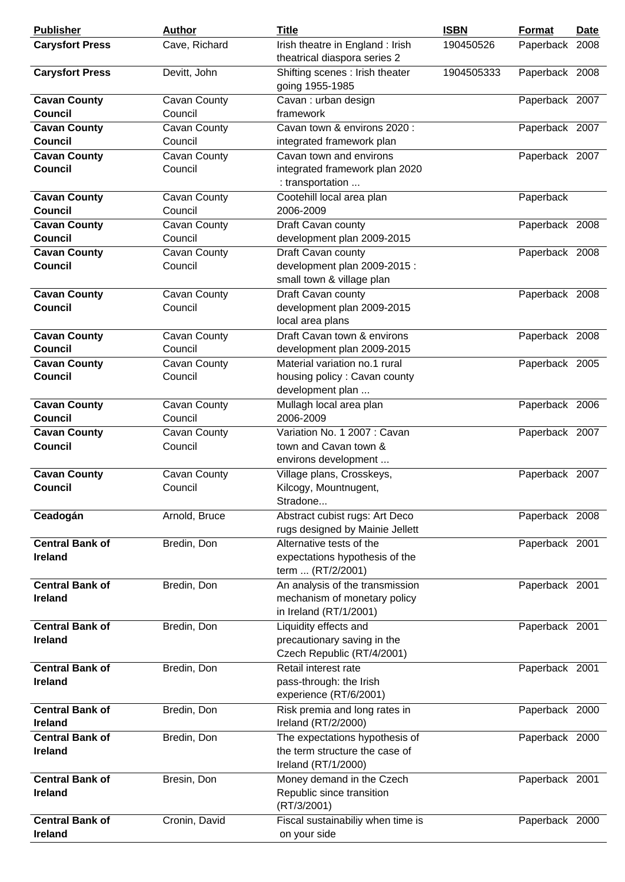| Publisher | Author | Title | ISBN | Format | Date |
|---|---|---|---|---|---|
| **Carysfort Press** | Cave, Richard | Irish theatre in England : Irish theatrical diaspora series 2 | 190450526 | Paperback | 2008 |
| **Carysfort Press** | Devitt, John | Shifting scenes : Irish theater going 1955-1985 | 1904505333 | Paperback | 2008 |
| **Cavan County Council** | Cavan County Council | Cavan : urban design framework | | Paperback | 2007 |
| **Cavan County Council** | Cavan County Council | Cavan town & environs 2020 : integrated framework plan | | Paperback | 2007 |
| **Cavan County Council** | Cavan County Council | Cavan town and environs integrated framework plan 2020 : transportation ... | | Paperback | 2007 |
| **Cavan County Council** | Cavan County Council | Cootehill local area plan 2006-2009 | | Paperback | |
| **Cavan County Council** | Cavan County Council | Draft Cavan county development plan 2009-2015 | | Paperback | 2008 |
| **Cavan County Council** | Cavan County Council | Draft Cavan county development plan 2009-2015 : small town & village plan | | Paperback | 2008 |
| **Cavan County Council** | Cavan County Council | Draft Cavan county development plan 2009-2015 local area plans | | Paperback | 2008 |
| **Cavan County Council** | Cavan County Council | Draft Cavan town & environs development plan 2009-2015 | | Paperback | 2008 |
| **Cavan County Council** | Cavan County Council | Material variation no.1 rural housing policy : Cavan county development plan ... | | Paperback | 2005 |
| **Cavan County Council** | Cavan County Council | Mullagh local area plan 2006-2009 | | Paperback | 2006 |
| **Cavan County Council** | Cavan County Council | Variation No. 1 2007 : Cavan town and Cavan town & environs development ... | | Paperback | 2007 |
| **Cavan County Council** | Cavan County Council | Village plans, Crosskeys, Kilcogy, Mountnugent, Stradone... | | Paperback | 2007 |
| **Ceadogán** | Arnold, Bruce | Abstract cubist rugs: Art Deco rugs designed by Mainie Jellett | | Paperback | 2008 |
| **Central Bank of Ireland** | Bredin, Don | Alternative tests of the expectations hypothesis of the term ... (RT/2/2001) | | Paperback | 2001 |
| **Central Bank of Ireland** | Bredin, Don | An analysis of the transmission mechanism of monetary policy in Ireland (RT/1/2001) | | Paperback | 2001 |
| **Central Bank of Ireland** | Bredin, Don | Liquidity effects and precautionary saving in the Czech Republic (RT/4/2001) | | Paperback | 2001 |
| **Central Bank of Ireland** | Bredin, Don | Retail interest rate pass-through: the Irish experience (RT/6/2001) | | Paperback | 2001 |
| **Central Bank of Ireland** | Bredin, Don | Risk premia and long rates in Ireland (RT/2/2000) | | Paperback | 2000 |
| **Central Bank of Ireland** | Bredin, Don | The expectations hypothesis of the term structure the case of Ireland (RT/1/2000) | | Paperback | 2000 |
| **Central Bank of Ireland** | Bresin, Don | Money demand in the Czech Republic since transition (RT/3/2001) | | Paperback | 2001 |
| **Central Bank of Ireland** | Cronin, David | Fiscal sustainabiliy when time is on your side | | Paperback | 2000 |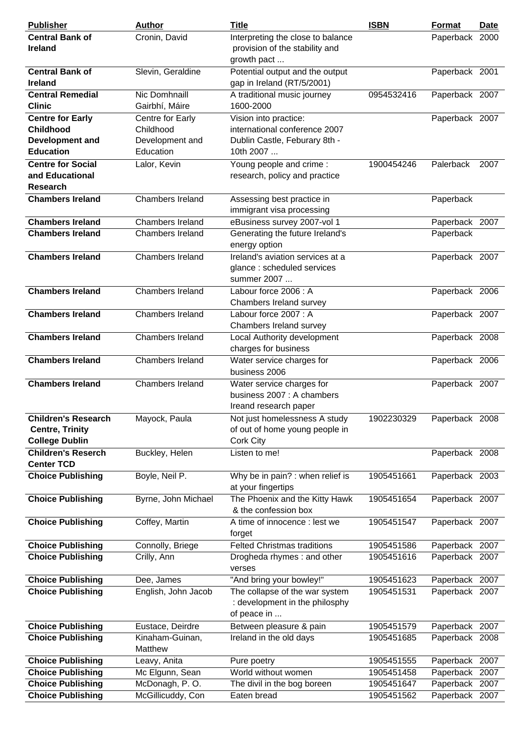| Publisher | Author | Title | ISBN | Format | Date |
|---|---|---|---|---|---|
| **Central Bank of Ireland** | Cronin, David | Interpreting the close to balance provision of the stability and growth pact ... | | Paperback | 2000 |
| **Central Bank of Ireland** | Slevin, Geraldine | Potential output and the output gap in Ireland (RT/5/2001) | | Paperback | 2001 |
| **Central Remedial Clinic** | Nic Domhnaill Gairbhí, Máire | A traditional music journey 1600-2000 | 0954532416 | Paperback | 2007 |
| **Centre for Early Childhood Development and Education** | Centre for Early Childhood Development and Education | Vision into practice: international conference 2007 Dublin Castle, Feburary 8th - 10th 2007 ... | | Paperback | 2007 |
| **Centre for Social and Educational Research** | Lalor, Kevin | Young people and crime : research, policy and practice | 1900454246 | Palerback | 2007 |
| **Chambers Ireland** | Chambers Ireland | Assessing best practice in immigrant visa processing | | Paperback | |
| **Chambers Ireland** | Chambers Ireland | eBusiness survey 2007-vol 1 | | Paperback | 2007 |
| **Chambers Ireland** | Chambers Ireland | Generating the future Ireland's energy option | | Paperback | |
| **Chambers Ireland** | Chambers Ireland | Ireland's aviation services at a glance : scheduled services summer 2007 ... | | Paperback | 2007 |
| **Chambers Ireland** | Chambers Ireland | Labour force 2006 : A Chambers Ireland survey | | Paperback | 2006 |
| **Chambers Ireland** | Chambers Ireland | Labour force 2007 : A Chambers Ireland survey | | Paperback | 2007 |
| **Chambers Ireland** | Chambers Ireland | Local Authority development charges for business | | Paperback | 2008 |
| **Chambers Ireland** | Chambers Ireland | Water service charges for business 2006 | | Paperback | 2006 |
| **Chambers Ireland** | Chambers Ireland | Water service charges for business 2007 : A chambers Ireand research paper | | Paperback | 2007 |
| **Children's Research Centre, Trinity College Dublin** | Mayock, Paula | Not just homelessness A study of out of home young people in Cork City | 1902230329 | Paperback | 2008 |
| **Children's Reserch Center TCD** | Buckley, Helen | Listen to me! | | Paperback | 2008 |
| **Choice Publishing** | Boyle, Neil P. | Why be in pain? : when relief is at your fingertips | 1905451661 | Paperback | 2003 |
| **Choice Publishing** | Byrne, John Michael | The Phoenix and the Kitty Hawk & the confession box | 1905451654 | Paperback | 2007 |
| **Choice Publishing** | Coffey, Martin | A time of innocence : lest we forget | 1905451547 | Paperback | 2007 |
| **Choice Publishing** | Connolly, Briege | Felted Christmas traditions | 1905451586 | Paperback | 2007 |
| **Choice Publishing** | Crilly, Ann | Drogheda rhymes : and other verses | 1905451616 | Paperback | 2007 |
| **Choice Publishing** | Dee, James | "And bring your bowley!" | 1905451623 | Paperback | 2007 |
| **Choice Publishing** | English, John Jacob | The collapse of the war system : development in the philosphy of peace in ... | 1905451531 | Paperback | 2007 |
| **Choice Publishing** | Eustace, Deirdre | Between pleasure & pain | 1905451579 | Paperback | 2007 |
| **Choice Publishing** | Kinaham-Guinan, Matthew | Ireland in the old days | 1905451685 | Paperback | 2008 |
| **Choice Publishing** | Leavy, Anita | Pure poetry | 1905451555 | Paperback | 2007 |
| **Choice Publishing** | Mc Elgunn, Sean | World without women | 1905451458 | Paperback | 2007 |
| **Choice Publishing** | McDonagh, P. O. | The divil in the bog boreen | 1905451647 | Paperback | 2007 |
| **Choice Publishing** | McGillicuddy, Con | Eaten bread | 1905451562 | Paperback | 2007 |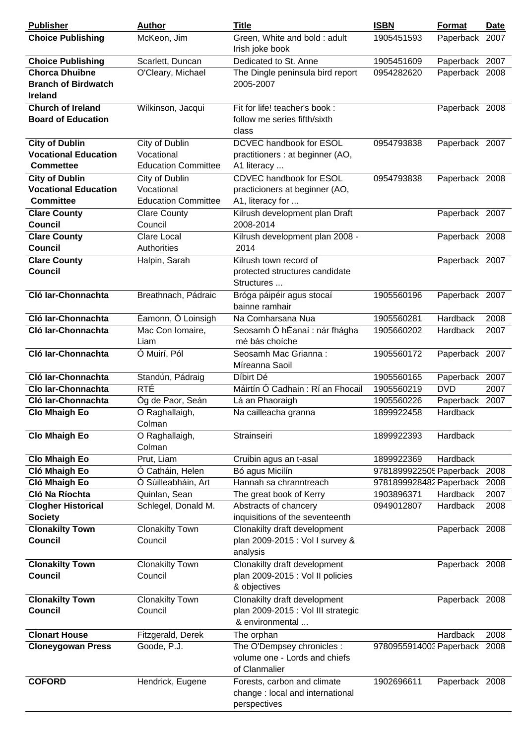| Publisher | Author | Title | ISBN | Format | Date |
|---|---|---|---|---|---|
| **Choice Publishing** | McKeon, Jim | Green, White and bold : adult Irish joke book | 1905451593 | Paperback | 2007 |
| **Choice Publishing** | Scarlett, Duncan | Dedicated to St. Anne | 1905451609 | Paperback | 2007 |
| **Chorca Dhuibne Branch of Birdwatch Ireland** | O'Cleary, Michael | The Dingle peninsula bird report 2005-2007 | 0954282620 | Paperback | 2008 |
| **Church of Ireland Board of Education** | Wilkinson, Jacqui | Fit for life! teacher's book : follow me series fifth/sixth class | | Paperback | 2008 |
| **City of Dublin Vocational Education Commettee** | City of Dublin Vocational Education Committee | DCVEC handbook for ESOL practitioners : at beginner (AO, A1 literacy ... | 0954793838 | Paperback | 2007 |
| **City of Dublin Vocational Education Committee** | City of Dublin Vocational Education Committee | CDVEC handbook for ESOL practicioners at beginner (AO, A1, literacy for ... | 0954793838 | Paperback | 2008 |
| **Clare County Council** | Clare County Council | Kilrush development plan Draft 2008-2014 | | Paperback | 2007 |
| **Clare County Council** | Clare Local Authorities | Kilrush development plan 2008 - 2014 | | Paperback | 2008 |
| **Clare County Council** | Halpin, Sarah | Kilrush town record of protected structures candidate Structures ... | | Paperback | 2007 |
| **Cló Iar-Chonnachta** | Breathnach, Pádraic | Bróga páipéir agus stocaí bainne ramhair | 1905560196 | Paperback | 2007 |
| **Cló Iar-Chonnachta** | Éamonn, Ó Loinsigh | Na Comharsana Nua | 1905560281 | Hardback | 2008 |
| **Cló Iar-Chonnachta** | Mac Con Iomaire, Liam | Seosamh Ó hÉanaí : nár fhágha mé bás choíche | 1905660202 | Hardback | 2007 |
| **Cló Iar-Chonnachta** | Ó Muirí, Pól | Seosamh Mac Grianna : Míreanna Saoil | 1905560172 | Paperback | 2007 |
| **Cló Iar-Chonnachta** | Standún, Pádraig | Díbirt Dé | 1905560165 | Paperback | 2007 |
| **Clo Iar-Chonnachta** | RTÉ | Máirtín Ó Cadhain : Rí an Fhocail | 1905560219 | DVD | 2007 |
| **Cló Iar-Chonnachta** | Óg de Paor, Seán | Lá an Phaoraigh | 1905560226 | Paperback | 2007 |
| **Clo Mhaigh Eo** | O Raghallaigh, Colman | Na cailleacha granna | 1899922458 | Hardback | |
| **Clo Mhaigh Eo** | O Raghallaigh, Colman | Strainseiri | 1899922393 | Hardback | |
| **Clo Mhaigh Eo** | Prut, Liam | Cruibin agus an t-asal | 1899922369 | Hardback | |
| **Cló Mhaigh Eo** | Ó Catháin, Helen | Bó agus Micilín | 9781899922505 | Paperback | 2008 |
| **Cló Mhaigh Eo** | Ó Súilleabháin, Art | Hannah sa chranntreach | 9781899922482 | Paperback | 2008 |
| **Cló Na Ríochta** | Quinlan, Sean | The great book of Kerry | 1903896371 | Hardback | 2007 |
| **Clogher Historical Society** | Schlegel, Donald M. | Abstracts of chancery inquisitions of the seventeenth | 0949012807 | Hardback | 2008 |
| **Clonakilty Town Council** | Clonakilty Town Council | Clonakilty draft development plan 2009-2015 : Vol I survey & analysis | | Paperback | 2008 |
| **Clonakilty Town Council** | Clonakilty Town Council | Clonakilty draft development plan 2009-2015 : Vol II policies & objectives | | Paperback | 2008 |
| **Clonakilty Town Council** | Clonakilty Town Council | Clonakilty draft development plan 2009-2015 : Vol III strategic & environmental ... | | Paperback | 2008 |
| **Clonart House** | Fitzgerald, Derek | The orphan | | Hardback | 2008 |
| **Cloneygowan Press** | Goode, P.J. | The O'Dempsey chronicles : volume one - Lords and chiefs of Clanmalier | 9780955914003 | Paperback | 2008 |
| **COFORD** | Hendrick, Eugene | Forests, carbon and climate change : local and international perspectives | 1902696611 | Paperback | 2008 |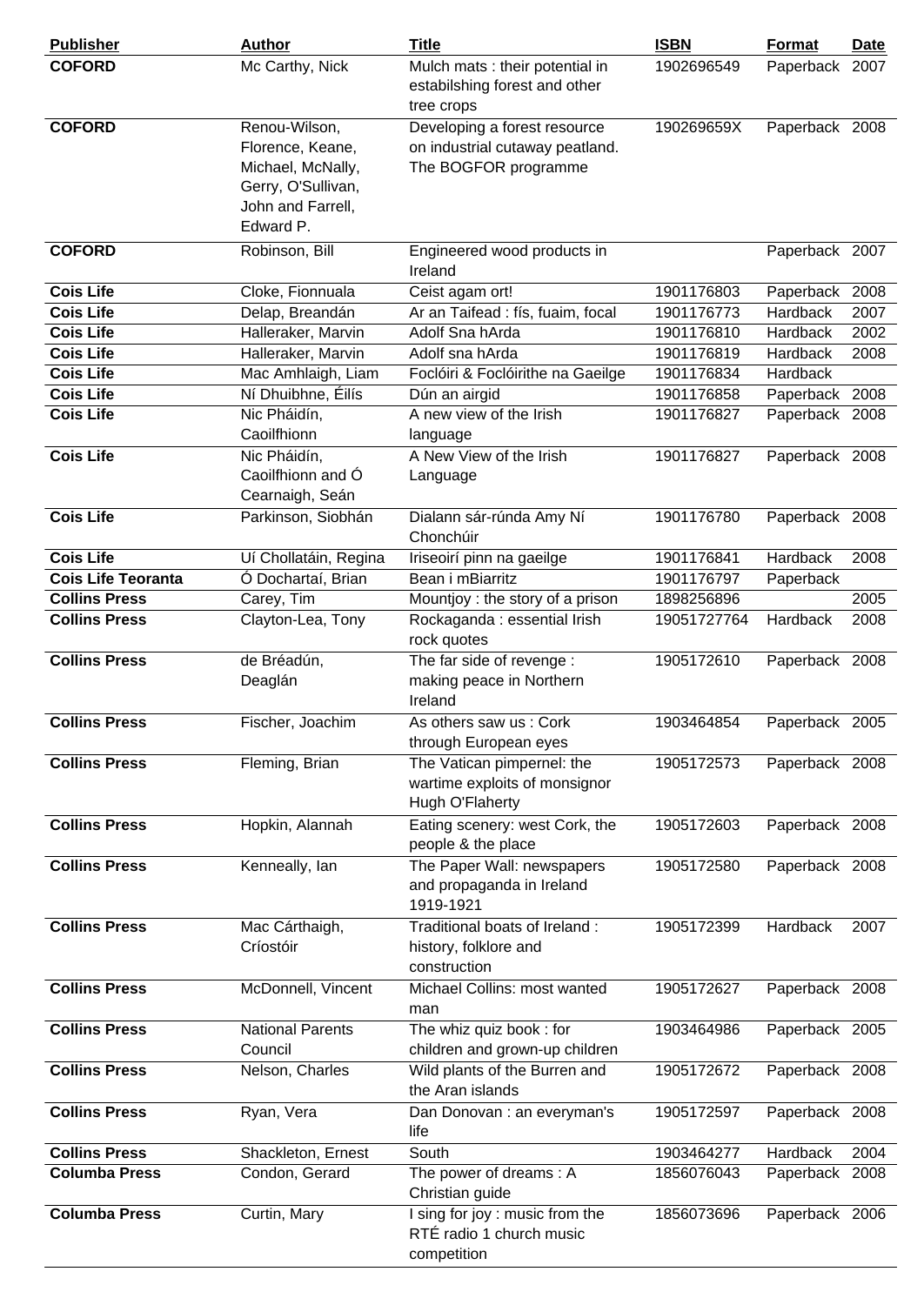| Publisher | Author | Title | ISBN | Format | Date |
|---|---|---|---|---|---|
| **COFORD** | Mc Carthy, Nick | Mulch mats : their potential in estabilshing forest and other tree crops | 1902696549 | Paperback | 2007 |
| **COFORD** | Renou-Wilson, Florence, Keane, Michael, McNally, Gerry, O'Sullivan, John and Farrell, Edward P. | Developing a forest resource on industrial cutaway peatland. The BOGFOR programme | 190269659X | Paperback | 2008 |
| **COFORD** | Robinson, Bill | Engineered wood products in Ireland | | Paperback | 2007 |
| **Cois Life** | Cloke, Fionnuala | Ceist agam ort! | 1901176803 | Paperback | 2008 |
| **Cois Life** | Delap, Breandán | Ar an Taifead : fís, fuaim, focal | 1901176773 | Hardback | 2007 |
| **Cois Life** | Halleraker, Marvin | Adolf Sna hArda | 1901176810 | Hardback | 2002 |
| **Cois Life** | Halleraker, Marvin | Adolf sna hArda | 1901176819 | Hardback | 2008 |
| **Cois Life** | Mac Amhlaigh, Liam | Foclóiri & Foclóirithe na Gaeilge | 1901176834 | Hardback | |
| **Cois Life** | Ní Dhuibhne, Éilís | Dún an airgid | 1901176858 | Paperback | 2008 |
| **Cois Life** | Nic Pháidín, Caoilfhionn | A new view of the Irish language | 1901176827 | Paperback | 2008 |
| **Cois Life** | Nic Pháidín, Caoilfhionn and Ó Cearnaigh, Seán | A New View of the Irish Language | 1901176827 | Paperback | 2008 |
| **Cois Life** | Parkinson, Siobhán | Dialann sár-rúnda Amy Ní Chonchúir | 1901176780 | Paperback | 2008 |
| **Cois Life** | Uí Chollatáin, Regina | Iriseoirí pinn na gaeilge | 1901176841 | Hardback | 2008 |
| **Cois Life Teoranta** | Ó Dochartaí, Brian | Bean i mBiarritz | 1901176797 | Paperback | |
| **Collins Press** | Carey, Tim | Mountjoy : the story of a prison | 1898256896 | | 2005 |
| **Collins Press** | Clayton-Lea, Tony | Rockaganda : essential Irish rock quotes | 19051727764 | Hardback | 2008 |
| **Collins Press** | de Bréadún, Deaglán | The far side of revenge : making peace in Northern Ireland | 1905172610 | Paperback | 2008 |
| **Collins Press** | Fischer, Joachim | As others saw us : Cork through European eyes | 1903464854 | Paperback | 2005 |
| **Collins Press** | Fleming, Brian | The Vatican pimpernel: the wartime exploits of monsignor Hugh O'Flaherty | 1905172573 | Paperback | 2008 |
| **Collins Press** | Hopkin, Alannah | Eating scenery: west Cork, the people & the place | 1905172603 | Paperback | 2008 |
| **Collins Press** | Kenneally, Ian | The Paper Wall: newspapers and propaganda in Ireland 1919-1921 | 1905172580 | Paperback | 2008 |
| **Collins Press** | Mac Cárthaigh, Críostóir | Traditional boats of Ireland : history, folklore and construction | 1905172399 | Hardback | 2007 |
| **Collins Press** | McDonnell, Vincent | Michael Collins: most wanted man | 1905172627 | Paperback | 2008 |
| **Collins Press** | National Parents Council | The whiz quiz book : for children and grown-up children | 1903464986 | Paperback | 2005 |
| **Collins Press** | Nelson, Charles | Wild plants of the Burren and the Aran islands | 1905172672 | Paperback | 2008 |
| **Collins Press** | Ryan, Vera | Dan Donovan : an everyman's life | 1905172597 | Paperback | 2008 |
| **Collins Press** | Shackleton, Ernest | South | 1903464277 | Hardback | 2004 |
| **Columba Press** | Condon, Gerard | The power of dreams : A Christian guide | 1856076043 | Paperback | 2008 |
| **Columba Press** | Curtin, Mary | I sing for joy : music from the RTÉ radio 1 church music competition | 1856073696 | Paperback | 2006 |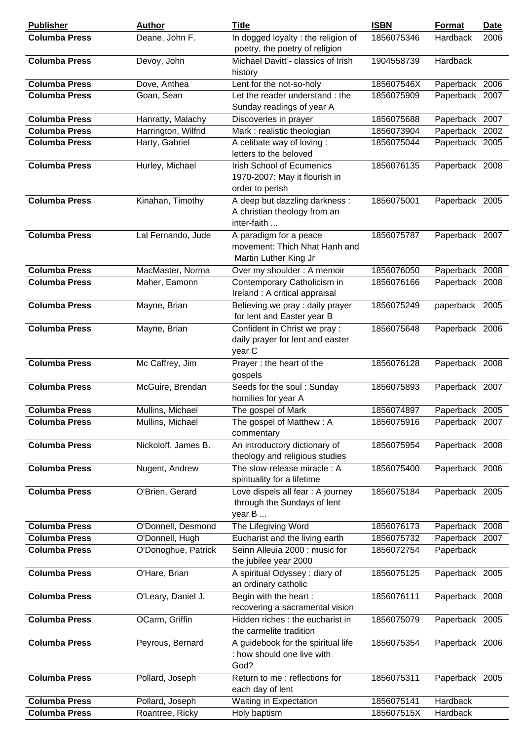| Publisher | Author | Title | ISBN | Format | Date |
|---|---|---|---|---|---|
| Columba Press | Deane, John F. | In dogged loyalty : the religion of poetry, the poetry of religion | 1856075346 | Hardback | 2006 |
| Columba Press | Devoy, John | Michael Davitt - classics of Irish history | 1904558739 | Hardback | |
| Columba Press | Dove, Anthea | Lent for the not-so-holy | 185607546X | Paperback | 2006 |
| Columba Press | Goan, Sean | Let the reader understand : the Sunday readings of year A | 1856075909 | Paperback | 2007 |
| Columba Press | Hanratty, Malachy | Discoveries in prayer | 1856075688 | Paperback | 2007 |
| Columba Press | Harrington, Wilfrid | Mark : realistic theologian | 1856073904 | Paperback | 2002 |
| Columba Press | Harty, Gabriel | A celibate way of loving : letters to the beloved | 1856075044 | Paperback | 2005 |
| Columba Press | Hurley, Michael | Irish School of Ecumenics 1970-2007: May it flourish in order to perish | 1856076135 | Paperback | 2008 |
| Columba Press | Kinahan, Timothy | A deep but dazzling darkness : A christian theology from an inter-faith ... | 1856075001 | Paperback | 2005 |
| Columba Press | Lal Fernando, Jude | A paradigm for a peace movement: Thich Nhat Hanh and Martin Luther King Jr | 1856075787 | Paperback | 2007 |
| Columba Press | MacMaster, Norma | Over my shoulder : A memoir | 1856076050 | Paperback | 2008 |
| Columba Press | Maher, Eamonn | Contemporary Catholicism in Ireland : A critical appraisal | 1856076166 | Paperback | 2008 |
| Columba Press | Mayne, Brian | Believing we pray : daily prayer for lent and Easter year B | 1856075249 | paperback | 2005 |
| Columba Press | Mayne, Brian | Confident in Christ we pray : daily prayer for lent and easter year C | 1856075648 | Paperback | 2006 |
| Columba Press | Mc Caffrey, Jim | Prayer : the heart of the gospels | 1856076128 | Paperback | 2008 |
| Columba Press | McGuire, Brendan | Seeds for the soul : Sunday homilies for year A | 1856075893 | Paperback | 2007 |
| Columba Press | Mullins, Michael | The gospel of Mark | 1856074897 | Paperback | 2005 |
| Columba Press | Mullins, Michael | The gospel of Matthew : A commentary | 1856075916 | Paperback | 2007 |
| Columba Press | Nickoloff, James B. | An introductory dictionary of theology and religious studies | 1856075954 | Paperback | 2008 |
| Columba Press | Nugent, Andrew | The slow-release miracle : A spirituality for a lifetime | 1856075400 | Paperback | 2006 |
| Columba Press | O'Brien, Gerard | Love dispels all fear : A journey through the Sundays of lent year B ... | 1856075184 | Paperback | 2005 |
| Columba Press | O'Donnell, Desmond | The Lifegiving Word | 1856076173 | Paperback | 2008 |
| Columba Press | O'Donnell, Hugh | Eucharist and the living earth | 1856075732 | Paperback | 2007 |
| Columba Press | O'Donoghue, Patrick | Seinn Alleuia 2000 : music for the jubilee year 2000 | 1856072754 | Paperback | |
| Columba Press | O'Hare, Brian | A spiritual Odyssey : diary of an ordinary catholic | 1856075125 | Paperback | 2005 |
| Columba Press | O'Leary, Daniel J. | Begin with the heart : recovering a sacramental vision | 1856076111 | Paperback | 2008 |
| Columba Press | OCarm, Griffin | Hidden riches : the eucharist in the carmelite tradition | 1856075079 | Paperback | 2005 |
| Columba Press | Peyrous, Bernard | A guidebook for the spiritual life : how should one live with God? | 1856075354 | Paperback | 2006 |
| Columba Press | Pollard, Joseph | Return to me : reflections for each day of lent | 1856075311 | Paperback | 2005 |
| Columba Press | Pollard, Joseph | Waiting in Expectation | 1856075141 | Hardback | |
| Columba Press | Roantree, Ricky | Holy baptism | 185607515X | Hardback | |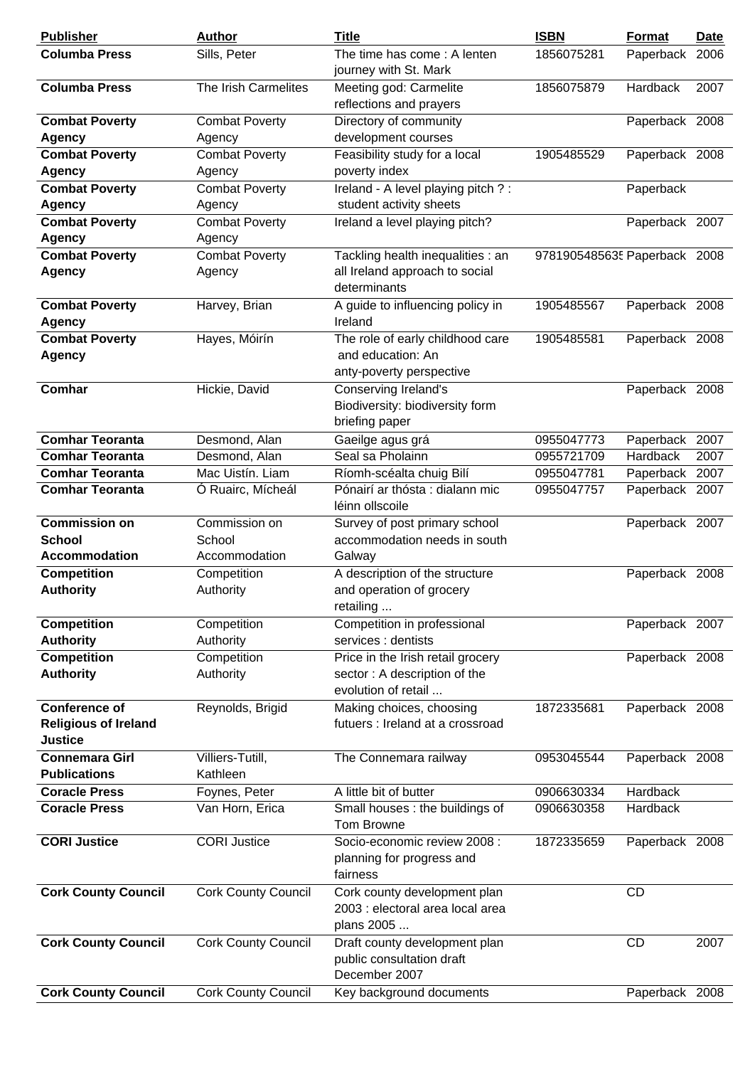| Publisher | Author | Title | ISBN | Format | Date |
|---|---|---|---|---|---|
| **Columba Press** | Sills, Peter | The time has come : A lenten journey with St. Mark | 1856075281 | Paperback | 2006 |
| **Columba Press** | The Irish Carmelites | Meeting god: Carmelite reflections and prayers | 1856075879 | Hardback | 2007 |
| **Combat Poverty Agency** | Combat Poverty Agency | Directory of community development courses | | Paperback | 2008 |
| **Combat Poverty Agency** | Combat Poverty Agency | Feasibility study for a local poverty index | 1905485529 | Paperback | 2008 |
| **Combat Poverty Agency** | Combat Poverty Agency | Ireland - A level playing pitch ? : student activity sheets | | Paperback | |
| **Combat Poverty Agency** | Combat Poverty Agency | Ireland a level playing pitch? | | Paperback | 2007 |
| **Combat Poverty Agency** | Combat Poverty Agency | Tackling health inequalities : an all Ireland approach to social determinants | 9781905485635 | Paperback | 2008 |
| **Combat Poverty Agency** | Harvey, Brian | A guide to influencing policy in Ireland | 1905485567 | Paperback | 2008 |
| **Combat Poverty Agency** | Hayes, Móirín | The role of early childhood care and education: An anty-poverty perspective | 1905485581 | Paperback | 2008 |
| **Comhar** | Hickie, David | Conserving Ireland's Biodiversity: biodiversity form briefing paper | | Paperback | 2008 |
| **Comhar Teoranta** | Desmond, Alan | Gaeilge agus grá | 0955047773 | Paperback | 2007 |
| **Comhar Teoranta** | Desmond, Alan | Seal sa Pholainn | 0955721709 | Hardback | 2007 |
| **Comhar Teoranta** | Mac Uistín. Liam | Ríomh-scéalta chuig Bilí | 0955047781 | Paperback | 2007 |
| **Comhar Teoranta** | Ó Ruairc, Mícheál | Pónairí ar thósta : dialann mic léinn ollscoile | 0955047757 | Paperback | 2007 |
| **Commission on School Accommodation** | Commission on School Accommodation | Survey of post primary school accommodation needs in south Galway | | Paperback | 2007 |
| **Competition Authority** | Competition Authority | A description of the structure and operation of grocery retailing ... | | Paperback | 2008 |
| **Competition Authority** | Competition Authority | Competition in professional services : dentists | | Paperback | 2007 |
| **Competition Authority** | Competition Authority | Price in the Irish retail grocery sector : A description of the evolution of retail ... | | Paperback | 2008 |
| **Conference of Religious of Ireland Justice** | Reynolds, Brigid | Making choices, choosing futuers : Ireland at a crossroad | 1872335681 | Paperback | 2008 |
| **Connemara Girl Publications** | Villiers-Tutill, Kathleen | The Connemara railway | 0953045544 | Paperback | 2008 |
| **Coracle Press** | Foynes, Peter | A little bit of butter | 0906630334 | Hardback | |
| **Coracle Press** | Van Horn, Erica | Small houses : the buildings of Tom Browne | 0906630358 | Hardback | |
| **CORI Justice** | CORI Justice | Socio-economic review 2008 : planning for progress and fairness | 1872335659 | Paperback | 2008 |
| **Cork County Council** | Cork County Council | Cork county development plan 2003 : electoral area local area plans 2005 ... | | CD | |
| **Cork County Council** | Cork County Council | Draft county development plan public consultation draft December 2007 | | CD | 2007 |
| **Cork County Council** | Cork County Council | Key background documents | | Paperback | 2008 |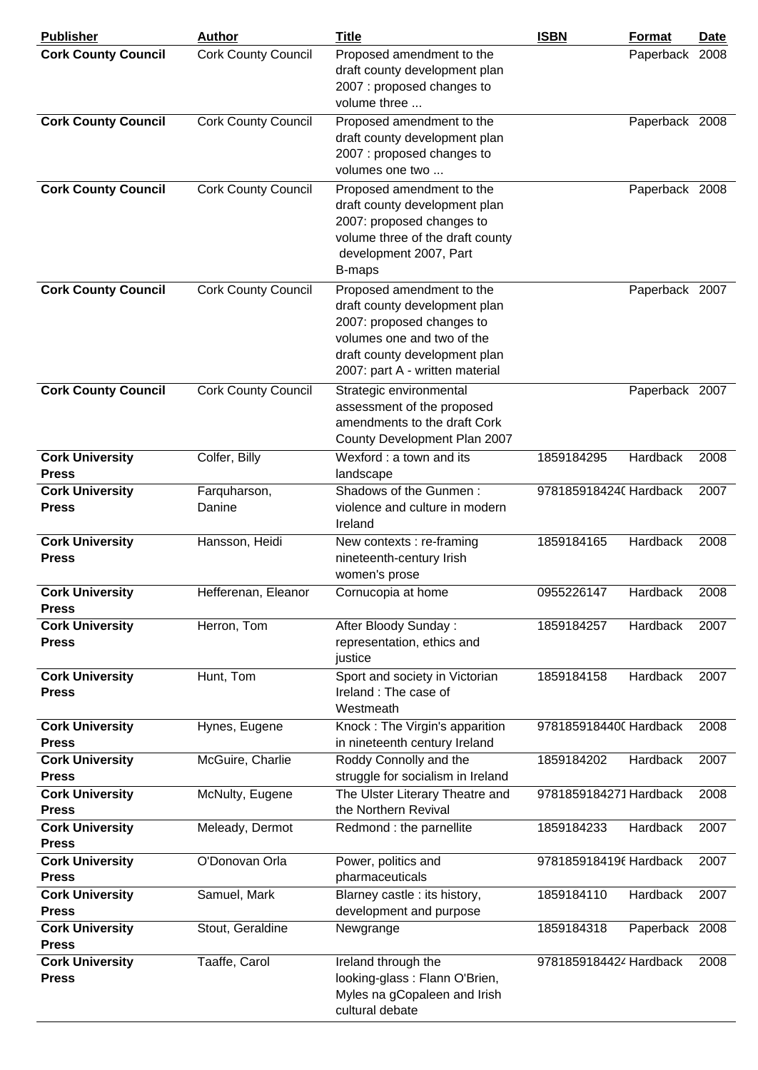| Publisher | Author | Title | ISBN | Format | Date |
|---|---|---|---|---|---|
| **Cork County Council** | Cork County Council | Proposed amendment to the draft county development plan 2007 : proposed changes to volume three ... | | Paperback | 2008 |
| **Cork County Council** | Cork County Council | Proposed amendment to the draft county development plan 2007 : proposed changes to volumes one two ... | | Paperback | 2008 |
| **Cork County Council** | Cork County Council | Proposed amendment to the draft county development plan 2007: proposed changes to volume three of the draft county development 2007, Part B-maps | | Paperback | 2008 |
| **Cork County Council** | Cork County Council | Proposed amendment to the draft county development plan 2007: proposed changes to volumes one and two of the draft county development plan 2007: part A - written material | | Paperback | 2007 |
| **Cork County Council** | Cork County Council | Strategic environmental assessment of the proposed amendments to the draft Cork County Development Plan 2007 | | Paperback | 2007 |
| **Cork University Press** | Colfer, Billy | Wexford : a town and its landscape | 1859184295 | Hardback | 2008 |
| **Cork University Press** | Farquharson, Danine | Shadows of the Gunmen : violence and culture in modern Ireland | 978185918424( | Hardback | 2007 |
| **Cork University Press** | Hansson, Heidi | New contexts : re-framing nineteenth-century Irish women's prose | 1859184165 | Hardback | 2008 |
| **Cork University Press** | Hefferenan, Eleanor | Cornucopia at home | 0955226147 | Hardback | 2008 |
| **Cork University Press** | Herron, Tom | After Bloody Sunday : representation, ethics and justice | 1859184257 | Hardback | 2007 |
| **Cork University Press** | Hunt, Tom | Sport and society in Victorian Ireland : The case of Westmeath | 1859184158 | Hardback | 2007 |
| **Cork University Press** | Hynes, Eugene | Knock : The Virgin's apparition in nineteenth century Ireland | 978185918440( | Hardback | 2008 |
| **Cork University Press** | McGuire, Charlie | Roddy Connolly and the struggle for socialism in Ireland | 1859184202 | Hardback | 2007 |
| **Cork University Press** | McNulty, Eugene | The Ulster Literary Theatre and the Northern Revival | 9781859184271 | Hardback | 2008 |
| **Cork University Press** | Meleady, Dermot | Redmond : the parnellite | 1859184233 | Hardback | 2007 |
| **Cork University Press** | O'Donovan Orla | Power, politics and pharmaceuticals | 978185918419( | Hardback | 2007 |
| **Cork University Press** | Samuel, Mark | Blarney castle : its history, development and purpose | 1859184110 | Hardback | 2007 |
| **Cork University Press** | Stout, Geraldine | Newgrange | 1859184318 | Paperback | 2008 |
| **Cork University Press** | Taaffe, Carol | Ireland through the looking-glass : Flann O'Brien, Myles na gCopaleen and Irish cultural debate | 978185918442‹ | Hardback | 2008 |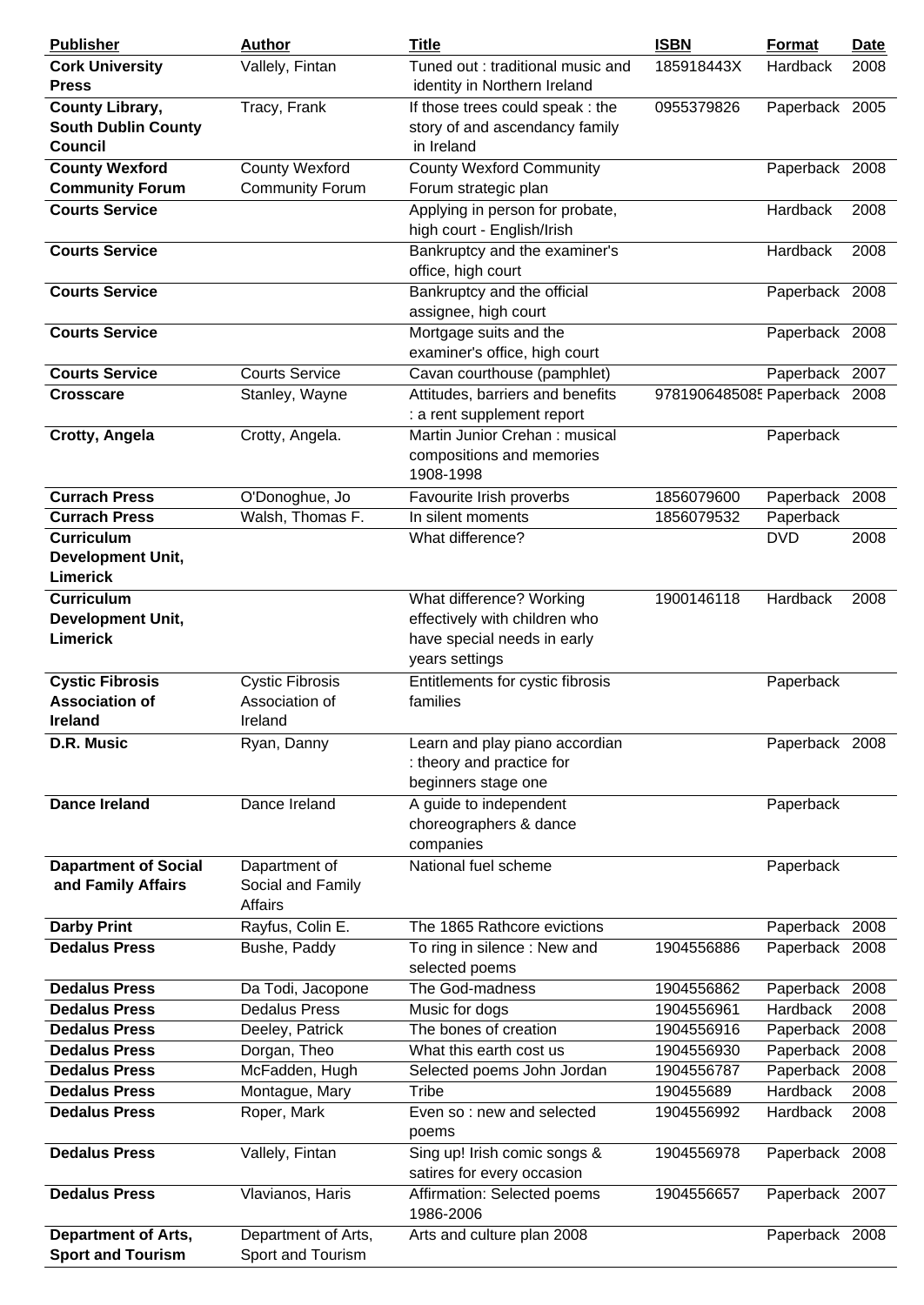| Publisher | Author | Title | ISBN | Format | Date |
|---|---|---|---|---|---|
| **Cork University Press** | Vallely, Fintan | Tuned out : traditional music and identity in Northern Ireland | 185918443X | Hardback | 2008 |
| **County Library, South Dublin County Council** | Tracy, Frank | If those trees could speak : the story of and ascendancy family in Ireland | 0955379826 | Paperback | 2005 |
| **County Wexford Community Forum** | County Wexford Community Forum | County Wexford Community Forum strategic plan | | Paperback | 2008 |
| **Courts Service** | | Applying in person for probate, high court - English/Irish | | Hardback | 2008 |
| **Courts Service** | | Bankruptcy and the examiner's office, high court | | Hardback | 2008 |
| **Courts Service** | | Bankruptcy and the official assignee, high court | | Paperback | 2008 |
| **Courts Service** | | Mortgage suits and the examiner's office, high court | | Paperback | 2008 |
| **Courts Service** | Courts Service | Cavan courthouse (pamphlet) | | Paperback | 2007 |
| **Crosscare** | Stanley, Wayne | Attitudes, barriers and benefits : a rent supplement report | 978190648508‍5 | Paperback | 2008 |
| **Crotty, Angela** | Crotty, Angela. | Martin Junior Crehan : musical compositions and memories 1908-1998 | | Paperback | |
| **Currach Press** | O'Donoghue, Jo | Favourite Irish proverbs | 1856079600 | Paperback | 2008 |
| **Currach Press** | Walsh, Thomas F. | In silent moments | 1856079532 | Paperback | |
| **Curriculum Development Unit, Limerick** | | What difference? | | DVD | 2008 |
| **Curriculum Development Unit, Limerick** | | What difference? Working effectively with children who have special needs in early years settings | 1900146118 | Hardback | 2008 |
| **Cystic Fibrosis Association of Ireland** | Cystic Fibrosis Association of Ireland | Entitlements for cystic fibrosis families | | Paperback | |
| **D.R. Music** | Ryan, Danny | Learn and play piano accordian : theory and practice for beginners stage one | | Paperback | 2008 |
| **Dance Ireland** | Dance Ireland | A guide to independent choreographers & dance companies | | Paperback | |
| **Dapartment of Social and Family Affairs** | Dapartment of Social and Family Affairs | National fuel scheme | | Paperback | |
| **Darby Print** | Rayfus, Colin E. | The 1865 Rathcore evictions | | Paperback | 2008 |
| **Dedalus Press** | Bushe, Paddy | To ring in silence : New and selected poems | 1904556886 | Paperback | 2008 |
| **Dedalus Press** | Da Todi, Jacopone | The God-madness | 1904556862 | Paperback | 2008 |
| **Dedalus Press** | Dedalus Press | Music for dogs | 1904556961 | Hardback | 2008 |
| **Dedalus Press** | Deeley, Patrick | The bones of creation | 1904556916 | Paperback | 2008 |
| **Dedalus Press** | Dorgan, Theo | What this earth cost us | 1904556930 | Paperback | 2008 |
| **Dedalus Press** | McFadden, Hugh | Selected poems John Jordan | 1904556787 | Paperback | 2008 |
| **Dedalus Press** | Montague, Mary | Tribe | 190455689 | Hardback | 2008 |
| **Dedalus Press** | Roper, Mark | Even so : new and selected poems | 1904556992 | Hardback | 2008 |
| **Dedalus Press** | Vallely, Fintan | Sing up! Irish comic songs & satires for every occasion | 1904556978 | Paperback | 2008 |
| **Dedalus Press** | Vlavianos, Haris | Affirmation: Selected poems 1986-2006 | 1904556657 | Paperback | 2007 |
| **Department of Arts, Sport and Tourism** | Department of Arts, Sport and Tourism | Arts and culture plan 2008 | | Paperback | 2008 |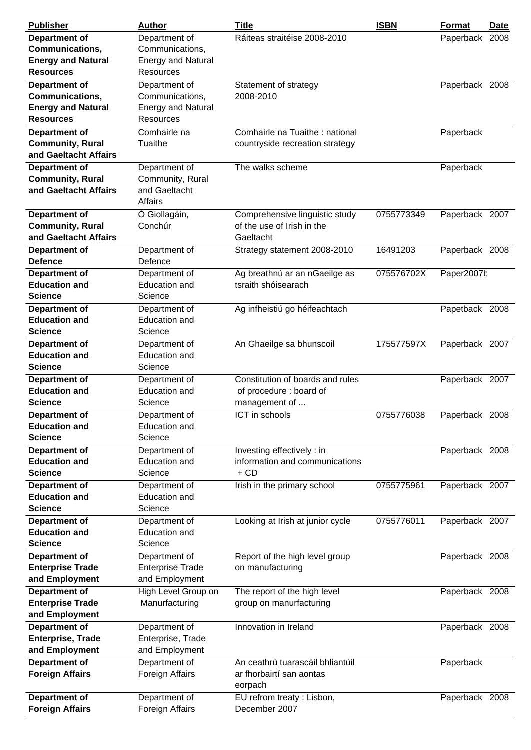| Publisher | Author | Title | ISBN | Format | Date |
|---|---|---|---|---|---|
| **Department of Communications, Energy and Natural Resources** | Department of Communications, Energy and Natural Resources | Ráiteas straitéise 2008-2010 | | Paperback | 2008 |
| **Department of Communications, Energy and Natural Resources** | Department of Communications, Energy and Natural Resources | Statement of strategy 2008-2010 | | Paperback | 2008 |
| **Department of Community, Rural and Gaeltacht Affairs** | Comhairle na Tuaithe | Comhairle na Tuaithe : national countryside recreation strategy | | Paperback | |
| **Department of Community, Rural and Gaeltacht Affairs** | Department of Community, Rural and Gaeltacht Affairs | The walks scheme | | Paperback | |
| **Department of Community, Rural and Gaeltacht Affairs** | Ó Giollagáin, Conchúr | Comprehensive linguistic study of the use of Irish in the Gaeltacht | 0755773349 | Paperback | 2007 |
| **Department of Defence** | Department of Defence | Strategy statement 2008-2010 | 16491203 | Paperback | 2008 |
| **Department of Education and Science** | Department of Education and Science | Ag breathnú ar an nGaeilge as tsraith shóisearach | 075576702X | Paper2007b | |
| **Department of Education and Science** | Department of Education and Science | Ag infheistiú go héifeachtach | | Papetback | 2008 |
| **Department of Education and Science** | Department of Education and Science | An Ghaeilge sa bhunscoil | 175577597X | Paperback | 2007 |
| **Department of Education and Science** | Department of Education and Science | Constitution of boards and rules of procedure : board of management of ... | | Paperback | 2007 |
| **Department of Education and Science** | Department of Education and Science | ICT in schools | 0755776038 | Paperback | 2008 |
| **Department of Education and Science** | Department of Education and Science | Investing effectively : in information and communications + CD | | Paperback | 2008 |
| **Department of Education and Science** | Department of Education and Science | Irish in the primary school | 0755775961 | Paperback | 2007 |
| **Department of Education and Science** | Department of Education and Science | Looking at Irish at junior cycle | 0755776011 | Paperback | 2007 |
| **Department of Enterprise Trade and Employment** | Department of Enterprise Trade and Employment | Report of the high level group on manufacturing | | Paperback | 2008 |
| **Department of Enterprise Trade and Employment** | High Level Group on Manurfacturing | The report of the high level group on manurfacturing | | Paperback | 2008 |
| **Department of Enterprise, Trade and Employment** | Department of Enterprise, Trade and Employment | Innovation in Ireland | | Paperback | 2008 |
| **Department of Foreign Affairs** | Department of Foreign Affairs | An ceathrú tuarascáil bhliantúil ar fhorbairtí san aontas eorpach | | Paperback | |
| **Department of Foreign Affairs** | Department of Foreign Affairs | EU refrom treaty : Lisbon, December 2007 | | Paperback | 2008 |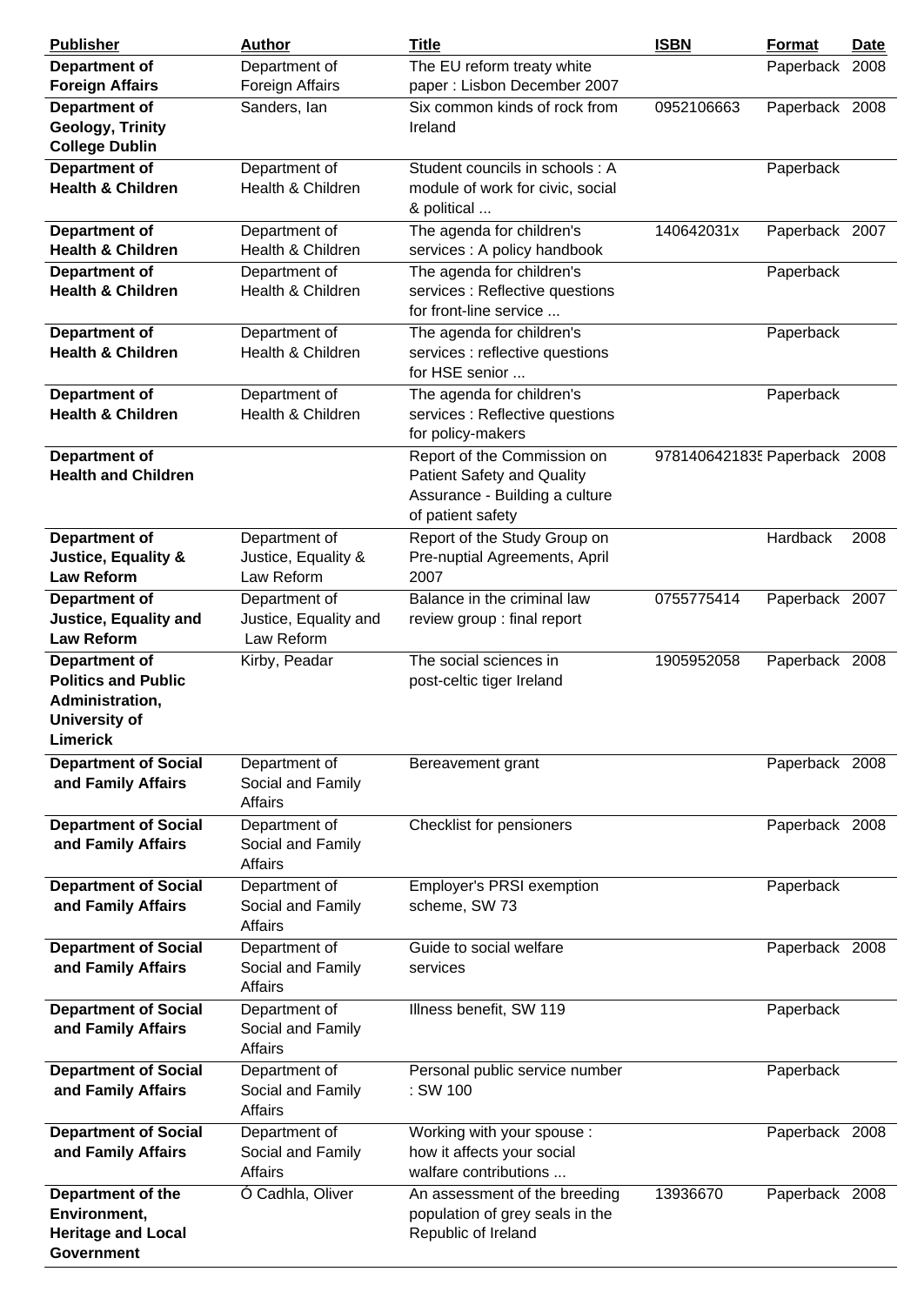| Publisher | Author | Title | ISBN | Format | Date |
| --- | --- | --- | --- | --- | --- |
| **Department of Foreign Affairs** | Department of Foreign Affairs | The EU reform treaty white paper : Lisbon December 2007 | | Paperback | 2008 |
| **Department of Geology, Trinity College Dublin** | Sanders, Ian | Six common kinds of rock from Ireland | 0952106663 | Paperback | 2008 |
| **Department of Health & Children** | Department of Health & Children | Student councils in schools : A module of work for civic, social & political ... | | Paperback | |
| **Department of Health & Children** | Department of Health & Children | The agenda for children's services : A policy handbook | 140642031x | Paperback | 2007 |
| **Department of Health & Children** | Department of Health & Children | The agenda for children's services : Reflective questions for front-line service ... | | Paperback | |
| **Department of Health & Children** | Department of Health & Children | The agenda for children's services : reflective questions for HSE senior ... | | Paperback | |
| **Department of Health & Children** | Department of Health & Children | The agenda for children's services : Reflective questions for policy-makers | | Paperback | |
| **Department of Health and Children** | | Report of the Commission on Patient Safety and Quality Assurance - Building a culture of patient safety | 9781406421835 | Paperback | 2008 |
| **Department of Justice, Equality & Law Reform** | Department of Justice, Equality & Law Reform | Report of the Study Group on Pre-nuptial Agreements, April 2007 | | Hardback | 2008 |
| **Department of Justice, Equality and Law Reform** | Department of Justice, Equality and Law Reform | Balance in the criminal law review group : final report | 0755775414 | Paperback | 2007 |
| **Department of Politics and Public Administration, University of Limerick** | Kirby, Peadar | The social sciences in post-celtic tiger Ireland | 1905952058 | Paperback | 2008 |
| **Department of Social and Family Affairs** | Department of Social and Family Affairs | Bereavement grant | | Paperback | 2008 |
| **Department of Social and Family Affairs** | Department of Social and Family Affairs | Checklist for pensioners | | Paperback | 2008 |
| **Department of Social and Family Affairs** | Department of Social and Family Affairs | Employer's PRSI exemption scheme, SW 73 | | Paperback | |
| **Department of Social and Family Affairs** | Department of Social and Family Affairs | Guide to social welfare services | | Paperback | 2008 |
| **Department of Social and Family Affairs** | Department of Social and Family Affairs | Illness benefit, SW 119 | | Paperback | |
| **Department of Social and Family Affairs** | Department of Social and Family Affairs | Personal public service number : SW 100 | | Paperback | |
| **Department of Social and Family Affairs** | Department of Social and Family Affairs | Working with your spouse : how it affects your social walfare contributions ... | | Paperback | 2008 |
| **Department of the Environment, Heritage and Local Government** | Ó Cadhla, Oliver | An assessment of the breeding population of grey seals in the Republic of Ireland | 13936670 | Paperback | 2008 |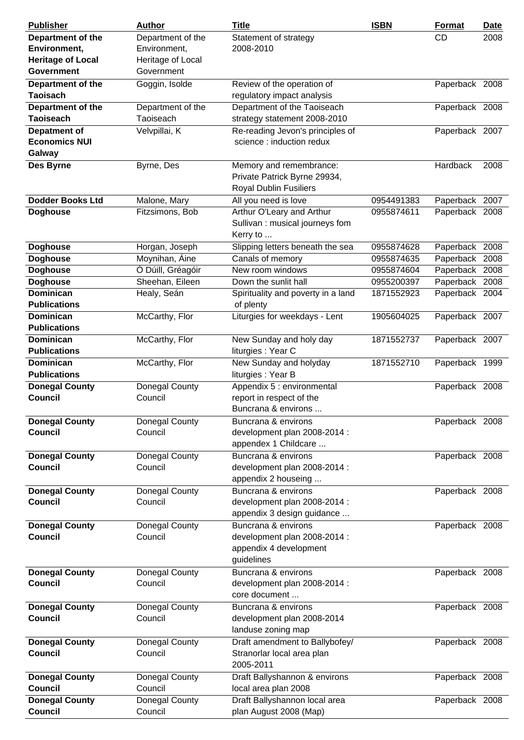| Publisher | Author | Title | ISBN | Format | Date |
|---|---|---|---|---|---|
| **Department of the Environment, Heritage of Local Government** | Department of the Environment, Heritage of Local Government | Statement of strategy 2008-2010 | | CD | 2008 |
| **Department of the Taoiseach** | Goggin, Isolde | Review of the operation of regulatory impact analysis | | Paperback | 2008 |
| **Department of the Taoiseach** | Department of the Taoiseach | Department of the Taoiseach strategy statement 2008-2010 | | Paperback | 2008 |
| **Depatment of Economics NUI Galway** | Velvpillai, K | Re-reading Jevon's principles of science : induction redux | | Paperback | 2007 |
| **Des Byrne** | Byrne, Des | Memory and remembrance: Private Patrick Byrne 29934, Royal Dublin Fusiliers | | Hardback | 2008 |
| **Dodder Books Ltd** | Malone, Mary | All you need is love | 0954491383 | Paperback | 2007 |
| **Doghouse** | Fitzsimons, Bob | Arthur O'Leary and Arthur Sullivan : musical journeys fom Kerry to ... | 0955874611 | Paperback | 2008 |
| **Doghouse** | Horgan, Joseph | Slipping letters beneath the sea | 0955874628 | Paperback | 2008 |
| **Doghouse** | Moynihan, Áine | Canals of memory | 0955874635 | Paperback | 2008 |
| **Doghouse** | Ó Dúill, Gréagóir | New room windows | 0955874604 | Paperback | 2008 |
| **Doghouse** | Sheehan, Eileen | Down the sunlit hall | 0955200397 | Paperback | 2008 |
| **Dominican Publications** | Healy, Seán | Spirituality and poverty in a land of plenty | 1871552923 | Paperback | 2004 |
| **Dominican Publications** | McCarthy, Flor | Liturgies for weekdays - Lent | 1905604025 | Paperback | 2007 |
| **Dominican Publications** | McCarthy, Flor | New Sunday and holy day liturgies : Year C | 1871552737 | Paperback | 2007 |
| **Dominican Publications** | McCarthy, Flor | New Sunday and holyday liturgies : Year B | 1871552710 | Paperback | 1999 |
| **Donegal County Council** | Donegal County Council | Appendix 5 : environmental report in respect of the Buncrana & environs ... | | Paperback | 2008 |
| **Donegal County Council** | Donegal County Council | Buncrana & environs development plan 2008-2014 : appendex 1 Childcare ... | | Paperback | 2008 |
| **Donegal County Council** | Donegal County Council | Buncrana & environs development plan 2008-2014 : appendix 2 houseing ... | | Paperback | 2008 |
| **Donegal County Council** | Donegal County Council | Buncrana & environs development plan 2008-2014 : appendix 3 design guidance ... | | Paperback | 2008 |
| **Donegal County Council** | Donegal County Council | Buncrana & environs development plan 2008-2014 : appendix 4 development guidelines | | Paperback | 2008 |
| **Donegal County Council** | Donegal County Council | Buncrana & environs development plan 2008-2014 : core document ... | | Paperback | 2008 |
| **Donegal County Council** | Donegal County Council | Buncrana & environs development plan 2008-2014 landuse zoning map | | Paperback | 2008 |
| **Donegal County Council** | Donegal County Council | Draft amendment to Ballybofey/ Stranorlar local area plan 2005-2011 | | Paperback | 2008 |
| **Donegal County Council** | Donegal County Council | Draft Ballyshannon & environs local area plan 2008 | | Paperback | 2008 |
| **Donegal County Council** | Donegal County Council | Draft Ballyshannon local area plan August 2008 (Map) | | Paperback | 2008 |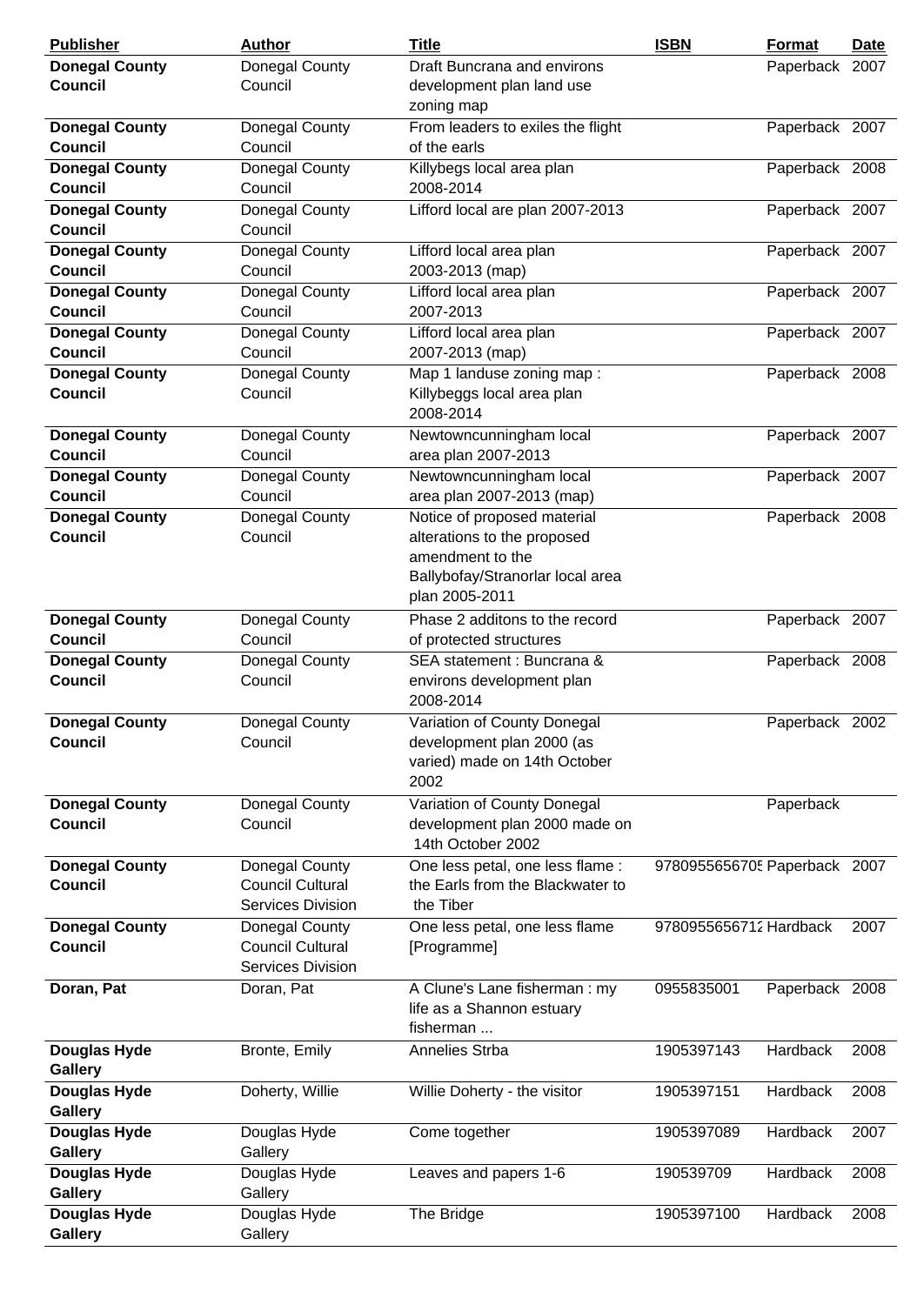| Publisher | Author | Title | ISBN | Format | Date |
|---|---|---|---|---|---|
| **Donegal County Council** | Donegal County Council | Draft Buncrana and environs development plan land use zoning map | | Paperback | 2007 |
| **Donegal County Council** | Donegal County Council | From leaders to exiles the flight of the earls | | Paperback | 2007 |
| **Donegal County Council** | Donegal County Council | Killybegs local area plan 2008-2014 | | Paperback | 2008 |
| **Donegal County Council** | Donegal County Council | Lifford local are plan 2007-2013 | | Paperback | 2007 |
| **Donegal County Council** | Donegal County Council | Lifford local area plan 2003-2013 (map) | | Paperback | 2007 |
| **Donegal County Council** | Donegal County Council | Lifford local area plan 2007-2013 | | Paperback | 2007 |
| **Donegal County Council** | Donegal County Council | Lifford local area plan 2007-2013 (map) | | Paperback | 2007 |
| **Donegal County Council** | Donegal County Council | Map 1 landuse zoning map : Killybeggs local area plan 2008-2014 | | Paperback | 2008 |
| **Donegal County Council** | Donegal County Council | Newtowncunningham local area plan 2007-2013 | | Paperback | 2007 |
| **Donegal County Council** | Donegal County Council | Newtowncunningham local area plan 2007-2013 (map) | | Paperback | 2007 |
| **Donegal County Council** | Donegal County Council | Notice of proposed material alterations to the proposed amendment to the Ballybofay/Stranorlar local area plan 2005-2011 | | Paperback | 2008 |
| **Donegal County Council** | Donegal County Council | Phase 2 additons to the record of protected structures | | Paperback | 2007 |
| **Donegal County Council** | Donegal County Council | SEA statement : Buncrana & environs development plan 2008-2014 | | Paperback | 2008 |
| **Donegal County Council** | Donegal County Council | Variation of County Donegal development plan 2000 (as varied) made on 14th October 2002 | | Paperback | 2002 |
| **Donegal County Council** | Donegal County Council | Variation of County Donegal development plan 2000 made on 14th October 2002 | | Paperback | |
| **Donegal County Council** | Donegal County Council Cultural Services Division | One less petal, one less flame : the Earls from the Blackwater to the Tiber | 978095565670‌5 | Paperback | 2007 |
| **Donegal County Council** | Donegal County Council Cultural Services Division | One less petal, one less flame [Programme] | 978095565671‌2 | Hardback | 2007 |
| **Doran, Pat** | Doran, Pat | A Clune's Lane fisherman : my life as a Shannon estuary fisherman ... | 0955835001 | Paperback | 2008 |
| **Douglas Hyde Gallery** | Bronte, Emily | Annelies Strba | 1905397143 | Hardback | 2008 |
| **Douglas Hyde Gallery** | Doherty, Willie | Willie Doherty - the visitor | 1905397151 | Hardback | 2008 |
| **Douglas Hyde Gallery** | Douglas Hyde Gallery | Come together | 1905397089 | Hardback | 2007 |
| **Douglas Hyde Gallery** | Douglas Hyde Gallery | Leaves and papers 1-6 | 190539709 | Hardback | 2008 |
| **Douglas Hyde Gallery** | Douglas Hyde Gallery | The Bridge | 1905397100 | Hardback | 2008 |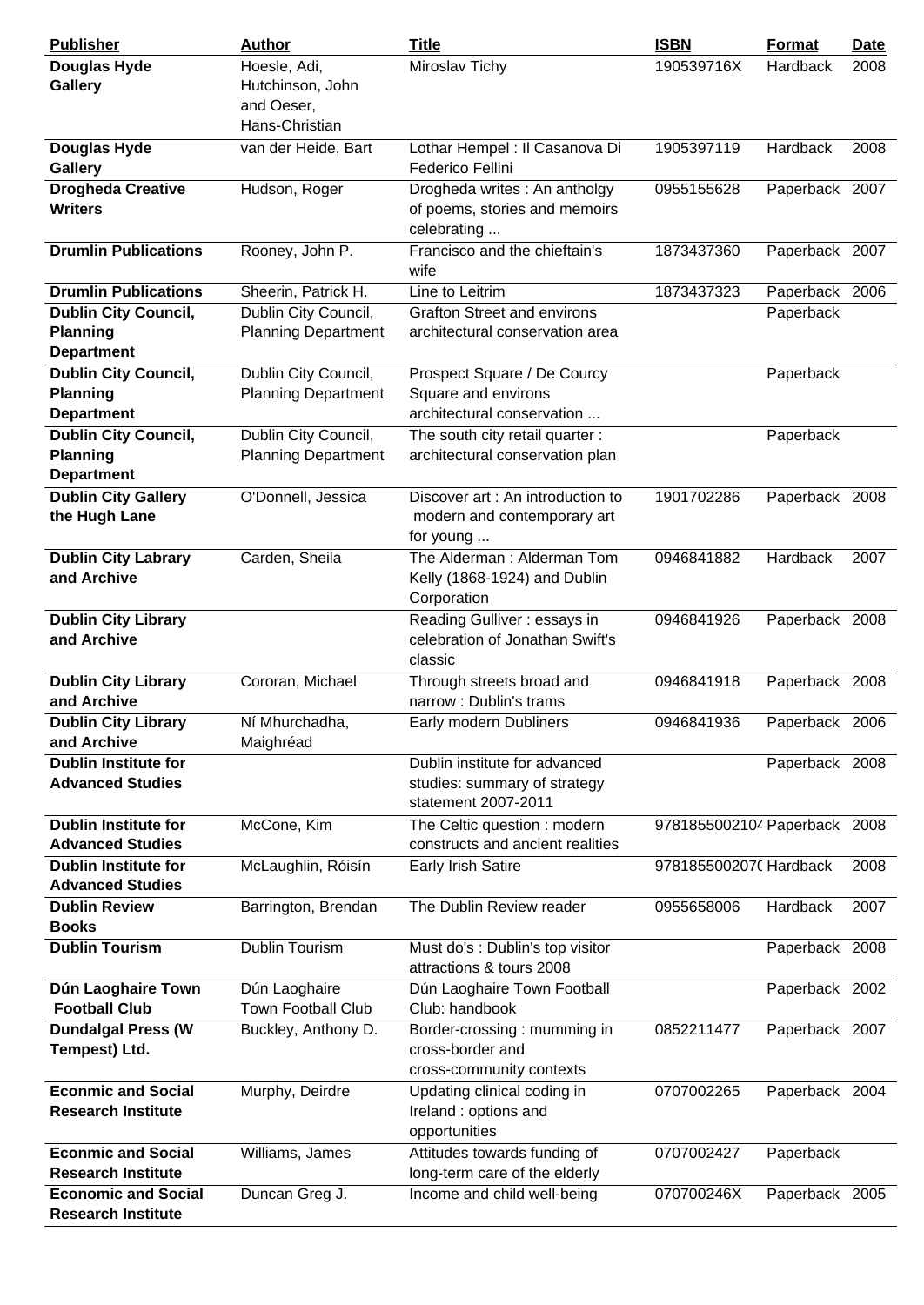| Publisher | Author | Title | ISBN | Format | Date |
| --- | --- | --- | --- | --- | --- |
| **Douglas Hyde Gallery** | Hoesle, Adi, Hutchinson, John and Oeser, Hans-Christian | Miroslav Tichy | 190539716X | Hardback | 2008 |
| **Douglas Hyde Gallery** | van der Heide, Bart | Lothar Hempel : Il Casanova Di Federico Fellini | 1905397119 | Hardback | 2008 |
| **Drogheda Creative Writers** | Hudson, Roger | Drogheda writes : An antholgy of poems, stories and memoirs celebrating ... | 0955155628 | Paperback | 2007 |
| **Drumlin Publications** | Rooney, John P. | Francisco and the chieftain's wife | 1873437360 | Paperback | 2007 |
| **Drumlin Publications** | Sheerin, Patrick H. | Line to Leitrim | 1873437323 | Paperback | 2006 |
| **Dublin City Council, Planning Department** | Dublin City Council, Planning Department | Grafton Street and environs architectural conservation area | | Paperback | |
| **Dublin City Council, Planning Department** | Dublin City Council, Planning Department | Prospect Square / De Courcy Square and environs architectural conservation ... | | Paperback | |
| **Dublin City Council, Planning Department** | Dublin City Council, Planning Department | The south city retail quarter : architectural conservation plan | | Paperback | |
| **Dublin City Gallery the Hugh Lane** | O'Donnell, Jessica | Discover art : An introduction to modern and contemporary art for young ... | 1901702286 | Paperback | 2008 |
| **Dublin City Labrary and Archive** | Carden, Sheila | The Alderman : Alderman Tom Kelly (1868-1924) and Dublin Corporation | 0946841882 | Hardback | 2007 |
| **Dublin City Library and Archive** | | Reading Gulliver : essays in celebration of Jonathan Swift's classic | 0946841926 | Paperback | 2008 |
| **Dublin City Library and Archive** | Cororan, Michael | Through streets broad and narrow : Dublin's trams | 0946841918 | Paperback | 2008 |
| **Dublin City Library and Archive** | Ní Mhurchadha, Maighréad | Early modern Dubliners | 0946841936 | Paperback | 2006 |
| **Dublin Institute for Advanced Studies** | | Dublin institute for advanced studies: summary of strategy statement 2007-2011 | | Paperback | 2008 |
| **Dublin Institute for Advanced Studies** | McCone, Kim | The Celtic question : modern constructs and ancient realities | 978185500210 | Paperback | 2008 |
| **Dublin Institute for Advanced Studies** | McLaughlin, Róisín | Early Irish Satire | 978185500207 | Hardback | 2008 |
| **Dublin Review Books** | Barrington, Brendan | The Dublin Review reader | 0955658006 | Hardback | 2007 |
| **Dublin Tourism** | Dublin Tourism | Must do's : Dublin's top visitor attractions & tours 2008 | | Paperback | 2008 |
| **Dún Laoghaire Town Football Club** | Dún Laoghaire Town Football Club | Dún Laoghaire Town Football Club: handbook | | Paperback | 2002 |
| **Dundalgal Press (W Tempest) Ltd.** | Buckley, Anthony D. | Border-crossing : mumming in cross-border and cross-community contexts | 0852211477 | Paperback | 2007 |
| **Econmic and Social Research Institute** | Murphy, Deirdre | Updating clinical coding in Ireland : options and opportunities | 0707002265 | Paperback | 2004 |
| **Econmic and Social Research Institute** | Williams, James | Attitudes towards funding of long-term care of the elderly | 0707002427 | Paperback | |
| **Economic and Social Research Institute** | Duncan Greg J. | Income and child well-being | 070700246X | Paperback | 2005 |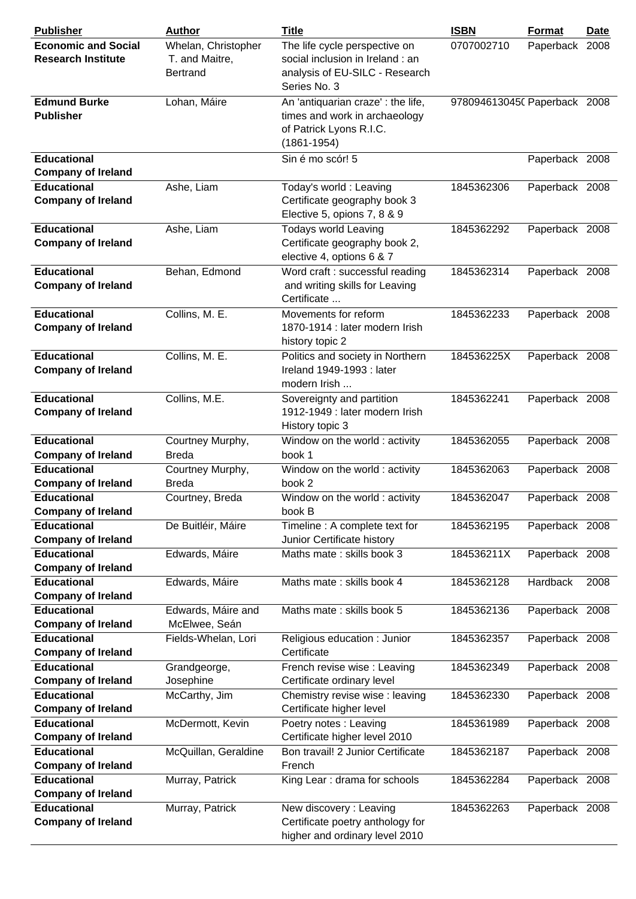| Publisher | Author | Title | ISBN | Format | Date |
|---|---|---|---|---|---|
| **Economic and Social Research Institute** | Whelan, Christopher T. and Maitre, Bertrand | The life cycle perspective on social inclusion in Ireland : an analysis of EU-SILC - Research Series No. 3 | 0707002710 | Paperback | 2008 |
| **Edmund Burke Publisher** | Lohan, Máire | An 'antiquarian craze' : the life, times and work in archaeology of Patrick Lyons R.I.C. (1861-1954) | 978094613045( | Paperback | 2008 |
| **Educational Company of Ireland** | | Sin é mo scór! 5 | | Paperback | 2008 |
| **Educational Company of Ireland** | Ashe, Liam | Today's world : Leaving Certificate geography book 3 Elective 5, opions 7, 8 & 9 | 1845362306 | Paperback | 2008 |
| **Educational Company of Ireland** | Ashe, Liam | Todays world Leaving Certificate geography book 2, elective 4, options 6 & 7 | 1845362292 | Paperback | 2008 |
| **Educational Company of Ireland** | Behan, Edmond | Word craft : successful reading and writing skills for Leaving Certificate ... | 1845362314 | Paperback | 2008 |
| **Educational Company of Ireland** | Collins, M. E. | Movements for reform 1870-1914 : later modern Irish history topic 2 | 1845362233 | Paperback | 2008 |
| **Educational Company of Ireland** | Collins, M. E. | Politics and society in Northern Ireland 1949-1993 : later modern Irish ... | 184536225X | Paperback | 2008 |
| **Educational Company of Ireland** | Collins, M.E. | Sovereignty and partition 1912-1949 : later modern Irish History topic 3 | 1845362241 | Paperback | 2008 |
| **Educational Company of Ireland** | Courtney Murphy, Breda | Window on the world : activity book 1 | 1845362055 | Paperback | 2008 |
| **Educational Company of Ireland** | Courtney Murphy, Breda | Window on the world : activity book 2 | 1845362063 | Paperback | 2008 |
| **Educational Company of Ireland** | Courtney, Breda | Window on the world : activity book B | 1845362047 | Paperback | 2008 |
| **Educational Company of Ireland** | De Buitléir, Máire | Timeline : A complete text for Junior Certificate history | 1845362195 | Paperback | 2008 |
| **Educational Company of Ireland** | Edwards, Máire | Maths mate : skills book 3 | 184536211X | Paperback | 2008 |
| **Educational Company of Ireland** | Edwards, Máire | Maths mate : skills book 4 | 1845362128 | Hardback | 2008 |
| **Educational Company of Ireland** | Edwards, Máire and McElwee, Seán | Maths mate : skills book 5 | 1845362136 | Paperback | 2008 |
| **Educational Company of Ireland** | Fields-Whelan, Lori | Religious education : Junior Certificate | 1845362357 | Paperback | 2008 |
| **Educational Company of Ireland** | Grandgeorge, Josephine | French revise wise : Leaving Certificate ordinary level | 1845362349 | Paperback | 2008 |
| **Educational Company of Ireland** | McCarthy, Jim | Chemistry revise wise : leaving Certificate higher level | 1845362330 | Paperback | 2008 |
| **Educational Company of Ireland** | McDermott, Kevin | Poetry notes : Leaving Certificate higher level 2010 | 1845361989 | Paperback | 2008 |
| **Educational Company of Ireland** | McQuillan, Geraldine | Bon travail! 2 Junior Certificate French | 1845362187 | Paperback | 2008 |
| **Educational Company of Ireland** | Murray, Patrick | King Lear : drama for schools | 1845362284 | Paperback | 2008 |
| **Educational Company of Ireland** | Murray, Patrick | New discovery : Leaving Certificate poetry anthology for higher and ordinary level 2010 | 1845362263 | Paperback | 2008 |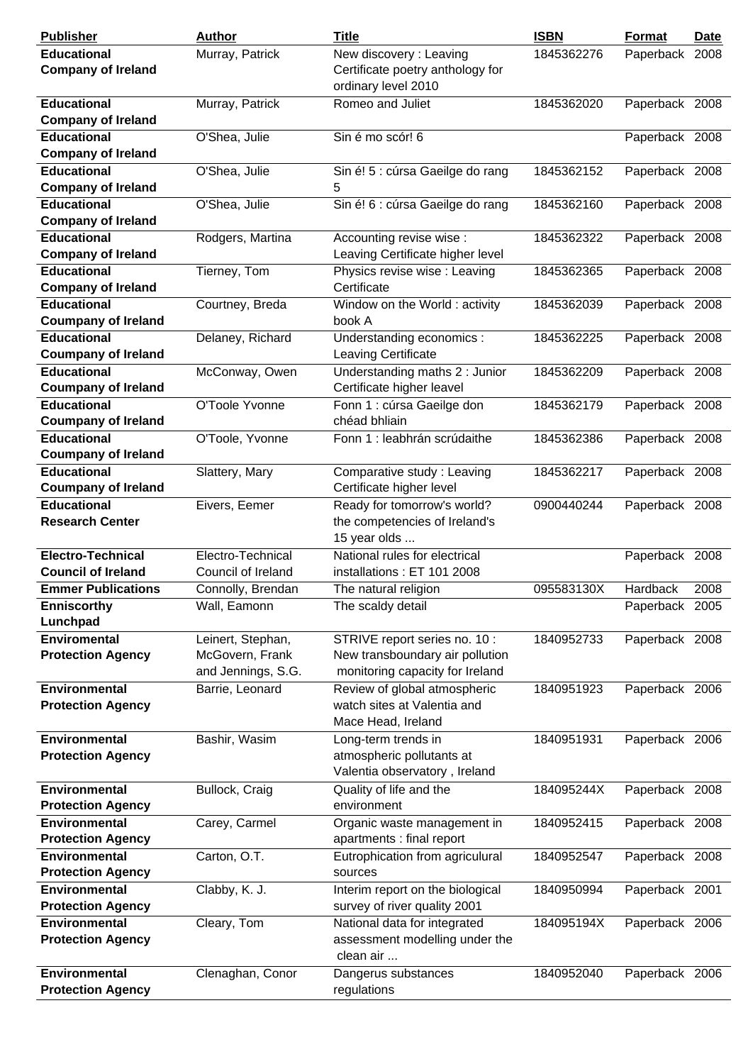| Publisher | Author | Title | ISBN | Format | Date |
|---|---|---|---|---|---|
| **Educational Company of Ireland** | Murray, Patrick | New discovery : Leaving Certificate poetry anthology for ordinary level 2010 | 1845362276 | Paperback | 2008 |
| **Educational Company of Ireland** | Murray, Patrick | Romeo and Juliet | 1845362020 | Paperback | 2008 |
| **Educational Company of Ireland** | O'Shea, Julie | Sin é mo scór! 6 | | Paperback | 2008 |
| **Educational Company of Ireland** | O'Shea, Julie | Sin é! 5 : cúrsa Gaeilge do rang 5 | 1845362152 | Paperback | 2008 |
| **Educational Company of Ireland** | O'Shea, Julie | Sin é! 6 : cúrsa Gaeilge do rang | 1845362160 | Paperback | 2008 |
| **Educational Company of Ireland** | Rodgers, Martina | Accounting revise wise : Leaving Certificate higher level | 1845362322 | Paperback | 2008 |
| **Educational Company of Ireland** | Tierney, Tom | Physics revise wise : Leaving Certificate | 1845362365 | Paperback | 2008 |
| **Educational Coumpany of Ireland** | Courtney, Breda | Window on the World : activity book A | 1845362039 | Paperback | 2008 |
| **Educational Coumpany of Ireland** | Delaney, Richard | Understanding economics : Leaving Certificate | 1845362225 | Paperback | 2008 |
| **Educational Coumpany of Ireland** | McConway, Owen | Understanding maths 2 : Junior Certificate higher leavel | 1845362209 | Paperback | 2008 |
| **Educational Coumpany of Ireland** | O'Toole Yvonne | Fonn 1 : cúrsa Gaeilge don chéad bhliain | 1845362179 | Paperback | 2008 |
| **Educational Coumpany of Ireland** | O'Toole, Yvonne | Fonn 1 : leabhrán scrúdaithe | 1845362386 | Paperback | 2008 |
| **Educational Coumpany of Ireland** | Slattery, Mary | Comparative study : Leaving Certificate higher level | 1845362217 | Paperback | 2008 |
| **Educational Research Center** | Eivers, Eemer | Ready for tomorrow's world? the competencies of Ireland's 15 year olds ... | 0900440244 | Paperback | 2008 |
| **Electro-Technical Council of Ireland** | Electro-Technical Council of Ireland | National rules for electrical installations : ET 101 2008 | | Paperback | 2008 |
| **Emmer Publications** | Connolly, Brendan | The natural religion | 095583130X | Hardback | 2008 |
| **Enniscorthy Lunchpad** | Wall, Eamonn | The scaldy detail | | Paperback | 2005 |
| **Enviromental Protection Agency** | Leinert, Stephan, McGovern, Frank and Jennings, S.G. | STRIVE report series no. 10 : New transboundary air pollution monitoring capacity for Ireland | 1840952733 | Paperback | 2008 |
| **Environmental Protection Agency** | Barrie, Leonard | Review of global atmospheric watch sites at Valentia and Mace Head, Ireland | 1840951923 | Paperback | 2006 |
| **Environmental Protection Agency** | Bashir, Wasim | Long-term trends in atmospheric pollutants at Valentia observatory , Ireland | 1840951931 | Paperback | 2006 |
| **Environmental Protection Agency** | Bullock, Craig | Quality of life and the environment | 184095244X | Paperback | 2008 |
| **Environmental Protection Agency** | Carey, Carmel | Organic waste management in apartments : final report | 1840952415 | Paperback | 2008 |
| **Environmental Protection Agency** | Carton, O.T. | Eutrophication from agriculural sources | 1840952547 | Paperback | 2008 |
| **Environmental Protection Agency** | Clabby, K. J. | Interim report on the biological survey of river quality 2001 | 1840950994 | Paperback | 2001 |
| **Environmental Protection Agency** | Cleary, Tom | National data for integrated assessment modelling under the clean air ... | 184095194X | Paperback | 2006 |
| **Environmental Protection Agency** | Clenaghan, Conor | Dangerus substances regulations | 1840952040 | Paperback | 2006 |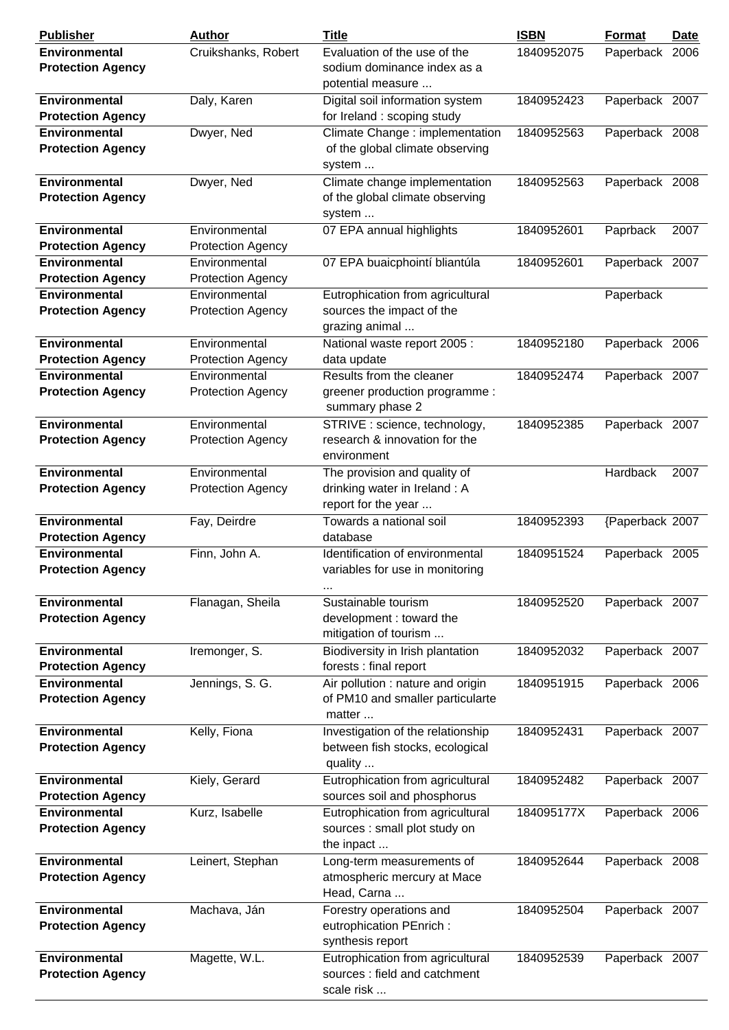| Publisher | Author | Title | ISBN | Format | Date |
|---|---|---|---|---|---|
| **Environmental Protection Agency** | Cruikshanks, Robert | Evaluation of the use of the sodium dominance index as a potential measure ... | 1840952075 | Paperback | 2006 |
| **Environmental Protection Agency** | Daly, Karen | Digital soil information system for Ireland : scoping study | 1840952423 | Paperback | 2007 |
| **Environmental Protection Agency** | Dwyer, Ned | Climate Change : implementation of the global climate observing system ... | 1840952563 | Paperback | 2008 |
| **Environmental Protection Agency** | Dwyer, Ned | Climate change implementation of the global climate observing system ... | 1840952563 | Paperback | 2008 |
| **Environmental Protection Agency** | Environmental Protection Agency | 07 EPA annual highlights | 1840952601 | Paprback | 2007 |
| **Environmental Protection Agency** | Environmental Protection Agency | 07 EPA buaicphointí bliantúla | 1840952601 | Paperback | 2007 |
| **Environmental Protection Agency** | Environmental Protection Agency | Eutrophication from agricultural sources the impact of the grazing animal ... | | Paperback | |
| **Environmental Protection Agency** | Environmental Protection Agency | National waste report 2005 : data update | 1840952180 | Paperback | 2006 |
| **Environmental Protection Agency** | Environmental Protection Agency | Results from the cleaner greener production programme : summary phase 2 | 1840952474 | Paperback | 2007 |
| **Environmental Protection Agency** | Environmental Protection Agency | STRIVE : science, technology, research & innovation for the environment | 1840952385 | Paperback | 2007 |
| **Environmental Protection Agency** | Environmental Protection Agency | The provision and quality of drinking water in Ireland : A report for the year ... | | Hardback | 2007 |
| **Environmental Protection Agency** | Fay, Deirdre | Towards a national soil database | 1840952393 | {Paperback | 2007 |
| **Environmental Protection Agency** | Finn, John A. | Identification of environmental variables for use in monitoring ... | 1840951524 | Paperback | 2005 |
| **Environmental Protection Agency** | Flanagan, Sheila | Sustainable tourism development : toward the mitigation of tourism ... | 1840952520 | Paperback | 2007 |
| **Environmental Protection Agency** | Iremonger, S. | Biodiversity in Irish plantation forests : final report | 1840952032 | Paperback | 2007 |
| **Environmental Protection Agency** | Jennings, S. G. | Air pollution : nature and origin of PM10 and smaller particularte matter ... | 1840951915 | Paperback | 2006 |
| **Environmental Protection Agency** | Kelly, Fiona | Investigation of the relationship between fish stocks, ecological quality ... | 1840952431 | Paperback | 2007 |
| **Environmental Protection Agency** | Kiely, Gerard | Eutrophication from agricultural sources soil and phosphorus | 1840952482 | Paperback | 2007 |
| **Environmental Protection Agency** | Kurz, Isabelle | Eutrophication from agricultural sources : small plot study on the inpact ... | 184095177X | Paperback | 2006 |
| **Environmental Protection Agency** | Leinert, Stephan | Long-term measurements of atmospheric mercury at Mace Head, Carna ... | 1840952644 | Paperback | 2008 |
| **Environmental Protection Agency** | Machava, Ján | Forestry operations and eutrophication PEnrich : synthesis report | 1840952504 | Paperback | 2007 |
| **Environmental Protection Agency** | Magette, W.L. | Eutrophication from agricultural sources : field and catchment scale risk ... | 1840952539 | Paperback | 2007 |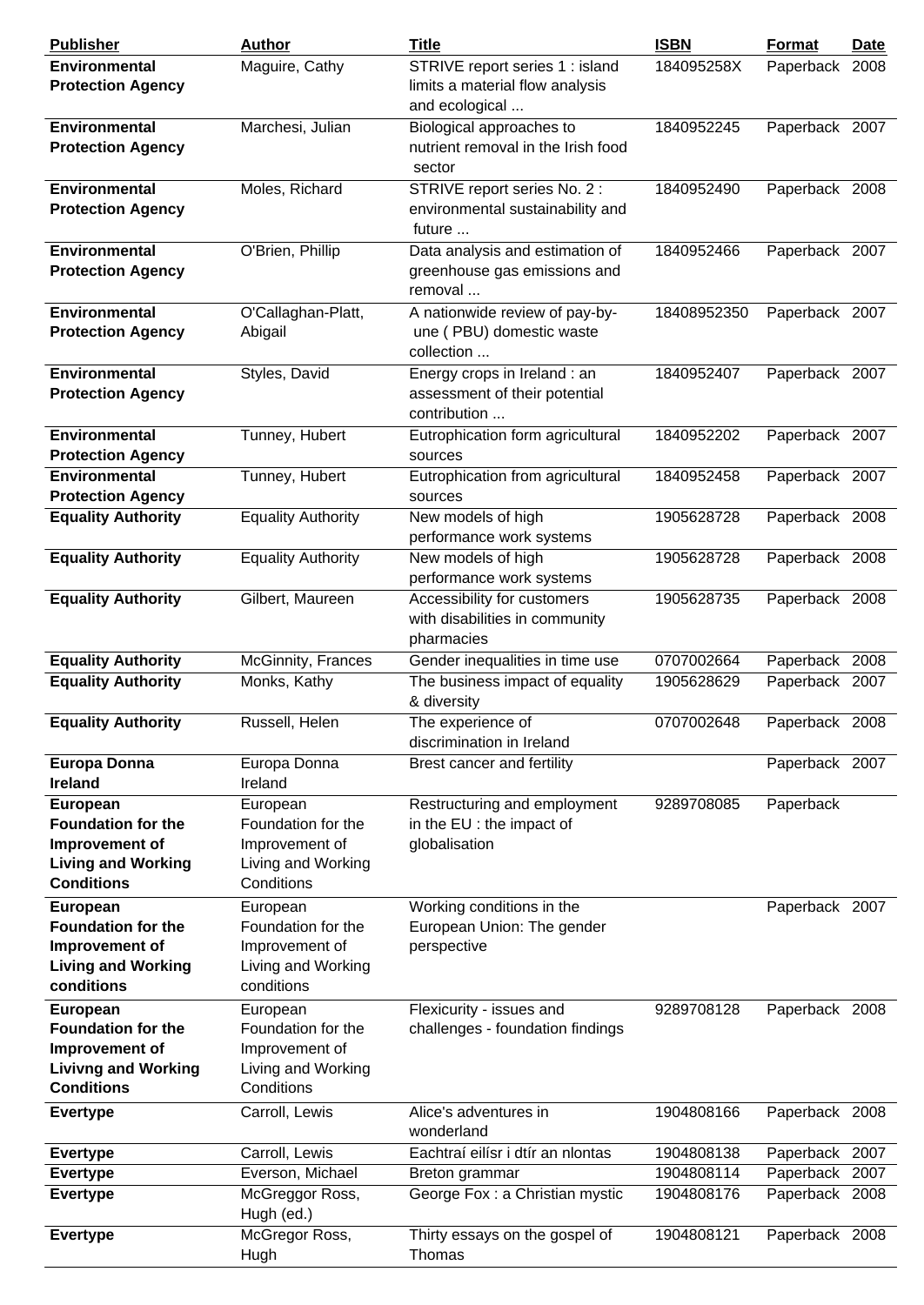| Publisher | Author | Title | ISBN | Format | Date |
|---|---|---|---|---|---|
| **Environmental Protection Agency** | Maguire, Cathy | STRIVE report series 1 : island limits a material flow analysis and ecological ... | 184095258X | Paperback | 2008 |
| **Environmental Protection Agency** | Marchesi, Julian | Biological approaches to nutrient removal in the Irish food sector | 1840952245 | Paperback | 2007 |
| **Environmental Protection Agency** | Moles, Richard | STRIVE report series No. 2 : environmental sustainability and future ... | 1840952490 | Paperback | 2008 |
| **Environmental Protection Agency** | O'Brien, Phillip | Data analysis and estimation of greenhouse gas emissions and removal ... | 1840952466 | Paperback | 2007 |
| **Environmental Protection Agency** | O'Callaghan-Platt, Abigail | A nationwide review of pay-by-une ( PBU) domestic waste collection ... | 18408952350 | Paperback | 2007 |
| **Environmental Protection Agency** | Styles, David | Energy crops in Ireland : an assessment of their potential contribution ... | 1840952407 | Paperback | 2007 |
| **Environmental Protection Agency** | Tunney, Hubert | Eutrophication form agricultural sources | 1840952202 | Paperback | 2007 |
| **Environmental Protection Agency** | Tunney, Hubert | Eutrophication from agricultural sources | 1840952458 | Paperback | 2007 |
| **Equality Authority** | Equality Authority | New models of high performance work systems | 1905628728 | Paperback | 2008 |
| **Equality Authority** | Equality Authority | New models of high performance work systems | 1905628728 | Paperback | 2008 |
| **Equality Authority** | Gilbert, Maureen | Accessibility for customers with disabilities in community pharmacies | 1905628735 | Paperback | 2008 |
| **Equality Authority** | McGinnity, Frances | Gender inequalities in time use | 0707002664 | Paperback | 2008 |
| **Equality Authority** | Monks, Kathy | The business impact of equality & diversity | 1905628629 | Paperback | 2007 |
| **Equality Authority** | Russell, Helen | The experience of discrimination in Ireland | 0707002648 | Paperback | 2008 |
| **Europa Donna Ireland** | Europa Donna Ireland | Brest cancer and fertility | | Paperback | 2007 |
| **European Foundation for the Improvement of Living and Working Conditions** | European Foundation for the Improvement of Living and Working Conditions | Restructuring and employment in the EU : the impact of globalisation | 9289708085 | Paperback | |
| **European Foundation for the Improvement of Living and Working conditions** | European Foundation for the Improvement of Living and Working conditions | Working conditions in the European Union: The gender perspective | | Paperback | 2007 |
| **European Foundation for the Improvement of Livivng and Working Conditions** | European Foundation for the Improvement of Living and Working Conditions | Flexicurity - issues and challenges - foundation findings | 9289708128 | Paperback | 2008 |
| **Evertype** | Carroll, Lewis | Alice's adventures in wonderland | 1904808166 | Paperback | 2008 |
| **Evertype** | Carroll, Lewis | Eachtraí eilísr i dtír an nlontas | 1904808138 | Paperback | 2007 |
| **Evertype** | Everson, Michael | Breton grammar | 1904808114 | Paperback | 2007 |
| **Evertype** | McGreggor Ross, Hugh (ed.) | George Fox : a Christian mystic | 1904808176 | Paperback | 2008 |
| **Evertype** | McGregor Ross, Hugh | Thirty essays on the gospel of Thomas | 1904808121 | Paperback | 2008 |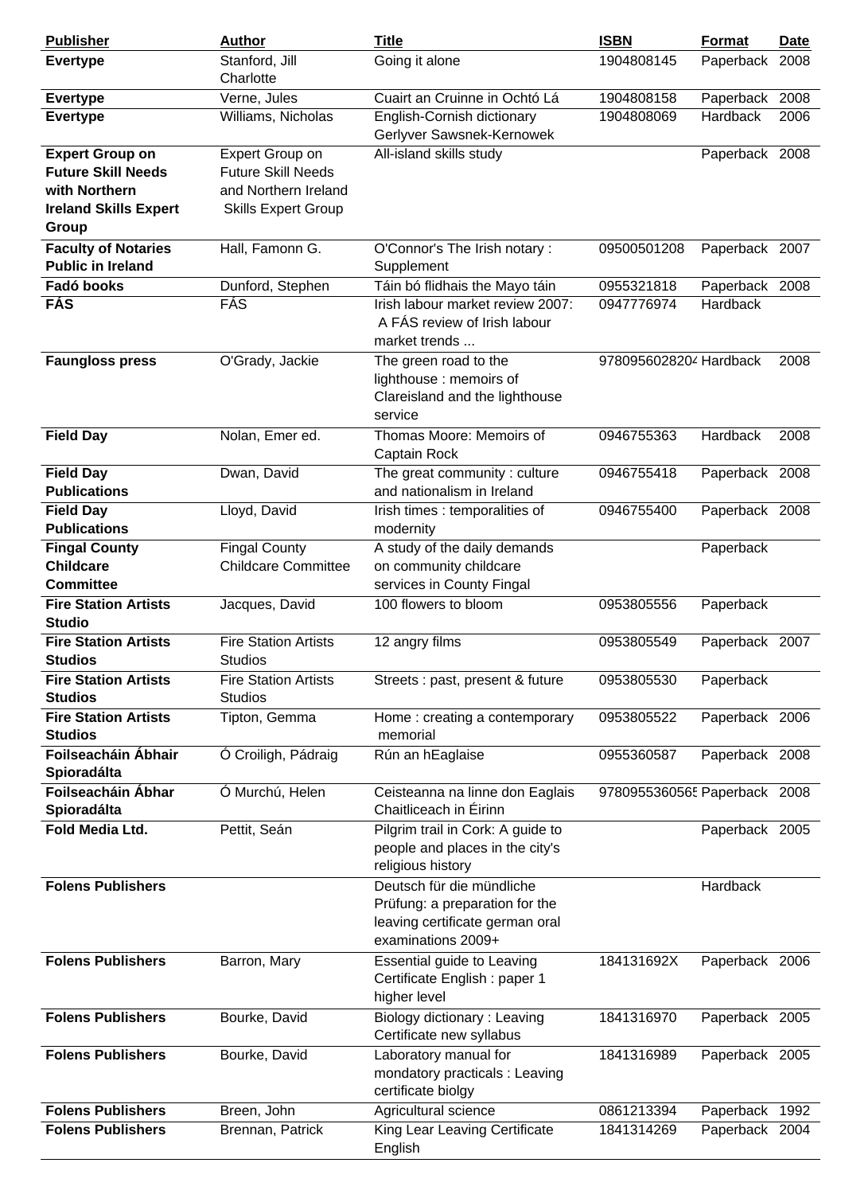| Publisher | Author | Title | ISBN | Format | Date |
|---|---|---|---|---|---|
| **Evertype** | Stanford, Jill Charlotte | Going it alone | 1904808145 | Paperback | 2008 |
| **Evertype** | Verne, Jules | Cuairt an Cruinne in Ochtó Lá | 1904808158 | Paperback | 2008 |
| **Evertype** | Williams, Nicholas | English-Cornish dictionary Gerlyver Sawsnek-Kernowek | 1904808069 | Hardback | 2006 |
| **Expert Group on Future Skill Needs with Northern Ireland Skills Expert Group** | Expert Group on Future Skill Needs and Northern Ireland Skills Expert Group | All-island skills study | | Paperback | 2008 |
| **Faculty of Notaries Public in Ireland** | Hall, Famonn G. | O'Connor's The Irish notary : Supplement | 09500501208 | Paperback | 2007 |
| **Fadó books** | Dunford, Stephen | Táin bó flidhais the Mayo táin | 0955321818 | Paperback | 2008 |
| **FÁS** | FÁS | Irish labour market review 2007: A FÁS review of Irish labour market trends ... | 0947776974 | Hardback | |
| **Faungloss press** | O'Grady, Jackie | The green road to the lighthouse : memoirs of Clareisland and the lighthouse service | 978095602820⁴ | Hardback | 2008 |
| **Field Day** | Nolan, Emer ed. | Thomas Moore: Memoirs of Captain Rock | 0946755363 | Hardback | 2008 |
| **Field Day Publications** | Dwan, David | The great community : culture and nationalism in Ireland | 0946755418 | Paperback | 2008 |
| **Field Day Publications** | Lloyd, David | Irish times : temporalities of modernity | 0946755400 | Paperback | 2008 |
| **Fingal County Childcare Committee** | Fingal County Childcare Committee | A study of the daily demands on community childcare services in County Fingal | | Paperback | |
| **Fire Station Artists Studio** | Jacques, David | 100 flowers to bloom | 0953805556 | Paperback | |
| **Fire Station Artists Studios** | Fire Station Artists Studios | 12 angry films | 0953805549 | Paperback | 2007 |
| **Fire Station Artists Studios** | Fire Station Artists Studios | Streets : past, present & future | 0953805530 | Paperback | |
| **Fire Station Artists Studios** | Tipton, Gemma | Home : creating a contemporary memorial | 0953805522 | Paperback | 2006 |
| **Foilseacháin Ábhair Spioradálta** | Ó Croiligh, Pádraig | Rún an hEaglaise | 0955360587 | Paperback | 2008 |
| **Foilseacháin Ábhar Spioradálta** | Ó Murchú, Helen | Ceisteanna na linne don Eaglais Chaitliceach in Éirinn | 978095536056⁵ | Paperback | 2008 |
| **Fold Media Ltd.** | Pettit, Seán | Pilgrim trail in Cork: A guide to people and places in the city's religious history | | Paperback | 2005 |
| **Folens Publishers** | | Deutsch für die mündliche Prüfung: a preparation for the leaving certificate german oral examinations 2009+ | | Hardback | |
| **Folens Publishers** | Barron, Mary | Essential guide to Leaving Certificate English : paper 1 higher level | 184131692X | Paperback | 2006 |
| **Folens Publishers** | Bourke, David | Biology dictionary : Leaving Certificate new syllabus | 1841316970 | Paperback | 2005 |
| **Folens Publishers** | Bourke, David | Laboratory manual for mondatory practicals : Leaving certificate biolgy | 1841316989 | Paperback | 2005 |
| **Folens Publishers** | Breen, John | Agricultural science | 0861213394 | Paperback | 1992 |
| **Folens Publishers** | Brennan, Patrick | King Lear Leaving Certificate English | 1841314269 | Paperback | 2004 |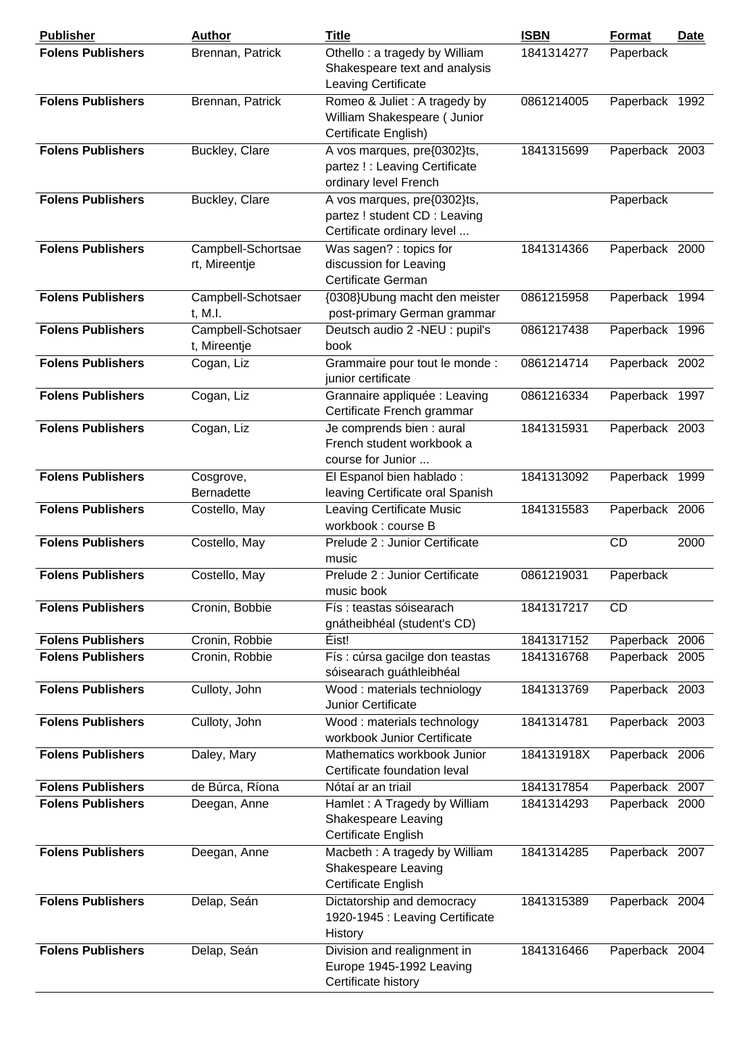| Publisher | Author | Title | ISBN | Format | Date |
|---|---|---|---|---|---|
| **Folens Publishers** | Brennan, Patrick | Othello : a tragedy by William Shakespeare text and analysis Leaving Certificate | 1841314277 | Paperback | |
| **Folens Publishers** | Brennan, Patrick | Romeo & Juliet : A tragedy by William Shakespeare ( Junior Certificate English) | 0861214005 | Paperback | 1992 |
| **Folens Publishers** | Buckley, Clare | A vos marques, pre{0302}ts, partez ! : Leaving Certificate ordinary level French | 1841315699 | Paperback | 2003 |
| **Folens Publishers** | Buckley, Clare | A vos marques, pre{0302}ts, partez ! student CD : Leaving Certificate ordinary level ... | | Paperback | |
| **Folens Publishers** | Campbell-Schortsaert, Mireentje | Was sagen? : topics for discussion for Leaving Certificate German | 1841314366 | Paperback | 2000 |
| **Folens Publishers** | Campbell-Schotsaert, M.I. | {0308}Ubung macht den meister post-primary German grammar | 0861215958 | Paperback | 1994 |
| **Folens Publishers** | Campbell-Schotsaert, Mireentje | Deutsch audio 2 -NEU : pupil's book | 0861217438 | Paperback | 1996 |
| **Folens Publishers** | Cogan, Liz | Grammaire pour tout le monde : junior certificate | 0861214714 | Paperback | 2002 |
| **Folens Publishers** | Cogan, Liz | Grannaire appliquée : Leaving Certificate French grammar | 0861216334 | Paperback | 1997 |
| **Folens Publishers** | Cogan, Liz | Je comprends bien : aural French student workbook a course for Junior ... | 1841315931 | Paperback | 2003 |
| **Folens Publishers** | Cosgrove, Bernadette | El Espanol bien hablado : leaving Certificate oral Spanish | 1841313092 | Paperback | 1999 |
| **Folens Publishers** | Costello, May | Leaving Certificate Music workbook : course B | 1841315583 | Paperback | 2006 |
| **Folens Publishers** | Costello, May | Prelude 2 : Junior Certificate music | | CD | 2000 |
| **Folens Publishers** | Costello, May | Prelude 2 : Junior Certificate music book | 0861219031 | Paperback | |
| **Folens Publishers** | Cronin, Bobbie | Fís : teastas sóisearach gnátheibhéal (student's CD) | 1841317217 | CD | |
| **Folens Publishers** | Cronin, Robbie | Éist! | 1841317152 | Paperback | 2006 |
| **Folens Publishers** | Cronin, Robbie | Fís : cúrsa gacilge don teastas sóisearach guáthleibhéal | 1841316768 | Paperback | 2005 |
| **Folens Publishers** | Culloty, John | Wood : materials techniology Junior Certificate | 1841313769 | Paperback | 2003 |
| **Folens Publishers** | Culloty, John | Wood : materials technology workbook Junior Certificate | 1841314781 | Paperback | 2003 |
| **Folens Publishers** | Daley, Mary | Mathematics workbook Junior Certificate foundation leval | 184131918X | Paperback | 2006 |
| **Folens Publishers** | de Búrca, Ríona | Nótaí ar an triail | 1841317854 | Paperback | 2007 |
| **Folens Publishers** | Deegan, Anne | Hamlet : A Tragedy by William Shakespeare Leaving Certificate English | 1841314293 | Paperback | 2000 |
| **Folens Publishers** | Deegan, Anne | Macbeth : A tragedy by William Shakespeare Leaving Certificate English | 1841314285 | Paperback | 2007 |
| **Folens Publishers** | Delap, Seán | Dictatorship and democracy 1920-1945 : Leaving Certificate History | 1841315389 | Paperback | 2004 |
| **Folens Publishers** | Delap, Seán | Division and realignment in Europe 1945-1992 Leaving Certificate history | 1841316466 | Paperback | 2004 |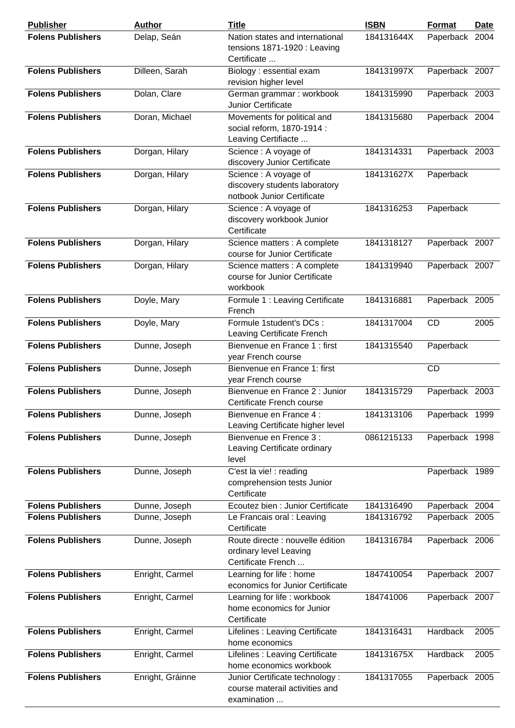| Publisher | Author | Title | ISBN | Format | Date |
|---|---|---|---|---|---|
| **Folens Publishers** | Delap, Seán | Nation states and international tensions 1871-1920 : Leaving Certificate ... | 184131644X | Paperback | 2004 |
| **Folens Publishers** | Dilleen, Sarah | Biology : essential exam revision higher level | 184131997X | Paperback | 2007 |
| **Folens Publishers** | Dolan, Clare | German grammar : workbook Junior Certificate | 1841315990 | Paperback | 2003 |
| **Folens Publishers** | Doran, Michael | Movements for political and social reform, 1870-1914 : Leaving Certifiacte ... | 1841315680 | Paperback | 2004 |
| **Folens Publishers** | Dorgan, Hilary | Science : A voyage of discovery Junior Certificate | 1841314331 | Paperback | 2003 |
| **Folens Publishers** | Dorgan, Hilary | Science : A voyage of discovery students laboratory notbook Junior Certificate | 184131627X | Paperback | |
| **Folens Publishers** | Dorgan, Hilary | Science : A voyage of discovery workbook Junior Certificate | 1841316253 | Paperback | |
| **Folens Publishers** | Dorgan, Hilary | Science matters : A complete course for Junior Certificate | 1841318127 | Paperback | 2007 |
| **Folens Publishers** | Dorgan, Hilary | Science matters : A complete course for Junior Certificate workbook | 1841319940 | Paperback | 2007 |
| **Folens Publishers** | Doyle, Mary | Formule 1 : Leaving Certificate French | 1841316881 | Paperback | 2005 |
| **Folens Publishers** | Doyle, Mary | Formule 1student's DCs : Leaving Certificate French | 1841317004 | CD | 2005 |
| **Folens Publishers** | Dunne, Joseph | Bienvenue en France 1 : first year French course | 1841315540 | Paperback | |
| **Folens Publishers** | Dunne, Joseph | Bienvenue en France 1: first year French course | | CD | |
| **Folens Publishers** | Dunne, Joseph | Bienvenue en France 2 : Junior Certificate French course | 1841315729 | Paperback | 2003 |
| **Folens Publishers** | Dunne, Joseph | Bienvenue en France 4 : Leaving Certificate higher level | 1841313106 | Paperback | 1999 |
| **Folens Publishers** | Dunne, Joseph | Bienvenue en Frence 3 : Leaving Certificate ordinary level | 0861215133 | Paperback | 1998 |
| **Folens Publishers** | Dunne, Joseph | C'est la vie! : reading comprehension tests Junior Certificate | | Paperback | 1989 |
| **Folens Publishers** | Dunne, Joseph | Ecoutez bien : Junior Certificate | 1841316490 | Paperback | 2004 |
| **Folens Publishers** | Dunne, Joseph | Le Francais oral : Leaving Certificate | 1841316792 | Paperback | 2005 |
| **Folens Publishers** | Dunne, Joseph | Route directe : nouvelle édition ordinary level Leaving Certificate French ... | 1841316784 | Paperback | 2006 |
| **Folens Publishers** | Enright, Carmel | Learning for life : home economics for Junior Certificate | 1847410054 | Paperback | 2007 |
| **Folens Publishers** | Enright, Carmel | Learning for life : workbook home economics for Junior Certificate | 184741006 | Paperback | 2007 |
| **Folens Publishers** | Enright, Carmel | Lifelines : Leaving Certificate home economics | 1841316431 | Hardback | 2005 |
| **Folens Publishers** | Enright, Carmel | Lifelines : Leaving Certificate home economics workbook | 184131675X | Hardback | 2005 |
| **Folens Publishers** | Enright, Gráinne | Junior Certificate technology : course materail activities and examination ... | 1841317055 | Paperback | 2005 |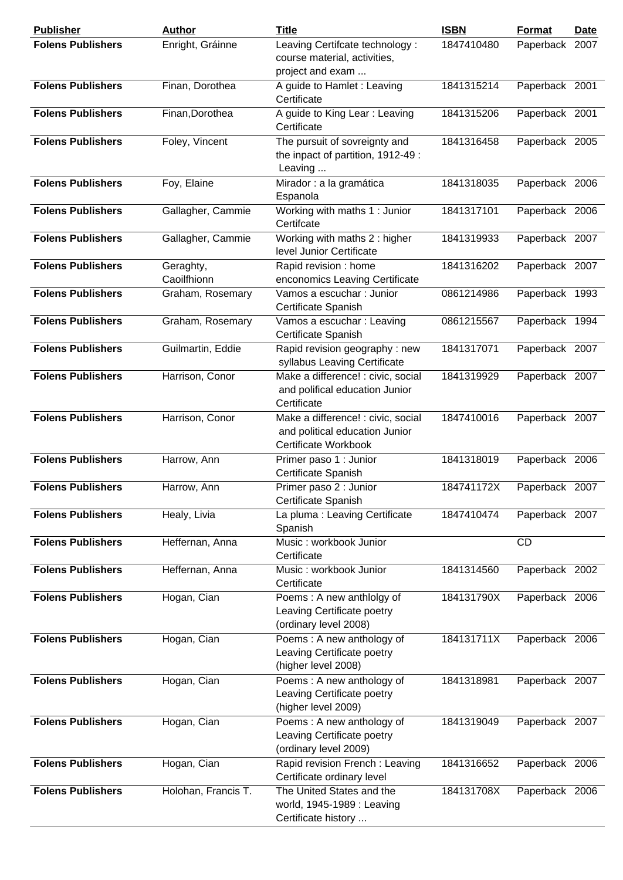| Publisher | Author | Title | ISBN | Format | Date |
|---|---|---|---|---|---|
| **Folens Publishers** | Enright, Gráinne | Leaving Certifcate technology : course material, activities, project and exam ... | 1847410480 | Paperback | 2007 |
| **Folens Publishers** | Finan, Dorothea | A guide to Hamlet : Leaving Certificate | 1841315214 | Paperback | 2001 |
| **Folens Publishers** | Finan,Dorothea | A guide to King Lear : Leaving Certificate | 1841315206 | Paperback | 2001 |
| **Folens Publishers** | Foley, Vincent | The pursuit of sovreignty and the inpact of partition, 1912-49 : Leaving ... | 1841316458 | Paperback | 2005 |
| **Folens Publishers** | Foy, Elaine | Mirador : a la gramática Espanola | 1841318035 | Paperback | 2006 |
| **Folens Publishers** | Gallagher, Cammie | Working with maths 1 : Junior Certifcate | 1841317101 | Paperback | 2006 |
| **Folens Publishers** | Gallagher, Cammie | Working with maths 2 : higher level Junior Certificate | 1841319933 | Paperback | 2007 |
| **Folens Publishers** | Geraghty, Caoilfhionn | Rapid revision : home enconomics Leaving Certificate | 1841316202 | Paperback | 2007 |
| **Folens Publishers** | Graham, Rosemary | Vamos a escuchar : Junior Certificate Spanish | 0861214986 | Paperback | 1993 |
| **Folens Publishers** | Graham, Rosemary | Vamos a escuchar : Leaving Certificate Spanish | 0861215567 | Paperback | 1994 |
| **Folens Publishers** | Guilmartin, Eddie | Rapid revision geography : new syllabus Leaving Certificate | 1841317071 | Paperback | 2007 |
| **Folens Publishers** | Harrison, Conor | Make a difference! : civic, social and polifical education Junior Certificate | 1841319929 | Paperback | 2007 |
| **Folens Publishers** | Harrison, Conor | Make a difference! : civic, social and political education Junior Certificate Workbook | 1847410016 | Paperback | 2007 |
| **Folens Publishers** | Harrow, Ann | Primer paso 1 : Junior Certificate Spanish | 1841318019 | Paperback | 2006 |
| **Folens Publishers** | Harrow, Ann | Primer paso 2 : Junior Certificate Spanish | 184741172X | Paperback | 2007 |
| **Folens Publishers** | Healy, Livia | La pluma : Leaving Certificate Spanish | 1847410474 | Paperback | 2007 |
| **Folens Publishers** | Heffernan, Anna | Music : workbook Junior Certificate | | CD | |
| **Folens Publishers** | Heffernan, Anna | Music : workbook Junior Certificate | 1841314560 | Paperback | 2002 |
| **Folens Publishers** | Hogan, Cian | Poems : A new anthlolgy of Leaving Certificate poetry (ordinary level 2008) | 184131790X | Paperback | 2006 |
| **Folens Publishers** | Hogan, Cian | Poems : A new anthology of Leaving Certificate poetry (higher level 2008) | 184131711X | Paperback | 2006 |
| **Folens Publishers** | Hogan, Cian | Poems : A new anthology of Leaving Certificate poetry (higher level 2009) | 1841318981 | Paperback | 2007 |
| **Folens Publishers** | Hogan, Cian | Poems : A new anthology of Leaving Certificate poetry (ordinary level 2009) | 1841319049 | Paperback | 2007 |
| **Folens Publishers** | Hogan, Cian | Rapid revision French : Leaving Certificate ordinary level | 1841316652 | Paperback | 2006 |
| **Folens Publishers** | Holohan, Francis T. | The United States and the world, 1945-1989 : Leaving Certificate history ... | 184131708X | Paperback | 2006 |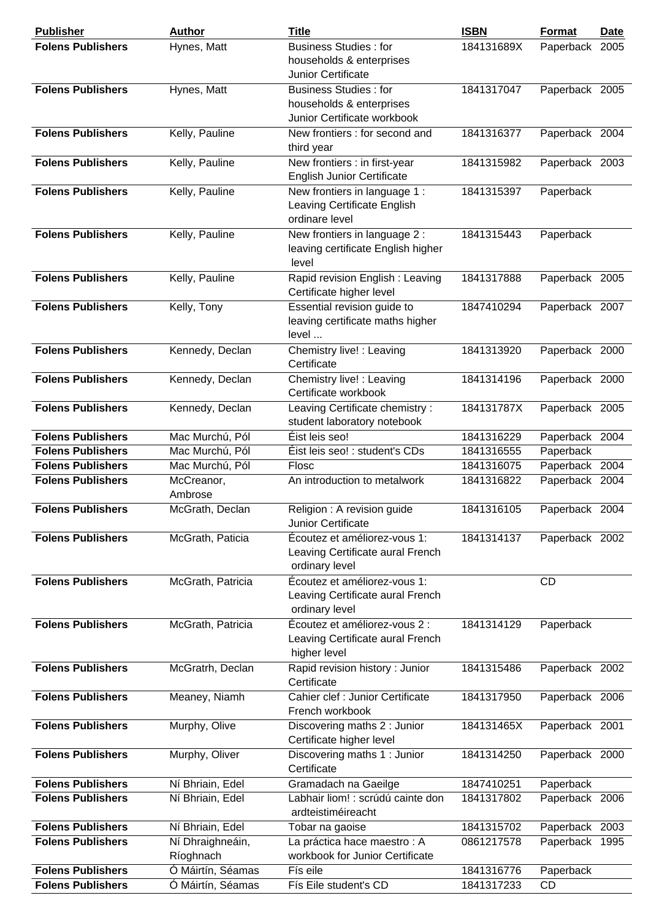| Publisher | Author | Title | ISBN | Format | Date |
|---|---|---|---|---|---|
| **Folens Publishers** | Hynes, Matt | Business Studies : for households & enterprises Junior Certificate | 184131689X | Paperback | 2005 |
| **Folens Publishers** | Hynes, Matt | Business Studies : for households & enterprises Junior Certificate workbook | 1841317047 | Paperback | 2005 |
| **Folens Publishers** | Kelly, Pauline | New frontiers : for second and third year | 1841316377 | Paperback | 2004 |
| **Folens Publishers** | Kelly, Pauline | New frontiers : in first-year English Junior Certificate | 1841315982 | Paperback | 2003 |
| **Folens Publishers** | Kelly, Pauline | New frontiers in language 1 : Leaving Certificate English ordinare level | 1841315397 | Paperback | |
| **Folens Publishers** | Kelly, Pauline | New frontiers in language 2 : leaving certificate English higher level | 1841315443 | Paperback | |
| **Folens Publishers** | Kelly, Pauline | Rapid revision English : Leaving Certificate higher level | 1841317888 | Paperback | 2005 |
| **Folens Publishers** | Kelly, Tony | Essential revision guide to leaving certificate maths higher level ... | 1847410294 | Paperback | 2007 |
| **Folens Publishers** | Kennedy, Declan | Chemistry live! : Leaving Certificate | 1841313920 | Paperback | 2000 |
| **Folens Publishers** | Kennedy, Declan | Chemistry live! : Leaving Certificate workbook | 1841314196 | Paperback | 2000 |
| **Folens Publishers** | Kennedy, Declan | Leaving Certificate chemistry : student laboratory notebook | 184131787X | Paperback | 2005 |
| **Folens Publishers** | Mac Murchú, Pól | Éist leis seo! | 1841316229 | Paperback | 2004 |
| **Folens Publishers** | Mac Murchú, Pól | Éist leis seo! : student's CDs | 1841316555 | Paperback | |
| **Folens Publishers** | Mac Murchú, Pól | Flosc | 1841316075 | Paperback | 2004 |
| **Folens Publishers** | McCreanor, Ambrose | An introduction to metalwork | 1841316822 | Paperback | 2004 |
| **Folens Publishers** | McGrath, Declan | Religion : A revision guide Junior Certificate | 1841316105 | Paperback | 2004 |
| **Folens Publishers** | McGrath, Paticia | Écoutez et améliorez-vous 1: Leaving Certificate aural French ordinary level | 1841314137 | Paperback | 2002 |
| **Folens Publishers** | McGrath, Patricia | Écoutez et améliorez-vous 1: Leaving Certificate aural French ordinary level | | CD | |
| **Folens Publishers** | McGrath, Patricia | Écoutez et améliorez-vous 2 : Leaving Certificate aural French higher level | 1841314129 | Paperback | |
| **Folens Publishers** | McGratrh, Declan | Rapid revision history : Junior Certificate | 1841315486 | Paperback | 2002 |
| **Folens Publishers** | Meaney, Niamh | Cahier clef : Junior Certificate French workbook | 1841317950 | Paperback | 2006 |
| **Folens Publishers** | Murphy, Olive | Discovering maths 2 : Junior Certificate higher level | 184131465X | Paperback | 2001 |
| **Folens Publishers** | Murphy, Oliver | Discovering maths 1 : Junior Certificate | 1841314250 | Paperback | 2000 |
| **Folens Publishers** | Ní Bhriain, Edel | Gramadach na Gaeilge | 1847410251 | Paperback | |
| **Folens Publishers** | Ní Bhriain, Edel | Labhair liom! : scrúdú cainte don ardteistiméireacht | 1841317802 | Paperback | 2006 |
| **Folens Publishers** | Ní Bhriain, Edel | Tobar na gaoise | 1841315702 | Paperback | 2003 |
| **Folens Publishers** | Ní Dhraighneáin, Ríoghnach | La práctica hace maestro : A workbook for Junior Certificate | 0861217578 | Paperback | 1995 |
| **Folens Publishers** | Ó Máirtín, Séamas | Fís eile | 1841316776 | Paperback | |
| **Folens Publishers** | Ó Máirtín, Séamas | Fís Eile student's CD | 1841317233 | CD | |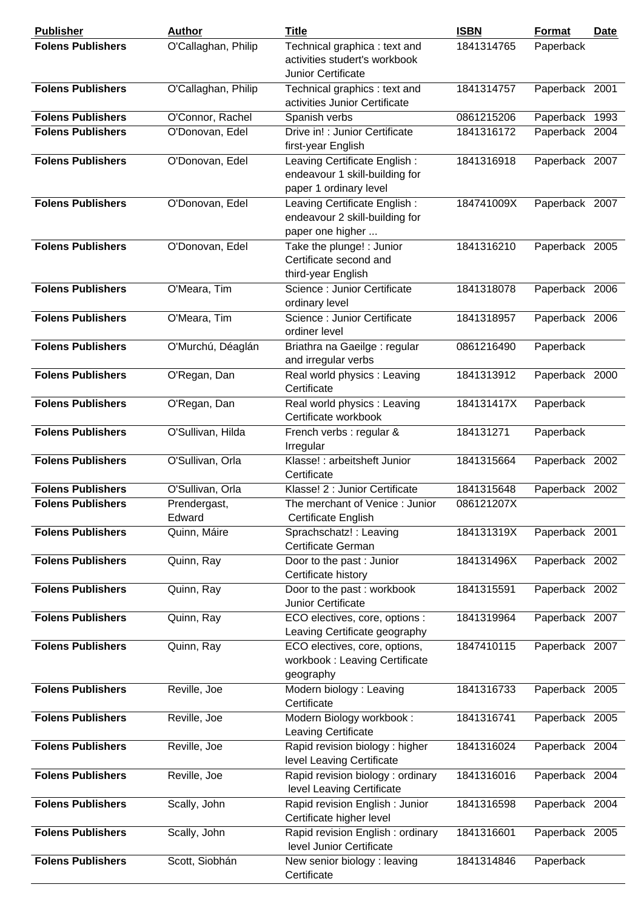| Publisher | Author | Title | ISBN | Format | Date |
|---|---|---|---|---|---|
| **Folens Publishers** | O'Callaghan, Philip | Technical graphica : text and activities studert's workbook Junior Certificate | 1841314765 | Paperback | |
| **Folens Publishers** | O'Callaghan, Philip | Technical graphics : text and activities Junior Certificate | 1841314757 | Paperback | 2001 |
| **Folens Publishers** | O'Connor, Rachel | Spanish verbs | 0861215206 | Paperback | 1993 |
| **Folens Publishers** | O'Donovan, Edel | Drive in! : Junior Certificate first-year English | 1841316172 | Paperback | 2004 |
| **Folens Publishers** | O'Donovan, Edel | Leaving Certificate English : endeavour 1 skill-building for paper 1 ordinary level | 1841316918 | Paperback | 2007 |
| **Folens Publishers** | O'Donovan, Edel | Leaving Certificate English : endeavour 2 skill-building for paper one higher ... | 184741009X | Paperback | 2007 |
| **Folens Publishers** | O'Donovan, Edel | Take the plunge! : Junior Certificate second and third-year English | 1841316210 | Paperback | 2005 |
| **Folens Publishers** | O'Meara, Tim | Science : Junior Certificate ordinary level | 1841318078 | Paperback | 2006 |
| **Folens Publishers** | O'Meara, Tim | Science : Junior Certificate ordiner level | 1841318957 | Paperback | 2006 |
| **Folens Publishers** | O'Murchú, Déaglán | Briathra na Gaeilge : regular and irregular verbs | 0861216490 | Paperback | |
| **Folens Publishers** | O'Regan, Dan | Real world physics : Leaving Certificate | 1841313912 | Paperback | 2000 |
| **Folens Publishers** | O'Regan, Dan | Real world physics : Leaving Certificate workbook | 184131417X | Paperback | |
| **Folens Publishers** | O'Sullivan, Hilda | French verbs : regular & Irregular | 184131271 | Paperback | |
| **Folens Publishers** | O'Sullivan, Orla | Klasse! : arbeitsheft Junior Certificate | 1841315664 | Paperback | 2002 |
| **Folens Publishers** | O'Sullivan, Orla | Klasse! 2 : Junior Certificate | 1841315648 | Paperback | 2002 |
| **Folens Publishers** | Prendergast, Edward | The merchant of Venice : Junior Certificate English | 086121207X | | |
| **Folens Publishers** | Quinn, Máire | Sprachschatz! : Leaving Certificate German | 184131319X | Paperback | 2001 |
| **Folens Publishers** | Quinn, Ray | Door to the past : Junior Certificate history | 184131496X | Paperback | 2002 |
| **Folens Publishers** | Quinn, Ray | Door to the past : workbook Junior Certificate | 1841315591 | Paperback | 2002 |
| **Folens Publishers** | Quinn, Ray | ECO electives, core, options : Leaving Certificate geography | 1841319964 | Paperback | 2007 |
| **Folens Publishers** | Quinn, Ray | ECO electives, core, options, workbook : Leaving Certificate geography | 1847410115 | Paperback | 2007 |
| **Folens Publishers** | Reville, Joe | Modern biology : Leaving Certificate | 1841316733 | Paperback | 2005 |
| **Folens Publishers** | Reville, Joe | Modern Biology workbook : Leaving Certificate | 1841316741 | Paperback | 2005 |
| **Folens Publishers** | Reville, Joe | Rapid revision biology : higher level Leaving Certificate | 1841316024 | Paperback | 2004 |
| **Folens Publishers** | Reville, Joe | Rapid revision biology : ordinary level Leaving Certificate | 1841316016 | Paperback | 2004 |
| **Folens Publishers** | Scally, John | Rapid revision English : Junior Certificate higher level | 1841316598 | Paperback | 2004 |
| **Folens Publishers** | Scally, John | Rapid revision English : ordinary level Junior Certificate | 1841316601 | Paperback | 2005 |
| **Folens Publishers** | Scott, Siobhán | New senior biology : leaving Certificate | 1841314846 | Paperback | |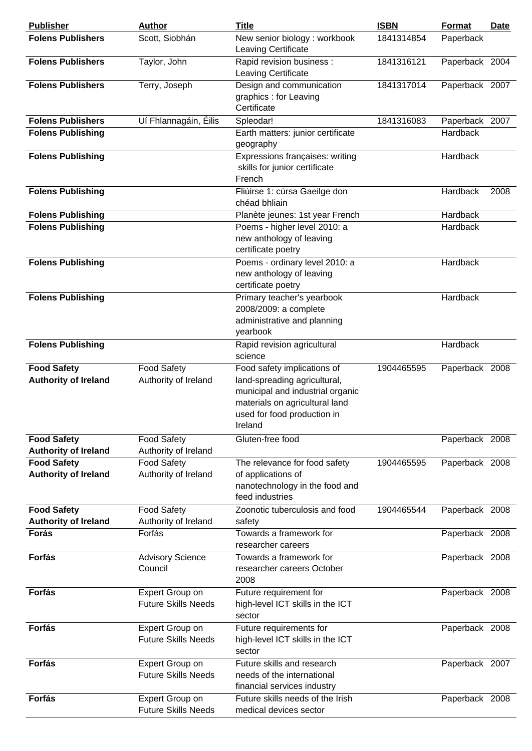| Publisher | Author | Title | ISBN | Format | Date |
|---|---|---|---|---|---|
| **Folens Publishers** | Scott, Siobhán | New senior biology : workbook Leaving Certificate | 1841314854 | Paperback | |
| **Folens Publishers** | Taylor, John | Rapid revision business : Leaving Certificate | 1841316121 | Paperback | 2004 |
| **Folens Publishers** | Terry, Joseph | Design and communication graphics : for Leaving Certificate | 1841317014 | Paperback | 2007 |
| **Folens Publishers** | Uí Fhlannagáin, Éilis | Spleodar! | 1841316083 | Paperback | 2007 |
| **Folens Publishing** | | Earth matters: junior certificate geography | | Hardback | |
| **Folens Publishing** | | Expressions françaises: writing skills for junior certificate French | | Hardback | |
| **Folens Publishing** | | Fliúirse 1: cúrsa Gaeilge don chéad bhliain | | Hardback | 2008 |
| **Folens Publishing** | | Planète jeunes: 1st year French | | Hardback | |
| **Folens Publishing** | | Poems - higher level 2010: a new anthology of leaving certificate poetry | | Hardback | |
| **Folens Publishing** | | Poems - ordinary level 2010: a new anthology of leaving certificate poetry | | Hardback | |
| **Folens Publishing** | | Primary teacher's yearbook 2008/2009: a complete administrative and planning yearbook | | Hardback | |
| **Folens Publishing** | | Rapid revision agricultural science | | Hardback | |
| **Food Safety Authority of Ireland** | Food Safety Authority of Ireland | Food safety implications of land-spreading agricultural, municipal and industrial organic materials on agricultural land used for food production in Ireland | 1904465595 | Paperback | 2008 |
| **Food Safety Authority of Ireland** | Food Safety Authority of Ireland | Gluten-free food | | Paperback | 2008 |
| **Food Safety Authority of Ireland** | Food Safety Authority of Ireland | The relevance for food safety of applications of nanotechnology in the food and feed industries | 1904465595 | Paperback | 2008 |
| **Food Safety Authority of Ireland** | Food Safety Authority of Ireland | Zoonotic tuberculosis and food safety | 1904465544 | Paperback | 2008 |
| **Forás** | Forfás | Towards a framework for researcher careers | | Paperback | 2008 |
| **Forfás** | Advisory Science Council | Towards a framework for researcher careers October 2008 | | Paperback | 2008 |
| **Forfás** | Expert Group on Future Skills Needs | Future requirement for high-level ICT skills in the ICT sector | | Paperback | 2008 |
| **Forfás** | Expert Group on Future Skills Needs | Future requirements for high-level ICT skills in the ICT sector | | Paperback | 2008 |
| **Forfás** | Expert Group on Future Skills Needs | Future skills and research needs of the international financial services industry | | Paperback | 2007 |
| **Forfás** | Expert Group on Future Skills Needs | Future skills needs of the Irish medical devices sector | | Paperback | 2008 |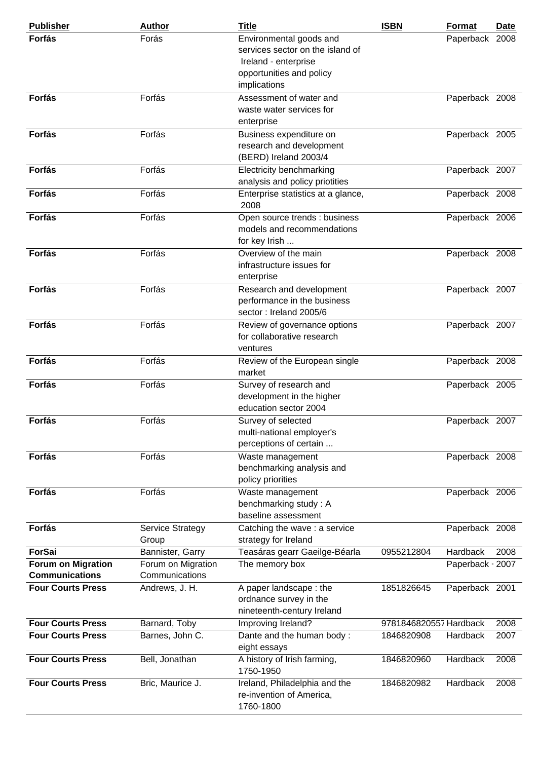| Publisher | Author | Title | ISBN | Format | Date |
|---|---|---|---|---|---|
| **Forfás** | Forás | Environmental goods and services sector on the island of Ireland - enterprise opportunities and policy implications | | Paperback | 2008 |
| **Forfás** | Forfás | Assessment of water and waste water services for enterprise | | Paperback | 2008 |
| **Forfás** | Forfás | Business expenditure on research and development (BERD) Ireland 2003/4 | | Paperback | 2005 |
| **Forfás** | Forfás | Electricity benchmarking analysis and policy priotities | | Paperback | 2007 |
| **Forfás** | Forfás | Enterprise statistics at a glance, 2008 | | Paperback | 2008 |
| **Forfás** | Forfás | Open source trends : business models and recommendations for key Irish ... | | Paperback | 2006 |
| **Forfás** | Forfás | Overview of the main infrastructure issues for enterprise | | Paperback | 2008 |
| **Forfás** | Forfás | Research and development performance in the business sector : Ireland 2005/6 | | Paperback | 2007 |
| **Forfás** | Forfás | Review of governance options for collaborative research ventures | | Paperback | 2007 |
| **Forfás** | Forfás | Review of the European single market | | Paperback | 2008 |
| **Forfás** | Forfás | Survey of research and development in the higher education sector 2004 | | Paperback | 2005 |
| **Forfás** | Forfás | Survey of selected multi-national employer's perceptions of certain ... | | Paperback | 2007 |
| **Forfás** | Forfás | Waste management benchmarking analysis and policy priorities | | Paperback | 2008 |
| **Forfás** | Forfás | Waste management benchmarking study : A baseline assessment | | Paperback | 2006 |
| **Forfás** | Service Strategy Group | Catching the wave : a service strategy for Ireland | | Paperback | 2008 |
| **ForSai** | Bannister, Garry | Teasáras gearr Gaeilge-Béarla | 0955212804 | Hardback | 2008 |
| **Forum on Migration Communications** | Forum on Migration Communications | The memory box | | Paperback | 2007 |
| **Four Courts Press** | Andrews, J. H. | A paper landscape : the ordnance survey in the nineteenth-century Ireland | 1851826645 | Paperback | 2001 |
| **Four Courts Press** | Barnard, Toby | Improving Ireland? | 9781846820557 | Hardback | 2008 |
| **Four Courts Press** | Barnes, John C. | Dante and the human body : eight essays | 1846820908 | Hardback | 2007 |
| **Four Courts Press** | Bell, Jonathan | A history of Irish farming, 1750-1950 | 1846820960 | Hardback | 2008 |
| **Four Courts Press** | Bric, Maurice J. | Ireland, Philadelphia and the re-invention of America, 1760-1800 | 1846820982 | Hardback | 2008 |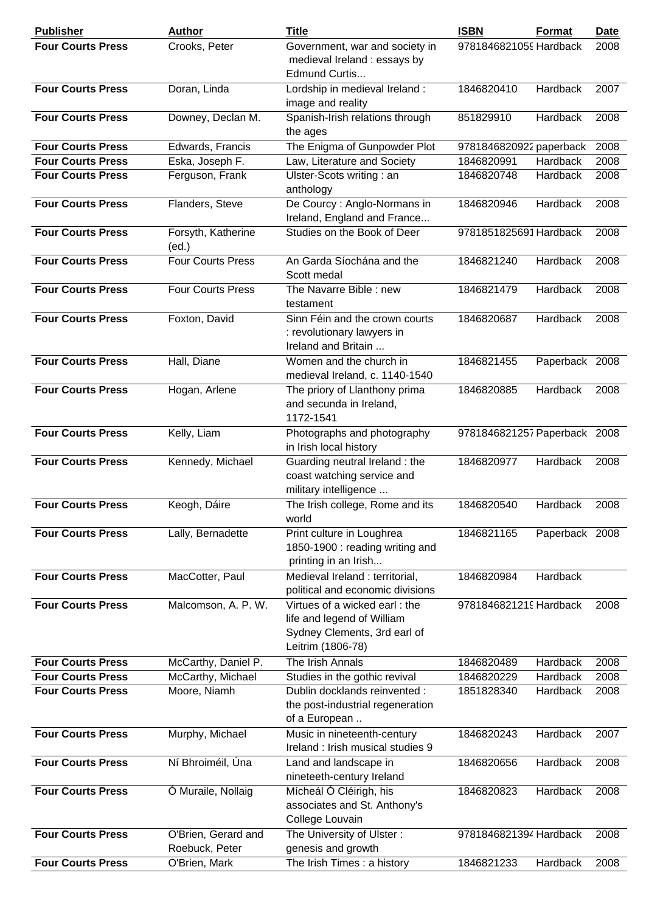| Publisher | Author | Title | ISBN | Format | Date |
|---|---|---|---|---|---|
| **Four Courts Press** | Crooks, Peter | Government, war and society in medieval Ireland : essays by Edmund Curtis... | 978184682105S | Hardback | 2008 |
| **Four Courts Press** | Doran, Linda | Lordship in medieval Ireland : image and reality | 1846820410 | Hardback | 2007 |
| **Four Courts Press** | Downey, Declan M. | Spanish-Irish relations through the ages | 851829910 | Hardback | 2008 |
| **Four Courts Press** | Edwards, Francis | The Enigma of Gunpowder Plot | 9781846820922 | paperback | 2008 |
| **Four Courts Press** | Eska, Joseph F. | Law, Literature and Society | 1846820991 | Hardback | 2008 |
| **Four Courts Press** | Ferguson, Frank | Ulster-Scots writing : an anthology | 1846820748 | Hardback | 2008 |
| **Four Courts Press** | Flanders, Steve | De Courcy : Anglo-Normans in Ireland, England and France... | 1846820946 | Hardback | 2008 |
| **Four Courts Press** | Forsyth, Katherine (ed.) | Studies on the Book of Deer | 9781851825691 | Hardback | 2008 |
| **Four Courts Press** | Four Courts Press | An Garda Síochána and the Scott medal | 1846821240 | Hardback | 2008 |
| **Four Courts Press** | Four Courts Press | The Navarre Bible : new testament | 1846821479 | Hardback | 2008 |
| **Four Courts Press** | Foxton, David | Sinn Féin and the crown courts : revolutionary lawyers in Ireland and Britain ... | 1846820687 | Hardback | 2008 |
| **Four Courts Press** | Hall, Diane | Women and the church in medieval Ireland, c. 1140-1540 | 1846821455 | Paperback | 2008 |
| **Four Courts Press** | Hogan, Arlene | The priory of Llanthony prima and secunda in Ireland, 1172-1541 | 1846820885 | Hardback | 2008 |
| **Four Courts Press** | Kelly, Liam | Photographs and photography in Irish local history | 9781846821257 | Paperback | 2008 |
| **Four Courts Press** | Kennedy, Michael | Guarding neutral Ireland : the coast watching service and military intelligence ... | 1846820977 | Hardback | 2008 |
| **Four Courts Press** | Keogh, Dáire | The Irish college, Rome and its world | 1846820540 | Hardback | 2008 |
| **Four Courts Press** | Lally, Bernadette | Print culture in Loughrea 1850-1900 : reading writing and printing in an Irish... | 1846821165 | Paperback | 2008 |
| **Four Courts Press** | MacCotter, Paul | Medieval Ireland : territorial, political and economic divisions | 1846820984 | Hardback | |
| **Four Courts Press** | Malcomson, A. P. W. | Virtues of a wicked earl : the life and legend of William Sydney Clements, 3rd earl of Leitrim (1806-78) | 978184682121S | Hardback | 2008 |
| **Four Courts Press** | McCarthy, Daniel P. | The Irish Annals | 1846820489 | Hardback | 2008 |
| **Four Courts Press** | McCarthy, Michael | Studies in the gothic revival | 1846820229 | Hardback | 2008 |
| **Four Courts Press** | Moore, Niamh | Dublin docklands reinvented : the post-industrial regeneration of a European .. | 1851828340 | Hardback | 2008 |
| **Four Courts Press** | Murphy, Michael | Music in nineteenth-century Ireland : Irish musical studies 9 | 1846820243 | Hardback | 2007 |
| **Four Courts Press** | Ní Bhroiméil, Úna | Land and landscape in nineteeth-century Ireland | 1846820656 | Hardback | 2008 |
| **Four Courts Press** | Ó Muraile, Nollaig | Mícheál Ó Cléirigh, his associates and St. Anthony's College Louvain | 1846820823 | Hardback | 2008 |
| **Four Courts Press** | O'Brien, Gerard and Roebuck, Peter | The University of Ulster : genesis and growth | 9781846821394 | Hardback | 2008 |
| **Four Courts Press** | O'Brien, Mark | The Irish Times : a history | 1846821233 | Hardback | 2008 |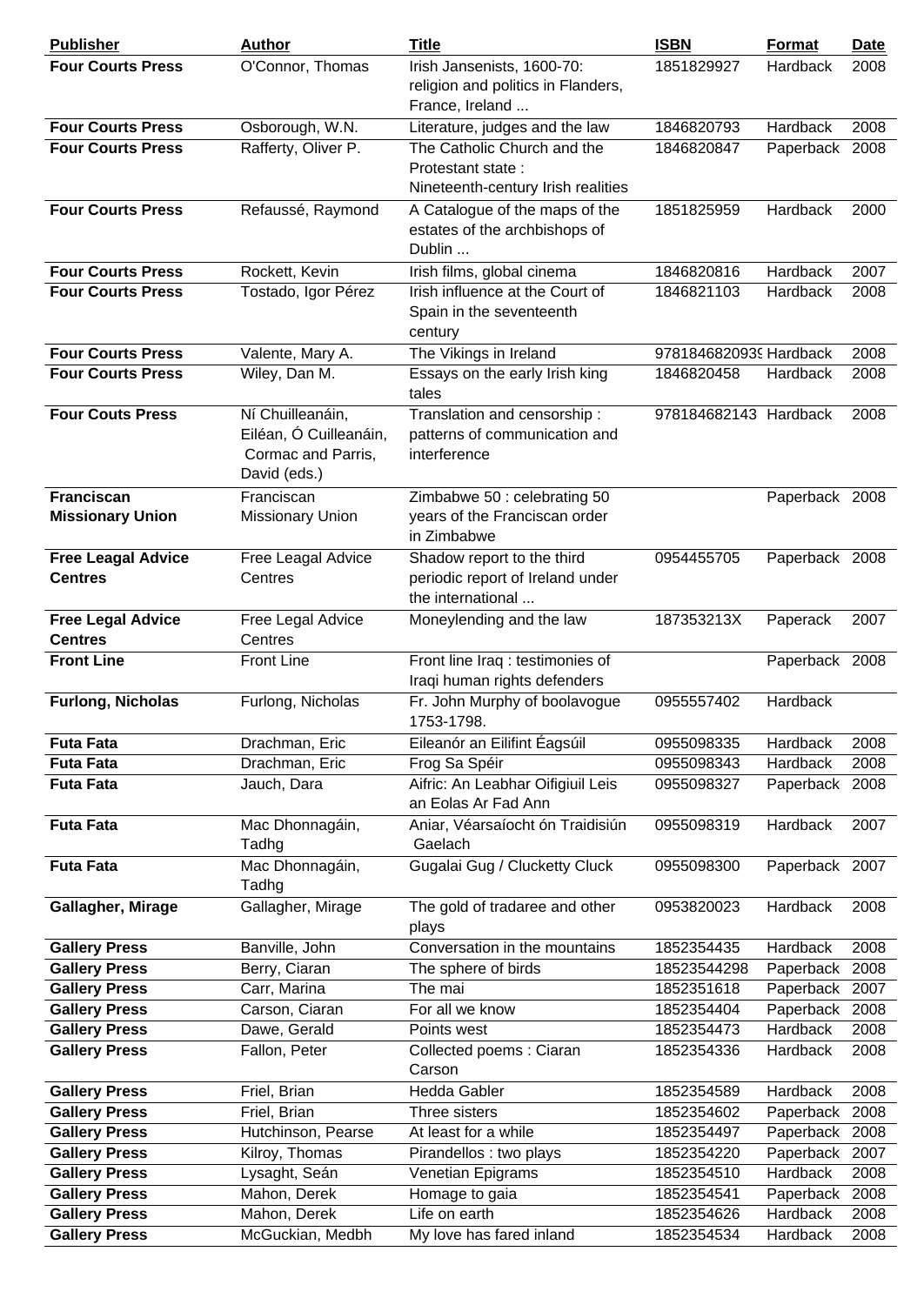| Publisher | Author | Title | ISBN | Format | Date |
|---|---|---|---|---|---|
| **Four Courts Press** | O'Connor, Thomas | Irish Jansenists, 1600-70: religion and politics in Flanders, France, Ireland ... | 1851829927 | Hardback | 2008 |
| **Four Courts Press** | Osborough, W.N. | Literature, judges and the law | 1846820793 | Hardback | 2008 |
| **Four Courts Press** | Rafferty, Oliver P. | The Catholic Church and the Protestant state : Nineteenth-century Irish realities | 1846820847 | Paperback | 2008 |
| **Four Courts Press** | Refaussé, Raymond | A Catalogue of the maps of the estates of the archbishops of Dublin ... | 1851825959 | Hardback | 2000 |
| **Four Courts Press** | Rockett, Kevin | Irish films, global cinema | 1846820816 | Hardback | 2007 |
| **Four Courts Press** | Tostado, Igor Pérez | Irish influence at the Court of Spain in the seventeenth century | 1846821103 | Hardback | 2008 |
| **Four Courts Press** | Valente, Mary A. | The Vikings in Ireland | 978184682093‌9 | Hardback | 2008 |
| **Four Courts Press** | Wiley, Dan M. | Essays on the early Irish king tales | 1846820458 | Hardback | 2008 |
| **Four Couts Press** | Ní Chuilleanáin, Eiléan, Ó Cuilleanáin, Cormac and Parris, David (eds.) | Translation and censorship : patterns of communication and interference | 978184682143 | Hardback | 2008 |
| **Franciscan Missionary Union** | Franciscan Missionary Union | Zimbabwe 50 : celebrating 50 years of the Franciscan order in Zimbabwe | | Paperback | 2008 |
| **Free Leagal Advice Centres** | Free Leagal Advice Centres | Shadow report to the third periodic report of Ireland under the international ... | 0954455705 | Paperback | 2008 |
| **Free Legal Advice Centres** | Free Legal Advice Centres | Moneylending and the law | 187353213X | Paperack | 2007 |
| **Front Line** | Front Line | Front line Iraq : testimonies of Iraqi human rights defenders | | Paperback | 2008 |
| **Furlong, Nicholas** | Furlong, Nicholas | Fr. John Murphy of boolavogue 1753-1798. | 0955557402 | Hardback | |
| **Futa Fata** | Drachman, Eric | Eileanór an Eilifint Éagsúil | 0955098335 | Hardback | 2008 |
| **Futa Fata** | Drachman, Eric | Frog Sa Spéir | 0955098343 | Hardback | 2008 |
| **Futa Fata** | Jauch, Dara | Aifric: An Leabhar Oifigiuil Leis an Eolas Ar Fad Ann | 0955098327 | Paperback | 2008 |
| **Futa Fata** | Mac Dhonnagáin, Tadhg | Aniar, Véarsaíocht ón Traidisiún Gaelach | 0955098319 | Hardback | 2007 |
| **Futa Fata** | Mac Dhonnagáin, Tadhg | Gugalai Gug / Clucketty Cluck | 0955098300 | Paperback | 2007 |
| **Gallagher, Mirage** | Gallagher, Mirage | The gold of tradaree and other plays | 0953820023 | Hardback | 2008 |
| **Gallery Press** | Banville, John | Conversation in the mountains | 1852354435 | Hardback | 2008 |
| **Gallery Press** | Berry, Ciaran | The sphere of birds | 18523544298 | Paperback | 2008 |
| **Gallery Press** | Carr, Marina | The mai | 1852351618 | Paperback | 2007 |
| **Gallery Press** | Carson, Ciaran | For all we know | 1852354404 | Paperback | 2008 |
| **Gallery Press** | Dawe, Gerald | Points west | 1852354473 | Hardback | 2008 |
| **Gallery Press** | Fallon, Peter | Collected poems : Ciaran Carson | 1852354336 | Hardback | 2008 |
| **Gallery Press** | Friel, Brian | Hedda Gabler | 1852354589 | Hardback | 2008 |
| **Gallery Press** | Friel, Brian | Three sisters | 1852354602 | Paperback | 2008 |
| **Gallery Press** | Hutchinson, Pearse | At least for a while | 1852354497 | Paperback | 2008 |
| **Gallery Press** | Kilroy, Thomas | Pirandellos : two plays | 1852354220 | Paperback | 2007 |
| **Gallery Press** | Lysaght, Seán | Venetian Epigrams | 1852354510 | Hardback | 2008 |
| **Gallery Press** | Mahon, Derek | Homage to gaia | 1852354541 | Paperback | 2008 |
| **Gallery Press** | Mahon, Derek | Life on earth | 1852354626 | Hardback | 2008 |
| **Gallery Press** | McGuckian, Medbh | My love has fared inland | 1852354534 | Hardback | 2008 |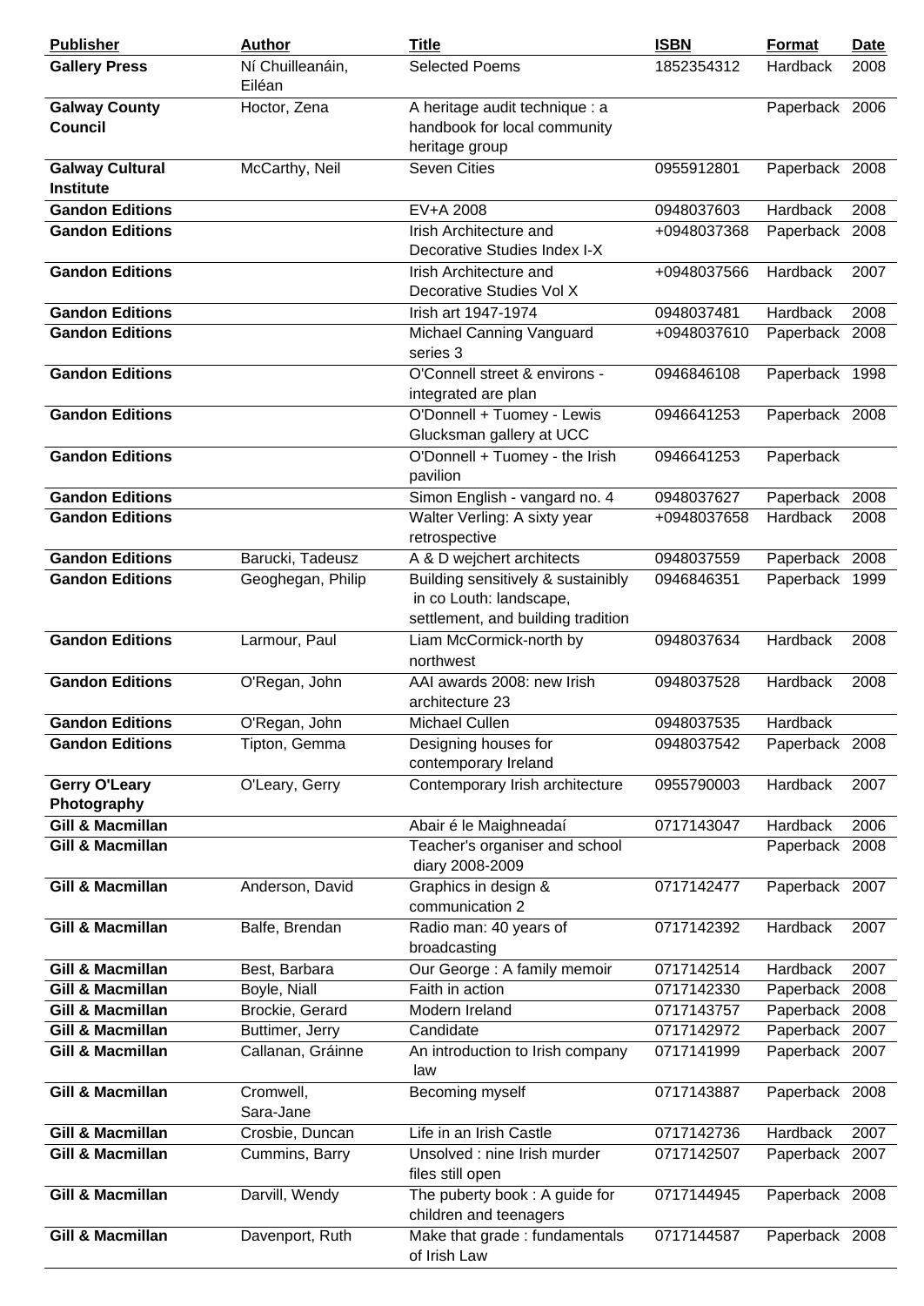| Publisher | Author | Title | ISBN | Format | Date |
|---|---|---|---|---|---|
| **Gallery Press** | Ní Chuilleanáin, Eiléan | Selected Poems | 1852354312 | Hardback | 2008 |
| **Galway County Council** | Hoctor, Zena | A heritage audit technique : a handbook for local community heritage group | | Paperback | 2006 |
| **Galway Cultural Institute** | McCarthy, Neil | Seven Cities | 0955912801 | Paperback | 2008 |
| **Gandon Editions** | | EV+A 2008 | 0948037603 | Hardback | 2008 |
| **Gandon Editions** | | Irish Architecture and Decorative Studies Index I-X | +0948037368 | Paperback | 2008 |
| **Gandon Editions** | | Irish Architecture and Decorative Studies Vol X | +0948037566 | Hardback | 2007 |
| **Gandon Editions** | | Irish art 1947-1974 | 0948037481 | Hardback | 2008 |
| **Gandon Editions** | | Michael Canning Vanguard series 3 | +0948037610 | Paperback | 2008 |
| **Gandon Editions** | | O'Connell street & environs - integrated are plan | 0946846108 | Paperback | 1998 |
| **Gandon Editions** | | O'Donnell + Tuomey - Lewis Glucksman gallery at UCC | 0946641253 | Paperback | 2008 |
| **Gandon Editions** | | O'Donnell + Tuomey - the Irish pavilion | 0946641253 | Paperback | |
| **Gandon Editions** | | Simon English - vangard no. 4 | 0948037627 | Paperback | 2008 |
| **Gandon Editions** | | Walter Verling: A sixty year retrospective | +0948037658 | Hardback | 2008 |
| **Gandon Editions** | Barucki, Tadeusz | A & D wejchert architects | 0948037559 | Paperback | 2008 |
| **Gandon Editions** | Geoghegan, Philip | Building sensitively & sustainibly in co Louth: landscape, settlement, and building tradition | 0946846351 | Paperback | 1999 |
| **Gandon Editions** | Larmour, Paul | Liam McCormick-north by northwest | 0948037634 | Hardback | 2008 |
| **Gandon Editions** | O'Regan, John | AAI awards 2008: new Irish architecture 23 | 0948037528 | Hardback | 2008 |
| **Gandon Editions** | O'Regan, John | Michael Cullen | 0948037535 | Hardback | |
| **Gandon Editions** | Tipton, Gemma | Designing houses for contemporary Ireland | 0948037542 | Paperback | 2008 |
| **Gerry O'Leary Photography** | O'Leary, Gerry | Contemporary Irish architecture | 0955790003 | Hardback | 2007 |
| **Gill & Macmillan** | | Abair é le Maighneadaí | 0717143047 | Hardback | 2006 |
| **Gill & Macmillan** | | Teacher's organiser and school diary 2008-2009 | | Paperback | 2008 |
| **Gill & Macmillan** | Anderson, David | Graphics in design & communication 2 | 0717142477 | Paperback | 2007 |
| **Gill & Macmillan** | Balfe, Brendan | Radio man: 40 years of broadcasting | 0717142392 | Hardback | 2007 |
| **Gill & Macmillan** | Best, Barbara | Our George : A family memoir | 0717142514 | Hardback | 2007 |
| **Gill & Macmillan** | Boyle, Niall | Faith in action | 0717142330 | Paperback | 2008 |
| **Gill & Macmillan** | Brockie, Gerard | Modern Ireland | 0717143757 | Paperback | 2008 |
| **Gill & Macmillan** | Buttimer, Jerry | Candidate | 0717142972 | Paperback | 2007 |
| **Gill & Macmillan** | Callanan, Gráinne | An introduction to Irish company law | 0717141999 | Paperback | 2007 |
| **Gill & Macmillan** | Cromwell, Sara-Jane | Becoming myself | 0717143887 | Paperback | 2008 |
| **Gill & Macmillan** | Crosbie, Duncan | Life in an Irish Castle | 0717142736 | Hardback | 2007 |
| **Gill & Macmillan** | Cummins, Barry | Unsolved : nine Irish murder files still open | 0717142507 | Paperback | 2007 |
| **Gill & Macmillan** | Darvill, Wendy | The puberty book : A guide for children and teenagers | 0717144945 | Paperback | 2008 |
| **Gill & Macmillan** | Davenport, Ruth | Make that grade : fundamentals of Irish Law | 0717144587 | Paperback | 2008 |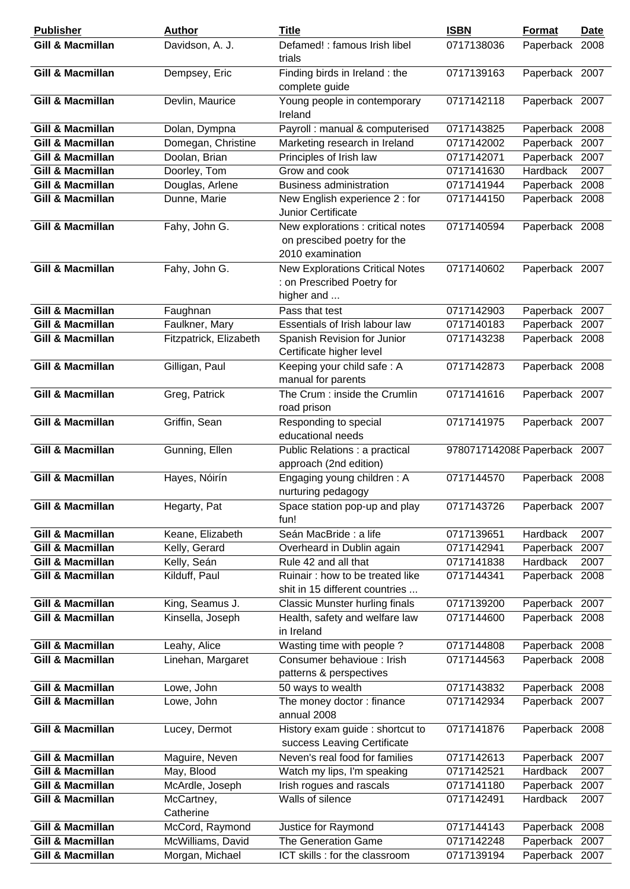| Publisher | Author | Title | ISBN | Format | Date |
|---|---|---|---|---|---|
| **Gill & Macmillan** | Davidson, A. J. | Defamed! : famous Irish libel trials | 0717138036 | Paperback | 2008 |
| **Gill & Macmillan** | Dempsey, Eric | Finding birds in Ireland : the complete guide | 0717139163 | Paperback | 2007 |
| **Gill & Macmillan** | Devlin, Maurice | Young people in contemporary Ireland | 0717142118 | Paperback | 2007 |
| **Gill & Macmillan** | Dolan, Dympna | Payroll : manual & computerised | 0717143825 | Paperback | 2008 |
| **Gill & Macmillan** | Domegan, Christine | Marketing research in Ireland | 0717142002 | Paperback | 2007 |
| **Gill & Macmillan** | Doolan, Brian | Principles of Irish law | 0717142071 | Paperback | 2007 |
| **Gill & Macmillan** | Doorley, Tom | Grow and cook | 0717141630 | Hardback | 2007 |
| **Gill & Macmillan** | Douglas, Arlene | Business administration | 0717141944 | Paperback | 2008 |
| **Gill & Macmillan** | Dunne, Marie | New English experience 2 : for Junior Certificate | 0717144150 | Paperback | 2008 |
| **Gill & Macmillan** | Fahy, John G. | New explorations : critical notes on prescibed poetry for the 2010 examination | 0717140594 | Paperback | 2008 |
| **Gill & Macmillan** | Fahy, John G. | New Explorations Critical Notes : on Prescribed Poetry for higher and ... | 0717140602 | Paperback | 2007 |
| **Gill & Macmillan** | Faughnan | Pass that test | 0717142903 | Paperback | 2007 |
| **Gill & Macmillan** | Faulkner, Mary | Essentials of Irish labour law | 0717140183 | Paperback | 2007 |
| **Gill & Macmillan** | Fitzpatrick, Elizabeth | Spanish Revision for Junior Certificate higher level | 0717143238 | Paperback | 2008 |
| **Gill & Macmillan** | Gilligan, Paul | Keeping your child safe : A manual for parents | 0717142873 | Paperback | 2008 |
| **Gill & Macmillan** | Greg, Patrick | The Crum : inside the Crumlin road prison | 0717141616 | Paperback | 2007 |
| **Gill & Macmillan** | Griffin, Sean | Responding to special educational needs | 0717141975 | Paperback | 2007 |
| **Gill & Macmillan** | Gunning, Ellen | Public Relations : a practical approach (2nd edition) | 978071714208ﾠ | Paperback | 2007 |
| **Gill & Macmillan** | Hayes, Nóirín | Engaging young children : A nurturing pedagogy | 0717144570 | Paperback | 2008 |
| **Gill & Macmillan** | Hegarty, Pat | Space station pop-up and play fun! | 0717143726 | Paperback | 2007 |
| **Gill & Macmillan** | Keane, Elizabeth | Seán MacBride : a life | 0717139651 | Hardback | 2007 |
| **Gill & Macmillan** | Kelly, Gerard | Overheard in Dublin again | 0717142941 | Paperback | 2007 |
| **Gill & Macmillan** | Kelly, Seán | Rule 42 and all that | 0717141838 | Hardback | 2007 |
| **Gill & Macmillan** | Kilduff, Paul | Ruinair : how to be treated like shit in 15 different countries ... | 0717144341 | Paperback | 2008 |
| **Gill & Macmillan** | King, Seamus J. | Classic Munster hurling finals | 0717139200 | Paperback | 2007 |
| **Gill & Macmillan** | Kinsella, Joseph | Health, safety and welfare law in Ireland | 0717144600 | Paperback | 2008 |
| **Gill & Macmillan** | Leahy, Alice | Wasting time with people ? | 0717144808 | Paperback | 2008 |
| **Gill & Macmillan** | Linehan, Margaret | Consumer behavioue : Irish patterns & perspectives | 0717144563 | Paperback | 2008 |
| **Gill & Macmillan** | Lowe, John | 50 ways to wealth | 0717143832 | Paperback | 2008 |
| **Gill & Macmillan** | Lowe, John | The money doctor : finance annual 2008 | 0717142934 | Paperback | 2007 |
| **Gill & Macmillan** | Lucey, Dermot | History exam guide : shortcut to success Leaving Certificate | 0717141876 | Paperback | 2008 |
| **Gill & Macmillan** | Maguire, Neven | Neven's real food for families | 0717142613 | Paperback | 2007 |
| **Gill & Macmillan** | May, Blood | Watch my lips, I'm speaking | 0717142521 | Hardback | 2007 |
| **Gill & Macmillan** | McArdle, Joseph | Irish rogues and rascals | 0717141180 | Paperback | 2007 |
| **Gill & Macmillan** | McCartney, Catherine | Walls of silence | 0717142491 | Hardback | 2007 |
| **Gill & Macmillan** | McCord, Raymond | Justice for Raymond | 0717144143 | Paperback | 2008 |
| **Gill & Macmillan** | McWilliams, David | The Generation Game | 0717142248 | Paperback | 2007 |
| **Gill & Macmillan** | Morgan, Michael | ICT skills : for the classroom | 0717139194 | Paperback | 2007 |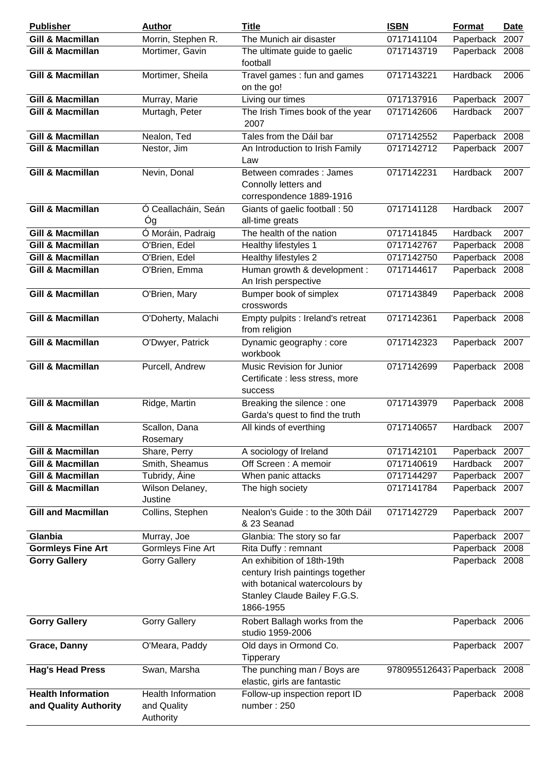| Publisher | Author | Title | ISBN | Format | Date |
|---|---|---|---|---|---|
| **Gill & Macmillan** | Morrin, Stephen R. | The Munich air disaster | 0717141104 | Paperback | 2007 |
| **Gill & Macmillan** | Mortimer, Gavin | The ultimate guide to gaelic football | 0717143719 | Paperback | 2008 |
| **Gill & Macmillan** | Mortimer, Sheila | Travel games : fun and games on the go! | 0717143221 | Hardback | 2006 |
| **Gill & Macmillan** | Murray, Marie | Living our times | 0717137916 | Paperback | 2007 |
| **Gill & Macmillan** | Murtagh, Peter | The Irish Times book of the year 2007 | 0717142606 | Hardback | 2007 |
| **Gill & Macmillan** | Nealon, Ted | Tales from the Dáil bar | 0717142552 | Paperback | 2008 |
| **Gill & Macmillan** | Nestor, Jim | An Introduction to Irish Family Law | 0717142712 | Paperback | 2007 |
| **Gill & Macmillan** | Nevin, Donal | Between comrades : James Connolly letters and correspondence 1889-1916 | 0717142231 | Hardback | 2007 |
| **Gill & Macmillan** | Ó Ceallacháin, Seán Óg | Giants of gaelic football : 50 all-time greats | 0717141128 | Hardback | 2007 |
| **Gill & Macmillan** | Ó Moráin, Padraig | The health of the nation | 0717141845 | Hardback | 2007 |
| **Gill & Macmillan** | O'Brien, Edel | Healthy lifestyles 1 | 0717142767 | Paperback | 2008 |
| **Gill & Macmillan** | O'Brien, Edel | Healthy lifestyles 2 | 0717142750 | Paperback | 2008 |
| **Gill & Macmillan** | O'Brien, Emma | Human growth & development : An Irish perspective | 0717144617 | Paperback | 2008 |
| **Gill & Macmillan** | O'Brien, Mary | Bumper book of simplex crosswords | 0717143849 | Paperback | 2008 |
| **Gill & Macmillan** | O'Doherty, Malachi | Empty pulpits : Ireland's retreat from religion | 0717142361 | Paperback | 2008 |
| **Gill & Macmillan** | O'Dwyer, Patrick | Dynamic geography : core workbook | 0717142323 | Paperback | 2007 |
| **Gill & Macmillan** | Purcell, Andrew | Music Revision for Junior Certificate : less stress, more success | 0717142699 | Paperback | 2008 |
| **Gill & Macmillan** | Ridge, Martin | Breaking the silence : one Garda's quest to find the truth | 0717143979 | Paperback | 2008 |
| **Gill & Macmillan** | Scallon, Dana Rosemary | All kinds of everthing | 0717140657 | Hardback | 2007 |
| **Gill & Macmillan** | Share, Perry | A sociology of Ireland | 0717142101 | Paperback | 2007 |
| **Gill & Macmillan** | Smith, Sheamus | Off Screen : A memoir | 0717140619 | Hardback | 2007 |
| **Gill & Macmillan** | Tubridy, Áine | When panic attacks | 0717144297 | Paperback | 2007 |
| **Gill & Macmillan** | Wilson Delaney, Justine | The high society | 0717141784 | Paperback | 2007 |
| **Gill and Macmillan** | Collins, Stephen | Nealon's Guide : to the 30th Dáil & 23 Seanad | 0717142729 | Paperback | 2007 |
| **Glanbia** | Murray, Joe | Glanbia: The story so far | | Paperback | 2007 |
| **Gormleys Fine Art** | Gormleys Fine Art | Rita Duffy : remnant | | Paperback | 2008 |
| **Gorry Gallery** | Gorry Gallery | An exhibition of 18th-19th century Irish paintings together with botanical watercolours by Stanley Claude Bailey F.G.S. 1866-1955 | | Paperback | 2008 |
| **Gorry Gallery** | Gorry Gallery | Robert Ballagh works from the studio 1959-2006 | | Paperback | 2006 |
| **Grace, Danny** | O'Meara, Paddy | Old days in Ormond Co. Tipperary | | Paperback | 2007 |
| **Hag's Head Press** | Swan, Marsha | The punching man / Boys are elastic, girls are fantastic | 978095512643​7 | Paperback | 2008 |
| **Health Information and Quality Authority** | Health Information and Quality Authority | Follow-up inspection report ID number : 250 | | Paperback | 2008 |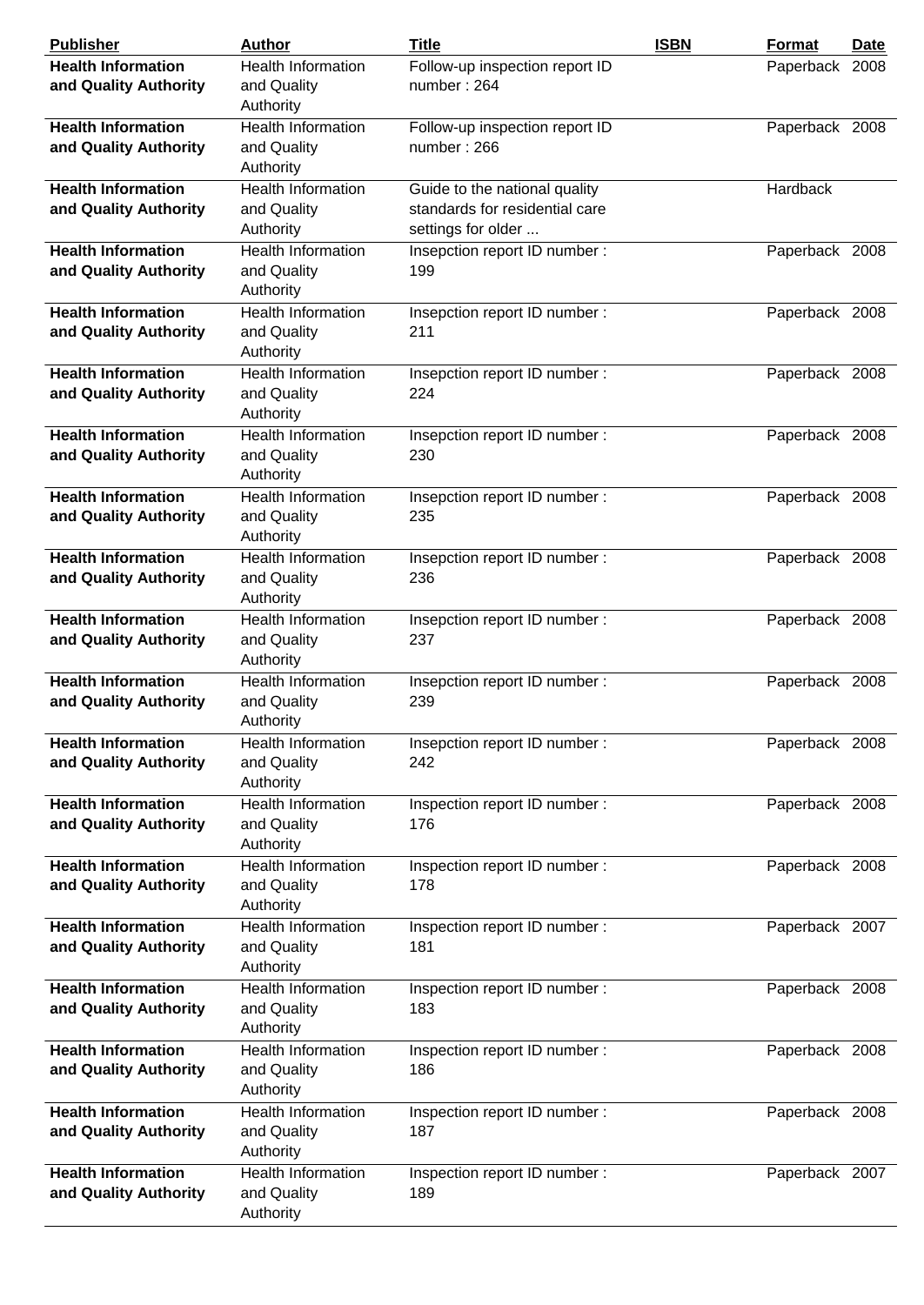| Publisher | Author | Title | ISBN | Format | Date |
|---|---|---|---|---|---|
| **Health Information and Quality Authority** | Health Information and Quality Authority | Follow-up inspection report ID number : 264 | | Paperback | 2008 |
| **Health Information and Quality Authority** | Health Information and Quality Authority | Follow-up inspection report ID number : 266 | | Paperback | 2008 |
| **Health Information and Quality Authority** | Health Information and Quality Authority | Guide to the national quality standards for residential care settings for older ... | | Hardback | |
| **Health Information and Quality Authority** | Health Information and Quality Authority | Insepction report ID number : 199 | | Paperback | 2008 |
| **Health Information and Quality Authority** | Health Information and Quality Authority | Insepction report ID number : 211 | | Paperback | 2008 |
| **Health Information and Quality Authority** | Health Information and Quality Authority | Insepction report ID number : 224 | | Paperback | 2008 |
| **Health Information and Quality Authority** | Health Information and Quality Authority | Insepction report ID number : 230 | | Paperback | 2008 |
| **Health Information and Quality Authority** | Health Information and Quality Authority | Insepction report ID number : 235 | | Paperback | 2008 |
| **Health Information and Quality Authority** | Health Information and Quality Authority | Insepction report ID number : 236 | | Paperback | 2008 |
| **Health Information and Quality Authority** | Health Information and Quality Authority | Insepction report ID number : 237 | | Paperback | 2008 |
| **Health Information and Quality Authority** | Health Information and Quality Authority | Insepction report ID number : 239 | | Paperback | 2008 |
| **Health Information and Quality Authority** | Health Information and Quality Authority | Insepction report ID number : 242 | | Paperback | 2008 |
| **Health Information and Quality Authority** | Health Information and Quality Authority | Inspection report ID number : 176 | | Paperback | 2008 |
| **Health Information and Quality Authority** | Health Information and Quality Authority | Inspection report ID number : 178 | | Paperback | 2008 |
| **Health Information and Quality Authority** | Health Information and Quality Authority | Inspection report ID number : 181 | | Paperback | 2007 |
| **Health Information and Quality Authority** | Health Information and Quality Authority | Inspection report ID number : 183 | | Paperback | 2008 |
| **Health Information and Quality Authority** | Health Information and Quality Authority | Inspection report ID number : 186 | | Paperback | 2008 |
| **Health Information and Quality Authority** | Health Information and Quality Authority | Inspection report ID number : 187 | | Paperback | 2008 |
| **Health Information and Quality Authority** | Health Information and Quality Authority | Inspection report ID number : 189 | | Paperback | 2007 |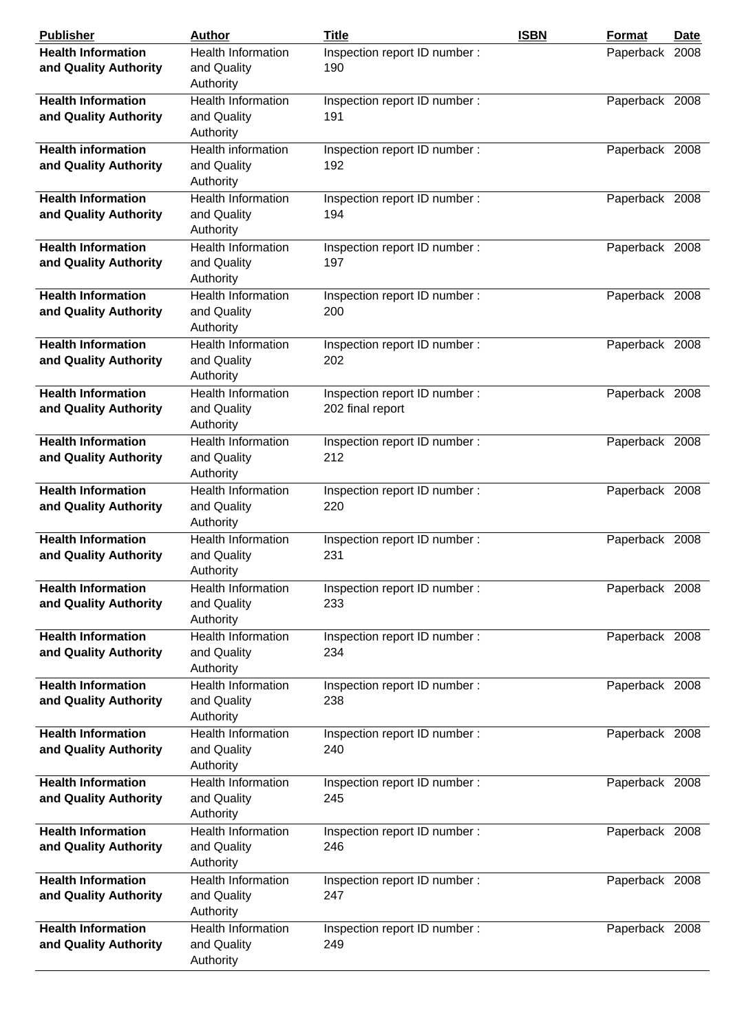| Publisher | Author | Title | ISBN | Format | Date |
|---|---|---|---|---|---|
| **Health Information and Quality Authority** | Health Information and Quality Authority | Inspection report ID number : 190 | | Paperback | 2008 |
| **Health Information and Quality Authority** | Health Information and Quality Authority | Inspection report ID number : 191 | | Paperback | 2008 |
| **Health information and Quality Authority** | Health information and Quality Authority | Inspection report ID number : 192 | | Paperback | 2008 |
| **Health Information and Quality Authority** | Health Information and Quality Authority | Inspection report ID number : 194 | | Paperback | 2008 |
| **Health Information and Quality Authority** | Health Information and Quality Authority | Inspection report ID number : 197 | | Paperback | 2008 |
| **Health Information and Quality Authority** | Health Information and Quality Authority | Inspection report ID number : 200 | | Paperback | 2008 |
| **Health Information and Quality Authority** | Health Information and Quality Authority | Inspection report ID number : 202 | | Paperback | 2008 |
| **Health Information and Quality Authority** | Health Information and Quality Authority | Inspection report ID number : 202 final report | | Paperback | 2008 |
| **Health Information and Quality Authority** | Health Information and Quality Authority | Inspection report ID number : 212 | | Paperback | 2008 |
| **Health Information and Quality Authority** | Health Information and Quality Authority | Inspection report ID number : 220 | | Paperback | 2008 |
| **Health Information and Quality Authority** | Health Information and Quality Authority | Inspection report ID number : 231 | | Paperback | 2008 |
| **Health Information and Quality Authority** | Health Information and Quality Authority | Inspection report ID number : 233 | | Paperback | 2008 |
| **Health Information and Quality Authority** | Health Information and Quality Authority | Inspection report ID number : 234 | | Paperback | 2008 |
| **Health Information and Quality Authority** | Health Information and Quality Authority | Inspection report ID number : 238 | | Paperback | 2008 |
| **Health Information and Quality Authority** | Health Information and Quality Authority | Inspection report ID number : 240 | | Paperback | 2008 |
| **Health Information and Quality Authority** | Health Information and Quality Authority | Inspection report ID number : 245 | | Paperback | 2008 |
| **Health Information and Quality Authority** | Health Information and Quality Authority | Inspection report ID number : 246 | | Paperback | 2008 |
| **Health Information and Quality Authority** | Health Information and Quality Authority | Inspection report ID number : 247 | | Paperback | 2008 |
| **Health Information and Quality Authority** | Health Information and Quality Authority | Inspection report ID number : 249 | | Paperback | 2008 |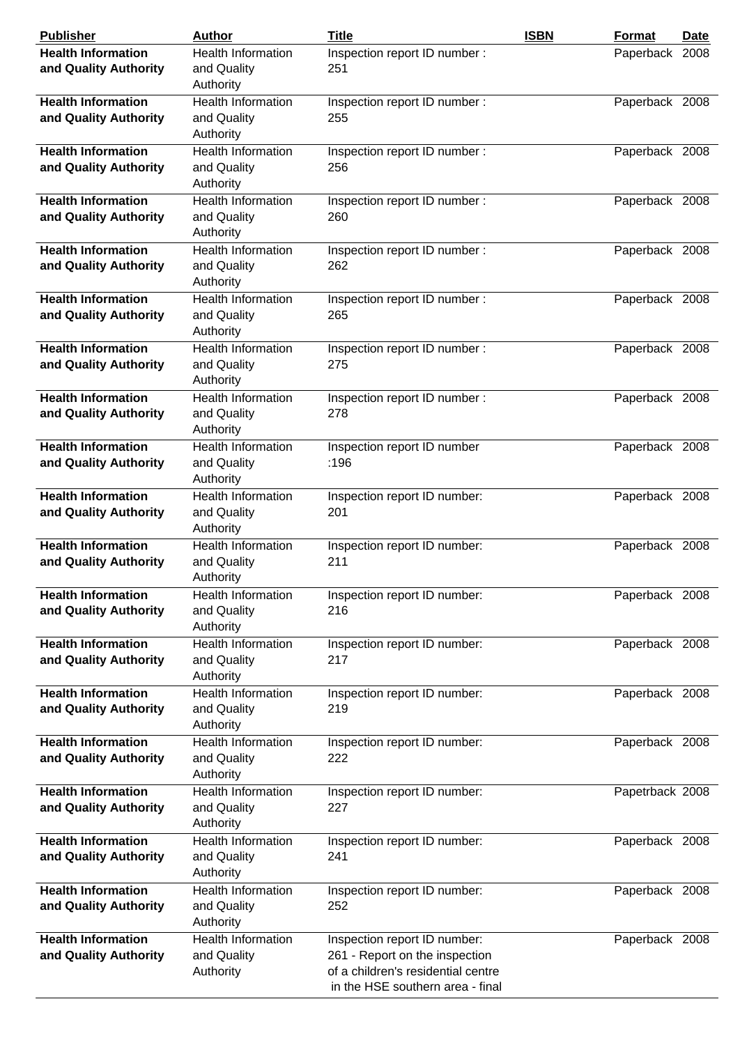| Publisher | Author | Title | ISBN | Format | Date |
|---|---|---|---|---|---|
| **Health Information and Quality Authority** | Health Information and Quality Authority | Inspection report ID number : 251 | | Paperback | 2008 |
| **Health Information and Quality Authority** | Health Information and Quality Authority | Inspection report ID number : 255 | | Paperback | 2008 |
| **Health Information and Quality Authority** | Health Information and Quality Authority | Inspection report ID number : 256 | | Paperback | 2008 |
| **Health Information and Quality Authority** | Health Information and Quality Authority | Inspection report ID number : 260 | | Paperback | 2008 |
| **Health Information and Quality Authority** | Health Information and Quality Authority | Inspection report ID number : 262 | | Paperback | 2008 |
| **Health Information and Quality Authority** | Health Information and Quality Authority | Inspection report ID number : 265 | | Paperback | 2008 |
| **Health Information and Quality Authority** | Health Information and Quality Authority | Inspection report ID number : 275 | | Paperback | 2008 |
| **Health Information and Quality Authority** | Health Information and Quality Authority | Inspection report ID number : 278 | | Paperback | 2008 |
| **Health Information and Quality Authority** | Health Information and Quality Authority | Inspection report ID number :196 | | Paperback | 2008 |
| **Health Information and Quality Authority** | Health Information and Quality Authority | Inspection report ID number: 201 | | Paperback | 2008 |
| **Health Information and Quality Authority** | Health Information and Quality Authority | Inspection report ID number: 211 | | Paperback | 2008 |
| **Health Information and Quality Authority** | Health Information and Quality Authority | Inspection report ID number: 216 | | Paperback | 2008 |
| **Health Information and Quality Authority** | Health Information and Quality Authority | Inspection report ID number: 217 | | Paperback | 2008 |
| **Health Information and Quality Authority** | Health Information and Quality Authority | Inspection report ID number: 219 | | Paperback | 2008 |
| **Health Information and Quality Authority** | Health Information and Quality Authority | Inspection report ID number: 222 | | Paperback | 2008 |
| **Health Information and Quality Authority** | Health Information and Quality Authority | Inspection report ID number: 227 | | Papetrback | 2008 |
| **Health Information and Quality Authority** | Health Information and Quality Authority | Inspection report ID number: 241 | | Paperback | 2008 |
| **Health Information and Quality Authority** | Health Information and Quality Authority | Inspection report ID number: 252 | | Paperback | 2008 |
| **Health Information and Quality Authority** | Health Information and Quality Authority | Inspection report ID number: 261 - Report on the inspection of a children's residential centre in the HSE southern area - final | | Paperback | 2008 |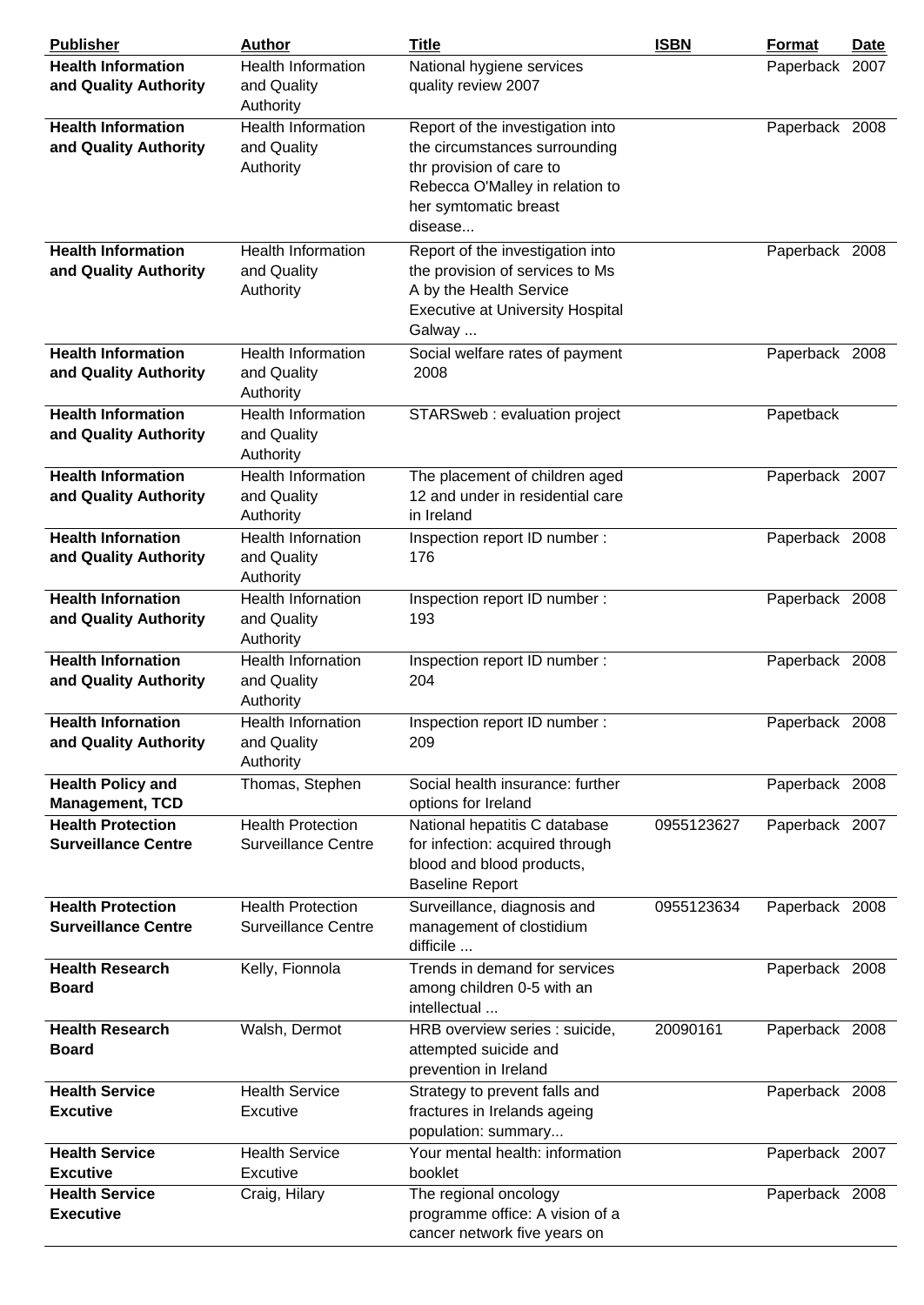| Publisher | Author | Title | ISBN | Format | Date |
|---|---|---|---|---|---|
| **Health Information and Quality Authority** | Health Information and Quality Authority | National hygiene services quality review 2007 | | Paperback | 2007 |
| **Health Information and Quality Authority** | Health Information and Quality Authority | Report of the investigation into the circumstances surrounding thr provision of care to Rebecca O'Malley in relation to her symtomatic breast disease... | | Paperback | 2008 |
| **Health Information and Quality Authority** | Health Information and Quality Authority | Report of the investigation into the provision of services to Ms A by the Health Service Executive at University Hospital Galway ... | | Paperback | 2008 |
| **Health Information and Quality Authority** | Health Information and Quality Authority | Social welfare rates of payment 2008 | | Paperback | 2008 |
| **Health Information and Quality Authority** | Health Information and Quality Authority | STARSweb : evaluation project | | Papetback | |
| **Health Information and Quality Authority** | Health Information and Quality Authority | The placement of children aged 12 and under in residential care in Ireland | | Paperback | 2007 |
| **Health Infornation and Quality Authority** | Health Infornation and Quality Authority | Inspection report ID number : 176 | | Paperback | 2008 |
| **Health Infornation and Quality Authority** | Health Infornation and Quality Authority | Inspection report ID number : 193 | | Paperback | 2008 |
| **Health Infornation and Quality Authority** | Health Infornation and Quality Authority | Inspection report ID number : 204 | | Paperback | 2008 |
| **Health Infornation and Quality Authority** | Health Infornation and Quality Authority | Inspection report ID number : 209 | | Paperback | 2008 |
| **Health Policy and Management, TCD** | Thomas, Stephen | Social health insurance: further options for Ireland | | Paperback | 2008 |
| **Health Protection Surveillance Centre** | Health Protection Surveillance Centre | National hepatitis C database for infection: acquired through blood and blood products, Baseline Report | 0955123627 | Paperback | 2007 |
| **Health Protection Surveillance Centre** | Health Protection Surveillance Centre | Surveillance, diagnosis and management of clostidium difficile ... | 0955123634 | Paperback | 2008 |
| **Health Research Board** | Kelly, Fionnola | Trends in demand for services among children 0-5 with an intellectual ... | | Paperback | 2008 |
| **Health Research Board** | Walsh, Dermot | HRB overview series : suicide, attempted suicide and prevention in Ireland | 20090161 | Paperback | 2008 |
| **Health Service Excutive** | Health Service Excutive | Strategy to prevent falls and fractures in Irelands ageing population: summary... | | Paperback | 2008 |
| **Health Service Excutive** | Health Service Excutive | Your mental health: information booklet | | Paperback | 2007 |
| **Health Service Executive** | Craig, Hilary | The regional oncology programme office: A vision of a cancer network five years on | | Paperback | 2008 |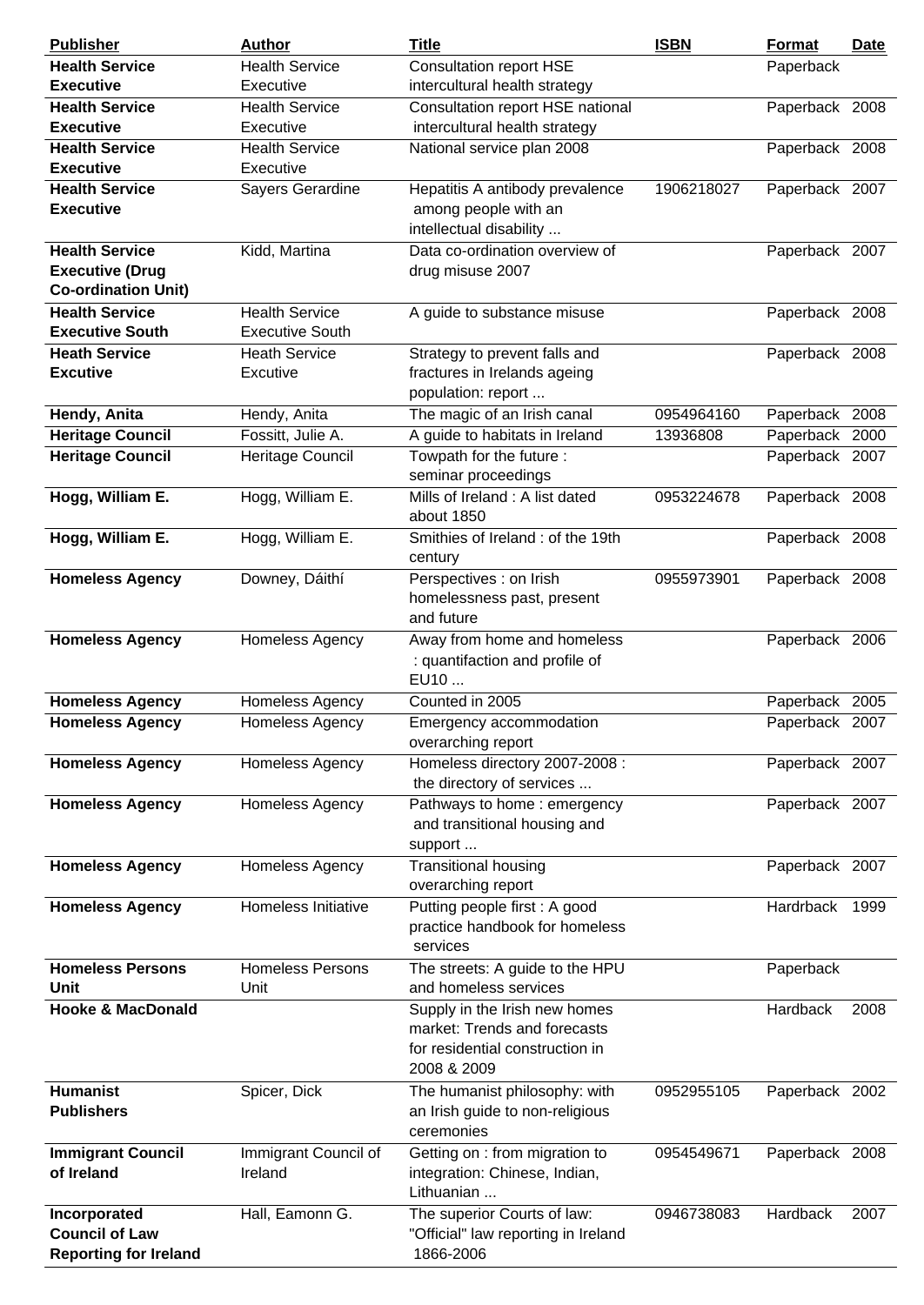| Publisher | Author | Title | ISBN | Format | Date |
|---|---|---|---|---|---|
| **Health Service Executive** | Health Service Executive | Consultation report HSE intercultural health strategy | | Paperback | |
| **Health Service Executive** | Health Service Executive | Consultation report HSE national intercultural health strategy | | Paperback | 2008 |
| **Health Service Executive** | Health Service Executive | National service plan 2008 | | Paperback | 2008 |
| **Health Service Executive** | Sayers Gerardine | Hepatitis A antibody prevalence among people with an intellectual disability ... | 1906218027 | Paperback | 2007 |
| **Health Service Executive (Drug Co-ordination Unit)** | Kidd, Martina | Data co-ordination overview of drug misuse 2007 | | Paperback | 2007 |
| **Health Service Executive South** | Health Service Executive South | A guide to substance misuse | | Paperback | 2008 |
| **Heath Service Excutive** | Heath Service Excutive | Strategy to prevent falls and fractures in Irelands ageing population: report ... | | Paperback | 2008 |
| **Hendy, Anita** | Hendy, Anita | The magic of an Irish canal | 0954964160 | Paperback | 2008 |
| **Heritage Council** | Fossitt, Julie A. | A guide to habitats in Ireland | 13936808 | Paperback | 2000 |
| **Heritage Council** | Heritage Council | Towpath for the future : seminar proceedings | | Paperback | 2007 |
| **Hogg, William E.** | Hogg, William E. | Mills of Ireland : A list dated about 1850 | 0953224678 | Paperback | 2008 |
| **Hogg, William E.** | Hogg, William E. | Smithies of Ireland : of the 19th century | | Paperback | 2008 |
| **Homeless Agency** | Downey, Dáithí | Perspectives : on Irish homelessness past, present and future | 0955973901 | Paperback | 2008 |
| **Homeless Agency** | Homeless Agency | Away from home and homeless : quantifaction and profile of EU10 ... | | Paperback | 2006 |
| **Homeless Agency** | Homeless Agency | Counted in 2005 | | Paperback | 2005 |
| **Homeless Agency** | Homeless Agency | Emergency accommodation overarching report | | Paperback | 2007 |
| **Homeless Agency** | Homeless Agency | Homeless directory 2007-2008 : the directory of services ... | | Paperback | 2007 |
| **Homeless Agency** | Homeless Agency | Pathways to home : emergency and transitional housing and support ... | | Paperback | 2007 |
| **Homeless Agency** | Homeless Agency | Transitional housing overarching report | | Paperback | 2007 |
| **Homeless Agency** | Homeless Initiative | Putting people first : A good practice handbook for homeless services | | Hardrback | 1999 |
| **Homeless Persons Unit** | Homeless Persons Unit | The streets: A guide to the HPU and homeless services | | Paperback | |
| **Hooke & MacDonald** | | Supply in the Irish new homes market: Trends and forecasts for residential construction in 2008 & 2009 | | Hardback | 2008 |
| **Humanist Publishers** | Spicer, Dick | The humanist philosophy: with an Irish guide to non-religious ceremonies | 0952955105 | Paperback | 2002 |
| **Immigrant Council of Ireland** | Immigrant Council of Ireland | Getting on : from migration to integration: Chinese, Indian, Lithuanian ... | 0954549671 | Paperback | 2008 |
| **Incorporated Council of Law Reporting for Ireland** | Hall, Eamonn G. | The superior Courts of law: "Official" law reporting in Ireland 1866-2006 | 0946738083 | Hardback | 2007 |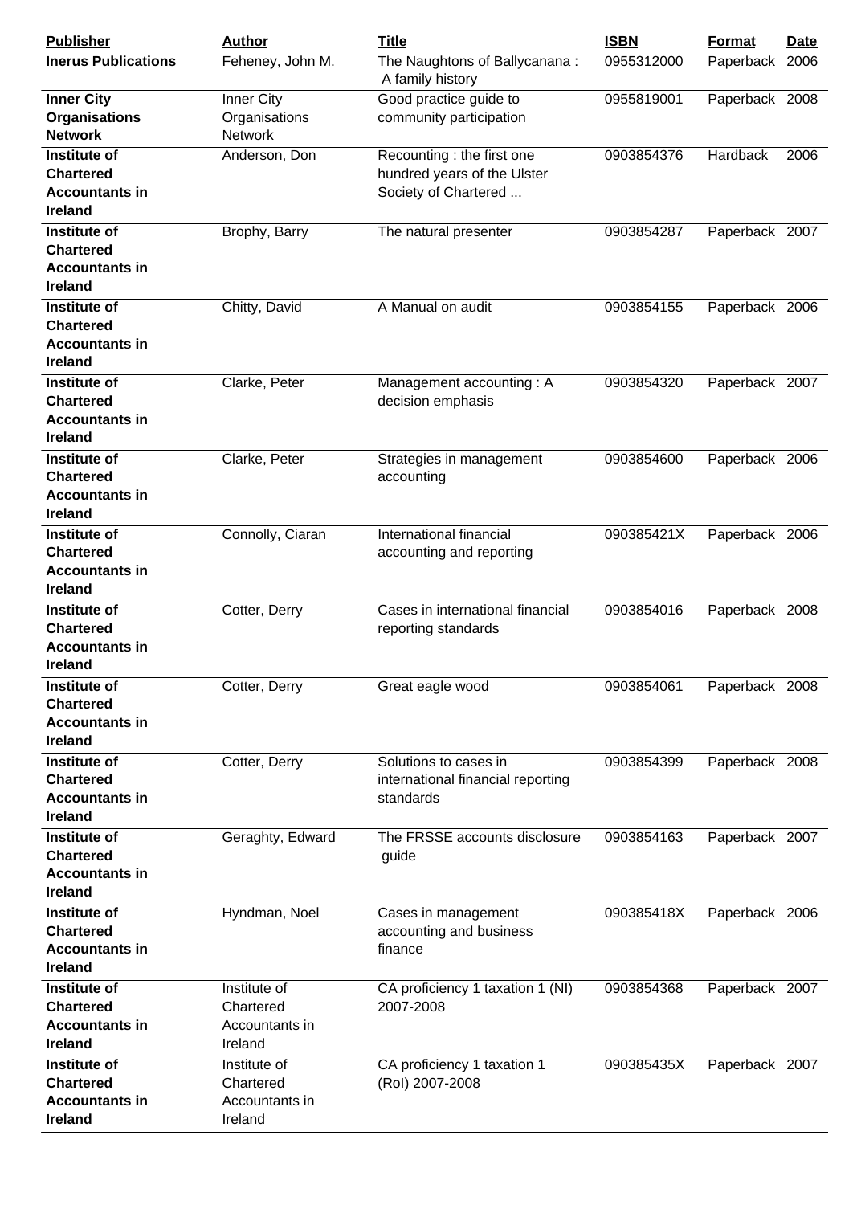| Publisher | Author | Title | ISBN | Format | Date |
|---|---|---|---|---|---|
| **Inerus Publications** | Feheney, John M. | The Naughtons of Ballycanana : A family history | 0955312000 | Paperback | 2006 |
| **Inner City Organisations Network** | Inner City Organisations Network | Good practice guide to community participation | 0955819001 | Paperback | 2008 |
| **Institute of Chartered Accountants in Ireland** | Anderson, Don | Recounting : the first one hundred years of the Ulster Society of Chartered ... | 0903854376 | Hardback | 2006 |
| **Institute of Chartered Accountants in Ireland** | Brophy, Barry | The natural presenter | 0903854287 | Paperback | 2007 |
| **Institute of Chartered Accountants in Ireland** | Chitty, David | A Manual on audit | 0903854155 | Paperback | 2006 |
| **Institute of Chartered Accountants in Ireland** | Clarke, Peter | Management accounting : A decision emphasis | 0903854320 | Paperback | 2007 |
| **Institute of Chartered Accountants in Ireland** | Clarke, Peter | Strategies in management accounting | 0903854600 | Paperback | 2006 |
| **Institute of Chartered Accountants in Ireland** | Connolly, Ciaran | International financial accounting and reporting | 090385421X | Paperback | 2006 |
| **Institute of Chartered Accountants in Ireland** | Cotter, Derry | Cases in international financial reporting standards | 0903854016 | Paperback | 2008 |
| **Institute of Chartered Accountants in Ireland** | Cotter, Derry | Great eagle wood | 0903854061 | Paperback | 2008 |
| **Institute of Chartered Accountants in Ireland** | Cotter, Derry | Solutions to cases in international financial reporting standards | 0903854399 | Paperback | 2008 |
| **Institute of Chartered Accountants in Ireland** | Geraghty, Edward | The FRSSE accounts disclosure guide | 0903854163 | Paperback | 2007 |
| **Institute of Chartered Accountants in Ireland** | Hyndman, Noel | Cases in management accounting and business finance | 090385418X | Paperback | 2006 |
| **Institute of Chartered Accountants in Ireland** | Institute of Chartered Accountants in Ireland | CA proficiency 1 taxation 1 (NI) 2007-2008 | 0903854368 | Paperback | 2007 |
| **Institute of Chartered Accountants in Ireland** | Institute of Chartered Accountants in Ireland | CA proficiency 1 taxation 1 (RoI) 2007-2008 | 090385435X | Paperback | 2007 |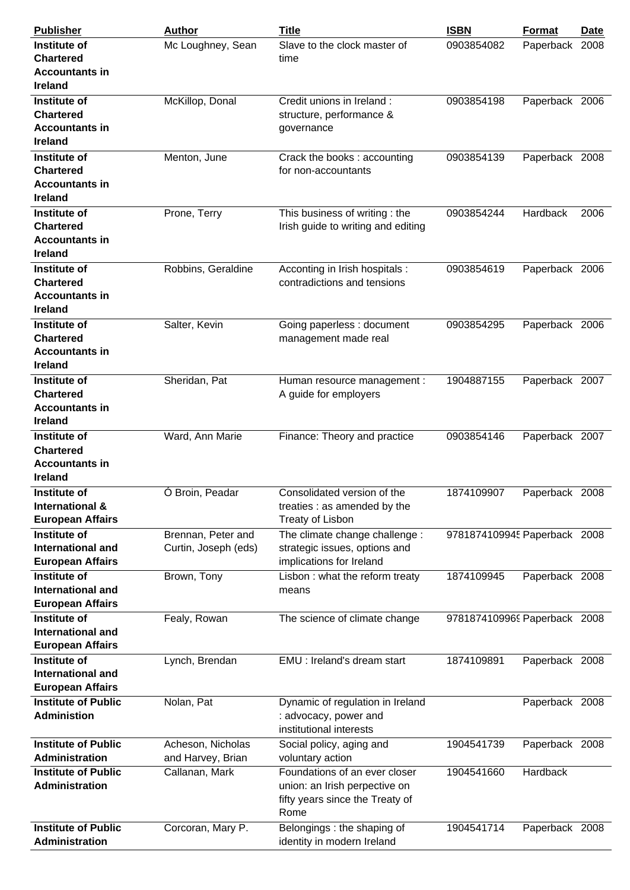| Publisher | Author | Title | ISBN | Format | Date |
|---|---|---|---|---|---|
| **Institute of Chartered Accountants in Ireland** | Mc Loughney, Sean | Slave to the clock master of time | 0903854082 | Paperback | 2008 |
| **Institute of Chartered Accountants in Ireland** | McKillop, Donal | Credit unions in Ireland : structure, performance & governance | 0903854198 | Paperback | 2006 |
| **Institute of Chartered Accountants in Ireland** | Menton, June | Crack the books : accounting for non-accountants | 0903854139 | Paperback | 2008 |
| **Institute of Chartered Accountants in Ireland** | Prone, Terry | This business of writing : the Irish guide to writing and editing | 0903854244 | Hardback | 2006 |
| **Institute of Chartered Accountants in Ireland** | Robbins, Geraldine | Acconting in Irish hospitals : contradictions and tensions | 0903854619 | Paperback | 2006 |
| **Institute of Chartered Accountants in Ireland** | Salter, Kevin | Going paperless : document management made real | 0903854295 | Paperback | 2006 |
| **Institute of Chartered Accountants in Ireland** | Sheridan, Pat | Human resource management : A guide for employers | 1904887155 | Paperback | 2007 |
| **Institute of Chartered Accountants in Ireland** | Ward, Ann Marie | Finance: Theory and practice | 0903854146 | Paperback | 2007 |
| **Institute of International & European Affairs** | Ó Broin, Peadar | Consolidated version of the treaties : as amended by the Treaty of Lisbon | 1874109907 | Paperback | 2008 |
| **Institute of International and European Affairs** | Brennan, Peter and Curtin, Joseph (eds) | The climate change challenge : strategic issues, options and implications for Ireland | 978187410994 | Paperback | 2008 |
| **Institute of International and European Affairs** | Brown, Tony | Lisbon : what the reform treaty means | 1874109945 | Paperback | 2008 |
| **Institute of International and European Affairs** | Fealy, Rowan | The science of climate change | 978187410996 | Paperback | 2008 |
| **Institute of International and European Affairs** | Lynch, Brendan | EMU : Ireland's dream start | 1874109891 | Paperback | 2008 |
| **Institute of Public Adminision** | Nolan, Pat | Dynamic of regulation in Ireland : advocacy, power and institutional interests | | Paperback | 2008 |
| **Institute of Public Administration** | Acheson, Nicholas and Harvey, Brian | Social policy, aging and voluntary action | 1904541739 | Paperback | 2008 |
| **Institute of Public Administration** | Callanan, Mark | Foundations of an ever closer union: an Irish perpective on fifty years since the Treaty of Rome | 1904541660 | Hardback | |
| **Institute of Public Administration** | Corcoran, Mary P. | Belongings : the shaping of identity in modern Ireland | 1904541714 | Paperback | 2008 |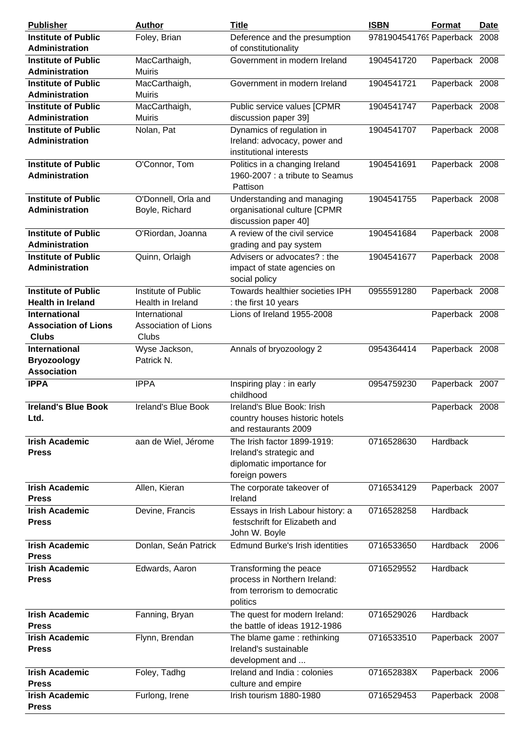| Publisher | Author | Title | ISBN | Format | Date |
|---|---|---|---|---|---|
| **Institute of Public Administration** | Foley, Brian | Deference and the presumption of constitutionality | 978190454176( | Paperback | 2008 |
| **Institute of Public Administration** | MacCarthaigh, Muiris | Government in modern Ireland | 1904541720 | Paperback | 2008 |
| **Institute of Public Administration** | MacCarthaigh, Muiris | Government in modern Ireland | 1904541721 | Paperback | 2008 |
| **Institute of Public Administration** | MacCarthaigh, Muiris | Public service values [CPMR discussion paper 39] | 1904541747 | Paperback | 2008 |
| **Institute of Public Administration** | Nolan, Pat | Dynamics of regulation in Ireland: advocacy, power and institutional interests | 1904541707 | Paperback | 2008 |
| **Institute of Public Administration** | O'Connor, Tom | Politics in a changing Ireland 1960-2007 : a tribute to Seamus Pattison | 1904541691 | Paperback | 2008 |
| **Institute of Public Administration** | O'Donnell, Orla and Boyle, Richard | Understanding and managing organisational culture [CPMR discussion paper 40] | 1904541755 | Paperback | 2008 |
| **Institute of Public Administration** | O'Riordan, Joanna | A review of the civil service grading and pay system | 1904541684 | Paperback | 2008 |
| **Institute of Public Administration** | Quinn, Orlaigh | Advisers or advocates? : the impact of state agencies on social policy | 1904541677 | Paperback | 2008 |
| **Institute of Public Health in Ireland** | Institute of Public Health in Ireland | Towards healthier societies IPH : the first 10 years | 0955591280 | Paperback | 2008 |
| **International Association of Lions Clubs** | International Association of Lions Clubs | Lions of Ireland 1955-2008 | | Paperback | 2008 |
| **International Bryozoology Association** | Wyse Jackson, Patrick N. | Annals of bryozoology 2 | 0954364414 | Paperback | 2008 |
| **IPPA** | IPPA | Inspiring play : in early childhood | 0954759230 | Paperback | 2007 |
| **Ireland's Blue Book Ltd.** | Ireland's Blue Book | Ireland's Blue Book: Irish country houses historic hotels and restaurants 2009 | | Paperback | 2008 |
| **Irish Academic Press** | aan de Wiel, Jérome | The Irish factor 1899-1919: Ireland's strategic and diplomatic importance for foreign powers | 0716528630 | Hardback | |
| **Irish Academic Press** | Allen, Kieran | The corporate takeover of Ireland | 0716534129 | Paperback | 2007 |
| **Irish Academic Press** | Devine, Francis | Essays in Irish Labour history: a festschrift for Elizabeth and John W. Boyle | 0716528258 | Hardback | |
| **Irish Academic Press** | Donlan, Seán Patrick | Edmund Burke's Irish identities | 0716533650 | Hardback | 2006 |
| **Irish Academic Press** | Edwards, Aaron | Transforming the peace process in Northern Ireland: from terrorism to democratic politics | 0716529552 | Hardback | |
| **Irish Academic Press** | Fanning, Bryan | The quest for modern Ireland: the battle of ideas 1912-1986 | 0716529026 | Hardback | |
| **Irish Academic Press** | Flynn, Brendan | The blame game : rethinking Ireland's sustainable development and ... | 0716533510 | Paperback | 2007 |
| **Irish Academic Press** | Foley, Tadhg | Ireland and India : colonies culture and empire | 071652838X | Paperback | 2006 |
| **Irish Academic Press** | Furlong, Irene | Irish tourism 1880-1980 | 0716529453 | Paperback | 2008 |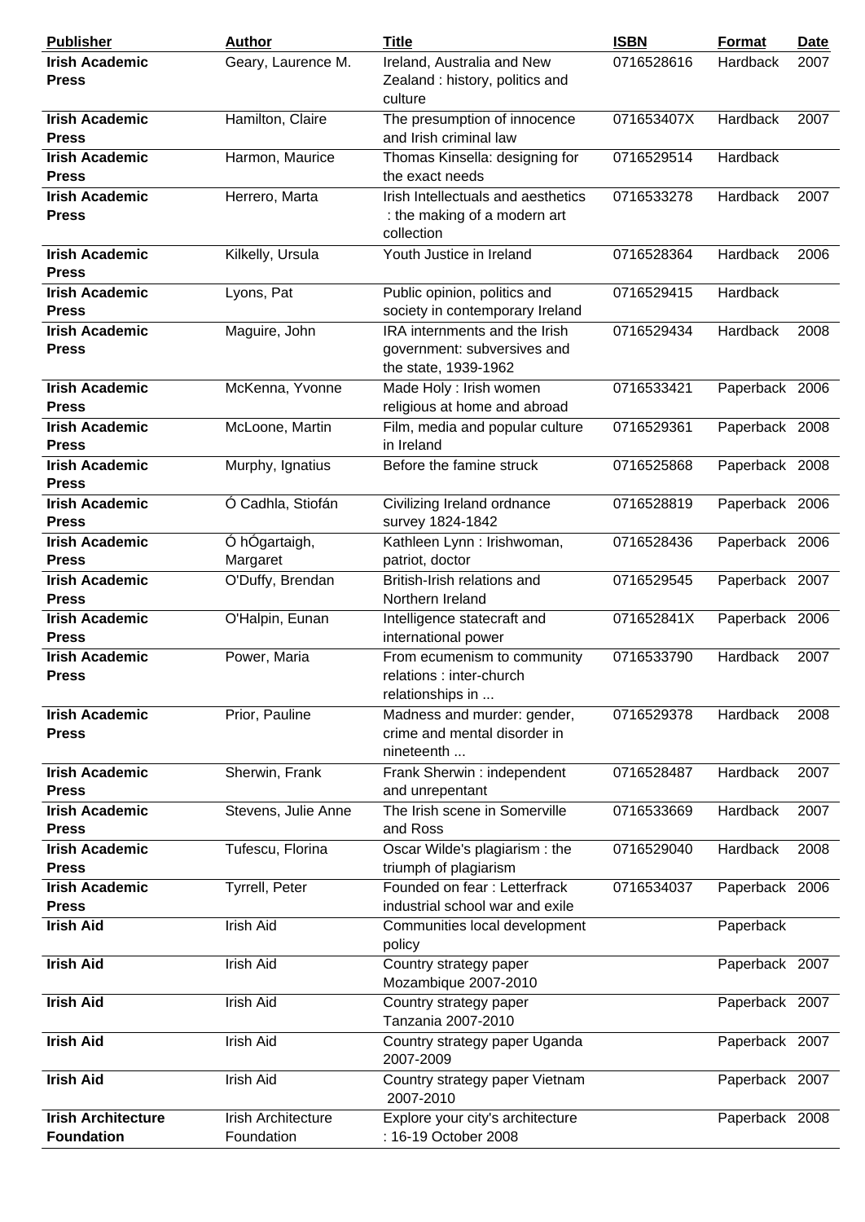| Publisher | Author | Title | ISBN | Format | Date |
|---|---|---|---|---|---|
| **Irish Academic Press** | Geary, Laurence M. | Ireland, Australia and New Zealand : history, politics and culture | 0716528616 | Hardback | 2007 |
| **Irish Academic Press** | Hamilton, Claire | The presumption of innocence and Irish criminal law | 071653407X | Hardback | 2007 |
| **Irish Academic Press** | Harmon, Maurice | Thomas Kinsella: designing for the exact needs | 0716529514 | Hardback | |
| **Irish Academic Press** | Herrero, Marta | Irish Intellectuals and aesthetics : the making of a modern art collection | 0716533278 | Hardback | 2007 |
| **Irish Academic Press** | Kilkelly, Ursula | Youth Justice in Ireland | 0716528364 | Hardback | 2006 |
| **Irish Academic Press** | Lyons, Pat | Public opinion, politics and society in contemporary Ireland | 0716529415 | Hardback | |
| **Irish Academic Press** | Maguire, John | IRA internments and the Irish government: subversives and the state, 1939-1962 | 0716529434 | Hardback | 2008 |
| **Irish Academic Press** | McKenna, Yvonne | Made Holy : Irish women religious at home and abroad | 0716533421 | Paperback | 2006 |
| **Irish Academic Press** | McLoone, Martin | Film, media and popular culture in Ireland | 0716529361 | Paperback | 2008 |
| **Irish Academic Press** | Murphy, Ignatius | Before the famine struck | 0716525868 | Paperback | 2008 |
| **Irish Academic Press** | Ó Cadhla, Stiofán | Civilizing Ireland ordnance survey 1824-1842 | 0716528819 | Paperback | 2006 |
| **Irish Academic Press** | Ó hÓgartaigh, Margaret | Kathleen Lynn : Irishwoman, patriot, doctor | 0716528436 | Paperback | 2006 |
| **Irish Academic Press** | O'Duffy, Brendan | British-Irish relations and Northern Ireland | 0716529545 | Paperback | 2007 |
| **Irish Academic Press** | O'Halpin, Eunan | Intelligence statecraft and international power | 071652841X | Paperback | 2006 |
| **Irish Academic Press** | Power, Maria | From ecumenism to community relations : inter-church relationships in ... | 0716533790 | Hardback | 2007 |
| **Irish Academic Press** | Prior, Pauline | Madness and murder: gender, crime and mental disorder in nineteenth ... | 0716529378 | Hardback | 2008 |
| **Irish Academic Press** | Sherwin, Frank | Frank Sherwin : independent and unrepentant | 0716528487 | Hardback | 2007 |
| **Irish Academic Press** | Stevens, Julie Anne | The Irish scene in Somerville and Ross | 0716533669 | Hardback | 2007 |
| **Irish Academic Press** | Tufescu, Florina | Oscar Wilde's plagiarism : the triumph of plagiarism | 0716529040 | Hardback | 2008 |
| **Irish Academic Press** | Tyrrell, Peter | Founded on fear : Letterfrack industrial school war and exile | 0716534037 | Paperback | 2006 |
| **Irish Aid** | Irish Aid | Communities local development policy | | Paperback | |
| **Irish Aid** | Irish Aid | Country strategy paper Mozambique 2007-2010 | | Paperback | 2007 |
| **Irish Aid** | Irish Aid | Country strategy paper Tanzania 2007-2010 | | Paperback | 2007 |
| **Irish Aid** | Irish Aid | Country strategy paper Uganda 2007-2009 | | Paperback | 2007 |
| **Irish Aid** | Irish Aid | Country strategy paper Vietnam 2007-2010 | | Paperback | 2007 |
| **Irish Architecture Foundation** | Irish Architecture Foundation | Explore your city's architecture : 16-19 October 2008 | | Paperback | 2008 |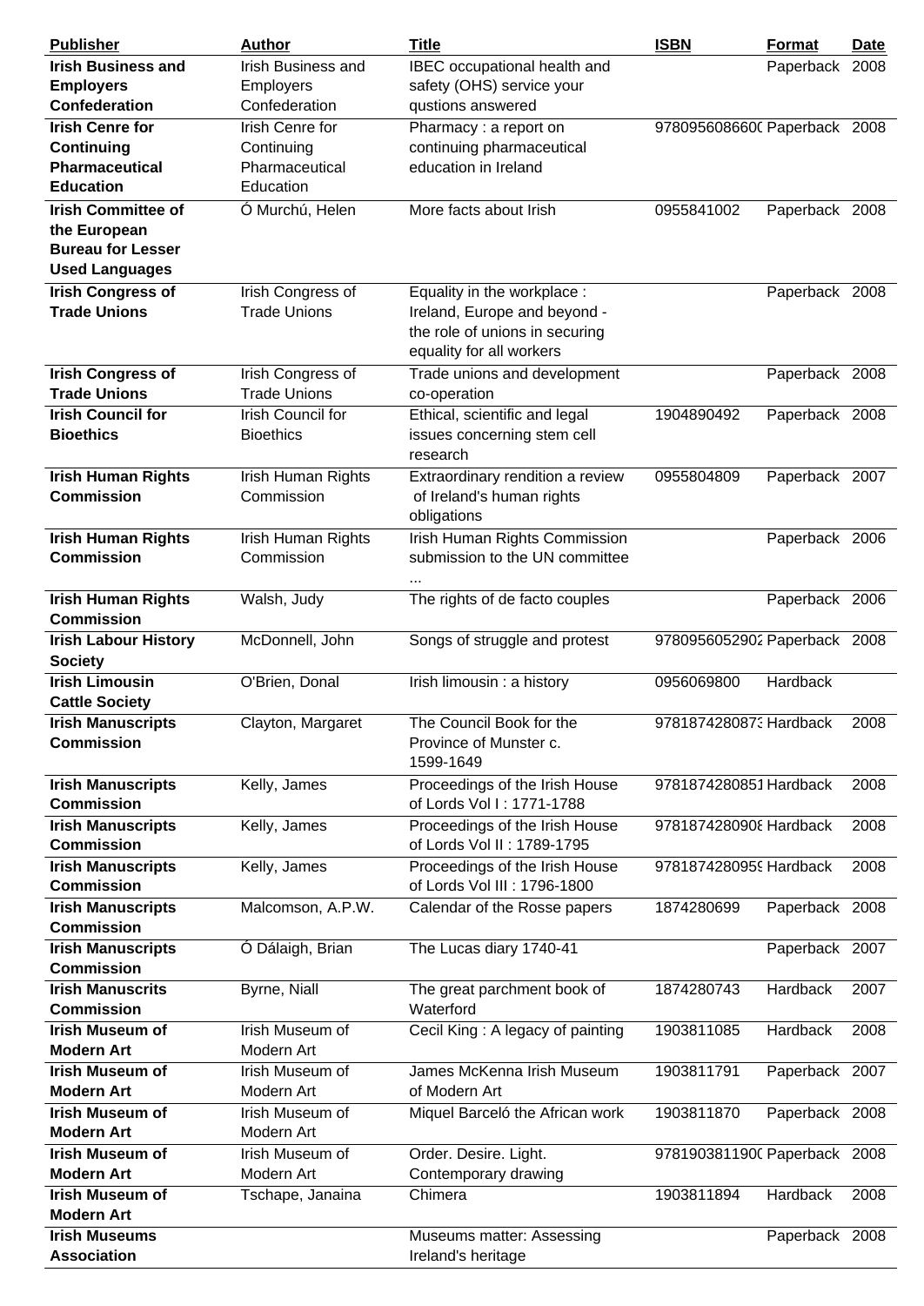| Publisher | Author | Title | ISBN | Format | Date |
|---|---|---|---|---|---|
| **Irish Business and Employers Confederation** | Irish Business and Employers Confederation | IBEC occupational health and safety (OHS) service your qustions answered | | Paperback | 2008 |
| **Irish Cenre for Continuing Pharmaceutical Education** | Irish Cenre for Continuing Pharmaceutical Education | Pharmacy : a report on continuing pharmaceutical education in Ireland | 978095608660( | Paperback | 2008 |
| **Irish Committee of the European Bureau for Lesser Used Languages** | Ó Murchú, Helen | More facts about Irish | 0955841002 | Paperback | 2008 |
| **Irish Congress of Trade Unions** | Irish Congress of Trade Unions | Equality in the workplace : Ireland, Europe and beyond - the role of unions in securing equality for all workers | | Paperback | 2008 |
| **Irish Congress of Trade Unions** | Irish Congress of Trade Unions | Trade unions and development co-operation | | Paperback | 2008 |
| **Irish Council for Bioethics** | Irish Council for Bioethics | Ethical, scientific and legal issues concerning stem cell research | 1904890492 | Paperback | 2008 |
| **Irish Human Rights Commission** | Irish Human Rights Commission | Extraordinary rendition a review of Ireland's human rights obligations | 0955804809 | Paperback | 2007 |
| **Irish Human Rights Commission** | Irish Human Rights Commission | Irish Human Rights Commission submission to the UN committee ... | | Paperback | 2006 |
| **Irish Human Rights Commission** | Walsh, Judy | The rights of de facto couples | | Paperback | 2006 |
| **Irish Labour History Society** | McDonnell, John | Songs of struggle and protest | 978095605290​2 | Paperback | 2008 |
| **Irish Limousin Cattle Society** | O'Brien, Donal | Irish limousin : a history | 0956069800 | Hardback | |
| **Irish Manuscripts Commission** | Clayton, Margaret | The Council Book for the Province of Munster c. 1599-1649 | 978187428087​3 | Hardback | 2008 |
| **Irish Manuscripts Commission** | Kelly, James | Proceedings of the Irish House of Lords Vol I : 1771-1788 | 9781874280851 | Hardback | 2008 |
| **Irish Manuscripts Commission** | Kelly, James | Proceedings of the Irish House of Lords Vol II : 1789-1795 | 978187428090​8 | Hardback | 2008 |
| **Irish Manuscripts Commission** | Kelly, James | Proceedings of the Irish House of Lords Vol III : 1796-1800 | 978187428095​9 | Hardback | 2008 |
| **Irish Manuscripts Commission** | Malcomson, A.P.W. | Calendar of the Rosse papers | 1874280699 | Paperback | 2008 |
| **Irish Manuscripts Commission** | Ó Dálaigh, Brian | The Lucas diary 1740-41 | | Paperback | 2007 |
| **Irish Manuscrits Commission** | Byrne, Niall | The great parchment book of Waterford | 1874280743 | Hardback | 2007 |
| **Irish Museum of Modern Art** | Irish Museum of Modern Art | Cecil King : A legacy of painting | 1903811085 | Hardback | 2008 |
| **Irish Museum of Modern Art** | Irish Museum of Modern Art | James McKenna Irish Museum of Modern Art | 1903811791 | Paperback | 2007 |
| **Irish Museum of Modern Art** | Irish Museum of Modern Art | Miquel Barceló the African work | 1903811870 | Paperback | 2008 |
| **Irish Museum of Modern Art** | Irish Museum of Modern Art | Order. Desire. Light. Contemporary drawing | 978190381190( | Paperback | 2008 |
| **Irish Museum of Modern Art** | Tschape, Janaina | Chimera | 1903811894 | Hardback | 2008 |
| **Irish Museums Association** | | Museums matter: Assessing Ireland's heritage | | Paperback | 2008 |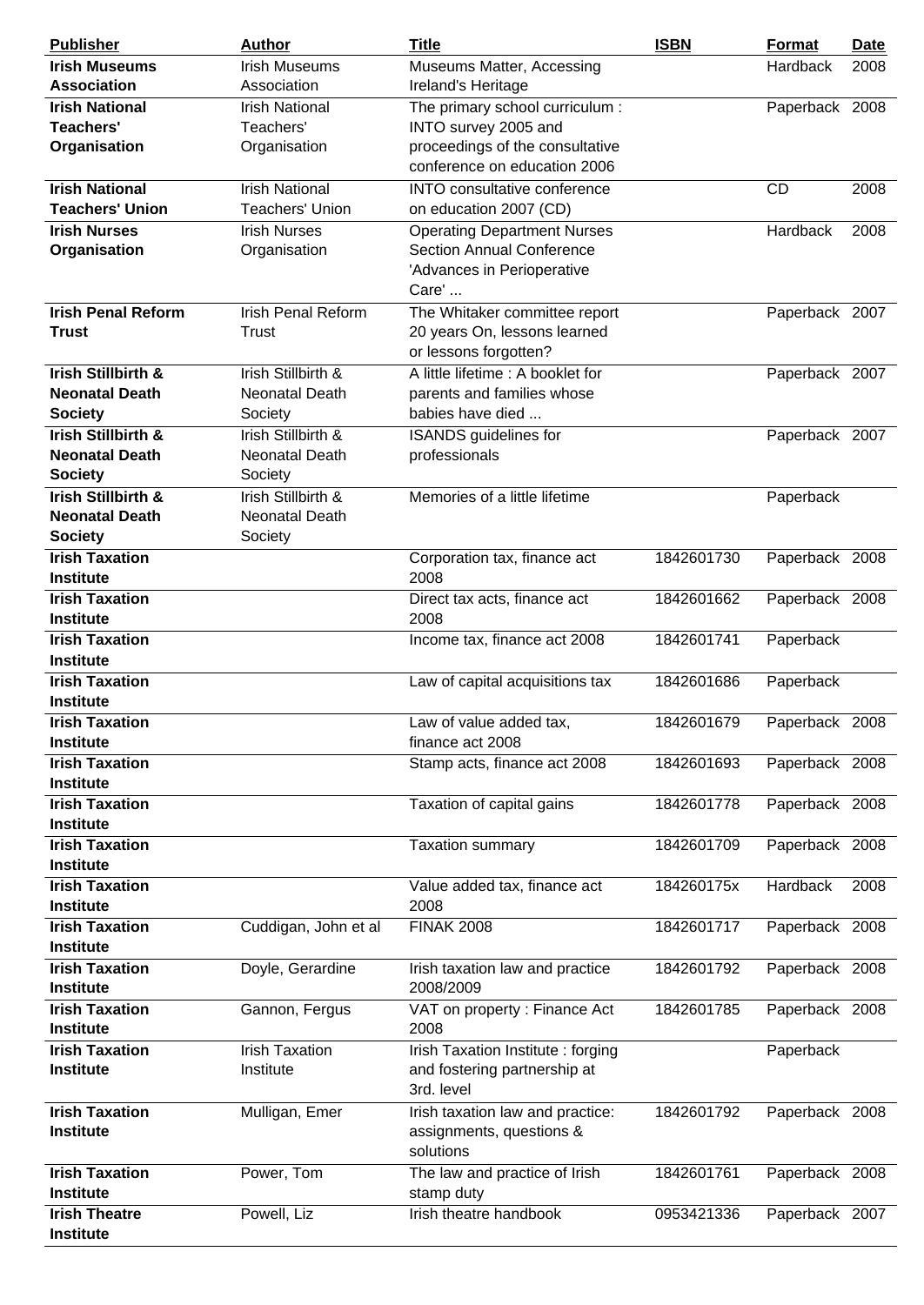| Publisher | Author | Title | ISBN | Format | Date |
|---|---|---|---|---|---|
| **Irish Museums Association** | Irish Museums Association | Museums Matter, Accessing Ireland's Heritage | | Hardback | 2008 |
| **Irish National Teachers' Organisation** | Irish National Teachers' Organisation | The primary school curriculum : INTO survey 2005 and proceedings of the consultative conference on education 2006 | | Paperback | 2008 |
| **Irish National Teachers' Union** | Irish National Teachers' Union | INTO consultative conference on education 2007 (CD) | | CD | 2008 |
| **Irish Nurses Organisation** | Irish Nurses Organisation | Operating Department Nurses Section Annual Conference 'Advances in Perioperative Care' ... | | Hardback | 2008 |
| **Irish Penal Reform Trust** | Irish Penal Reform Trust | The Whitaker committee report 20 years On, lessons learned or lessons forgotten? | | Paperback | 2007 |
| **Irish Stillbirth & Neonatal Death Society** | Irish Stillbirth & Neonatal Death Society | A little lifetime : A booklet for parents and families whose babies have died ... | | Paperback | 2007 |
| **Irish Stillbirth & Neonatal Death Society** | Irish Stillbirth & Neonatal Death Society | ISANDS guidelines for professionals | | Paperback | 2007 |
| **Irish Stillbirth & Neonatal Death Society** | Irish Stillbirth & Neonatal Death Society | Memories of a little lifetime | | Paperback | |
| **Irish Taxation Institute** | | Corporation tax, finance act 2008 | 1842601730 | Paperback | 2008 |
| **Irish Taxation Institute** | | Direct tax acts, finance act 2008 | 1842601662 | Paperback | 2008 |
| **Irish Taxation Institute** | | Income tax, finance act 2008 | 1842601741 | Paperback | |
| **Irish Taxation Institute** | | Law of capital acquisitions tax | 1842601686 | Paperback | |
| **Irish Taxation Institute** | | Law of value added tax, finance act 2008 | 1842601679 | Paperback | 2008 |
| **Irish Taxation Institute** | | Stamp acts, finance act 2008 | 1842601693 | Paperback | 2008 |
| **Irish Taxation Institute** | | Taxation of capital gains | 1842601778 | Paperback | 2008 |
| **Irish Taxation Institute** | | Taxation summary | 1842601709 | Paperback | 2008 |
| **Irish Taxation Institute** | | Value added tax, finance act 2008 | 184260175x | Hardback | 2008 |
| **Irish Taxation Institute** | Cuddigan, John et al | FINAK 2008 | 1842601717 | Paperback | 2008 |
| **Irish Taxation Institute** | Doyle, Gerardine | Irish taxation law and practice 2008/2009 | 1842601792 | Paperback | 2008 |
| **Irish Taxation Institute** | Gannon, Fergus | VAT on property : Finance Act 2008 | 1842601785 | Paperback | 2008 |
| **Irish Taxation Institute** | Irish Taxation Institute | Irish Taxation Institute : forging and fostering partnership at 3rd. level | | Paperback | |
| **Irish Taxation Institute** | Mulligan, Emer | Irish taxation law and practice: assignments, questions & solutions | 1842601792 | Paperback | 2008 |
| **Irish Taxation Institute** | Power, Tom | The law and practice of Irish stamp duty | 1842601761 | Paperback | 2008 |
| **Irish Theatre Institute** | Powell, Liz | Irish theatre handbook | 0953421336 | Paperback | 2007 |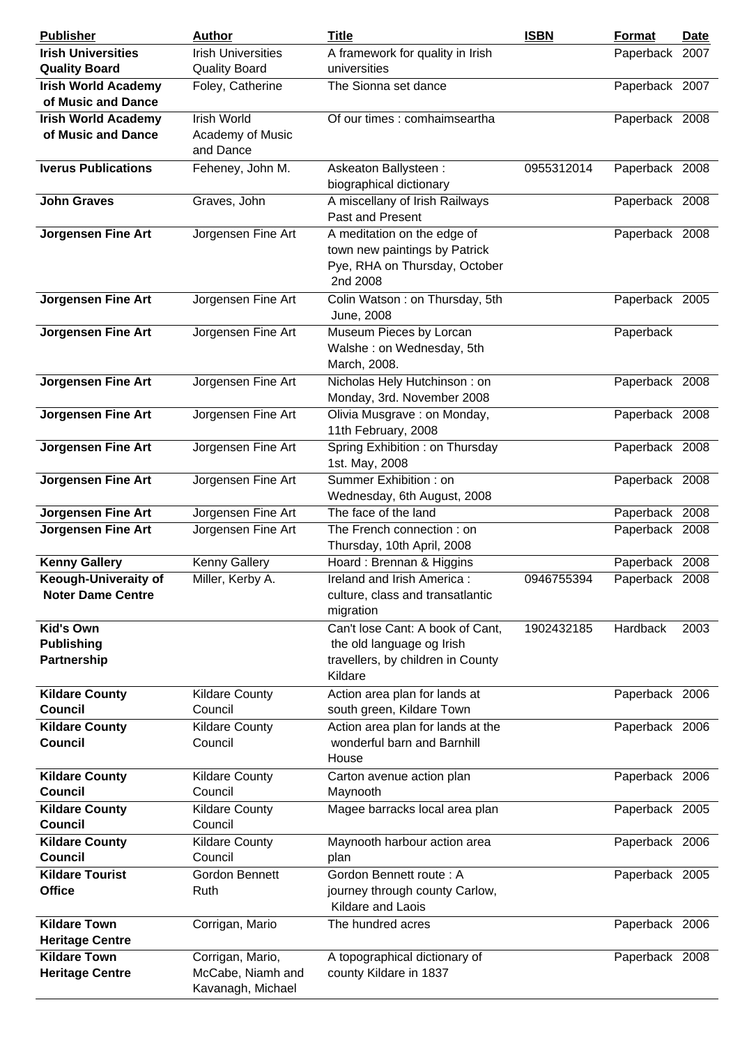| Publisher | Author | Title | ISBN | Format | Date |
|---|---|---|---|---|---|
| **Irish Universities Quality Board** | Irish Universities Quality Board | A framework for quality in Irish universities | | Paperback | 2007 |
| **Irish World Academy of Music and Dance** | Foley, Catherine | The Sionna set dance | | Paperback | 2007 |
| **Irish World Academy of Music and Dance** | Irish World Academy of Music and Dance | Of our times : comhaimseartha | | Paperback | 2008 |
| **Iverus Publications** | Feheney, John M. | Askeaton Ballysteen : biographical dictionary | 0955312014 | Paperback | 2008 |
| **John Graves** | Graves, John | A miscellany of Irish Railways Past and Present | | Paperback | 2008 |
| **Jorgensen Fine Art** | Jorgensen Fine Art | A meditation on the edge of town new paintings by Patrick Pye, RHA on Thursday, October 2nd 2008 | | Paperback | 2008 |
| **Jorgensen Fine Art** | Jorgensen Fine Art | Colin Watson : on Thursday, 5th June, 2008 | | Paperback | 2005 |
| **Jorgensen Fine Art** | Jorgensen Fine Art | Museum Pieces by Lorcan Walshe : on Wednesday, 5th March, 2008. | | Paperback | |
| **Jorgensen Fine Art** | Jorgensen Fine Art | Nicholas Hely Hutchinson : on Monday, 3rd. November 2008 | | Paperback | 2008 |
| **Jorgensen Fine Art** | Jorgensen Fine Art | Olivia Musgrave : on Monday, 11th February, 2008 | | Paperback | 2008 |
| **Jorgensen Fine Art** | Jorgensen Fine Art | Spring Exhibition : on Thursday 1st. May, 2008 | | Paperback | 2008 |
| **Jorgensen Fine Art** | Jorgensen Fine Art | Summer Exhibition : on Wednesday, 6th August, 2008 | | Paperback | 2008 |
| **Jorgensen Fine Art** | Jorgensen Fine Art | The face of the land | | Paperback | 2008 |
| **Jorgensen Fine Art** | Jorgensen Fine Art | The French connection : on Thursday, 10th April, 2008 | | Paperback | 2008 |
| **Kenny Gallery** | Kenny Gallery | Hoard : Brennan & Higgins | | Paperback | 2008 |
| **Keough-Univeraity of Noter Dame Centre** | Miller, Kerby A. | Ireland and Irish America : culture, class and transatlantic migration | 0946755394 | Paperback | 2008 |
| **Kid's Own Publishing Partnership** | | Can't lose Cant: A book of Cant, the old language og Irish travellers, by children in County Kildare | 1902432185 | Hardback | 2003 |
| **Kildare County Council** | Kildare County Council | Action area plan for lands at south green, Kildare Town | | Paperback | 2006 |
| **Kildare County Council** | Kildare County Council | Action area plan for lands at the wonderful barn and Barnhill House | | Paperback | 2006 |
| **Kildare County Council** | Kildare County Council | Carton avenue action plan Maynooth | | Paperback | 2006 |
| **Kildare County Council** | Kildare County Council | Magee barracks local area plan | | Paperback | 2005 |
| **Kildare County Council** | Kildare County Council | Maynooth harbour action area plan | | Paperback | 2006 |
| **Kildare Tourist Office** | Gordon Bennett Ruth | Gordon Bennett route : A journey through county Carlow, Kildare and Laois | | Paperback | 2005 |
| **Kildare Town Heritage Centre** | Corrigan, Mario | The hundred acres | | Paperback | 2006 |
| **Kildare Town Heritage Centre** | Corrigan, Mario, McCabe, Niamh and Kavanagh, Michael | A topographical dictionary of county Kildare in 1837 | | Paperback | 2008 |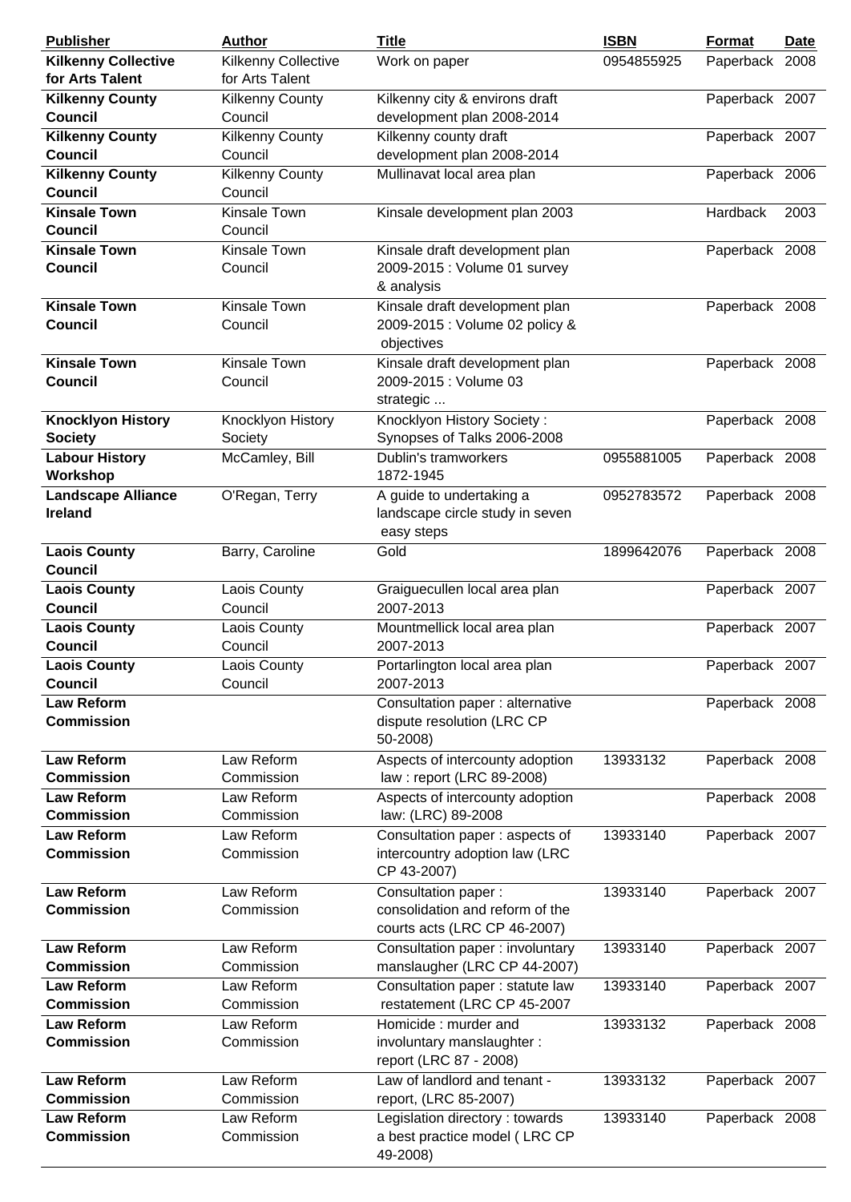| Publisher | Author | Title | ISBN | Format | Date |
|---|---|---|---|---|---|
| **Kilkenny Collective for Arts Talent** | Kilkenny Collective for Arts Talent | Work on paper | 0954855925 | Paperback | 2008 |
| **Kilkenny County Council** | Kilkenny County Council | Kilkenny city & environs draft development plan 2008-2014 | | Paperback | 2007 |
| **Kilkenny County Council** | Kilkenny County Council | Kilkenny county draft development plan 2008-2014 | | Paperback | 2007 |
| **Kilkenny County Council** | Kilkenny County Council | Mullinavat local area plan | | Paperback | 2006 |
| **Kinsale Town Council** | Kinsale Town Council | Kinsale development plan 2003 | | Hardback | 2003 |
| **Kinsale Town Council** | Kinsale Town Council | Kinsale draft development plan 2009-2015 : Volume 01 survey & analysis | | Paperback | 2008 |
| **Kinsale Town Council** | Kinsale Town Council | Kinsale draft development plan 2009-2015 : Volume 02 policy & objectives | | Paperback | 2008 |
| **Kinsale Town Council** | Kinsale Town Council | Kinsale draft development plan 2009-2015 : Volume 03 strategic ... | | Paperback | 2008 |
| **Knocklyon History Society** | Knocklyon History Society | Knocklyon History Society : Synopses of Talks 2006-2008 | | Paperback | 2008 |
| **Labour History Workshop** | McCamley, Bill | Dublin's tramworkers 1872-1945 | 0955881005 | Paperback | 2008 |
| **Landscape Alliance Ireland** | O'Regan, Terry | A guide to undertaking a landscape circle study in seven easy steps | 0952783572 | Paperback | 2008 |
| **Laois County Council** | Barry, Caroline | Gold | 1899642076 | Paperback | 2008 |
| **Laois County Council** | Laois County Council | Graiguecullen local area plan 2007-2013 | | Paperback | 2007 |
| **Laois County Council** | Laois County Council | Mountmellick local area plan 2007-2013 | | Paperback | 2007 |
| **Laois County Council** | Laois County Council | Portarlington local area plan 2007-2013 | | Paperback | 2007 |
| **Law Reform Commission** | | Consultation paper : alternative dispute resolution (LRC CP 50-2008) | | Paperback | 2008 |
| **Law Reform Commission** | Law Reform Commission | Aspects of intercounty adoption law : report (LRC 89-2008) | 13933132 | Paperback | 2008 |
| **Law Reform Commission** | Law Reform Commission | Aspects of intercounty adoption law: (LRC) 89-2008 | | Paperback | 2008 |
| **Law Reform Commission** | Law Reform Commission | Consultation paper : aspects of intercountry adoption law (LRC CP 43-2007) | 13933140 | Paperback | 2007 |
| **Law Reform Commission** | Law Reform Commission | Consultation paper : consolidation and reform of the courts acts (LRC CP 46-2007) | 13933140 | Paperback | 2007 |
| **Law Reform Commission** | Law Reform Commission | Consultation paper : involuntary manslaugher (LRC CP 44-2007) | 13933140 | Paperback | 2007 |
| **Law Reform Commission** | Law Reform Commission | Consultation paper : statute law restatement (LRC CP 45-2007 | 13933140 | Paperback | 2007 |
| **Law Reform Commission** | Law Reform Commission | Homicide : murder and involuntary manslaughter : report (LRC 87 - 2008) | 13933132 | Paperback | 2008 |
| **Law Reform Commission** | Law Reform Commission | Law of landlord and tenant - report, (LRC 85-2007) | 13933132 | Paperback | 2007 |
| **Law Reform Commission** | Law Reform Commission | Legislation directory : towards a best practice model ( LRC CP 49-2008) | 13933140 | Paperback | 2008 |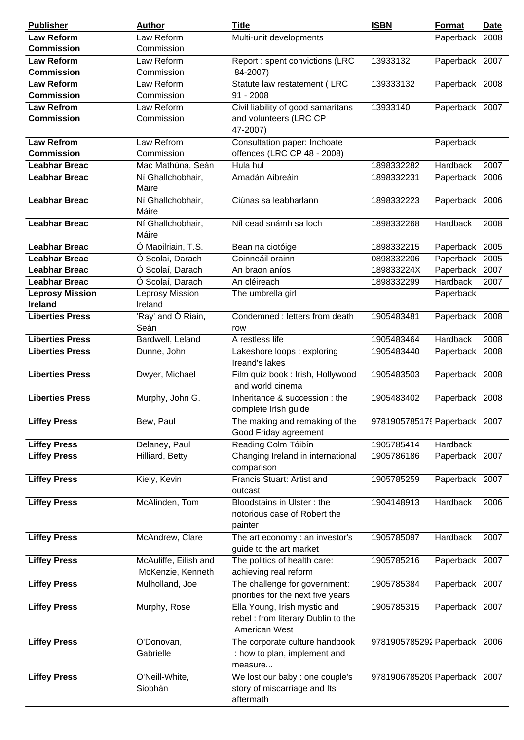| Publisher | Author | Title | ISBN | Format | Date |
|---|---|---|---|---|---|
| **Law Reform Commission** | Law Reform Commission | Multi-unit developments | | Paperback | 2008 |
| **Law Reform Commission** | Law Reform Commission | Report : spent convictions (LRC 84-2007) | 13933132 | Paperback | 2007 |
| **Law Reform Commission** | Law Reform Commission | Statute law restatement ( LRC 91 - 2008 | 139333132 | Paperback | 2008 |
| **Law Refrom Commission** | Law Reform Commission | Civil liability of good samaritans and volunteers (LRC CP 47-2007) | 13933140 | Paperback | 2007 |
| **Law Refrom Commission** | Law Refrom Commission | Consultation paper: Inchoate offences (LRC CP 48 - 2008) | | Paperback | |
| **Leabhar Breac** | Mac Mathúna, Seán | Hula hul | 1898332282 | Hardback | 2007 |
| **Leabhar Breac** | Ní Ghallchobhair, Máire | Amadán Aibreáin | 1898332231 | Paperback | 2006 |
| **Leabhar Breac** | Ní Ghallchobhair, Máire | Ciúnas sa leabharlann | 1898332223 | Paperback | 2006 |
| **Leabhar Breac** | Ní Ghallchobhair, Máire | Níl cead snámh sa loch | 1898332268 | Hardback | 2008 |
| **Leabhar Breac** | Ó Maoilriain, T.S. | Bean na ciotóige | 1898332215 | Paperback | 2005 |
| **Leabhar Breac** | Ó Scolai, Darach | Coinneáil orainn | 0898332206 | Paperback | 2005 |
| **Leabhar Breac** | Ó Scolaí, Darach | An braon aníos | 189833224X | Paperback | 2007 |
| **Leabhar Breac** | Ó Scolaí, Darach | An cléireach | 1898332299 | Hardback | 2007 |
| **Leprosy Mission Ireland** | Leprosy Mission Ireland | The umbrella girl | | Paperback | |
| **Liberties Press** | 'Ray' and Ó Riain, Seán | Condemned : letters from death row | 1905483481 | Paperback | 2008 |
| **Liberties Press** | Bardwell, Leland | A restless life | 1905483464 | Hardback | 2008 |
| **Liberties Press** | Dunne, John | Lakeshore loops : exploring Ireand's lakes | 1905483440 | Paperback | 2008 |
| **Liberties Press** | Dwyer, Michael | Film quiz book : Irish, Hollywood and world cinema | 1905483503 | Paperback | 2008 |
| **Liberties Press** | Murphy, John G. | Inheritance & succession : the complete Irish guide | 1905483402 | Paperback | 2008 |
| **Liffey Press** | Bew, Paul | The making and remaking of the Good Friday agreement | 978190578517( | Paperback | 2007 |
| **Liffey Press** | Delaney, Paul | Reading Colm Tóibín | 1905785414 | Hardback | |
| **Liffey Press** | Hilliard, Betty | Changing Ireland in international comparison | 1905786186 | Paperback | 2007 |
| **Liffey Press** | Kiely, Kevin | Francis Stuart: Artist and outcast | 1905785259 | Paperback | 2007 |
| **Liffey Press** | McAlinden, Tom | Bloodstains in Ulster : the notorious case of Robert the painter | 1904148913 | Hardback | 2006 |
| **Liffey Press** | McAndrew, Clare | The art economy : an investor's guide to the art market | 1905785097 | Hardback | 2007 |
| **Liffey Press** | McAuliffe, Eilish and McKenzie, Kenneth | The politics of health care: achieving real reform | 1905785216 | Paperback | 2007 |
| **Liffey Press** | Mulholland, Joe | The challenge for government: priorities for the next five years | 1905785384 | Paperback | 2007 |
| **Liffey Press** | Murphy, Rose | Ella Young, Irish mystic and rebel : from literary Dublin to the American West | 1905785315 | Paperback | 2007 |
| **Liffey Press** | O'Donovan, Gabrielle | The corporate culture handbook : how to plan, implement and measure... | 978190578529? | Paperback | 2006 |
| **Liffey Press** | O'Neill-White, Siobhán | We lost our baby : one couple's story of miscarriage and Its aftermath | 978190678520( | Paperback | 2007 |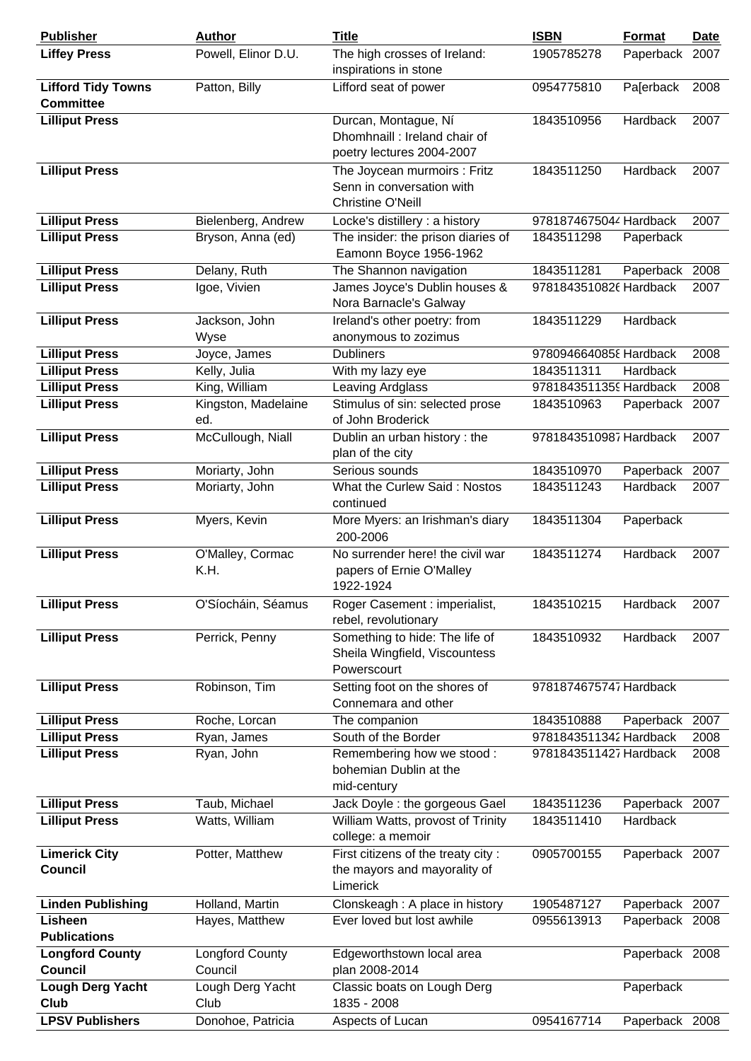| Publisher | Author | Title | ISBN | Format | Date |
|---|---|---|---|---|---|
| **Liffey Press** | Powell, Elinor D.U. | The high crosses of Ireland: inspirations in stone | 1905785278 | Paperback | 2007 |
| **Lifford Tidy Towns Committee** | Patton, Billy | Lifford seat of power | 0954775810 | Pa[erback | 2008 |
| **Lilliput Press** | | Durcan, Montague, Ní Dhomhnaill : Ireland chair of poetry lectures 2004-2007 | 1843510956 | Hardback | 2007 |
| **Lilliput Press** | | The Joycean murmoirs : Fritz Senn in conversation with Christine O'Neill | 1843511250 | Hardback | 2007 |
| **Lilliput Press** | Bielenberg, Andrew | Locke's distillery : a history | 9781874675044 | Hardback | 2007 |
| **Lilliput Press** | Bryson, Anna (ed) | The insider: the prison diaries of Eamonn Boyce 1956-1962 | 1843511298 | Paperback | |
| **Lilliput Press** | Delany, Ruth | The Shannon navigation | 1843511281 | Paperback | 2008 |
| **Lilliput Press** | Igoe, Vivien | James Joyce's Dublin houses & Nora Barnacle's Galway | 9781843510826 | Hardback | 2007 |
| **Lilliput Press** | Jackson, John Wyse | Ireland's other poetry: from anonymous to zozimus | 1843511229 | Hardback | |
| **Lilliput Press** | Joyce, James | Dubliners | 9780946640858 | Hardback | 2008 |
| **Lilliput Press** | Kelly, Julia | With my lazy eye | 1843511311 | Hardback | |
| **Lilliput Press** | King, William | Leaving Ardglass | 9781843511359 | Hardback | 2008 |
| **Lilliput Press** | Kingston, Madelaine ed. | Stimulus of sin: selected prose of John Broderick | 1843510963 | Paperback | 2007 |
| **Lilliput Press** | McCullough, Niall | Dublin an urban history : the plan of the city | 9781843510987 | Hardback | 2007 |
| **Lilliput Press** | Moriarty, John | Serious sounds | 1843510970 | Paperback | 2007 |
| **Lilliput Press** | Moriarty, John | What the Curlew Said : Nostos continued | 1843511243 | Hardback | 2007 |
| **Lilliput Press** | Myers, Kevin | More Myers: an Irishman's diary 200-2006 | 1843511304 | Paperback | |
| **Lilliput Press** | O'Malley, Cormac K.H. | No surrender here! the civil war papers of Ernie O'Malley 1922-1924 | 1843511274 | Hardback | 2007 |
| **Lilliput Press** | O'Síocháin, Séamus | Roger Casement : imperialist, rebel, revolutionary | 1843510215 | Hardback | 2007 |
| **Lilliput Press** | Perrick, Penny | Something to hide: The life of Sheila Wingfield, Viscountess Powerscourt | 1843510932 | Hardback | 2007 |
| **Lilliput Press** | Robinson, Tim | Setting foot on the shores of Connemara and other | 9781874675747 | Hardback | |
| **Lilliput Press** | Roche, Lorcan | The companion | 1843510888 | Paperback | 2007 |
| **Lilliput Press** | Ryan, James | South of the Border | 9781843511342 | Hardback | 2008 |
| **Lilliput Press** | Ryan, John | Remembering how we stood : bohemian Dublin at the mid-century | 9781843511427 | Hardback | 2008 |
| **Lilliput Press** | Taub, Michael | Jack Doyle : the gorgeous Gael | 1843511236 | Paperback | 2007 |
| **Lilliput Press** | Watts, William | William Watts, provost of Trinity college: a memoir | 1843511410 | Hardback | |
| **Limerick City Council** | Potter, Matthew | First citizens of the treaty city : the mayors and mayorality of Limerick | 0905700155 | Paperback | 2007 |
| **Linden Publishing** | Holland, Martin | Clonskeagh : A place in history | 1905487127 | Paperback | 2007 |
| **Lisheen Publications** | Hayes, Matthew | Ever loved but lost awhile | 0955613913 | Paperback | 2008 |
| **Longford County Council** | Longford County Council | Edgeworthstown local area plan 2008-2014 | | Paperback | 2008 |
| **Lough Derg Yacht Club** | Lough Derg Yacht Club | Classic boats on Lough Derg 1835 - 2008 | | Paperback | |
| **LPSV Publishers** | Donohoe, Patricia | Aspects of Lucan | 0954167714 | Paperback | 2008 |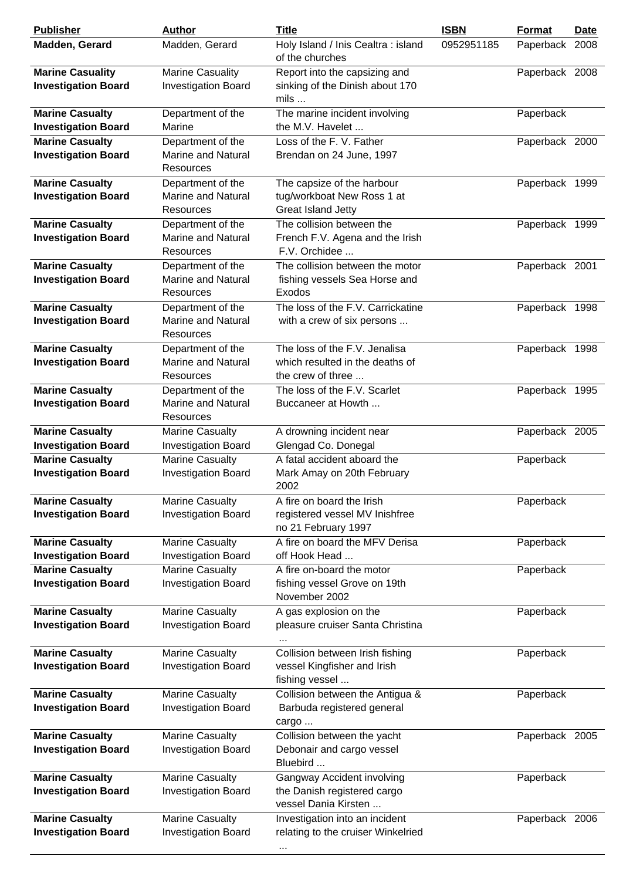| Publisher | Author | Title | ISBN | Format | Date |
|---|---|---|---|---|---|
| **Madden, Gerard** | Madden, Gerard | Holy Island / Inis Cealtra : island of the churches | 0952951185 | Paperback | 2008 |
| **Marine Casualty Investigation Board** | Marine Casuality Investigation Board | Report into the capsizing and sinking of the Dinish about 170 mils ... | | Paperback | 2008 |
| **Marine Casualty Investigation Board** | Department of the Marine | The marine incident involving the M.V. Havelet ... | | Paperback | |
| **Marine Casualty Investigation Board** | Department of the Marine and Natural Resources | Loss of the F. V. Father Brendan on 24 June, 1997 | | Paperback | 2000 |
| **Marine Casualty Investigation Board** | Department of the Marine and Natural Resources | The capsize of the harbour tug/workboat New Ross 1 at Great Island Jetty | | Paperback | 1999 |
| **Marine Casualty Investigation Board** | Department of the Marine and Natural Resources | The collision between the French F.V. Agena and the Irish F.V. Orchidee ... | | Paperback | 1999 |
| **Marine Casualty Investigation Board** | Department of the Marine and Natural Resources | The collision between the motor fishing vessels Sea Horse and Exodos | | Paperback | 2001 |
| **Marine Casualty Investigation Board** | Department of the Marine and Natural Resources | The loss of the F.V. Carrickatine with a crew of six persons ... | | Paperback | 1998 |
| **Marine Casualty Investigation Board** | Department of the Marine and Natural Resources | The loss of the F.V. Jenalisa which resulted in the deaths of the crew of three ... | | Paperback | 1998 |
| **Marine Casualty Investigation Board** | Department of the Marine and Natural Resources | The loss of the F.V. Scarlet Buccaneer at Howth ... | | Paperback | 1995 |
| **Marine Casualty Investigation Board** | Marine Casualty Investigation Board | A drowning incident near Glengad Co. Donegal | | Paperback | 2005 |
| **Marine Casualty Investigation Board** | Marine Casualty Investigation Board | A fatal accident aboard the Mark Amay on 20th February 2002 | | Paperback | |
| **Marine Casualty Investigation Board** | Marine Casualty Investigation Board | A fire on board the Irish registered vessel MV Inishfree no 21 February 1997 | | Paperback | |
| **Marine Casualty Investigation Board** | Marine Casualty Investigation Board | A fire on board the MFV Derisa off Hook Head ... | | Paperback | |
| **Marine Casualty Investigation Board** | Marine Casualty Investigation Board | A fire on-board the motor fishing vessel Grove on 19th November 2002 | | Paperback | |
| **Marine Casualty Investigation Board** | Marine Casualty Investigation Board | A gas explosion on the pleasure cruiser Santa Christina ... | | Paperback | |
| **Marine Casualty Investigation Board** | Marine Casualty Investigation Board | Collision between Irish fishing vessel Kingfisher and Irish fishing vessel ... | | Paperback | |
| **Marine Casualty Investigation Board** | Marine Casualty Investigation Board | Collision between the Antigua & Barbuda registered general cargo ... | | Paperback | |
| **Marine Casualty Investigation Board** | Marine Casualty Investigation Board | Collision between the yacht Debonair and cargo vessel Bluebird ... | | Paperback | 2005 |
| **Marine Casualty Investigation Board** | Marine Casualty Investigation Board | Gangway Accident involving the Danish registered cargo vessel Dania Kirsten ... | | Paperback | |
| **Marine Casualty Investigation Board** | Marine Casualty Investigation Board | Investigation into an incident relating to the cruiser Winkelried ... | | Paperback | 2006 |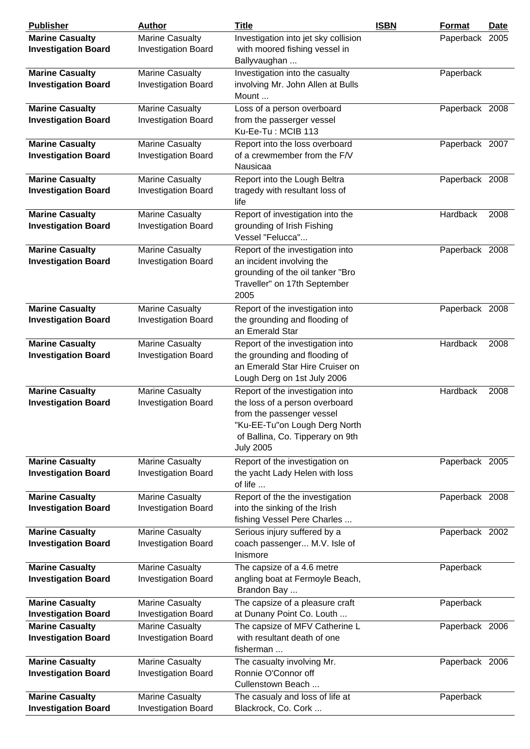| Publisher | Author | Title | ISBN | Format | Date |
|---|---|---|---|---|---|
| **Marine Casualty Investigation Board** | Marine Casualty Investigation Board | Investigation into jet sky collision with moored fishing vessel in Ballyvaughan ... | | Paperback | 2005 |
| **Marine Casualty Investigation Board** | Marine Casualty Investigation Board | Investigation into the casualty involving Mr. John Allen at Bulls Mount ... | | Paperback | |
| **Marine Casualty Investigation Board** | Marine Casualty Investigation Board | Loss of a person overboard from the passerger vessel Ku-Ee-Tu : MCIB 113 | | Paperback | 2008 |
| **Marine Casualty Investigation Board** | Marine Casualty Investigation Board | Report into the loss overboard of a crewmember from the F/V Nausicaa | | Paperback | 2007 |
| **Marine Casualty Investigation Board** | Marine Casualty Investigation Board | Report into the Lough Beltra tragedy with resultant loss of life | | Paperback | 2008 |
| **Marine Casualty Investigation Board** | Marine Casualty Investigation Board | Report of investigation into the grounding of Irish Fishing Vessel "Felucca"... | | Hardback | 2008 |
| **Marine Casualty Investigation Board** | Marine Casualty Investigation Board | Report of the investigation into an incident involving the grounding of the oil tanker "Bro Traveller" on 17th September 2005 | | Paperback | 2008 |
| **Marine Casualty Investigation Board** | Marine Casualty Investigation Board | Report of the investigation into the grounding and flooding of an Emerald Star | | Paperback | 2008 |
| **Marine Casualty Investigation Board** | Marine Casualty Investigation Board | Report of the investigation into the grounding and flooding of an Emerald Star Hire Cruiser on Lough Derg on 1st July 2006 | | Hardback | 2008 |
| **Marine Casualty Investigation Board** | Marine Casualty Investigation Board | Report of the investigation into the loss of a person overboard from the passenger vessel "Ku-EE-Tu"on Lough Derg North of Ballina, Co. Tipperary on 9th July 2005 | | Hardback | 2008 |
| **Marine Casualty Investigation Board** | Marine Casualty Investigation Board | Report of the investigation on the yacht Lady Helen with loss of life ... | | Paperback | 2005 |
| **Marine Casualty Investigation Board** | Marine Casualty Investigation Board | Report of the the investigation into the sinking of the Irish fishing Vessel Pere Charles ... | | Paperback | 2008 |
| **Marine Casualty Investigation Board** | Marine Casualty Investigation Board | Serious injury suffered by a coach passenger... M.V. Isle of Inismore | | Paperback | 2002 |
| **Marine Casualty Investigation Board** | Marine Casualty Investigation Board | The capsize of a 4.6 metre angling boat at Fermoyle Beach, Brandon Bay ... | | Paperback | |
| **Marine Casualty Investigation Board** | Marine Casualty Investigation Board | The capsize of a pleasure craft at Dunany Point Co. Louth ... | | Paperback | |
| **Marine Casualty Investigation Board** | Marine Casualty Investigation Board | The capsize of MFV Catherine L with resultant death of one fisherman ... | | Paperback | 2006 |
| **Marine Casualty Investigation Board** | Marine Casualty Investigation Board | The casualty involving Mr. Ronnie O'Connor off Cullenstown Beach ... | | Paperback | 2006 |
| **Marine Casualty Investigation Board** | Marine Casualty Investigation Board | The casualy and loss of life at Blackrock, Co. Cork ... | | Paperback | |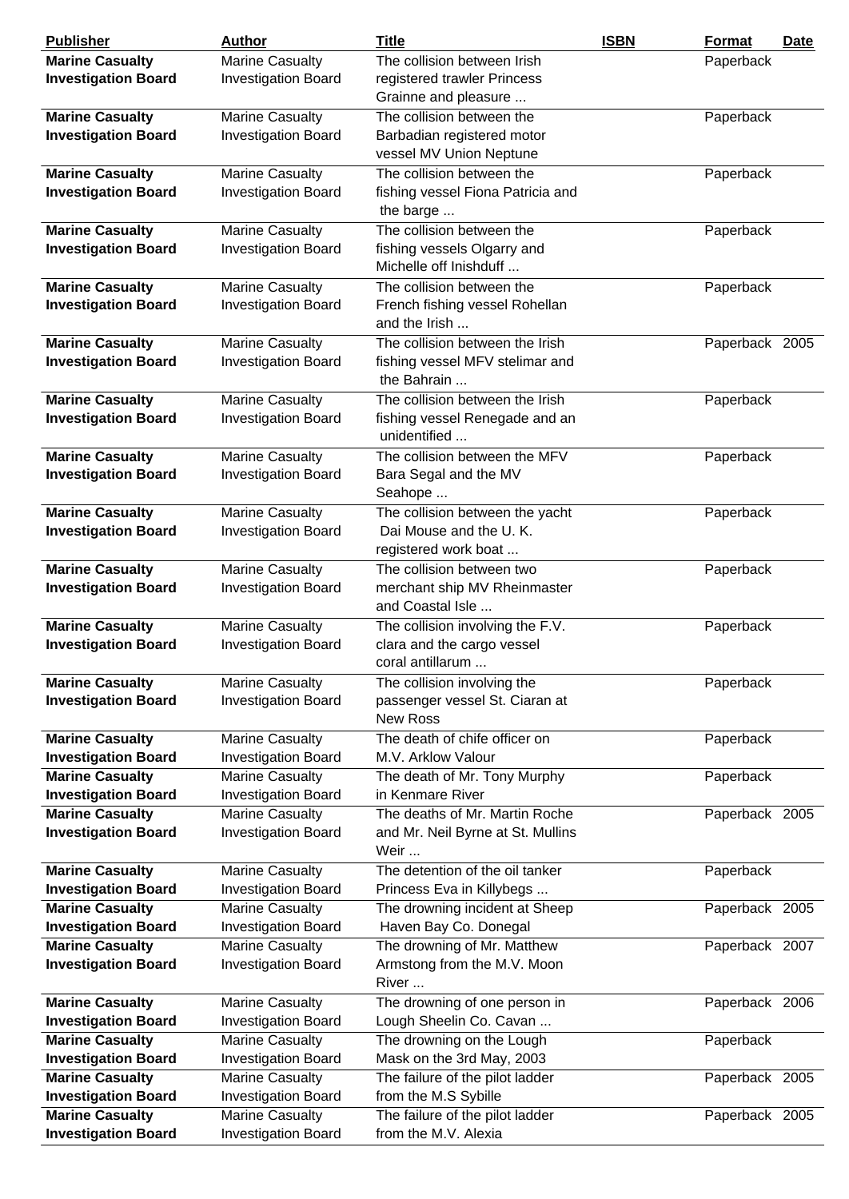| Publisher | Author | Title | ISBN | Format | Date |
|---|---|---|---|---|---|
| **Marine Casualty Investigation Board** | Marine Casualty Investigation Board | The collision between Irish registered trawler Princess Grainne and pleasure ... | | Paperback | |
| **Marine Casualty Investigation Board** | Marine Casualty Investigation Board | The collision between the Barbadian registered motor vessel MV Union Neptune | | Paperback | |
| **Marine Casualty Investigation Board** | Marine Casualty Investigation Board | The collision between the fishing vessel Fiona Patricia and the barge ... | | Paperback | |
| **Marine Casualty Investigation Board** | Marine Casualty Investigation Board | The collision between the fishing vessels Olgarry and Michelle off Inishduff ... | | Paperback | |
| **Marine Casualty Investigation Board** | Marine Casualty Investigation Board | The collision between the French fishing vessel Rohellan and the Irish ... | | Paperback | |
| **Marine Casualty Investigation Board** | Marine Casualty Investigation Board | The collision between the Irish fishing vessel MFV stelimar and the Bahrain ... | | Paperback | 2005 |
| **Marine Casualty Investigation Board** | Marine Casualty Investigation Board | The collision between the Irish fishing vessel Renegade and an unidentified ... | | Paperback | |
| **Marine Casualty Investigation Board** | Marine Casualty Investigation Board | The collision between the MFV Bara Segal and the MV Seahope ... | | Paperback | |
| **Marine Casualty Investigation Board** | Marine Casualty Investigation Board | The collision between the yacht Dai Mouse and the U. K. registered work boat ... | | Paperback | |
| **Marine Casualty Investigation Board** | Marine Casualty Investigation Board | The collision between two merchant ship MV Rheinmaster and Coastal Isle ... | | Paperback | |
| **Marine Casualty Investigation Board** | Marine Casualty Investigation Board | The collision involving the F.V. clara and the cargo vessel coral antillarum ... | | Paperback | |
| **Marine Casualty Investigation Board** | Marine Casualty Investigation Board | The collision involving the passenger vessel St. Ciaran at New Ross | | Paperback | |
| **Marine Casualty Investigation Board** | Marine Casualty Investigation Board | The death of chife officer on M.V. Arklow Valour | | Paperback | |
| **Marine Casualty Investigation Board** | Marine Casualty Investigation Board | The death of Mr. Tony Murphy in Kenmare River | | Paperback | |
| **Marine Casualty Investigation Board** | Marine Casualty Investigation Board | The deaths of Mr. Martin Roche and Mr. Neil Byrne at St. Mullins Weir ... | | Paperback | 2005 |
| **Marine Casualty Investigation Board** | Marine Casualty Investigation Board | The detention of the oil tanker Princess Eva in Killybegs ... | | Paperback | |
| **Marine Casualty Investigation Board** | Marine Casualty Investigation Board | The drowning incident at Sheep Haven Bay Co. Donegal | | Paperback | 2005 |
| **Marine Casualty Investigation Board** | Marine Casualty Investigation Board | The drowning of Mr. Matthew Armstong from the M.V. Moon River ... | | Paperback | 2007 |
| **Marine Casualty Investigation Board** | Marine Casualty Investigation Board | The drowning of one person in Lough Sheelin Co. Cavan ... | | Paperback | 2006 |
| **Marine Casualty Investigation Board** | Marine Casualty Investigation Board | The drowning on the Lough Mask on the 3rd May, 2003 | | Paperback | |
| **Marine Casualty Investigation Board** | Marine Casualty Investigation Board | The failure of the pilot ladder from the M.S Sybille | | Paperback | 2005 |
| **Marine Casualty Investigation Board** | Marine Casualty Investigation Board | The failure of the pilot ladder from the M.V. Alexia | | Paperback | 2005 |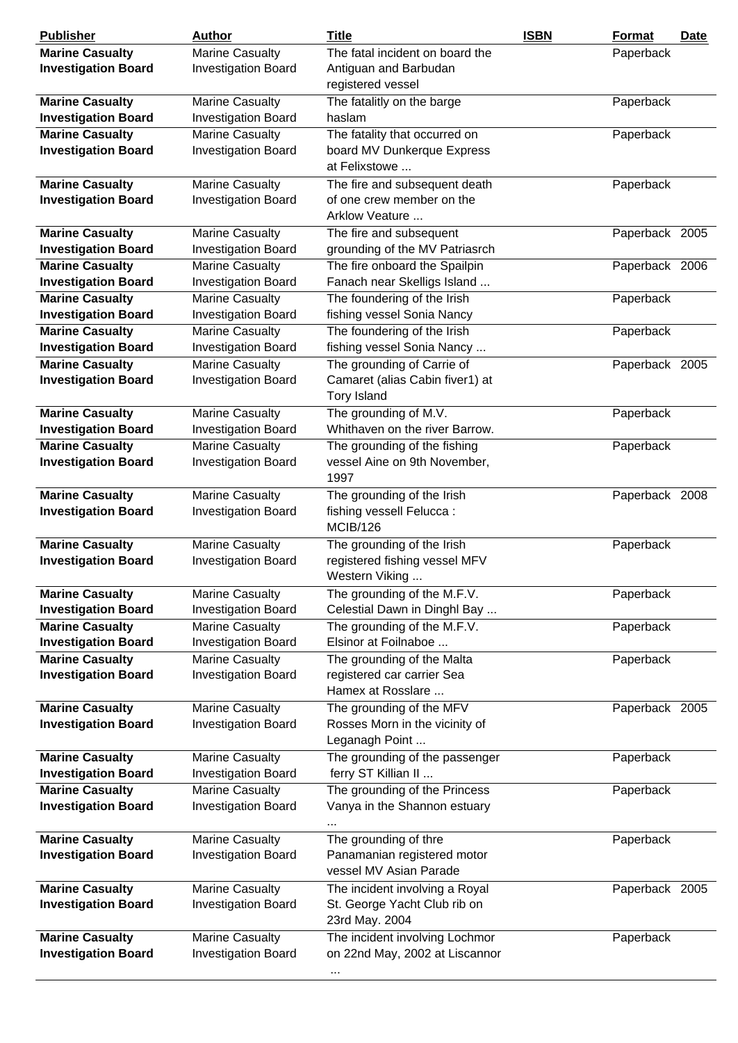| Publisher | Author | Title | ISBN | Format | Date |
|---|---|---|---|---|---|
| **Marine Casualty Investigation Board** | Marine Casualty Investigation Board | The fatal incident on board the Antiguan and Barbudan registered vessel | | Paperback | |
| **Marine Casualty Investigation Board** | Marine Casualty Investigation Board | The fatalitly on the barge haslam | | Paperback | |
| **Marine Casualty Investigation Board** | Marine Casualty Investigation Board | The fatality that occurred on board MV Dunkerque Express at Felixstowe ... | | Paperback | |
| **Marine Casualty Investigation Board** | Marine Casualty Investigation Board | The fire and subsequent death of one crew member on the Arklow Veature ... | | Paperback | |
| **Marine Casualty Investigation Board** | Marine Casualty Investigation Board | The fire and subsequent grounding of the MV Patriasrch | | Paperback | 2005 |
| **Marine Casualty Investigation Board** | Marine Casualty Investigation Board | The fire onboard the Spailpin Fanach near Skelligs Island ... | | Paperback | 2006 |
| **Marine Casualty Investigation Board** | Marine Casualty Investigation Board | The foundering of the Irish fishing vessel Sonia Nancy | | Paperback | |
| **Marine Casualty Investigation Board** | Marine Casualty Investigation Board | The foundering of the Irish fishing vessel Sonia Nancy ... | | Paperback | |
| **Marine Casualty Investigation Board** | Marine Casualty Investigation Board | The grounding of Carrie of Camaret (alias Cabin fiver1) at Tory Island | | Paperback | 2005 |
| **Marine Casualty Investigation Board** | Marine Casualty Investigation Board | The grounding of M.V. Whithaven on the river Barrow. | | Paperback | |
| **Marine Casualty Investigation Board** | Marine Casualty Investigation Board | The grounding of the fishing vessel Aine on 9th November, 1997 | | Paperback | |
| **Marine Casualty Investigation Board** | Marine Casualty Investigation Board | The grounding of the Irish fishing vessell Felucca : MCIB/126 | | Paperback | 2008 |
| **Marine Casualty Investigation Board** | Marine Casualty Investigation Board | The grounding of the Irish registered fishing vessel MFV Western Viking ... | | Paperback | |
| **Marine Casualty Investigation Board** | Marine Casualty Investigation Board | The grounding of the M.F.V. Celestial Dawn in Dinghl Bay ... | | Paperback | |
| **Marine Casualty Investigation Board** | Marine Casualty Investigation Board | The grounding of the M.F.V. Elsinor at Foilnaboe ... | | Paperback | |
| **Marine Casualty Investigation Board** | Marine Casualty Investigation Board | The grounding of the Malta registered car carrier Sea Hamex at Rosslare ... | | Paperback | |
| **Marine Casualty Investigation Board** | Marine Casualty Investigation Board | The grounding of the MFV Rosses Morn in the vicinity of Leganagh Point ... | | Paperback | 2005 |
| **Marine Casualty Investigation Board** | Marine Casualty Investigation Board | The grounding of the passenger ferry ST Killian II ... | | Paperback | |
| **Marine Casualty Investigation Board** | Marine Casualty Investigation Board | The grounding of the Princess Vanya in the Shannon estuary ... | | Paperback | |
| **Marine Casualty Investigation Board** | Marine Casualty Investigation Board | The grounding of thre Panamanian registered motor vessel MV Asian Parade | | Paperback | |
| **Marine Casualty Investigation Board** | Marine Casualty Investigation Board | The incident involving a Royal St. George Yacht Club rib on 23rd May. 2004 | | Paperback | 2005 |
| **Marine Casualty Investigation Board** | Marine Casualty Investigation Board | The incident involving Lochmor on 22nd May, 2002 at Liscannor ... | | Paperback | |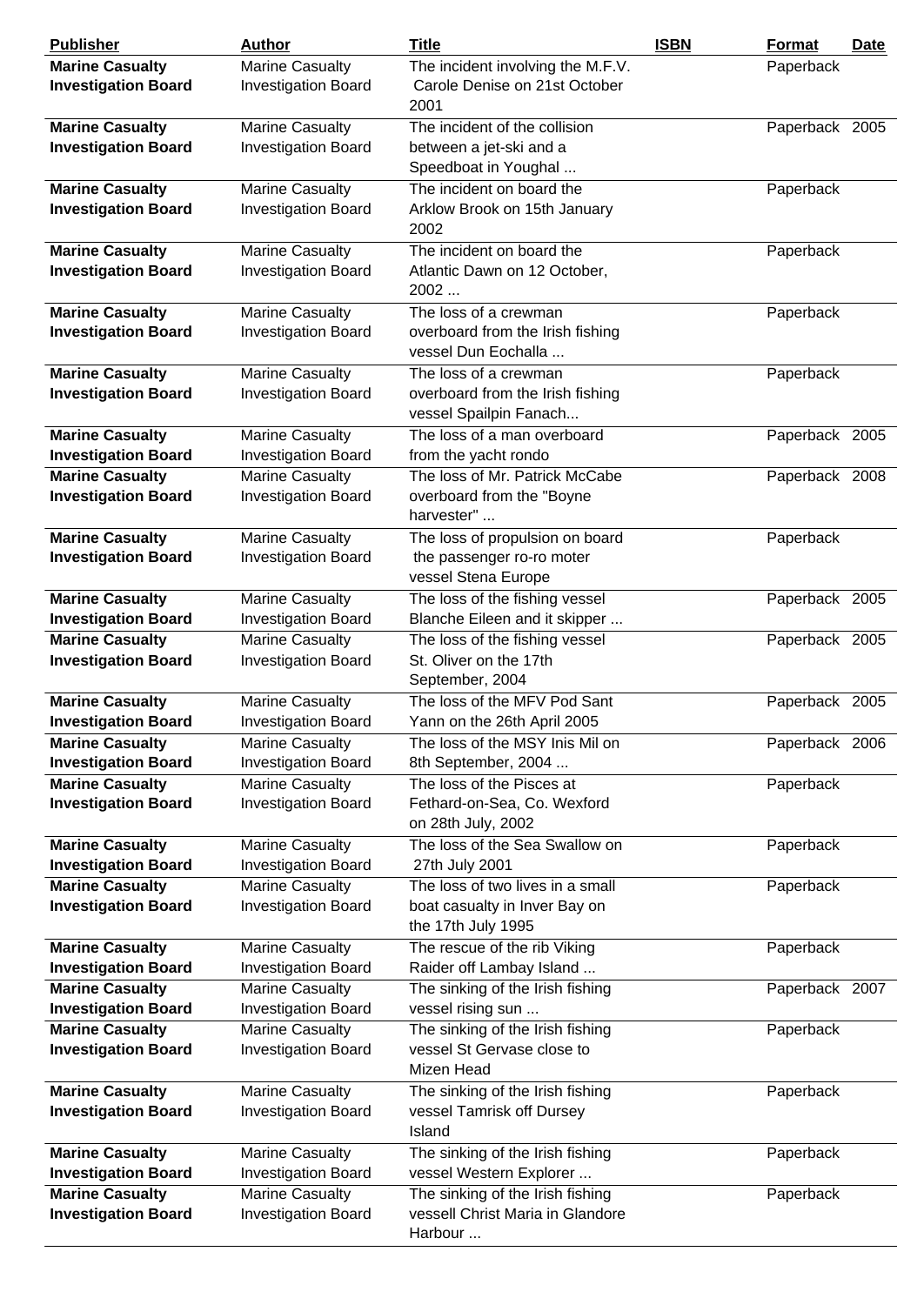| Publisher | Author | Title | ISBN | Format | Date |
|---|---|---|---|---|---|
| **Marine Casualty Investigation Board** | Marine Casualty Investigation Board | The incident involving the M.F.V. Carole Denise on 21st October 2001 | | Paperback | |
| **Marine Casualty Investigation Board** | Marine Casualty Investigation Board | The incident of the collision between a jet-ski and a Speedboat in Youghal ... | | Paperback | 2005 |
| **Marine Casualty Investigation Board** | Marine Casualty Investigation Board | The incident on board the Arklow Brook on 15th January 2002 | | Paperback | |
| **Marine Casualty Investigation Board** | Marine Casualty Investigation Board | The incident on board the Atlantic Dawn on 12 October, 2002 ... | | Paperback | |
| **Marine Casualty Investigation Board** | Marine Casualty Investigation Board | The loss of a crewman overboard from the Irish fishing vessel Dun Eochalla ... | | Paperback | |
| **Marine Casualty Investigation Board** | Marine Casualty Investigation Board | The loss of a crewman overboard from the Irish fishing vessel Spailpin Fanach... | | Paperback | |
| **Marine Casualty Investigation Board** | Marine Casualty Investigation Board | The loss of a man overboard from the yacht rondo | | Paperback | 2005 |
| **Marine Casualty Investigation Board** | Marine Casualty Investigation Board | The loss of Mr. Patrick McCabe overboard from the "Boyne harvester" ... | | Paperback | 2008 |
| **Marine Casualty Investigation Board** | Marine Casualty Investigation Board | The loss of propulsion on board the passenger ro-ro moter vessel Stena Europe | | Paperback | |
| **Marine Casualty Investigation Board** | Marine Casualty Investigation Board | The loss of the fishing vessel Blanche Eileen and it skipper ... | | Paperback | 2005 |
| **Marine Casualty Investigation Board** | Marine Casualty Investigation Board | The loss of the fishing vessel St. Oliver on the 17th September, 2004 | | Paperback | 2005 |
| **Marine Casualty Investigation Board** | Marine Casualty Investigation Board | The loss of the MFV Pod Sant Yann on the 26th April 2005 | | Paperback | 2005 |
| **Marine Casualty Investigation Board** | Marine Casualty Investigation Board | The loss of the MSY Inis Mil on 8th September, 2004 ... | | Paperback | 2006 |
| **Marine Casualty Investigation Board** | Marine Casualty Investigation Board | The loss of the Pisces at Fethard-on-Sea, Co. Wexford on 28th July, 2002 | | Paperback | |
| **Marine Casualty Investigation Board** | Marine Casualty Investigation Board | The loss of the Sea Swallow on 27th July 2001 | | Paperback | |
| **Marine Casualty Investigation Board** | Marine Casualty Investigation Board | The loss of two lives in a small boat casualty in Inver Bay on the 17th July 1995 | | Paperback | |
| **Marine Casualty Investigation Board** | Marine Casualty Investigation Board | The rescue of the rib Viking Raider off Lambay Island ... | | Paperback | |
| **Marine Casualty Investigation Board** | Marine Casualty Investigation Board | The sinking of the Irish fishing vessel rising sun ... | | Paperback | 2007 |
| **Marine Casualty Investigation Board** | Marine Casualty Investigation Board | The sinking of the Irish fishing vessel St Gervase close to Mizen Head | | Paperback | |
| **Marine Casualty Investigation Board** | Marine Casualty Investigation Board | The sinking of the Irish fishing vessel Tamrisk off Dursey Island | | Paperback | |
| **Marine Casualty Investigation Board** | Marine Casualty Investigation Board | The sinking of the Irish fishing vessel Western Explorer ... | | Paperback | |
| **Marine Casualty Investigation Board** | Marine Casualty Investigation Board | The sinking of the Irish fishing vessell Christ Maria in Glandore Harbour ... | | Paperback | |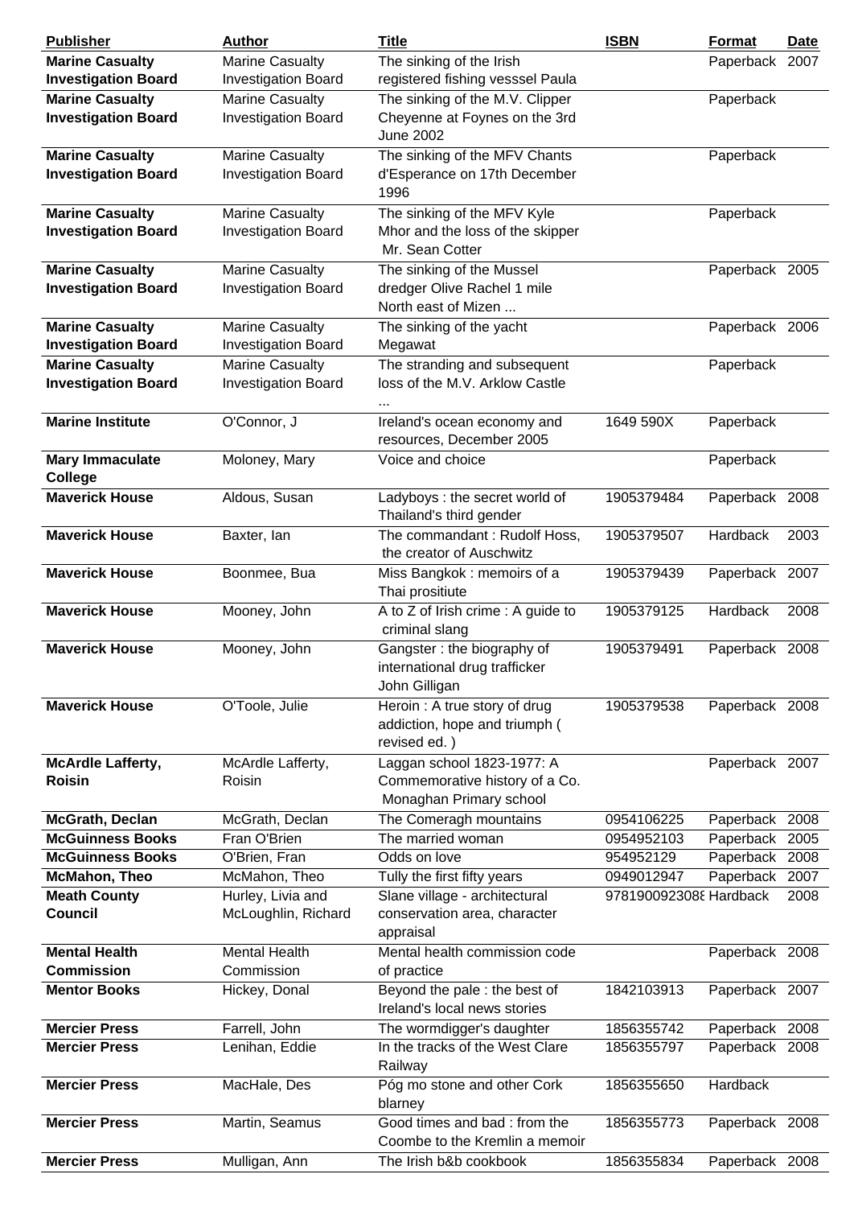| Publisher | Author | Title | ISBN | Format | Date |
|---|---|---|---|---|---|
| **Marine Casualty Investigation Board** | Marine Casualty Investigation Board | The sinking of the Irish registered fishing vesssel Paula | | Paperback | 2007 |
| **Marine Casualty Investigation Board** | Marine Casualty Investigation Board | The sinking of the M.V. Clipper Cheyenne at Foynes on the 3rd June 2002 | | Paperback | |
| **Marine Casualty Investigation Board** | Marine Casualty Investigation Board | The sinking of the MFV Chants d'Esperance on 17th December 1996 | | Paperback | |
| **Marine Casualty Investigation Board** | Marine Casualty Investigation Board | The sinking of the MFV Kyle Mhor and the loss of the skipper Mr. Sean Cotter | | Paperback | |
| **Marine Casualty Investigation Board** | Marine Casualty Investigation Board | The sinking of the Mussel dredger Olive Rachel 1 mile North east of Mizen ... | | Paperback | 2005 |
| **Marine Casualty Investigation Board** | Marine Casualty Investigation Board | The sinking of the yacht Megawat | | Paperback | 2006 |
| **Marine Casualty Investigation Board** | Marine Casualty Investigation Board | The stranding and subsequent loss of the M.V. Arklow Castle ... | | Paperback | |
| **Marine Institute** | O'Connor, J | Ireland's ocean economy and resources, December 2005 | 1649 590X | Paperback | |
| **Mary Immaculate College** | Moloney, Mary | Voice and choice | | Paperback | |
| **Maverick House** | Aldous, Susan | Ladyboys : the secret world of Thailand's third gender | 1905379484 | Paperback | 2008 |
| **Maverick House** | Baxter, Ian | The commandant : Rudolf Hoss, the creator of Auschwitz | 1905379507 | Hardback | 2003 |
| **Maverick House** | Boonmee, Bua | Miss Bangkok : memoirs of a Thai prositiute | 1905379439 | Paperback | 2007 |
| **Maverick House** | Mooney, John | A to Z of Irish crime : A guide to criminal slang | 1905379125 | Hardback | 2008 |
| **Maverick House** | Mooney, John | Gangster : the biography of international drug trafficker John Gilligan | 1905379491 | Paperback | 2008 |
| **Maverick House** | O'Toole, Julie | Heroin : A true story of drug addiction, hope and triumph ( revised ed. ) | 1905379538 | Paperback | 2008 |
| **McArdle Lafferty, Roisin** | McArdle Lafferty, Roisin | Laggan school 1823-1977: A Commemorative history of a Co. Monaghan Primary school | | Paperback | 2007 |
| **McGrath, Declan** | McGrath, Declan | The Comeragh mountains | 0954106225 | Paperback | 2008 |
| **McGuinness Books** | Fran O'Brien | The married woman | 0954952103 | Paperback | 2005 |
| **McGuinness Books** | O'Brien, Fran | Odds on love | 954952129 | Paperback | 2008 |
| **McMahon, Theo** | McMahon, Theo | Tully the first fifty years | 0949012947 | Paperback | 2007 |
| **Meath County Council** | Hurley, Livia and McLoughlin, Richard | Slane village - architectural conservation area, character appraisal | 9781900923088 | Hardback | 2008 |
| **Mental Health Commission** | Mental Health Commission | Mental health commission code of practice | | Paperback | 2008 |
| **Mentor Books** | Hickey, Donal | Beyond the pale : the best of Ireland's local news stories | 1842103913 | Paperback | 2007 |
| **Mercier Press** | Farrell, John | The wormdigger's daughter | 1856355742 | Paperback | 2008 |
| **Mercier Press** | Lenihan, Eddie | In the tracks of the West Clare Railway | 1856355797 | Paperback | 2008 |
| **Mercier Press** | MacHale, Des | Póg mo stone and other Cork blarney | 1856355650 | Hardback | |
| **Mercier Press** | Martin, Seamus | Good times and bad : from the Coombe to the Kremlin a memoir | 1856355773 | Paperback | 2008 |
| **Mercier Press** | Mulligan, Ann | The Irish b&b cookbook | 1856355834 | Paperback | 2008 |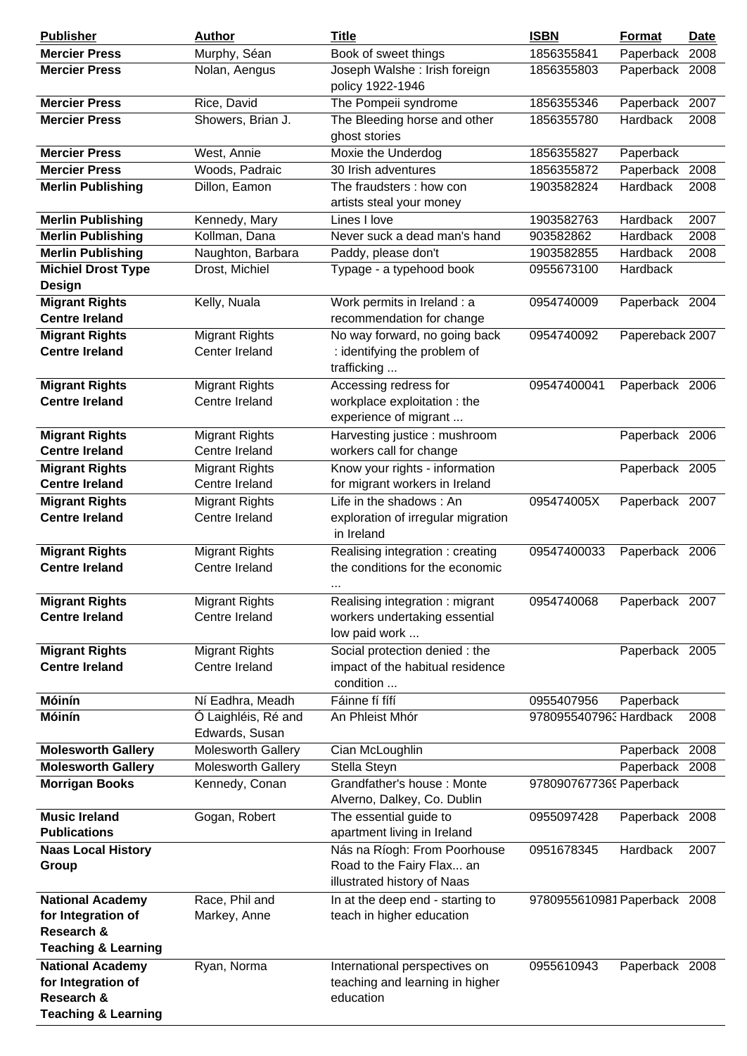| Publisher | Author | Title | ISBN | Format | Date |
| --- | --- | --- | --- | --- | --- |
| **Mercier Press** | Murphy, Séan | Book of sweet things | 1856355841 | Paperback | 2008 |
| **Mercier Press** | Nolan, Aengus | Joseph Walshe : Irish foreign policy 1922-1946 | 1856355803 | Paperback | 2008 |
| **Mercier Press** | Rice, David | The Pompeii syndrome | 1856355346 | Paperback | 2007 |
| **Mercier Press** | Showers, Brian J. | The Bleeding horse and other ghost stories | 1856355780 | Hardback | 2008 |
| **Mercier Press** | West, Annie | Moxie the Underdog | 1856355827 | Paperback | |
| **Mercier Press** | Woods, Padraic | 30 Irish adventures | 1856355872 | Paperback | 2008 |
| **Merlin Publishing** | Dillon, Eamon | The fraudsters : how con artists steal your money | 1903582824 | Hardback | 2008 |
| **Merlin Publishing** | Kennedy, Mary | Lines I love | 1903582763 | Hardback | 2007 |
| **Merlin Publishing** | Kollman, Dana | Never suck a dead man's hand | 903582862 | Hardback | 2008 |
| **Merlin Publishing** | Naughton, Barbara | Paddy, please don't | 1903582855 | Hardback | 2008 |
| **Michiel Drost Type Design** | Drost, Michiel | Typage - a typehood book | 0955673100 | Hardback | |
| **Migrant Rights Centre Ireland** | Kelly, Nuala | Work permits in Ireland : a recommendation for change | 0954740009 | Paperback | 2004 |
| **Migrant Rights Centre Ireland** | Migrant Rights Center Ireland | No way forward, no going back : identifying the problem of trafficking ... | 0954740092 | Papereback | 2007 |
| **Migrant Rights Centre Ireland** | Migrant Rights Centre Ireland | Accessing redress for workplace exploitation : the experience of migrant ... | 09547400041 | Paperback | 2006 |
| **Migrant Rights Centre Ireland** | Migrant Rights Centre Ireland | Harvesting justice : mushroom workers call for change | | Paperback | 2006 |
| **Migrant Rights Centre Ireland** | Migrant Rights Centre Ireland | Know your rights - information for migrant workers in Ireland | | Paperback | 2005 |
| **Migrant Rights Centre Ireland** | Migrant Rights Centre Ireland | Life in the shadows : An exploration of irregular migration in Ireland | 095474005X | Paperback | 2007 |
| **Migrant Rights Centre Ireland** | Migrant Rights Centre Ireland | Realising integration : creating the conditions for the economic ... | 09547400033 | Paperback | 2006 |
| **Migrant Rights Centre Ireland** | Migrant Rights Centre Ireland | Realising integration : migrant workers undertaking essential low paid work ... | 0954740068 | Paperback | 2007 |
| **Migrant Rights Centre Ireland** | Migrant Rights Centre Ireland | Social protection denied : the impact of the habitual residence condition ... | | Paperback | 2005 |
| **Móinín** | Ní Eadhra, Meadh | Fáinne fí fífí | 0955407956 | Paperback | |
| **Móinín** | Ó Laighléis, Ré and Edwards, Susan | An Phleist Mhór | 978095540796 | Hardback | 2008 |
| **Molesworth Gallery** | Molesworth Gallery | Cian McLoughlin | | Paperback | 2008 |
| **Molesworth Gallery** | Molesworth Gallery | Stella Steyn | | Paperback | 2008 |
| **Morrigan Books** | Kennedy, Conan | Grandfather's house : Monte Alverno, Dalkey, Co. Dublin | 978090767736 | Paperback | |
| **Music Ireland Publications** | Gogan, Robert | The essential guide to apartment living in Ireland | 0955097428 | Paperback | 2008 |
| **Naas Local History Group** | | Nás na Ríogh: From Poorhouse Road to the Fairy Flax... an illustrated history of Naas | 0951678345 | Hardback | 2007 |
| **National Academy for Integration of Research & Teaching & Learning** | Race, Phil and Markey, Anne | In at the deep end - starting to teach in higher education | 978095561098 | Paperback | 2008 |
| **National Academy for Integration of Research & Teaching & Learning** | Ryan, Norma | International perspectives on teaching and learning in higher education | 0955610943 | Paperback | 2008 |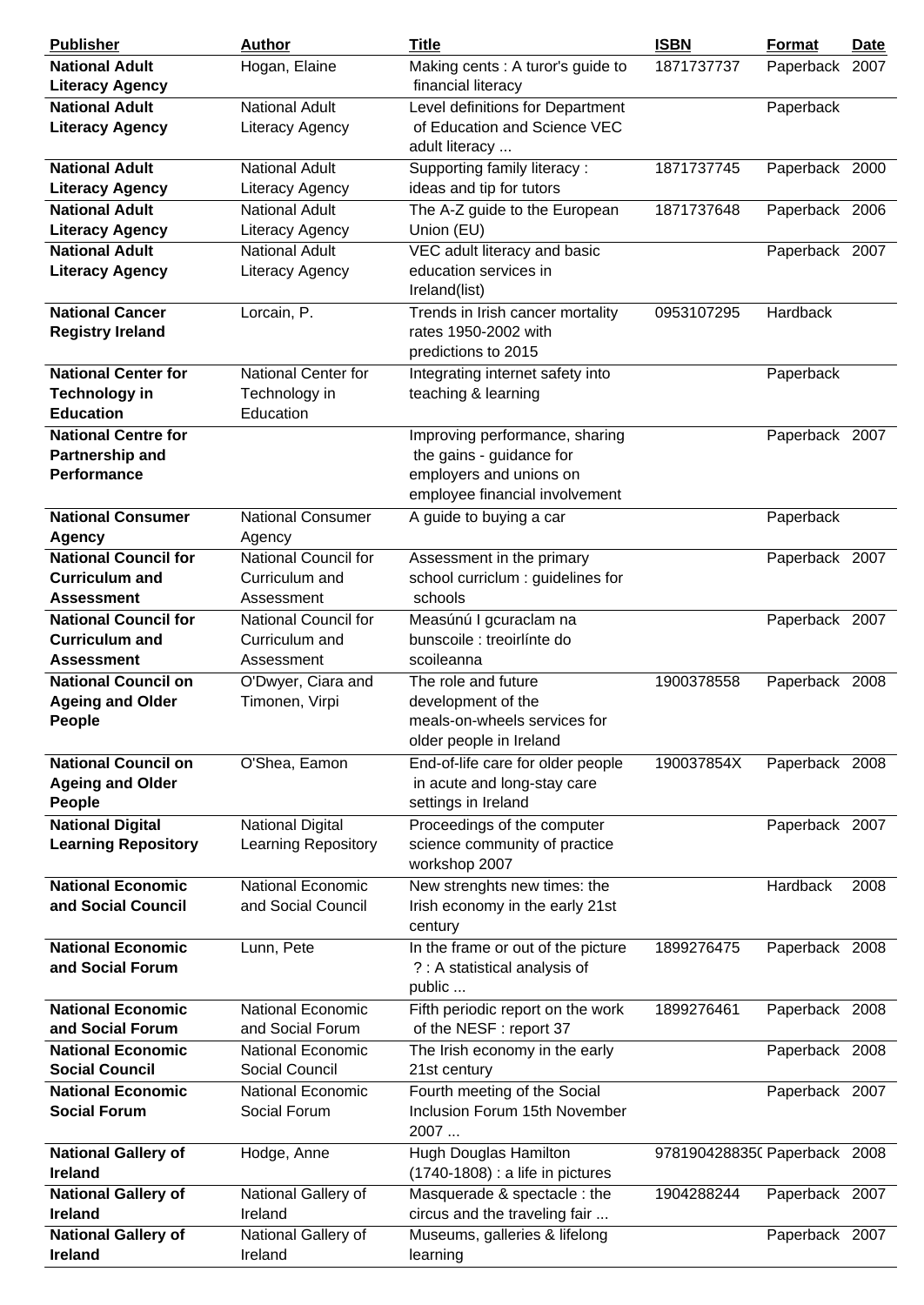| Publisher | Author | Title | ISBN | Format | Date |
|---|---|---|---|---|---|
| **National Adult Literacy Agency** | Hogan, Elaine | Making cents : A turor's guide to financial literacy | 1871737737 | Paperback | 2007 |
| **National Adult Literacy Agency** | National Adult Literacy Agency | Level definitions for Department of Education and Science VEC adult literacy ... | | Paperback | |
| **National Adult Literacy Agency** | National Adult Literacy Agency | Supporting family literacy : ideas and tip for tutors | 1871737745 | Paperback | 2000 |
| **National Adult Literacy Agency** | National Adult Literacy Agency | The A-Z guide to the European Union (EU) | 1871737648 | Paperback | 2006 |
| **National Adult Literacy Agency** | National Adult Literacy Agency | VEC adult literacy and basic education services in Ireland(list) | | Paperback | 2007 |
| **National Cancer Registry Ireland** | Lorcain, P. | Trends in Irish cancer mortality rates 1950-2002 with predictions to 2015 | 0953107295 | Hardback | |
| **National Center for Technology in Education** | National Center for Technology in Education | Integrating internet safety into teaching & learning | | Paperback | |
| **National Centre for Partnership and Performance** | | Improving performance, sharing the gains - guidance for employers and unions on employee financial involvement | | Paperback | 2007 |
| **National Consumer Agency** | National Consumer Agency | A guide to buying a car | | Paperback | |
| **National Council for Curriculum and Assessment** | National Council for Curriculum and Assessment | Assessment in the primary school curriclum : guidelines for schools | | Paperback | 2007 |
| **National Council for Curriculum and Assessment** | National Council for Curriculum and Assessment | Measúnú I gcuraclam na bunscoile : treoirlínte do scoileanna | | Paperback | 2007 |
| **National Council on Ageing and Older People** | O'Dwyer, Ciara and Timonen, Virpi | The role and future development of the meals-on-wheels services for older people in Ireland | 1900378558 | Paperback | 2008 |
| **National Council on Ageing and Older People** | O'Shea, Eamon | End-of-life care for older people in acute and long-stay care settings in Ireland | 190037854X | Paperback | 2008 |
| **National Digital Learning Repository** | National Digital Learning Repository | Proceedings of the computer science community of practice workshop 2007 | | Paperback | 2007 |
| **National Economic and Social Council** | National Economic and Social Council | New strenghts new times: the Irish economy in the early 21st century | | Hardback | 2008 |
| **National Economic and Social Forum** | Lunn, Pete | In the frame or out of the picture ? : A statistical analysis of public ... | 1899276475 | Paperback | 2008 |
| **National Economic and Social Forum** | National Economic and Social Forum | Fifth periodic report on the work of the NESF : report 37 | 1899276461 | Paperback | 2008 |
| **National Economic Social Council** | National Economic Social Council | The Irish economy in the early 21st century | | Paperback | 2008 |
| **National Economic Social Forum** | National Economic Social Forum | Fourth meeting of the Social Inclusion Forum 15th November 2007 ... | | Paperback | 2007 |
| **National Gallery of Ireland** | Hodge, Anne | Hugh Douglas Hamilton (1740-1808) : a life in pictures | 978190428835( | Paperback | 2008 |
| **National Gallery of Ireland** | National Gallery of Ireland | Masquerade & spectacle : the circus and the traveling fair ... | 1904288244 | Paperback | 2007 |
| **National Gallery of Ireland** | National Gallery of Ireland | Museums, galleries & lifelong learning | | Paperback | 2007 |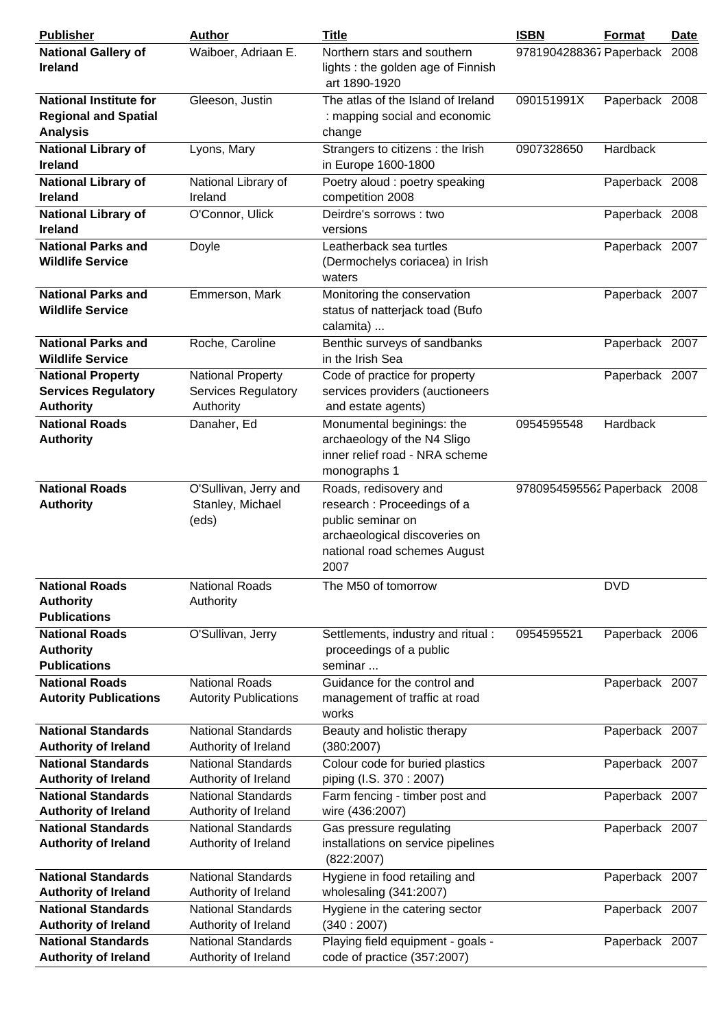| Publisher | Author | Title | ISBN | Format | Date |
|---|---|---|---|---|---|
| **National Gallery of Ireland** | Waiboer, Adriaan E. | Northern stars and southern lights : the golden age of Finnish art 1890-1920 | 9781904288367 | Paperback | 2008 |
| **National Institute for Regional and Spatial Analysis** | Gleeson, Justin | The atlas of the Island of Ireland : mapping social and economic change | 090151991X | Paperback | 2008 |
| **National Library of Ireland** | Lyons, Mary | Strangers to citizens : the Irish in Europe 1600-1800 | 0907328650 | Hardback | |
| **National Library of Ireland** | National Library of Ireland | Poetry aloud : poetry speaking competition 2008 | | Paperback | 2008 |
| **National Library of Ireland** | O'Connor, Ulick | Deirdre's sorrows : two versions | | Paperback | 2008 |
| **National Parks and Wildlife Service** | Doyle | Leatherback sea turtles (Dermochelys coriacea) in Irish waters | | Paperback | 2007 |
| **National Parks and Wildlife Service** | Emmerson, Mark | Monitoring the conservation status of natterjack toad (Bufo calamita) ... | | Paperback | 2007 |
| **National Parks and Wildlife Service** | Roche, Caroline | Benthic surveys of sandbanks in the Irish Sea | | Paperback | 2007 |
| **National Property Services Regulatory Authority** | National Property Services Regulatory Authority | Code of practice for property services providers (auctioneers and estate agents) | | Paperback | 2007 |
| **National Roads Authority** | Danaher, Ed | Monumental beginings: the archaeology of the N4 Sligo inner relief road - NRA scheme monographs 1 | 0954595548 | Hardback | |
| **National Roads Authority** | O'Sullivan, Jerry and Stanley, Michael (eds) | Roads, redisovery and research : Proceedings of a public seminar on archaeological discoveries on national road schemes August 2007 | 9780954595562 | Paperback | 2008 |
| **National Roads Authority Publications** | National Roads Authority | The M50 of tomorrow | | DVD | |
| **National Roads Authority Publications** | O'Sullivan, Jerry | Settlements, industry and ritual : proceedings of a public seminar ... | 0954595521 | Paperback | 2006 |
| **National Roads Autority Publications** | National Roads Autority Publications | Guidance for the control and management of traffic at road works | | Paperback | 2007 |
| **National Standards Authority of Ireland** | National Standards Authority of Ireland | Beauty and holistic therapy (380:2007) | | Paperback | 2007 |
| **National Standards Authority of Ireland** | National Standards Authority of Ireland | Colour code for buried plastics piping (I.S. 370 : 2007) | | Paperback | 2007 |
| **National Standards Authority of Ireland** | National Standards Authority of Ireland | Farm fencing - timber post and wire (436:2007) | | Paperback | 2007 |
| **National Standards Authority of Ireland** | National Standards Authority of Ireland | Gas pressure regulating installations on service pipelines (822:2007) | | Paperback | 2007 |
| **National Standards Authority of Ireland** | National Standards Authority of Ireland | Hygiene in food retailing and wholesaling (341:2007) | | Paperback | 2007 |
| **National Standards Authority of Ireland** | National Standards Authority of Ireland | Hygiene in the catering sector (340 : 2007) | | Paperback | 2007 |
| **National Standards Authority of Ireland** | National Standards Authority of Ireland | Playing field equipment - goals - code of practice (357:2007) | | Paperback | 2007 |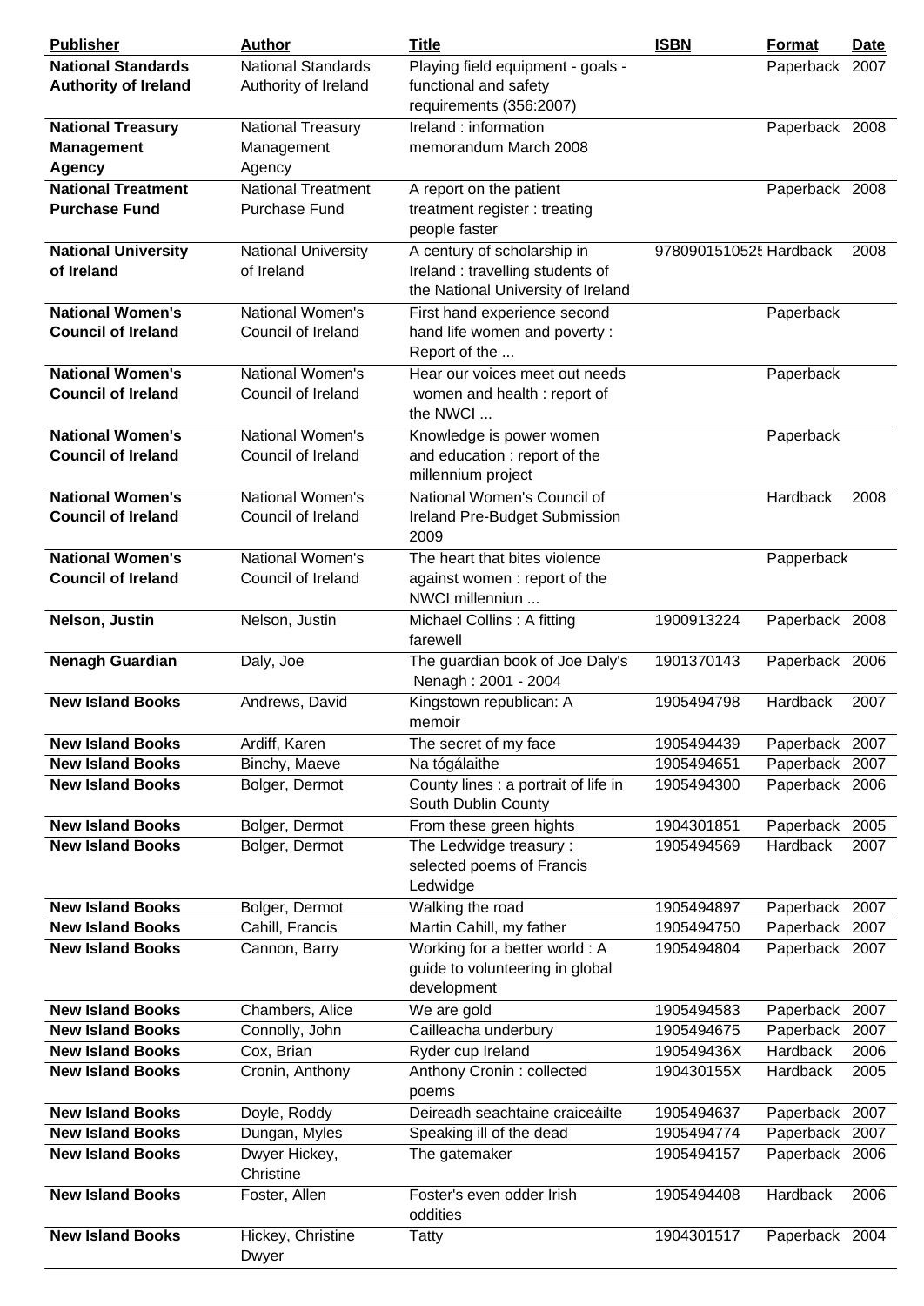| Publisher | Author | Title | ISBN | Format | Date |
|---|---|---|---|---|---|
| **National Standards Authority of Ireland** | National Standards Authority of Ireland | Playing field equipment - goals - functional and safety requirements (356:2007) | | Paperback | 2007 |
| **National Treasury Management Agency** | National Treasury Management Agency | Ireland : information memorandum March 2008 | | Paperback | 2008 |
| **National Treatment Purchase Fund** | National Treatment Purchase Fund | A report on the patient treatment register : treating people faster | | Paperback | 2008 |
| **National University of Ireland** | National University of Ireland | A century of scholarship in Ireland : travelling students of the National University of Ireland | 978090151052! | Hardback | 2008 |
| **National Women's Council of Ireland** | National Women's Council of Ireland | First hand experience second hand life women and poverty : Report of the ... | | Paperback | |
| **National Women's Council of Ireland** | National Women's Council of Ireland | Hear our voices meet out needs women and health : report of the NWCI ... | | Paperback | |
| **National Women's Council of Ireland** | National Women's Council of Ireland | Knowledge is power women and education : report of the millennium project | | Paperback | |
| **National Women's Council of Ireland** | National Women's Council of Ireland | National Women's Council of Ireland Pre-Budget Submission 2009 | | Hardback | 2008 |
| **National Women's Council of Ireland** | National Women's Council of Ireland | The heart that bites violence against women : report of the NWCI millenniun ... | | Papperback | |
| **Nelson, Justin** | Nelson, Justin | Michael Collins : A fitting farewell | 1900913224 | Paperback | 2008 |
| **Nenagh Guardian** | Daly, Joe | The guardian book of Joe Daly's Nenagh : 2001 - 2004 | 1901370143 | Paperback | 2006 |
| **New Island Books** | Andrews, David | Kingstown republican: A memoir | 1905494798 | Hardback | 2007 |
| **New Island Books** | Ardiff, Karen | The secret of my face | 1905494439 | Paperback | 2007 |
| **New Island Books** | Binchy, Maeve | Na tógálaithe | 1905494651 | Paperback | 2007 |
| **New Island Books** | Bolger, Dermot | County lines : a portrait of life in South Dublin County | 1905494300 | Paperback | 2006 |
| **New Island Books** | Bolger, Dermot | From these green hights | 1904301851 | Paperback | 2005 |
| **New Island Books** | Bolger, Dermot | The Ledwidge treasury : selected poems of Francis Ledwidge | 1905494569 | Hardback | 2007 |
| **New Island Books** | Bolger, Dermot | Walking the road | 1905494897 | Paperback | 2007 |
| **New Island Books** | Cahill, Francis | Martin Cahill, my father | 1905494750 | Paperback | 2007 |
| **New Island Books** | Cannon, Barry | Working for a better world : A guide to volunteering in global development | 1905494804 | Paperback | 2007 |
| **New Island Books** | Chambers, Alice | We are gold | 1905494583 | Paperback | 2007 |
| **New Island Books** | Connolly, John | Cailleacha underbury | 1905494675 | Paperback | 2007 |
| **New Island Books** | Cox, Brian | Ryder cup Ireland | 190549436X | Hardback | 2006 |
| **New Island Books** | Cronin, Anthony | Anthony Cronin : collected poems | 190430155X | Hardback | 2005 |
| **New Island Books** | Doyle, Roddy | Deireadh seachtaine craiceáilte | 1905494637 | Paperback | 2007 |
| **New Island Books** | Dungan, Myles | Speaking ill of the dead | 1905494774 | Paperback | 2007 |
| **New Island Books** | Dwyer Hickey, Christine | The gatemaker | 1905494157 | Paperback | 2006 |
| **New Island Books** | Foster, Allen | Foster's even odder Irish oddities | 1905494408 | Hardback | 2006 |
| **New Island Books** | Hickey, Christine Dwyer | Tatty | 1904301517 | Paperback | 2004 |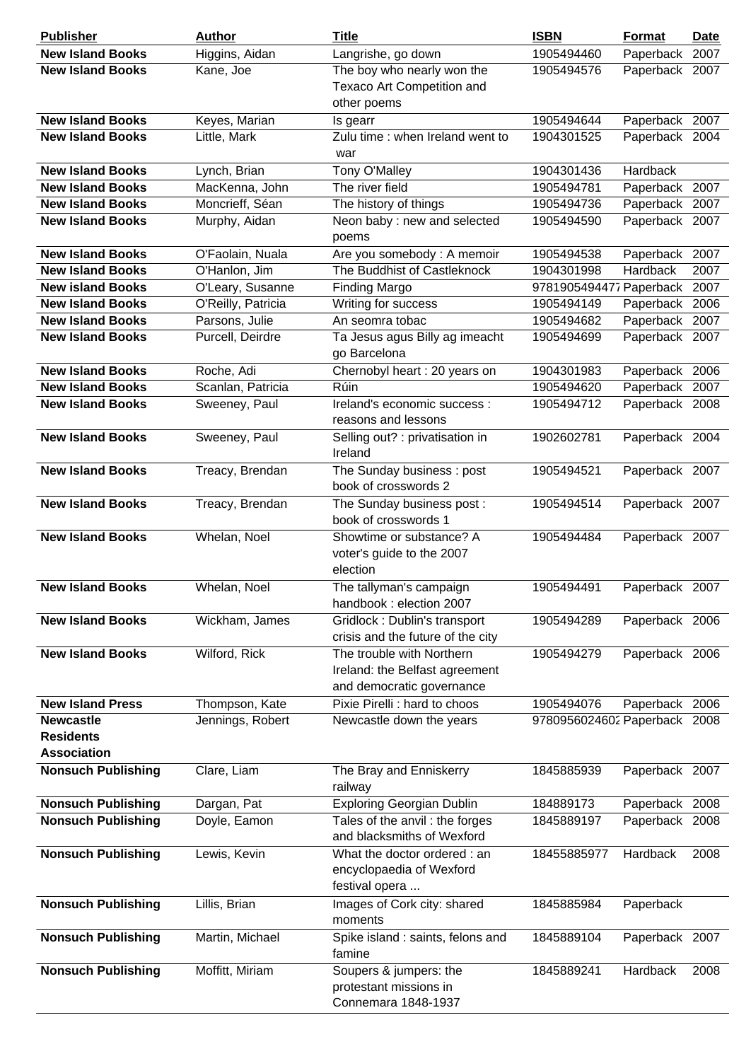| Publisher | Author | Title | ISBN | Format | Date |
|---|---|---|---|---|---|
| **New Island Books** | Higgins, Aidan | Langrishe, go down | 1905494460 | Paperback | 2007 |
| **New Island Books** | Kane, Joe | The boy who nearly won the Texaco Art Competition and other poems | 1905494576 | Paperback | 2007 |
| **New Island Books** | Keyes, Marian | Is gearr | 1905494644 | Paperback | 2007 |
| **New Island Books** | Little, Mark | Zulu time : when Ireland went to war | 1904301525 | Paperback | 2004 |
| **New Island Books** | Lynch, Brian | Tony O'Malley | 1904301436 | Hardback | |
| **New Island Books** | MacKenna, John | The river field | 1905494781 | Paperback | 2007 |
| **New Island Books** | Moncrieff, Séan | The history of things | 1905494736 | Paperback | 2007 |
| **New Island Books** | Murphy, Aidan | Neon baby : new and selected poems | 1905494590 | Paperback | 2007 |
| **New Island Books** | O'Faolain, Nuala | Are you somebody : A memoir | 1905494538 | Paperback | 2007 |
| **New Island Books** | O'Hanlon, Jim | The Buddhist of Castleknock | 1904301998 | Hardback | 2007 |
| **New island Books** | O'Leary, Susanne | Finding Margo | 9781905494477 | Paperback | 2007 |
| **New Island Books** | O'Reilly, Patricia | Writing for success | 1905494149 | Paperback | 2006 |
| **New Island Books** | Parsons, Julie | An seomra tobac | 1905494682 | Paperback | 2007 |
| **New Island Books** | Purcell, Deirdre | Ta Jesus agus Billy ag imeacht go Barcelona | 1905494699 | Paperback | 2007 |
| **New Island Books** | Roche, Adi | Chernobyl heart : 20 years on | 1904301983 | Paperback | 2006 |
| **New Island Books** | Scanlan, Patricia | Rúin | 1905494620 | Paperback | 2007 |
| **New Island Books** | Sweeney, Paul | Ireland's economic success : reasons and lessons | 1905494712 | Paperback | 2008 |
| **New Island Books** | Sweeney, Paul | Selling out? : privatisation in Ireland | 1902602781 | Paperback | 2004 |
| **New Island Books** | Treacy, Brendan | The Sunday business : post book of crosswords 2 | 1905494521 | Paperback | 2007 |
| **New Island Books** | Treacy, Brendan | The Sunday business post : book of crosswords 1 | 1905494514 | Paperback | 2007 |
| **New Island Books** | Whelan, Noel | Showtime or substance? A voter's guide to the 2007 election | 1905494484 | Paperback | 2007 |
| **New Island Books** | Whelan, Noel | The tallyman's campaign handbook : election 2007 | 1905494491 | Paperback | 2007 |
| **New Island Books** | Wickham, James | Gridlock : Dublin's transport crisis and the future of the city | 1905494289 | Paperback | 2006 |
| **New Island Books** | Wilford, Rick | The trouble with Northern Ireland: the Belfast agreement and democratic governance | 1905494279 | Paperback | 2006 |
| **New Island Press** | Thompson, Kate | Pixie Pirelli : hard to choos | 1905494076 | Paperback | 2006 |
| **Newcastle Residents Association** | Jennings, Robert | Newcastle down the years | 9780956024602 | Paperback | 2008 |
| **Nonsuch Publishing** | Clare, Liam | The Bray and Enniskerry railway | 1845885939 | Paperback | 2007 |
| **Nonsuch Publishing** | Dargan, Pat | Exploring Georgian Dublin | 184889173 | Paperback | 2008 |
| **Nonsuch Publishing** | Doyle, Eamon | Tales of the anvil : the forges and blacksmiths of Wexford | 1845889197 | Paperback | 2008 |
| **Nonsuch Publishing** | Lewis, Kevin | What the doctor ordered : an encyclopaedia of Wexford festival opera ... | 18455885977 | Hardback | 2008 |
| **Nonsuch Publishing** | Lillis, Brian | Images of Cork city: shared moments | 1845885984 | Paperback | |
| **Nonsuch Publishing** | Martin, Michael | Spike island : saints, felons and famine | 1845889104 | Paperback | 2007 |
| **Nonsuch Publishing** | Moffitt, Miriam | Soupers & jumpers: the protestant missions in Connemara 1848-1937 | 1845889241 | Hardback | 2008 |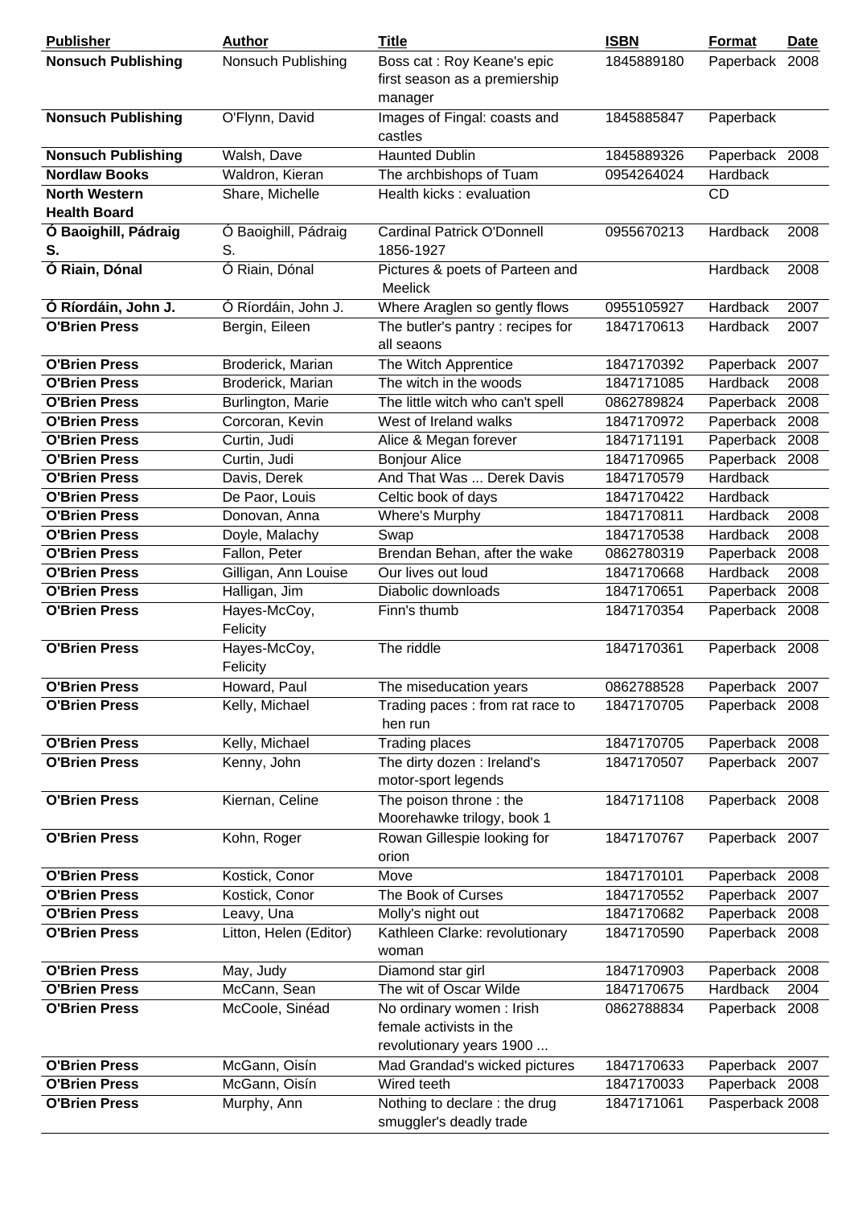| Publisher | Author | Title | ISBN | Format | Date |
|---|---|---|---|---|---|
| **Nonsuch Publishing** | Nonsuch Publishing | Boss cat : Roy Keane's epic first season as a premiership manager | 1845889180 | Paperback | 2008 |
| **Nonsuch Publishing** | O'Flynn, David | Images of Fingal: coasts and castles | 1845885847 | Paperback | |
| **Nonsuch Publishing** | Walsh, Dave | Haunted Dublin | 1845889326 | Paperback | 2008 |
| **Nordlaw Books** | Waldron, Kieran | The archbishops of Tuam | 0954264024 | Hardback | |
| **North Western Health Board** | Share, Michelle | Health kicks : evaluation | | CD | |
| **Ó Baoighill, Pádraig S.** | Ó Baoighill, Pádraig S. | Cardinal Patrick O'Donnell 1856-1927 | 0955670213 | Hardback | 2008 |
| **Ó Riain, Dónal** | Ó Riain, Dónal | Pictures & poets of Parteen and Meelick | | Hardback | 2008 |
| **Ó Ríordáin, John J.** | Ó Ríordáin, John J. | Where Araglen so gently flows | 0955105927 | Hardback | 2007 |
| **O'Brien Press** | Bergin, Eileen | The butler's pantry : recipes for all seaons | 1847170613 | Hardback | 2007 |
| **O'Brien Press** | Broderick, Marian | The Witch Apprentice | 1847170392 | Paperback | 2007 |
| **O'Brien Press** | Broderick, Marian | The witch in the woods | 1847171085 | Hardback | 2008 |
| **O'Brien Press** | Burlington, Marie | The little witch who can't spell | 0862789824 | Paperback | 2008 |
| **O'Brien Press** | Corcoran, Kevin | West of Ireland walks | 1847170972 | Paperback | 2008 |
| **O'Brien Press** | Curtin, Judi | Alice & Megan forever | 1847171191 | Paperback | 2008 |
| **O'Brien Press** | Curtin, Judi | Bonjour Alice | 1847170965 | Paperback | 2008 |
| **O'Brien Press** | Davis, Derek | And That Was ... Derek Davis | 1847170579 | Hardback | |
| **O'Brien Press** | De Paor, Louis | Celtic book of days | 1847170422 | Hardback | |
| **O'Brien Press** | Donovan, Anna | Where's Murphy | 1847170811 | Hardback | 2008 |
| **O'Brien Press** | Doyle, Malachy | Swap | 1847170538 | Hardback | 2008 |
| **O'Brien Press** | Fallon, Peter | Brendan Behan, after the wake | 0862780319 | Paperback | 2008 |
| **O'Brien Press** | Gilligan, Ann Louise | Our lives out loud | 1847170668 | Hardback | 2008 |
| **O'Brien Press** | Halligan, Jim | Diabolic downloads | 1847170651 | Paperback | 2008 |
| **O'Brien Press** | Hayes-McCoy, Felicity | Finn's thumb | 1847170354 | Paperback | 2008 |
| **O'Brien Press** | Hayes-McCoy, Felicity | The riddle | 1847170361 | Paperback | 2008 |
| **O'Brien Press** | Howard, Paul | The miseducation years | 0862788528 | Paperback | 2007 |
| **O'Brien Press** | Kelly, Michael | Trading paces : from rat race to hen run | 1847170705 | Paperback | 2008 |
| **O'Brien Press** | Kelly, Michael | Trading places | 1847170705 | Paperback | 2008 |
| **O'Brien Press** | Kenny, John | The dirty dozen : Ireland's motor-sport legends | 1847170507 | Paperback | 2007 |
| **O'Brien Press** | Kiernan, Celine | The poison throne : the Moorehawke trilogy, book 1 | 1847171108 | Paperback | 2008 |
| **O'Brien Press** | Kohn, Roger | Rowan Gillespie looking for orion | 1847170767 | Paperback | 2007 |
| **O'Brien Press** | Kostick, Conor | Move | 1847170101 | Paperback | 2008 |
| **O'Brien Press** | Kostick, Conor | The Book of Curses | 1847170552 | Paperback | 2007 |
| **O'Brien Press** | Leavy, Una | Molly's night out | 1847170682 | Paperback | 2008 |
| **O'Brien Press** | Litton, Helen (Editor) | Kathleen Clarke: revolutionary woman | 1847170590 | Paperback | 2008 |
| **O'Brien Press** | May, Judy | Diamond star girl | 1847170903 | Paperback | 2008 |
| **O'Brien Press** | McCann, Sean | The wit of Oscar Wilde | 1847170675 | Hardback | 2004 |
| **O'Brien Press** | McCoole, Sinéad | No ordinary women : Irish female activists in the revolutionary years 1900 ... | 0862788834 | Paperback | 2008 |
| **O'Brien Press** | McGann, Oisín | Mad Grandad's wicked pictures | 1847170633 | Paperback | 2007 |
| **O'Brien Press** | McGann, Oisín | Wired teeth | 1847170033 | Paperback | 2008 |
| **O'Brien Press** | Murphy, Ann | Nothing to declare : the drug smuggler's deadly trade | 1847171061 | Pasperback | 2008 |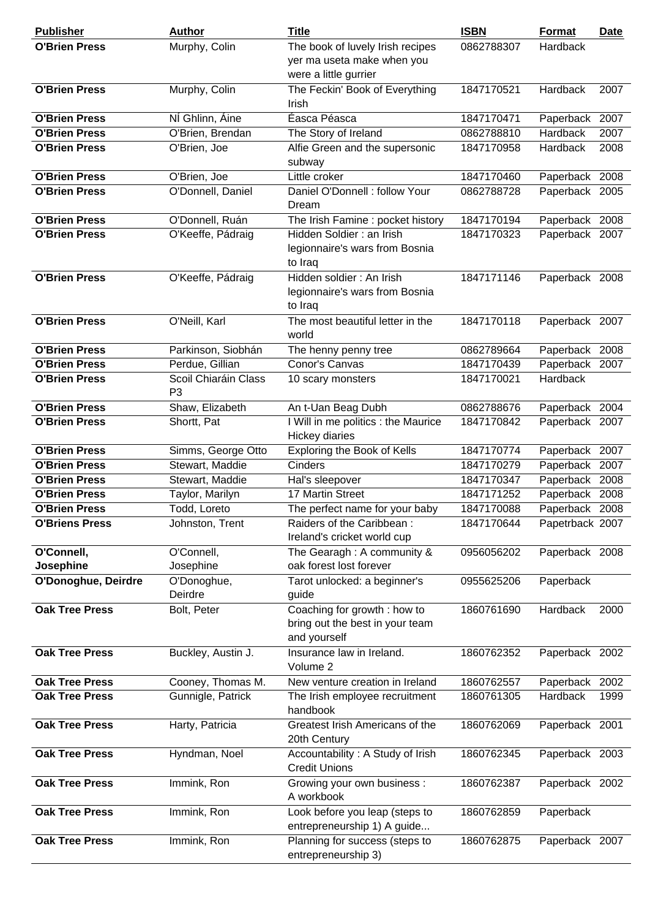| Publisher | Author | Title | ISBN | Format | Date |
|---|---|---|---|---|---|
| **O'Brien Press** | Murphy, Colin | The book of lovely Irish recipes yer ma useta make when you were a little gurrier | 0862788307 | Hardback | |
| **O'Brien Press** | Murphy, Colin | The Feckin' Book of Everything Irish | 1847170521 | Hardback | 2007 |
| **O'Brien Press** | NÍ Ghlinn, Áine | Éasca Péasca | 1847170471 | Paperback | 2007 |
| **O'Brien Press** | O'Brien, Brendan | The Story of Ireland | 0862788810 | Hardback | 2007 |
| **O'Brien Press** | O'Brien, Joe | Alfie Green and the supersonic subway | 1847170958 | Hardback | 2008 |
| **O'Brien Press** | O'Brien, Joe | Little croker | 1847170460 | Paperback | 2008 |
| **O'Brien Press** | O'Donnell, Daniel | Daniel O'Donnell : follow Your Dream | 0862788728 | Paperback | 2005 |
| **O'Brien Press** | O'Donnell, Ruán | The Irish Famine : pocket history | 1847170194 | Paperback | 2008 |
| **O'Brien Press** | O'Keeffe, Pádraig | Hidden Soldier : an Irish legionnaire's wars from Bosnia to Iraq | 1847170323 | Paperback | 2007 |
| **O'Brien Press** | O'Keeffe, Pádraig | Hidden soldier : An Irish legionnaire's wars from Bosnia to Iraq | 1847171146 | Paperback | 2008 |
| **O'Brien Press** | O'Neill, Karl | The most beautiful letter in the world | 1847170118 | Paperback | 2007 |
| **O'Brien Press** | Parkinson, Siobhán | The henny penny tree | 0862789664 | Paperback | 2008 |
| **O'Brien Press** | Perdue, Gillian | Conor's Canvas | 1847170439 | Paperback | 2007 |
| **O'Brien Press** | Scoil Chiaráin Class P3 | 10 scary monsters | 1847170021 | Hardback | |
| **O'Brien Press** | Shaw, Elizabeth | An t-Uan Beag Dubh | 0862788676 | Paperback | 2004 |
| **O'Brien Press** | Shortt, Pat | I Will in me politics : the Maurice Hickey diaries | 1847170842 | Paperback | 2007 |
| **O'Brien Press** | Simms, George Otto | Exploring the Book of Kells | 1847170774 | Paperback | 2007 |
| **O'Brien Press** | Stewart, Maddie | Cinders | 1847170279 | Paperback | 2007 |
| **O'Brien Press** | Stewart, Maddie | Hal's sleepover | 1847170347 | Paperback | 2008 |
| **O'Brien Press** | Taylor, Marilyn | 17 Martin Street | 1847171252 | Paperback | 2008 |
| **O'Brien Press** | Todd, Loreto | The perfect name for your baby | 1847170088 | Paperback | 2008 |
| **O'Briens Press** | Johnston, Trent | Raiders of the Caribbean : Ireland's cricket world cup | 1847170644 | Papetrback | 2007 |
| **O'Connell, Josephine** | O'Connell, Josephine | The Gearagh : A community & oak forest lost forever | 0956056202 | Paperback | 2008 |
| **O'Donoghue, Deirdre** | O'Donoghue, Deirdre | Tarot unlocked: a beginner's guide | 0955625206 | Paperback | |
| **Oak Tree Press** | Bolt, Peter | Coaching for growth : how to bring out the best in your team and yourself | 1860761690 | Hardback | 2000 |
| **Oak Tree Press** | Buckley, Austin J. | Insurance law in Ireland. Volume 2 | 1860762352 | Paperback | 2002 |
| **Oak Tree Press** | Cooney, Thomas M. | New venture creation in Ireland | 1860762557 | Paperback | 2002 |
| **Oak Tree Press** | Gunnigle, Patrick | The Irish employee recruitment handbook | 1860761305 | Hardback | 1999 |
| **Oak Tree Press** | Harty, Patricia | Greatest Irish Americans of the 20th Century | 1860762069 | Paperback | 2001 |
| **Oak Tree Press** | Hyndman, Noel | Accountability : A Study of Irish Credit Unions | 1860762345 | Paperback | 2003 |
| **Oak Tree Press** | Immink, Ron | Growing your own business : A workbook | 1860762387 | Paperback | 2002 |
| **Oak Tree Press** | Immink, Ron | Look before you leap (steps to entrepreneurship 1) A guide... | 1860762859 | Paperback | |
| **Oak Tree Press** | Immink, Ron | Planning for success (steps to entrepreneurship 3) | 1860762875 | Paperback | 2007 |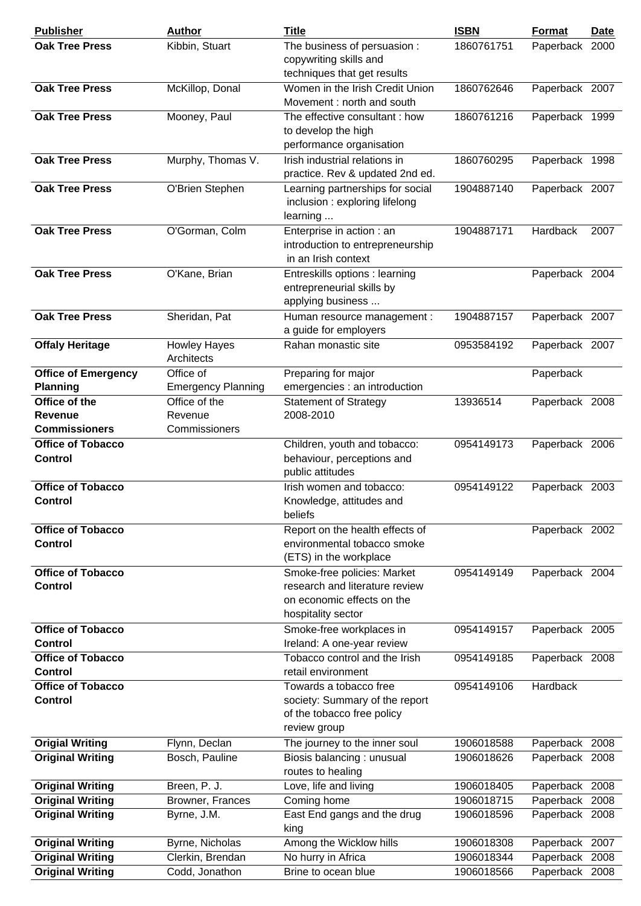| Publisher | Author | Title | ISBN | Format | Date |
|---|---|---|---|---|---|
| **Oak Tree Press** | Kibbin, Stuart | The business of persuasion : copywriting skills and techniques that get results | 1860761751 | Paperback | 2000 |
| **Oak Tree Press** | McKillop, Donal | Women in the Irish Credit Union Movement : north and south | 1860762646 | Paperback | 2007 |
| **Oak Tree Press** | Mooney, Paul | The effective consultant : how to develop the high performance organisation | 1860761216 | Paperback | 1999 |
| **Oak Tree Press** | Murphy, Thomas V. | Irish industrial relations in practice. Rev & updated 2nd ed. | 1860760295 | Paperback | 1998 |
| **Oak Tree Press** | O'Brien Stephen | Learning partnerships for social inclusion : exploring lifelong learning ... | 1904887140 | Paperback | 2007 |
| **Oak Tree Press** | O'Gorman, Colm | Enterprise in action : an introduction to entrepreneurship in an Irish context | 1904887171 | Hardback | 2007 |
| **Oak Tree Press** | O'Kane, Brian | Entreskills options : learning entrepreneurial skills by applying business ... | | Paperback | 2004 |
| **Oak Tree Press** | Sheridan, Pat | Human resource management : a guide for employers | 1904887157 | Paperback | 2007 |
| **Offaly Heritage** | Howley Hayes Architects | Rahan monastic site | 0953584192 | Paperback | 2007 |
| **Office of Emergency Planning** | Office of Emergency Planning | Preparing for major emergencies : an introduction | | Paperback | |
| **Office of the Revenue Commissioners** | Office of the Revenue Commissioners | Statement of Strategy 2008-2010 | 13936514 | Paperback | 2008 |
| **Office of Tobacco Control** | | Children, youth and tobacco: behaviour, perceptions and public attitudes | 0954149173 | Paperback | 2006 |
| **Office of Tobacco Control** | | Irish women and tobacco: Knowledge, attitudes and beliefs | 0954149122 | Paperback | 2003 |
| **Office of Tobacco Control** | | Report on the health effects of environmental tobacco smoke (ETS) in the workplace | | Paperback | 2002 |
| **Office of Tobacco Control** | | Smoke-free policies: Market research and literature review on economic effects on the hospitality sector | 0954149149 | Paperback | 2004 |
| **Office of Tobacco Control** | | Smoke-free workplaces in Ireland: A one-year review | 0954149157 | Paperback | 2005 |
| **Office of Tobacco Control** | | Tobacco control and the Irish retail environment | 0954149185 | Paperback | 2008 |
| **Office of Tobacco Control** | | Towards a tobacco free society: Summary of the report of the tobacco free policy review group | 0954149106 | Hardback | |
| **Origial Writing** | Flynn, Declan | The journey to the inner soul | 1906018588 | Paperback | 2008 |
| **Original Writing** | Bosch, Pauline | Biosis balancing : unusual routes to healing | 1906018626 | Paperback | 2008 |
| **Original Writing** | Breen, P. J. | Love, life and living | 1906018405 | Paperback | 2008 |
| **Original Writing** | Browner, Frances | Coming home | 1906018715 | Paperback | 2008 |
| **Original Writing** | Byrne, J.M. | East End gangs and the drug king | 1906018596 | Paperback | 2008 |
| **Original Writing** | Byrne, Nicholas | Among the Wicklow hills | 1906018308 | Paperback | 2007 |
| **Original Writing** | Clerkin, Brendan | No hurry in Africa | 1906018344 | Paperback | 2008 |
| **Original Writing** | Codd, Jonathon | Brine to ocean blue | 1906018566 | Paperback | 2008 |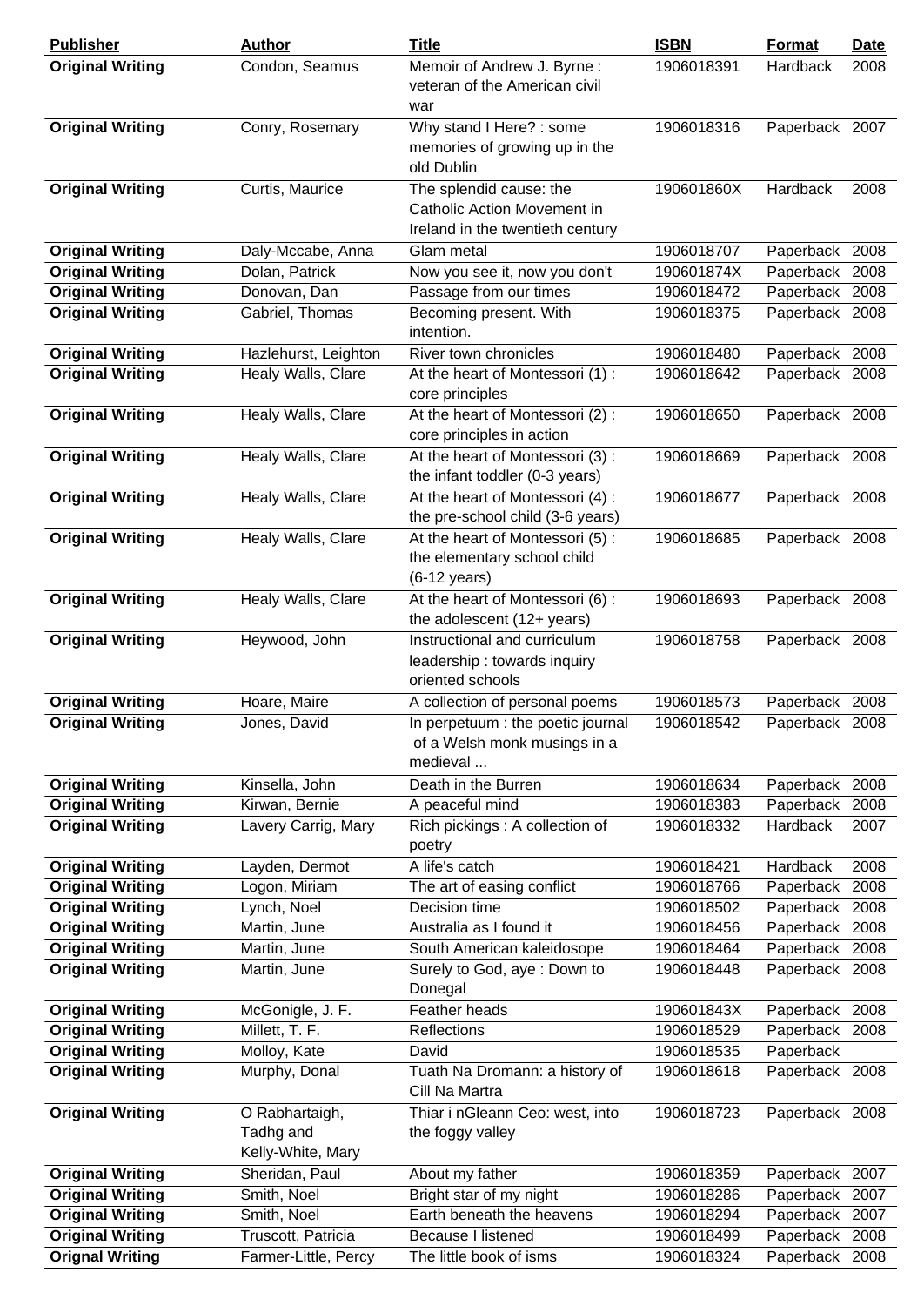| Publisher | Author | Title | ISBN | Format | Date |
|---|---|---|---|---|---|
| **Original Writing** | Condon, Seamus | Memoir of Andrew J. Byrne : veteran of the American civil war | 1906018391 | Hardback | 2008 |
| **Original Writing** | Conry, Rosemary | Why stand I Here? : some memories of growing up in the old Dublin | 1906018316 | Paperback | 2007 |
| **Original Writing** | Curtis, Maurice | The splendid cause: the Catholic Action Movement in Ireland in the twentieth century | 190601860X | Hardback | 2008 |
| **Original Writing** | Daly-Mccabe, Anna | Glam metal | 1906018707 | Paperback | 2008 |
| **Original Writing** | Dolan, Patrick | Now you see it, now you don't | 190601874X | Paperback | 2008 |
| **Original Writing** | Donovan, Dan | Passage from our times | 1906018472 | Paperback | 2008 |
| **Original Writing** | Gabriel, Thomas | Becoming present. With intention. | 1906018375 | Paperback | 2008 |
| **Original Writing** | Hazlehurst, Leighton | River town chronicles | 1906018480 | Paperback | 2008 |
| **Original Writing** | Healy Walls, Clare | At the heart of Montessori (1) : core principles | 1906018642 | Paperback | 2008 |
| **Original Writing** | Healy Walls, Clare | At the heart of Montessori (2) : core principles in action | 1906018650 | Paperback | 2008 |
| **Original Writing** | Healy Walls, Clare | At the heart of Montessori (3) : the infant toddler (0-3 years) | 1906018669 | Paperback | 2008 |
| **Original Writing** | Healy Walls, Clare | At the heart of Montessori (4) : the pre-school child (3-6 years) | 1906018677 | Paperback | 2008 |
| **Original Writing** | Healy Walls, Clare | At the heart of Montessori (5) : the elementary school child (6-12 years) | 1906018685 | Paperback | 2008 |
| **Original Writing** | Healy Walls, Clare | At the heart of Montessori (6) : the adolescent (12+ years) | 1906018693 | Paperback | 2008 |
| **Original Writing** | Heywood, John | Instructional and curriculum leadership : towards inquiry oriented schools | 1906018758 | Paperback | 2008 |
| **Original Writing** | Hoare, Maire | A collection of personal poems | 1906018573 | Paperback | 2008 |
| **Original Writing** | Jones, David | In perpetuum : the poetic journal of a Welsh monk musings in a medieval ... | 1906018542 | Paperback | 2008 |
| **Original Writing** | Kinsella, John | Death in the Burren | 1906018634 | Paperback | 2008 |
| **Original Writing** | Kirwan, Bernie | A peaceful mind | 1906018383 | Paperback | 2008 |
| **Original Writing** | Lavery Carrig, Mary | Rich pickings : A collection of poetry | 1906018332 | Hardback | 2007 |
| **Original Writing** | Layden, Dermot | A life's catch | 1906018421 | Hardback | 2008 |
| **Original Writing** | Logon, Miriam | The art of easing conflict | 1906018766 | Paperback | 2008 |
| **Original Writing** | Lynch, Noel | Decision time | 1906018502 | Paperback | 2008 |
| **Original Writing** | Martin, June | Australia as I found it | 1906018456 | Paperback | 2008 |
| **Original Writing** | Martin, June | South American kaleidosope | 1906018464 | Paperback | 2008 |
| **Original Writing** | Martin, June | Surely to God, aye : Down to Donegal | 1906018448 | Paperback | 2008 |
| **Original Writing** | McGonigle, J. F. | Feather heads | 190601843X | Paperback | 2008 |
| **Original Writing** | Millett, T. F. | Reflections | 1906018529 | Paperback | 2008 |
| **Original Writing** | Molloy, Kate | David | 1906018535 | Paperback | |
| **Original Writing** | Murphy, Donal | Tuath Na Dromann: a history of Cill Na Martra | 1906018618 | Paperback | 2008 |
| **Original Writing** | O Rabhartaigh, Tadhg and Kelly-White, Mary | Thiar i nGleann Ceo: west, into the foggy valley | 1906018723 | Paperback | 2008 |
| **Original Writing** | Sheridan, Paul | About my father | 1906018359 | Paperback | 2007 |
| **Original Writing** | Smith, Noel | Bright star of my night | 1906018286 | Paperback | 2007 |
| **Original Writing** | Smith, Noel | Earth beneath the heavens | 1906018294 | Paperback | 2007 |
| **Original Writing** | Truscott, Patricia | Because I listened | 1906018499 | Paperback | 2008 |
| **Orignal Writing** | Farmer-Little, Percy | The little book of isms | 1906018324 | Paperback | 2008 |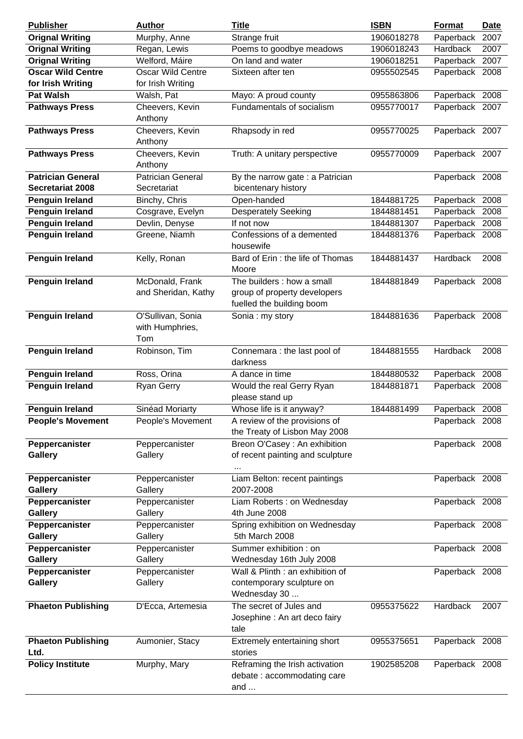| Publisher | Author | Title | ISBN | Format | Date |
|---|---|---|---|---|---|
| **Orignal Writing** | Murphy, Anne | Strange fruit | 1906018278 | Paperback | 2007 |
| **Orignal Writing** | Regan, Lewis | Poems to goodbye meadows | 1906018243 | Hardback | 2007 |
| **Orignal Writing** | Welford, Máire | On land and water | 1906018251 | Paperback | 2007 |
| **Oscar Wilde Centre for Irish Writing** | Oscar Wilde Centre for Irish Writing | Sixteen after ten | 0955502545 | Paperback | 2008 |
| **Pat Walsh** | Walsh, Pat | Mayo: A proud county | 0955863806 | Paperback | 2008 |
| **Pathways Press** | Cheevers, Kevin Anthony | Fundamentals of socialism | 0955770017 | Paperback | 2007 |
| **Pathways Press** | Cheevers, Kevin Anthony | Rhapsody in red | 0955770025 | Paperback | 2007 |
| **Pathways Press** | Cheevers, Kevin Anthony | Truth: A unitary perspective | 0955770009 | Paperback | 2007 |
| **Patrician General Secretariat 2008** | Patrician General Secretariat | By the narrow gate : a Patrician bicentenary history | | Paperback | 2008 |
| **Penguin Ireland** | Binchy, Chris | Open-handed | 1844881725 | Paperback | 2008 |
| **Penguin Ireland** | Cosgrave, Evelyn | Desperately Seeking | 1844881451 | Paperback | 2008 |
| **Penguin Ireland** | Devlin, Denyse | If not now | 1844881307 | Paperback | 2008 |
| **Penguin Ireland** | Greene, Niamh | Confessions of a demented housewife | 1844881376 | Paperback | 2008 |
| **Penguin Ireland** | Kelly, Ronan | Bard of Erin : the life of Thomas Moore | 1844881437 | Hardback | 2008 |
| **Penguin Ireland** | McDonald, Frank and Sheridan, Kathy | The builders : how a small group of property developers fuelled the building boom | 1844881849 | Paperback | 2008 |
| **Penguin Ireland** | O'Sullivan, Sonia with Humphries, Tom | Sonia : my story | 1844881636 | Paperback | 2008 |
| **Penguin Ireland** | Robinson, Tim | Connemara : the last pool of darkness | 1844881555 | Hardback | 2008 |
| **Penguin Ireland** | Ross, Orina | A dance in time | 1844880532 | Paperback | 2008 |
| **Penguin Ireland** | Ryan Gerry | Would the real Gerry Ryan please stand up | 1844881871 | Paperback | 2008 |
| **Penguin Ireland** | Sinéad Moriarty | Whose life is it anyway? | 1844881499 | Paperback | 2008 |
| **People's Movement** | People's Movement | A review of the provisions of the Treaty of Lisbon May 2008 | | Paperback | 2008 |
| **Peppercanister Gallery** | Peppercanister Gallery | Breon O'Casey : An exhibition of recent painting and sculpture ... | | Paperback | 2008 |
| **Peppercanister Gallery** | Peppercanister Gallery | Liam Belton: recent paintings 2007-2008 | | Paperback | 2008 |
| **Peppercanister Gallery** | Peppercanister Gallery | Liam Roberts : on Wednesday 4th June 2008 | | Paperback | 2008 |
| **Peppercanister Gallery** | Peppercanister Gallery | Spring exhibition on Wednesday 5th March 2008 | | Paperback | 2008 |
| **Peppercanister Gallery** | Peppercanister Gallery | Summer exhibition : on Wednesday 16th July 2008 | | Paperback | 2008 |
| **Peppercanister Gallery** | Peppercanister Gallery | Wall & Plinth : an exhibition of contemporary sculpture on Wednesday 30 ... | | Paperback | 2008 |
| **Phaeton Publishing** | D'Ecca, Artemesia | The secret of Jules and Josephine : An art deco fairy tale | 0955375622 | Hardback | 2007 |
| **Phaeton Publishing Ltd.** | Aumonier, Stacy | Extremely entertaining short stories | 0955375651 | Paperback | 2008 |
| **Policy Institute** | Murphy, Mary | Reframing the Irish activation debate : accommodating care and ... | 1902585208 | Paperback | 2008 |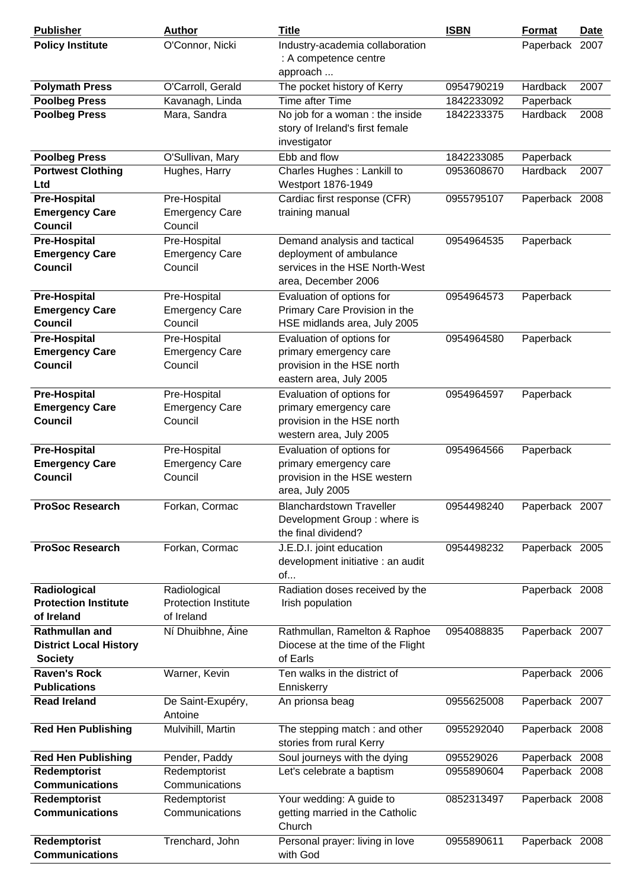| Publisher | Author | Title | ISBN | Format | Date |
| --- | --- | --- | --- | --- | --- |
| **Policy Institute** | O'Connor, Nicki | Industry-academia collaboration : A competence centre approach ... | | Paperback | 2007 |
| **Polymath Press** | O'Carroll, Gerald | The pocket history of Kerry | 0954790219 | Hardback | 2007 |
| **Poolbeg Press** | Kavanagh, Linda | Time after Time | 1842233092 | Paperback | |
| **Poolbeg Press** | Mara, Sandra | No job for a woman : the inside story of Ireland's first female investigator | 1842233375 | Hardback | 2008 |
| **Poolbeg Press** | O'Sullivan, Mary | Ebb and flow | 1842233085 | Paperback | |
| **Portwest Clothing Ltd** | Hughes, Harry | Charles Hughes : Lankill to Westport 1876-1949 | 0953608670 | Hardback | 2007 |
| **Pre-Hospital Emergency Care Council** | Pre-Hospital Emergency Care Council | Cardiac first response (CFR) training manual | 0955795107 | Paperback | 2008 |
| **Pre-Hospital Emergency Care Council** | Pre-Hospital Emergency Care Council | Demand analysis and tactical deployment of ambulance services in the HSE North-West area, December 2006 | 0954964535 | Paperback | |
| **Pre-Hospital Emergency Care Council** | Pre-Hospital Emergency Care Council | Evaluation of options for Primary Care Provision in the HSE midlands area, July 2005 | 0954964573 | Paperback | |
| **Pre-Hospital Emergency Care Council** | Pre-Hospital Emergency Care Council | Evaluation of options for primary emergency care provision in the HSE north eastern area, July 2005 | 0954964580 | Paperback | |
| **Pre-Hospital Emergency Care Council** | Pre-Hospital Emergency Care Council | Evaluation of options for primary emergency care provision in the HSE north western area, July 2005 | 0954964597 | Paperback | |
| **Pre-Hospital Emergency Care Council** | Pre-Hospital Emergency Care Council | Evaluation of options for primary emergency care provision in the HSE western area, July 2005 | 0954964566 | Paperback | |
| **ProSoc Research** | Forkan, Cormac | Blanchardstown Traveller Development Group : where is the final dividend? | 0954498240 | Paperback | 2007 |
| **ProSoc Research** | Forkan, Cormac | J.E.D.I. joint education development initiative : an audit of... | 0954498232 | Paperback | 2005 |
| **Radiological Protection Institute of Ireland** | Radiological Protection Institute of Ireland | Radiation doses received by the Irish population | | Paperback | 2008 |
| **Rathmullan and District Local History Society** | Ní Dhuibhne, Áine | Rathmullan, Ramelton & Raphoe Diocese at the time of the Flight of Earls | 0954088835 | Paperback | 2007 |
| **Raven's Rock Publications** | Warner, Kevin | Ten walks in the district of Enniskerry | | Paperback | 2006 |
| **Read Ireland** | De Saint-Exupéry, Antoine | An prionsa beag | 0955625008 | Paperback | 2007 |
| **Red Hen Publishing** | Mulvihill, Martin | The stepping match : and other stories from rural Kerry | 0955292040 | Paperback | 2008 |
| **Red Hen Publishing** | Pender, Paddy | Soul journeys with the dying | 095529026 | Paperback | 2008 |
| **Redemptorist Communications** | Redemptorist Communications | Let's celebrate a baptism | 0955890604 | Paperback | 2008 |
| **Redemptorist Communications** | Redemptorist Communications | Your wedding: A guide to getting married in the Catholic Church | 0852313497 | Paperback | 2008 |
| **Redemptorist Communications** | Trenchard, John | Personal prayer: living in love with God | 0955890611 | Paperback | 2008 |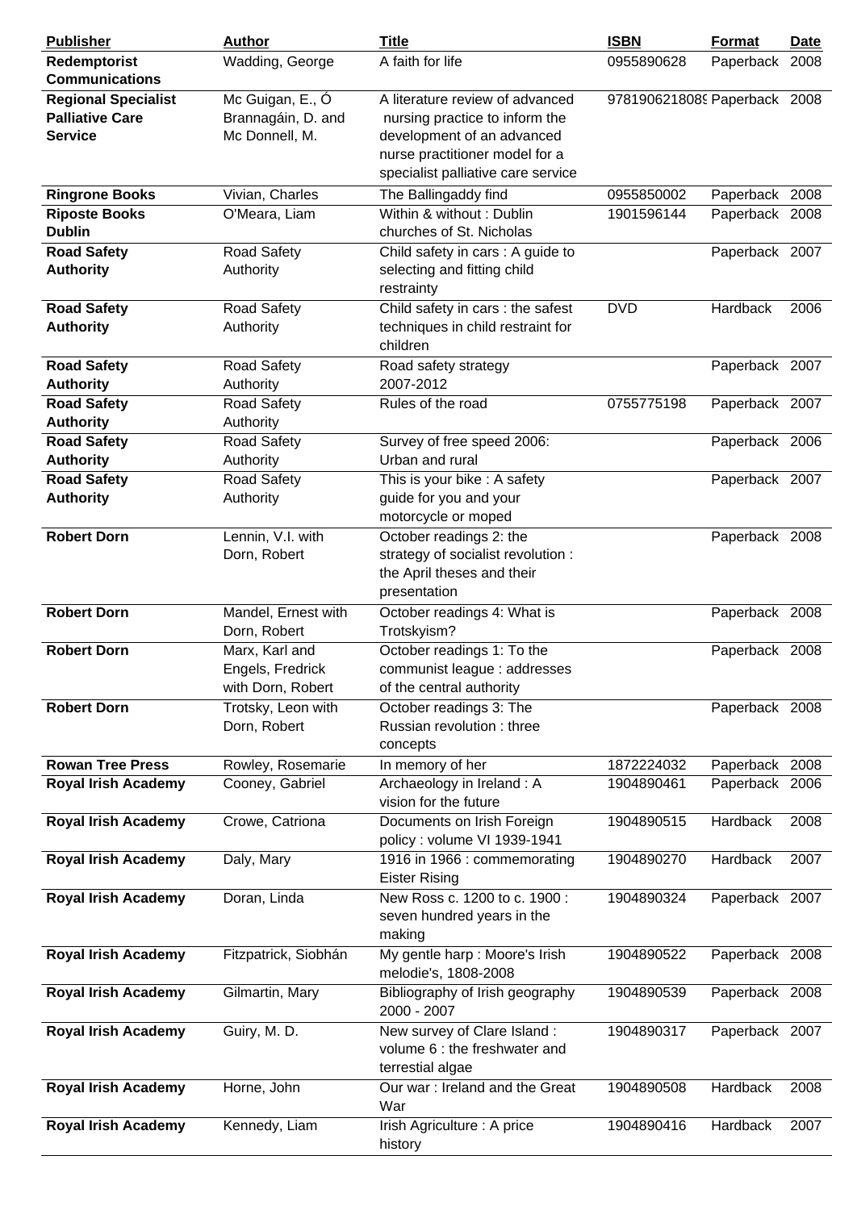| Publisher | Author | Title | ISBN | Format | Date |
|---|---|---|---|---|---|
| **Redemptorist Communications** | Wadding, George | A faith for life | 0955890628 | Paperback | 2008 |
| **Regional Specialist Palliative Care Service** | Mc Guigan, E., Ó Brannagáin, D. and Mc Donnell, M. | A literature review of advanced nursing practice to inform the development of an advanced nurse practitioner model for a specialist palliative care service | 978190621808 | Paperback | 2008 |
| **Ringrone Books** | Vivian, Charles | The Ballingaddy find | 0955850002 | Paperback | 2008 |
| **Riposte Books Dublin** | O'Meara, Liam | Within & without : Dublin churches of St. Nicholas | 1901596144 | Paperback | 2008 |
| **Road Safety Authority** | Road Safety Authority | Child safety in cars : A guide to selecting and fitting child restrainty | | Paperback | 2007 |
| **Road Safety Authority** | Road Safety Authority | Child safety in cars : the safest techniques in child restraint for children | DVD | Hardback | 2006 |
| **Road Safety Authority** | Road Safety Authority | Road safety strategy 2007-2012 | | Paperback | 2007 |
| **Road Safety Authority** | Road Safety Authority | Rules of the road | 0755775198 | Paperback | 2007 |
| **Road Safety Authority** | Road Safety Authority | Survey of free speed 2006: Urban and rural | | Paperback | 2006 |
| **Road Safety Authority** | Road Safety Authority | This is your bike : A safety guide for you and your motorcycle or moped | | Paperback | 2007 |
| **Robert Dorn** | Lennin, V.I. with Dorn, Robert | October readings 2: the strategy of socialist revolution : the April theses and their presentation | | Paperback | 2008 |
| **Robert Dorn** | Mandel, Ernest with Dorn, Robert | October readings 4: What is Trotskyism? | | Paperback | 2008 |
| **Robert Dorn** | Marx, Karl and Engels, Fredrick with Dorn, Robert | October readings 1: To the communist league : addresses of the central authority | | Paperback | 2008 |
| **Robert Dorn** | Trotsky, Leon with Dorn, Robert | October readings 3: The Russian revolution : three concepts | | Paperback | 2008 |
| **Rowan Tree Press** | Rowley, Rosemarie | In memory of her | 1872224032 | Paperback | 2008 |
| **Royal Irish Academy** | Cooney, Gabriel | Archaeology in Ireland : A vision for the future | 1904890461 | Paperback | 2006 |
| **Royal Irish Academy** | Crowe, Catriona | Documents on Irish Foreign policy : volume VI 1939-1941 | 1904890515 | Hardback | 2008 |
| **Royal Irish Academy** | Daly, Mary | 1916 in 1966 : commemorating Eister Rising | 1904890270 | Hardback | 2007 |
| **Royal Irish Academy** | Doran, Linda | New Ross c. 1200 to c. 1900 : seven hundred years in the making | 1904890324 | Paperback | 2007 |
| **Royal Irish Academy** | Fitzpatrick, Siobhán | My gentle harp : Moore's Irish melodie's, 1808-2008 | 1904890522 | Paperback | 2008 |
| **Royal Irish Academy** | Gilmartin, Mary | Bibliography of Irish geography 2000 - 2007 | 1904890539 | Paperback | 2008 |
| **Royal Irish Academy** | Guiry, M. D. | New survey of Clare Island : volume 6 : the freshwater and terrestial algae | 1904890317 | Paperback | 2007 |
| **Royal Irish Academy** | Horne, John | Our war : Ireland and the Great War | 1904890508 | Hardback | 2008 |
| **Royal Irish Academy** | Kennedy, Liam | Irish Agriculture : A price history | 1904890416 | Hardback | 2007 |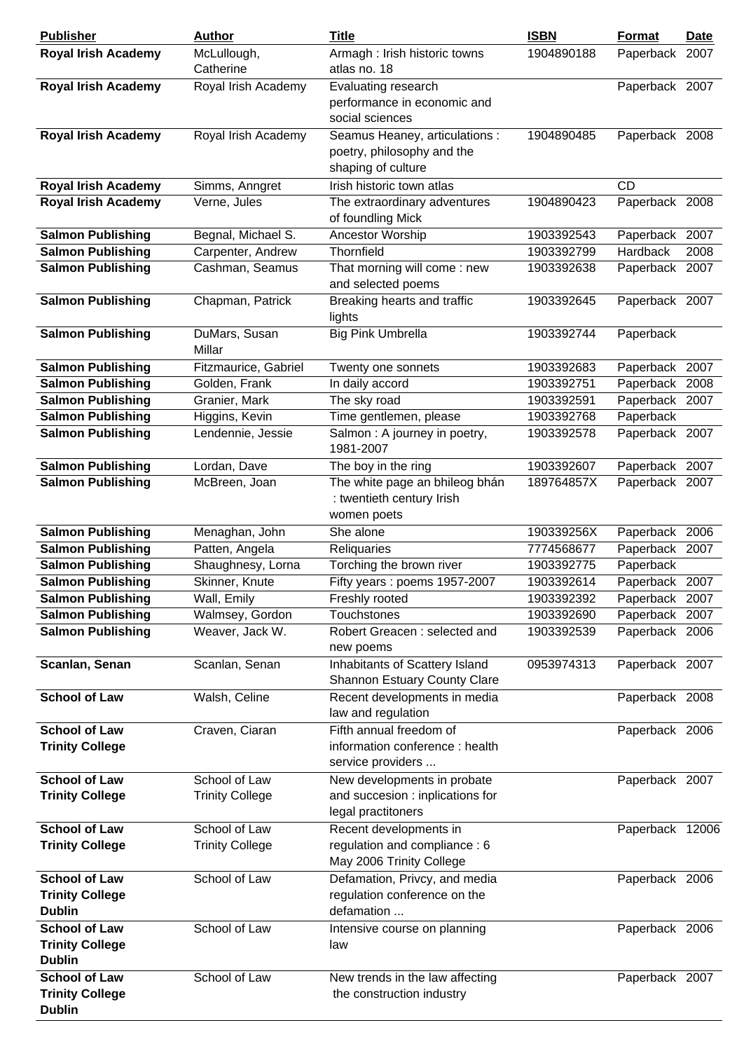| Publisher | Author | Title | ISBN | Format | Date |
|---|---|---|---|---|---|
| **Royal Irish Academy** | McLullough, Catherine | Armagh : Irish historic towns atlas no. 18 | 1904890188 | Paperback | 2007 |
| **Royal Irish Academy** | Royal Irish Academy | Evaluating research performance in economic and social sciences | | Paperback | 2007 |
| **Royal Irish Academy** | Royal Irish Academy | Seamus Heaney, articulations : poetry, philosophy and the shaping of culture | 1904890485 | Paperback | 2008 |
| **Royal Irish Academy** | Simms, Anngret | Irish historic town atlas | | CD | |
| **Royal Irish Academy** | Verne, Jules | The extraordinary adventures of foundling Mick | 1904890423 | Paperback | 2008 |
| **Salmon Publishing** | Begnal, Michael S. | Ancestor Worship | 1903392543 | Paperback | 2007 |
| **Salmon Publishing** | Carpenter, Andrew | Thornfield | 1903392799 | Hardback | 2008 |
| **Salmon Publishing** | Cashman, Seamus | That morning will come : new and selected poems | 1903392638 | Paperback | 2007 |
| **Salmon Publishing** | Chapman, Patrick | Breaking hearts and traffic lights | 1903392645 | Paperback | 2007 |
| **Salmon Publishing** | DuMars, Susan Millar | Big Pink Umbrella | 1903392744 | Paperback | |
| **Salmon Publishing** | Fitzmaurice, Gabriel | Twenty one sonnets | 1903392683 | Paperback | 2007 |
| **Salmon Publishing** | Golden, Frank | In daily accord | 1903392751 | Paperback | 2008 |
| **Salmon Publishing** | Granier, Mark | The sky road | 1903392591 | Paperback | 2007 |
| **Salmon Publishing** | Higgins, Kevin | Time gentlemen, please | 1903392768 | Paperback | |
| **Salmon Publishing** | Lendennie, Jessie | Salmon : A journey in poetry, 1981-2007 | 1903392578 | Paperback | 2007 |
| **Salmon Publishing** | Lordan, Dave | The boy in the ring | 1903392607 | Paperback | 2007 |
| **Salmon Publishing** | McBreen, Joan | The white page an bhileog bhán : twentieth century Irish women poets | 189764857X | Paperback | 2007 |
| **Salmon Publishing** | Menaghan, John | She alone | 190339256X | Paperback | 2006 |
| **Salmon Publishing** | Patten, Angela | Reliquaries | 7774568677 | Paperback | 2007 |
| **Salmon Publishing** | Shaughnesy, Lorna | Torching the brown river | 1903392775 | Paperback | |
| **Salmon Publishing** | Skinner, Knute | Fifty years : poems 1957-2007 | 1903392614 | Paperback | 2007 |
| **Salmon Publishing** | Wall, Emily | Freshly rooted | 1903392392 | Paperback | 2007 |
| **Salmon Publishing** | Walmsey, Gordon | Touchstones | 1903392690 | Paperback | 2007 |
| **Salmon Publishing** | Weaver, Jack W. | Robert Greacen : selected and new poems | 1903392539 | Paperback | 2006 |
| **Scanlan, Senan** | Scanlan, Senan | Inhabitants of Scattery Island Shannon Estuary County Clare | 0953974313 | Paperback | 2007 |
| **School of Law** | Walsh, Celine | Recent developments in media law and regulation | | Paperback | 2008 |
| **School of Law Trinity College** | Craven, Ciaran | Fifth annual freedom of information conference : health service providers ... | | Paperback | 2006 |
| **School of Law Trinity College** | School of Law Trinity College | New developments in probate and succesion : inplications for legal practitoners | | Paperback | 2007 |
| **School of Law Trinity College** | School of Law Trinity College | Recent developments in regulation and compliance : 6 May 2006 Trinity College | | Paperback | 12006 |
| **School of Law Trinity College Dublin** | School of Law | Defamation, Privcy, and media regulation conference on the defamation ... | | Paperback | 2006 |
| **School of Law Trinity College Dublin** | School of Law | Intensive course on planning law | | Paperback | 2006 |
| **School of Law Trinity College Dublin** | School of Law | New trends in the law affecting the construction industry | | Paperback | 2007 |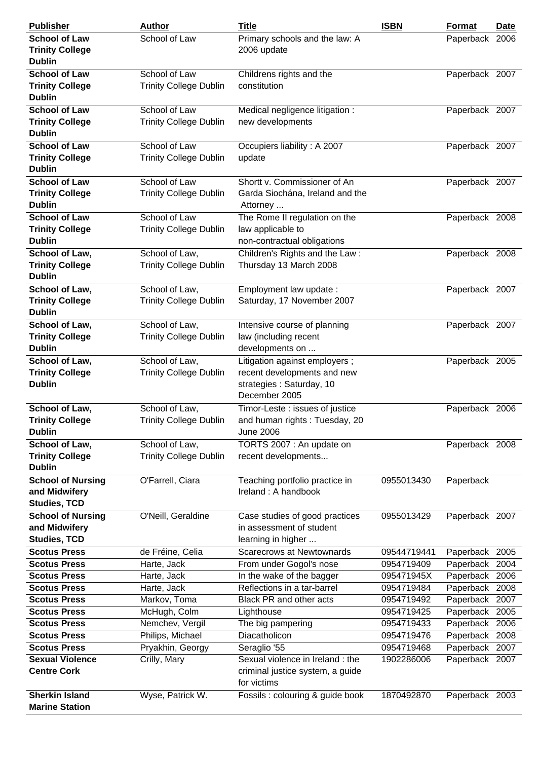| Publisher | Author | Title | ISBN | Format | Date |
|---|---|---|---|---|---|
| **School of Law Trinity College Dublin** | School of Law | Primary schools and the law: A 2006 update | | Paperback | 2006 |
| **School of Law Trinity College Dublin** | School of Law Trinity College Dublin | Childrens rights and the constitution | | Paperback | 2007 |
| **School of Law Trinity College Dublin** | School of Law Trinity College Dublin | Medical negligence litigation : new developments | | Paperback | 2007 |
| **School of Law Trinity College Dublin** | School of Law Trinity College Dublin | Occupiers liability : A 2007 update | | Paperback | 2007 |
| **School of Law Trinity College Dublin** | School of Law Trinity College Dublin | Shortt v. Commissioner of An Garda Siochána, Ireland and the Attorney ... | | Paperback | 2007 |
| **School of Law Trinity College Dublin** | School of Law Trinity College Dublin | The Rome II regulation on the law applicable to non-contractual obligations | | Paperback | 2008 |
| **School of Law, Trinity College Dublin** | School of Law, Trinity College Dublin | Children's Rights and the Law : Thursday 13 March 2008 | | Paperback | 2008 |
| **School of Law, Trinity College Dublin** | School of Law, Trinity College Dublin | Employment law update : Saturday, 17 November 2007 | | Paperback | 2007 |
| **School of Law, Trinity College Dublin** | School of Law, Trinity College Dublin | Intensive course of planning law (including recent developments on ... | | Paperback | 2007 |
| **School of Law, Trinity College Dublin** | School of Law, Trinity College Dublin | Litigation against employers ; recent developments and new strategies : Saturday, 10 December 2005 | | Paperback | 2005 |
| **School of Law, Trinity College Dublin** | School of Law, Trinity College Dublin | Timor-Leste : issues of justice and human rights : Tuesday, 20 June 2006 | | Paperback | 2006 |
| **School of Law, Trinity College Dublin** | School of Law, Trinity College Dublin | TORTS 2007 : An update on recent developments... | | Paperback | 2008 |
| **School of Nursing and Midwifery Studies, TCD** | O'Farrell, Ciara | Teaching portfolio practice in Ireland : A handbook | 0955013430 | Paperback | |
| **School of Nursing and Midwifery Studies, TCD** | O'Neill, Geraldine | Case studies of good practices in assessment of student learning in higher ... | 0955013429 | Paperback | 2007 |
| **Scotus Press** | de Fréine, Celia | Scarecrows at Newtownards | 09544719441 | Paperback | 2005 |
| **Scotus Press** | Harte, Jack | From under Gogol's nose | 0954719409 | Paperback | 2004 |
| **Scotus Press** | Harte, Jack | In the wake of the bagger | 095471945X | Paperback | 2006 |
| **Scotus Press** | Harte, Jack | Reflections in a tar-barrel | 0954719484 | Paperback | 2008 |
| **Scotus Press** | Markov, Toma | Black PR and other acts | 0954719492 | Paperback | 2007 |
| **Scotus Press** | McHugh, Colm | Lighthouse | 0954719425 | Paperback | 2005 |
| **Scotus Press** | Nemchev, Vergil | The big pampering | 0954719433 | Paperback | 2006 |
| **Scotus Press** | Philips, Michael | Diacatholicon | 0954719476 | Paperback | 2008 |
| **Scotus Press** | Pryakhin, Georgy | Seraglio '55 | 0954719468 | Paperback | 2007 |
| **Sexual Violence Centre Cork** | Crilly, Mary | Sexual violence in Ireland : the criminal justice system, a guide for victims | 1902286006 | Paperback | 2007 |
| **Sherkin Island Marine Station** | Wyse, Patrick W. | Fossils : colouring & guide book | 1870492870 | Paperback | 2003 |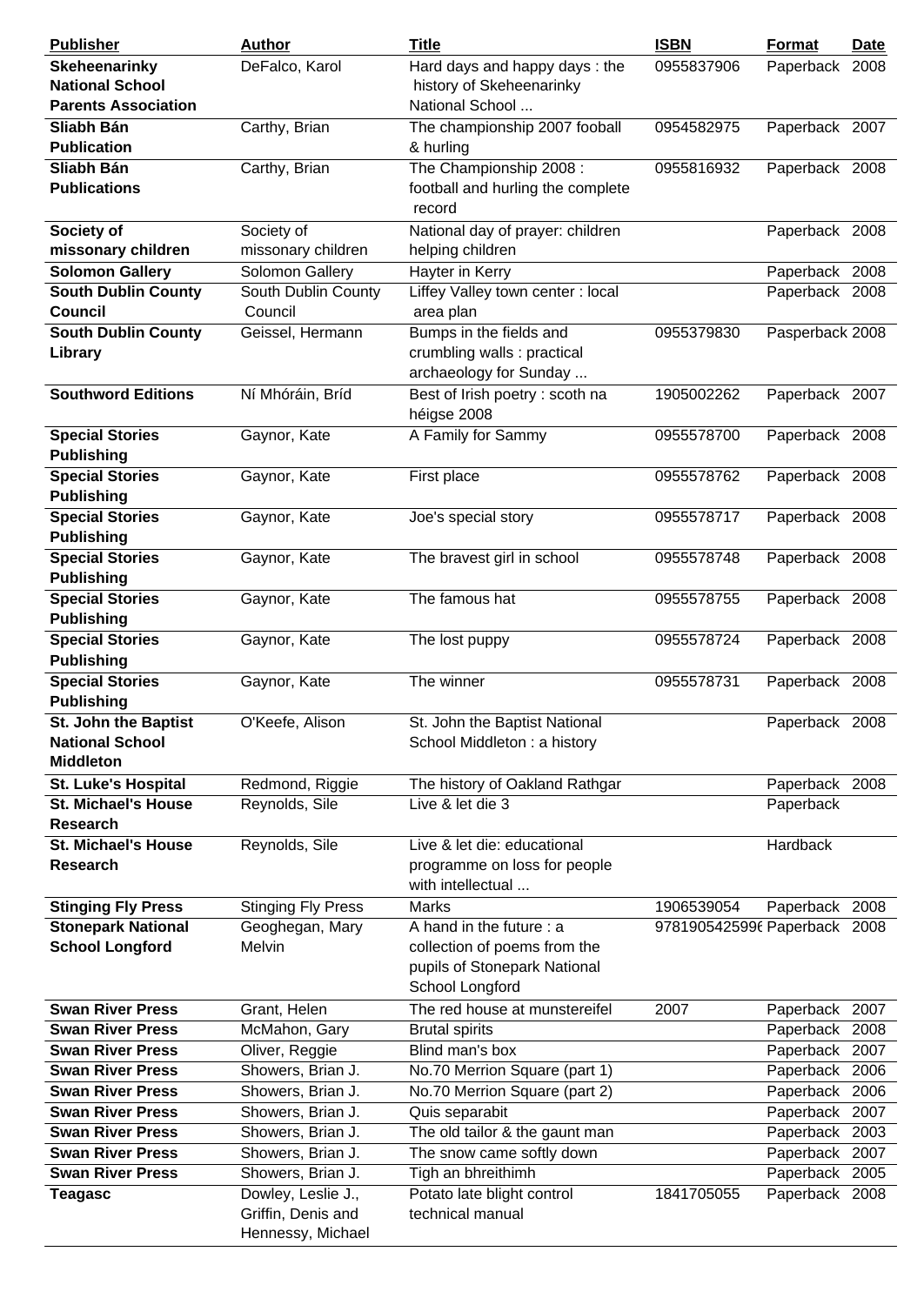| Publisher | Author | Title | ISBN | Format | Date |
| --- | --- | --- | --- | --- | --- |
| **Skeheenarinky National School Parents Association** | DeFalco, Karol | Hard days and happy days : the history of Skeheenarinky National School ... | 0955837906 | Paperback | 2008 |
| **Sliabh Bán Publication** | Carthy, Brian | The championship 2007 fooball & hurling | 0954582975 | Paperback | 2007 |
| **Sliabh Bán Publications** | Carthy, Brian | The Championship 2008 : football and hurling the complete record | 0955816932 | Paperback | 2008 |
| **Society of missonary children** | Society of missonary children | National day of prayer: children helping children | | Paperback | 2008 |
| **Solomon Gallery** | Solomon Gallery | Hayter in Kerry | | Paperback | 2008 |
| **South Dublin County Council** | South Dublin County Council | Liffey Valley town center : local area plan | | Paperback | 2008 |
| **South Dublin County Library** | Geissel, Hermann | Bumps in the fields and crumbling walls : practical archaeology for Sunday ... | 0955379830 | Pasperback | 2008 |
| **Southword Editions** | Ní Mhóráin, Bríd | Best of Irish poetry : scoth na héigse 2008 | 1905002262 | Paperback | 2007 |
| **Special Stories Publishing** | Gaynor, Kate | A Family for Sammy | 0955578700 | Paperback | 2008 |
| **Special Stories Publishing** | Gaynor, Kate | First place | 0955578762 | Paperback | 2008 |
| **Special Stories Publishing** | Gaynor, Kate | Joe's special story | 0955578717 | Paperback | 2008 |
| **Special Stories Publishing** | Gaynor, Kate | The bravest girl in school | 0955578748 | Paperback | 2008 |
| **Special Stories Publishing** | Gaynor, Kate | The famous hat | 0955578755 | Paperback | 2008 |
| **Special Stories Publishing** | Gaynor, Kate | The lost puppy | 0955578724 | Paperback | 2008 |
| **Special Stories Publishing** | Gaynor, Kate | The winner | 0955578731 | Paperback | 2008 |
| **St. John the Baptist National School Middleton** | O'Keefe, Alison | St. John the Baptist National School Middleton : a history | | Paperback | 2008 |
| **St. Luke's Hospital** | Redmond, Riggie | The history of Oakland Rathgar | | Paperback | 2008 |
| **St. Michael's House Research** | Reynolds, Sile | Live & let die 3 | | Paperback | |
| **St. Michael's House Research** | Reynolds, Sile | Live & let die: educational programme on loss for people with intellectual ... | | Hardback | |
| **Stinging Fly Press** | Stinging Fly Press | Marks | 1906539054 | Paperback | 2008 |
| **Stonepark National School Longford** | Geoghegan, Mary Melvin | A hand in the future : a collection of poems from the pupils of Stonepark National School Longford | 978190542599( | Paperback | 2008 |
| **Swan River Press** | Grant, Helen | The red house at munstereifel | 2007 | Paperback | 2007 |
| **Swan River Press** | McMahon, Gary | Brutal spirits | | Paperback | 2008 |
| **Swan River Press** | Oliver, Reggie | Blind man's box | | Paperback | 2007 |
| **Swan River Press** | Showers, Brian J. | No.70 Merrion Square (part 1) | | Paperback | 2006 |
| **Swan River Press** | Showers, Brian J. | No.70 Merrion Square (part 2) | | Paperback | 2006 |
| **Swan River Press** | Showers, Brian J. | Quis separabit | | Paperback | 2007 |
| **Swan River Press** | Showers, Brian J. | The old tailor & the gaunt man | | Paperback | 2003 |
| **Swan River Press** | Showers, Brian J. | The snow came softly down | | Paperback | 2007 |
| **Swan River Press** | Showers, Brian J. | Tigh an bhreithimh | | Paperback | 2005 |
| **Teagasc** | Dowley, Leslie J., Griffin, Denis and Hennessy, Michael | Potato late blight control technical manual | 1841705055 | Paperback | 2008 |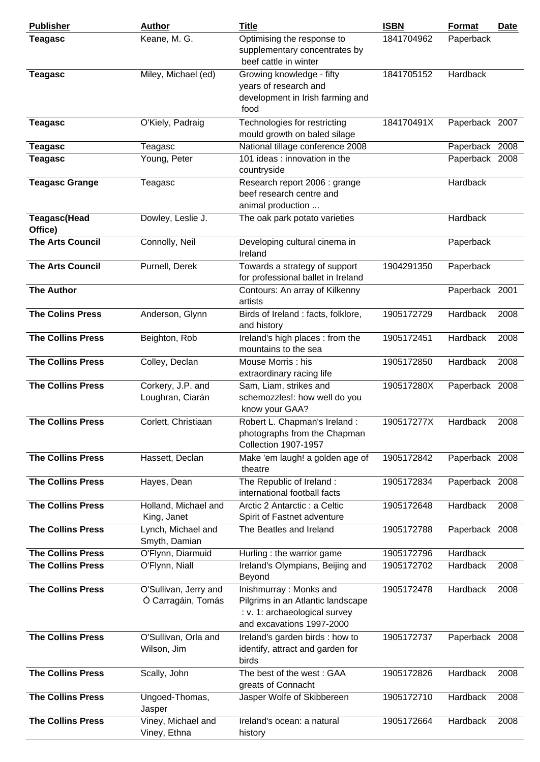| Publisher | Author | Title | ISBN | Format | Date |
| --- | --- | --- | --- | --- | --- |
| **Teagasc** | Keane, M. G. | Optimising the response to supplementary concentrates by beef cattle in winter | 1841704962 | Paperback | |
| **Teagasc** | Miley, Michael (ed) | Growing knowledge - fifty years of research and development in Irish farming and food | 1841705152 | Hardback | |
| **Teagasc** | O'Kiely, Padraig | Technologies for restricting mould growth on baled silage | 184170491X | Paperback | 2007 |
| **Teagasc** | Teagasc | National tillage conference 2008 | | Paperback | 2008 |
| **Teagasc** | Young, Peter | 101 ideas : innovation in the countryside | | Paperback | 2008 |
| **Teagasc Grange** | Teagasc | Research report 2006 : grange beef research centre and animal production ... | | Hardback | |
| **Teagasc(Head Office)** | Dowley, Leslie J. | The oak park potato varieties | | Hardback | |
| **The Arts Council** | Connolly, Neil | Developing cultural cinema in Ireland | | Paperback | |
| **The Arts Council** | Purnell, Derek | Towards a strategy of support for professional ballet in Ireland | 1904291350 | Paperback | |
| **The Author** | | Contours: An array of Kilkenny artists | | Paperback | 2001 |
| **The Colins Press** | Anderson, Glynn | Birds of Ireland : facts, folklore, and history | 1905172729 | Hardback | 2008 |
| **The Collins Press** | Beighton, Rob | Ireland's high places : from the mountains to the sea | 1905172451 | Hardback | 2008 |
| **The Collins Press** | Colley, Declan | Mouse Morris : his extraordinary racing life | 1905172850 | Hardback | 2008 |
| **The Collins Press** | Corkery, J.P. and Loughran, Ciarán | Sam, Liam, strikes and schemozzles!: how well do you know your GAA? | 190517280X | Paperback | 2008 |
| **The Collins Press** | Corlett, Christiaan | Robert L. Chapman's Ireland : photographs from the Chapman Collection 1907-1957 | 190517277X | Hardback | 2008 |
| **The Collins Press** | Hassett, Declan | Make 'em laugh! a golden age of theatre | 1905172842 | Paperback | 2008 |
| **The Collins Press** | Hayes, Dean | The Republic of Ireland : international football facts | 1905172834 | Paperback | 2008 |
| **The Collins Press** | Holland, Michael and King, Janet | Arctic 2 Antarctic : a Celtic Spirit of Fastnet adventure | 1905172648 | Hardback | 2008 |
| **The Collins Press** | Lynch, Michael and Smyth, Damian | The Beatles and Ireland | 1905172788 | Paperback | 2008 |
| **The Collins Press** | O'Flynn, Diarmuid | Hurling : the warrior game | 1905172796 | Hardback | |
| **The Collins Press** | O'Flynn, Niall | Ireland's Olympians, Beijing and Beyond | 1905172702 | Hardback | 2008 |
| **The Collins Press** | O'Sullivan, Jerry and Ó Carragáin, Tomás | Inishmurray : Monks and Pilgrims in an Atlantic landscape : v. 1: archaeological survey and excavations 1997-2000 | 1905172478 | Hardback | 2008 |
| **The Collins Press** | O'Sullivan, Orla and Wilson, Jim | Ireland's garden birds : how to identify, attract and garden for birds | 1905172737 | Paperback | 2008 |
| **The Collins Press** | Scally, John | The best of the west : GAA greats of Connacht | 1905172826 | Hardback | 2008 |
| **The Collins Press** | Ungoed-Thomas, Jasper | Jasper Wolfe of Skibbereen | 1905172710 | Hardback | 2008 |
| **The Collins Press** | Viney, Michael and Viney, Ethna | Ireland's ocean: a natural history | 1905172664 | Hardback | 2008 |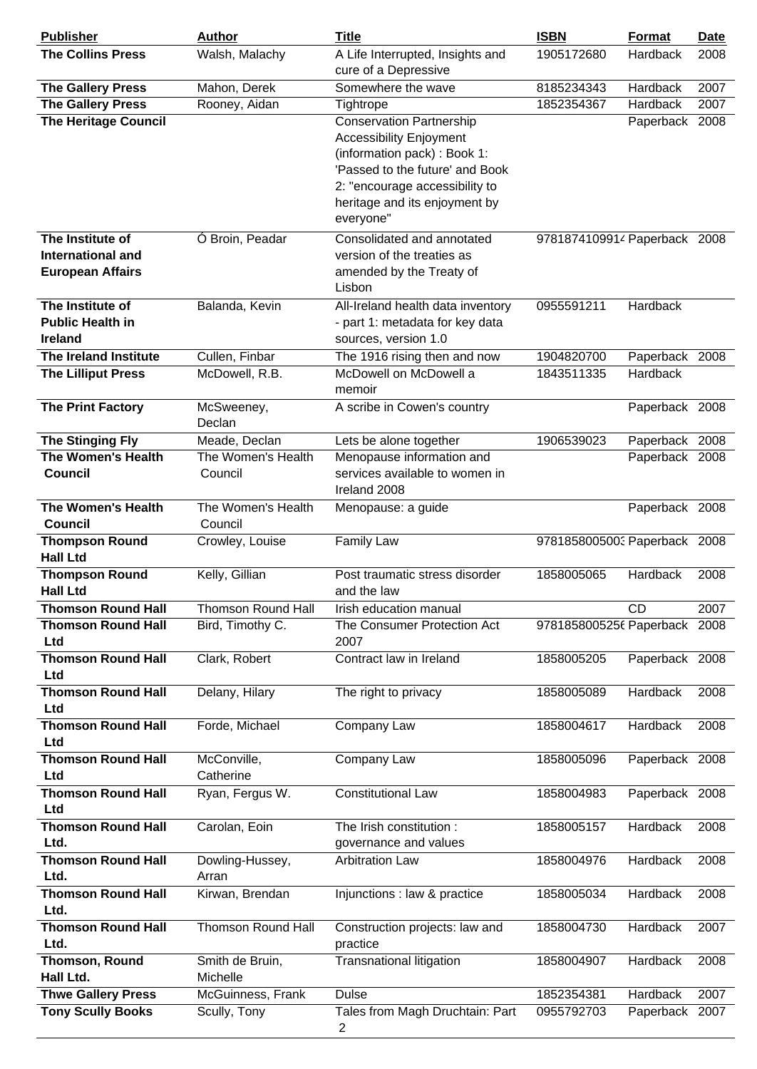| Publisher | Author | Title | ISBN | Format | Date |
|---|---|---|---|---|---|
| **The Collins Press** | Walsh, Malachy | A Life Interrupted, Insights and cure of a Depressive | 1905172680 | Hardback | 2008 |
| **The Gallery Press** | Mahon, Derek | Somewhere the wave | 8185234343 | Hardback | 2007 |
| **The Gallery Press** | Rooney, Aidan | Tightrope | 1852354367 | Hardback | 2007 |
| **The Heritage Council** | | Conservation Partnership Accessibility Enjoyment (information pack) : Book 1: 'Passed to the future' and Book 2: "encourage accessibility to heritage and its enjoyment by everyone" | | Paperback | 2008 |
| **The Institute of International and European Affairs** | Ó Broin, Peadar | Consolidated and annotated version of the treaties as amended by the Treaty of Lisbon | 978187410991 | Paperback | 2008 |
| **The Institute of Public Health in Ireland** | Balanda, Kevin | All-Ireland health data inventory - part 1: metadata for key data sources, version 1.0 | 0955591211 | Hardback | |
| **The Ireland Institute** | Cullen, Finbar | The 1916 rising then and now | 1904820700 | Paperback | 2008 |
| **The Lilliput Press** | McDowell, R.B. | McDowell on McDowell a memoir | 1843511335 | Hardback | |
| **The Print Factory** | McSweeney, Declan | A scribe in Cowen's country | | Paperback | 2008 |
| **The Stinging Fly** | Meade, Declan | Lets be alone together | 1906539023 | Paperback | 2008 |
| **The Women's Health Council** | The Women's Health Council | Menopause information and services available to women in Ireland 2008 | | Paperback | 2008 |
| **The Women's Health Council** | The Women's Health Council | Menopause: a guide | | Paperback | 2008 |
| **Thompson Round Hall Ltd** | Crowley, Louise | Family Law | 978185800500 | Paperback | 2008 |
| **Thompson Round Hall Ltd** | Kelly, Gillian | Post traumatic stress disorder and the law | 1858005065 | Hardback | 2008 |
| **Thomson Round Hall** | Thomson Round Hall | Irish education manual | | CD | 2007 |
| **Thomson Round Hall Ltd** | Bird, Timothy C. | The Consumer Protection Act 2007 | 978185800525 | Paperback | 2008 |
| **Thomson Round Hall Ltd** | Clark, Robert | Contract law in Ireland | 1858005205 | Paperback | 2008 |
| **Thomson Round Hall Ltd** | Delany, Hilary | The right to privacy | 1858005089 | Hardback | 2008 |
| **Thomson Round Hall Ltd** | Forde, Michael | Company Law | 1858004617 | Hardback | 2008 |
| **Thomson Round Hall Ltd** | McConville, Catherine | Company Law | 1858005096 | Paperback | 2008 |
| **Thomson Round Hall Ltd** | Ryan, Fergus W. | Constitutional Law | 1858004983 | Paperback | 2008 |
| **Thomson Round Hall Ltd.** | Carolan, Eoin | The Irish constitution : governance and values | 1858005157 | Hardback | 2008 |
| **Thomson Round Hall Ltd.** | Dowling-Hussey, Arran | Arbitration Law | 1858004976 | Hardback | 2008 |
| **Thomson Round Hall Ltd.** | Kirwan, Brendan | Injunctions : law & practice | 1858005034 | Hardback | 2008 |
| **Thomson Round Hall Ltd.** | Thomson Round Hall | Construction projects: law and practice | 1858004730 | Hardback | 2007 |
| **Thomson, Round Hall Ltd.** | Smith de Bruin, Michelle | Transnational litigation | 1858004907 | Hardback | 2008 |
| **Thwe Gallery Press** | McGuinness, Frank | Dulse | 1852354381 | Hardback | 2007 |
| **Tony Scully Books** | Scully, Tony | Tales from Magh Druchtain: Part 2 | 0955792703 | Paperback | 2007 |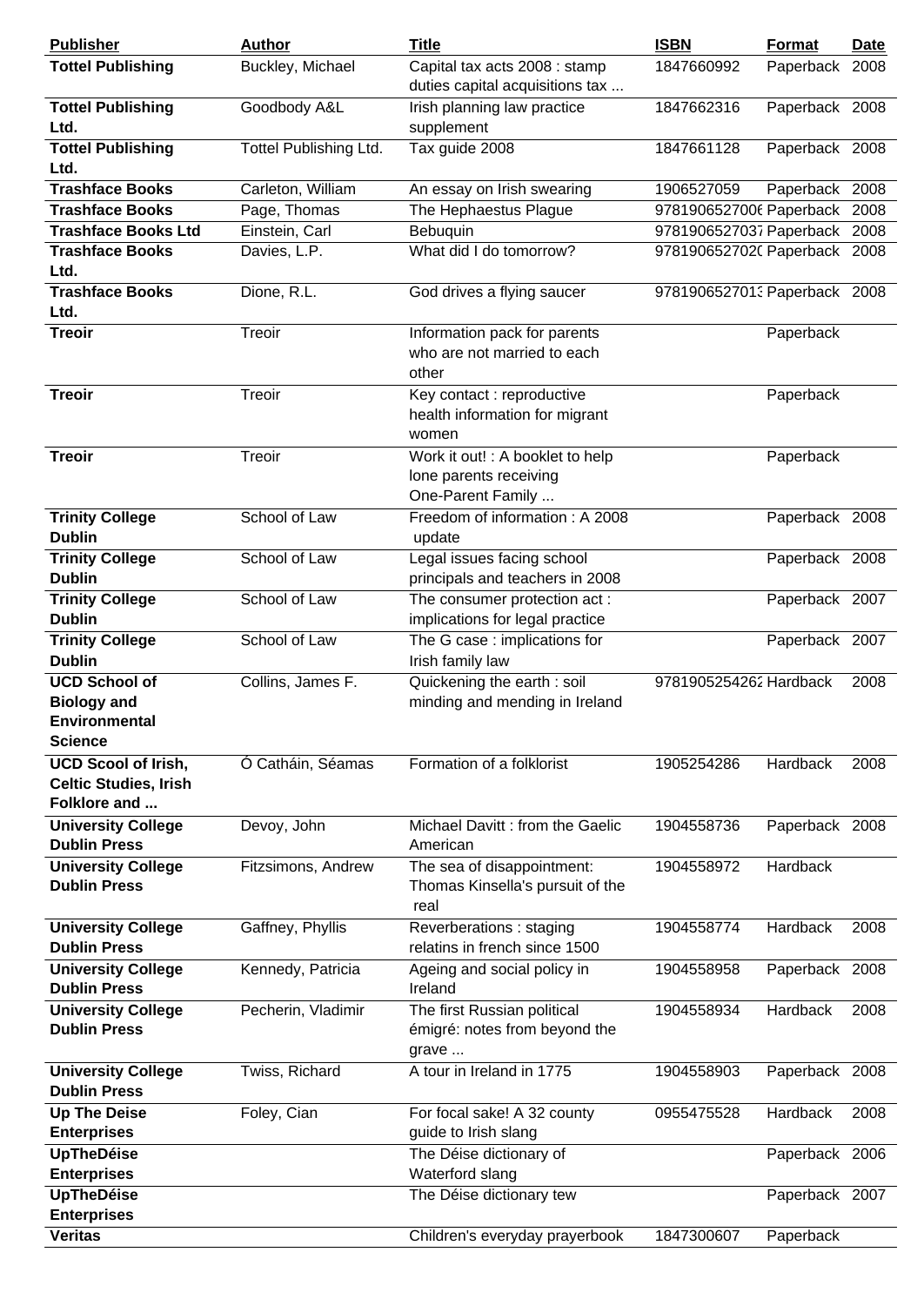| Publisher | Author | Title | ISBN | Format | Date |
| --- | --- | --- | --- | --- | --- |
| **Tottel Publishing** | Buckley, Michael | Capital tax acts 2008 : stamp duties capital acquisitions tax ... | 1847660992 | Paperback | 2008 |
| **Tottel Publishing Ltd.** | Goodbody A&L | Irish planning law practice supplement | 1847662316 | Paperback | 2008 |
| **Tottel Publishing Ltd.** | Tottel Publishing Ltd. | Tax guide 2008 | 1847661128 | Paperback | 2008 |
| **Trashface Books** | Carleton, William | An essay on Irish swearing | 1906527059 | Paperback | 2008 |
| **Trashface Books** | Page, Thomas | The Hephaestus Plague | 9781906527006 | Paperback | 2008 |
| **Trashface Books Ltd** | Einstein, Carl | Bebuquin | 9781906527037 | Paperback | 2008 |
| **Trashface Books Ltd.** | Davies, L.P. | What did I do tomorrow? | 9781906527020 | Paperback | 2008 |
| **Trashface Books Ltd.** | Dione, R.L. | God drives a flying saucer | 9781906527013 | Paperback | 2008 |
| **Treoir** | Treoir | Information pack for parents who are not married to each other | | Paperback | |
| **Treoir** | Treoir | Key contact : reproductive health information for migrant women | | Paperback | |
| **Treoir** | Treoir | Work it out! : A booklet to help lone parents receiving One-Parent Family ... | | Paperback | |
| **Trinity College Dublin** | School of Law | Freedom of information : A 2008 update | | Paperback | 2008 |
| **Trinity College Dublin** | School of Law | Legal issues facing school principals and teachers in 2008 | | Paperback | 2008 |
| **Trinity College Dublin** | School of Law | The consumer protection act : implications for legal practice | | Paperback | 2007 |
| **Trinity College Dublin** | School of Law | The G case : implications for Irish family law | | Paperback | 2007 |
| **UCD School of Biology and Environmental Science** | Collins, James F. | Quickening the earth : soil minding and mending in Ireland | 9781905254262 | Hardback | 2008 |
| **UCD Scool of Irish, Celtic Studies, Irish Folklore and ...** | Ó Catháin, Séamas | Formation of a folklorist | 1905254286 | Hardback | 2008 |
| **University College Dublin Press** | Devoy, John | Michael Davitt : from the Gaelic American | 1904558736 | Paperback | 2008 |
| **University College Dublin Press** | Fitzsimons, Andrew | The sea of disappointment: Thomas Kinsella's pursuit of the real | 1904558972 | Hardback | |
| **University College Dublin Press** | Gaffney, Phyllis | Reverberations : staging relatins in french since 1500 | 1904558774 | Hardback | 2008 |
| **University College Dublin Press** | Kennedy, Patricia | Ageing and social policy in Ireland | 1904558958 | Paperback | 2008 |
| **University College Dublin Press** | Pecherin, Vladimir | The first Russian political émigré: notes from beyond the grave ... | 1904558934 | Hardback | 2008 |
| **University College Dublin Press** | Twiss, Richard | A tour in Ireland in 1775 | 1904558903 | Paperback | 2008 |
| **Up The Deise Enterprises** | Foley, Cian | For focal sake! A 32 county guide to Irish slang | 0955475528 | Hardback | 2008 |
| **UpTheDéise Enterprises** | | The Déise dictionary of Waterford slang | | Paperback | 2006 |
| **UpTheDéise Enterprises** | | The Déise dictionary tew | | Paperback | 2007 |
| **Veritas** | | Children's everyday prayerbook | 1847300607 | Paperback | |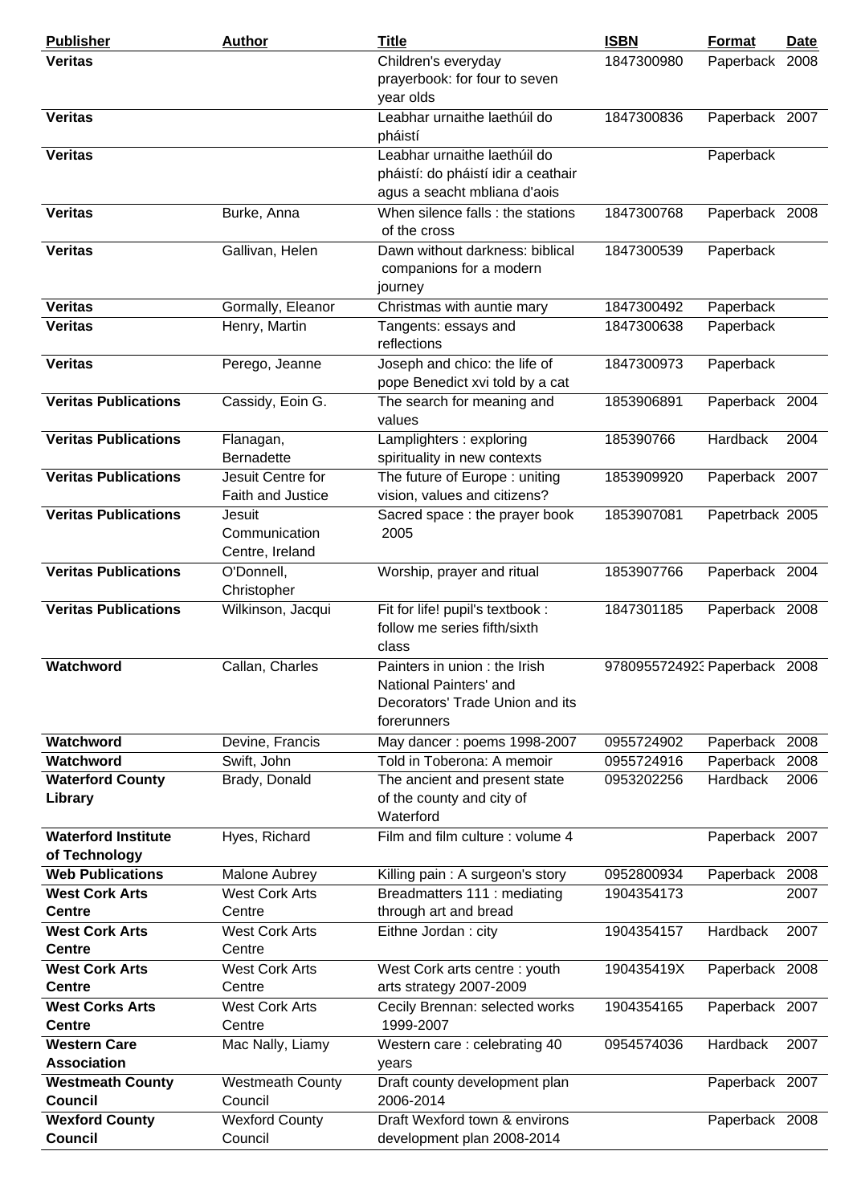| Publisher | Author | Title | ISBN | Format | Date |
|---|---|---|---|---|---|
| **Veritas** | | Children's everyday prayerbook: for four to seven year olds | 1847300980 | Paperback | 2008 |
| **Veritas** | | Leabhar urnaithe laethúil do pháistí | 1847300836 | Paperback | 2007 |
| **Veritas** | | Leabhar urnaithe laethúil do pháistí: do pháistí idir a ceathair agus a seacht mbliana d'aois | | Paperback | |
| **Veritas** | Burke, Anna | When silence falls : the stations of the cross | 1847300768 | Paperback | 2008 |
| **Veritas** | Gallivan, Helen | Dawn without darkness: biblical companions for a modern journey | 1847300539 | Paperback | |
| **Veritas** | Gormally, Eleanor | Christmas with auntie mary | 1847300492 | Paperback | |
| **Veritas** | Henry, Martin | Tangents: essays and reflections | 1847300638 | Paperback | |
| **Veritas** | Perego, Jeanne | Joseph and chico: the life of pope Benedict xvi told by a cat | 1847300973 | Paperback | |
| **Veritas Publications** | Cassidy, Eoin G. | The search for meaning and values | 1853906891 | Paperback | 2004 |
| **Veritas Publications** | Flanagan, Bernadette | Lamplighters : exploring spirituality in new contexts | 185390766 | Hardback | 2004 |
| **Veritas Publications** | Jesuit Centre for Faith and Justice | The future of Europe : uniting vision, values and citizens? | 1853909920 | Paperback | 2007 |
| **Veritas Publications** | Jesuit Communication Centre, Ireland | Sacred space : the prayer book 2005 | 1853907081 | Papetrback | 2005 |
| **Veritas Publications** | O'Donnell, Christopher | Worship, prayer and ritual | 1853907766 | Paperback | 2004 |
| **Veritas Publications** | Wilkinson, Jacqui | Fit for life! pupil's textbook : follow me series fifth/sixth class | 1847301185 | Paperback | 2008 |
| **Watchword** | Callan, Charles | Painters in union : the Irish National Painters' and Decorators' Trade Union and its forerunners | 978095572492: | Paperback | 2008 |
| **Watchword** | Devine, Francis | May dancer : poems 1998-2007 | 0955724902 | Paperback | 2008 |
| **Watchword** | Swift, John | Told in Toberona: A memoir | 0955724916 | Paperback | 2008 |
| **Waterford County Library** | Brady, Donald | The ancient and present state of the county and city of Waterford | 0953202256 | Hardback | 2006 |
| **Waterford Institute of Technology** | Hyes, Richard | Film and film culture : volume 4 | | Paperback | 2007 |
| **Web Publications** | Malone Aubrey | Killing pain : A surgeon's story | 0952800934 | Paperback | 2008 |
| **West Cork Arts Centre** | West Cork Arts Centre | Breadmatters 111 : mediating through art and bread | 1904354173 | | 2007 |
| **West Cork Arts Centre** | West Cork Arts Centre | Eithne Jordan : city | 1904354157 | Hardback | 2007 |
| **West Cork Arts Centre** | West Cork Arts Centre | West Cork arts centre : youth arts strategy 2007-2009 | 190435419X | Paperback | 2008 |
| **West Corks Arts Centre** | West Cork Arts Centre | Cecily Brennan: selected works 1999-2007 | 1904354165 | Paperback | 2007 |
| **Western Care Association** | Mac Nally, Liamy | Western care : celebrating 40 years | 0954574036 | Hardback | 2007 |
| **Westmeath County Council** | Westmeath County Council | Draft county development plan 2006-2014 | | Paperback | 2007 |
| **Wexford County Council** | Wexford County Council | Draft Wexford town & environs development plan 2008-2014 | | Paperback | 2008 |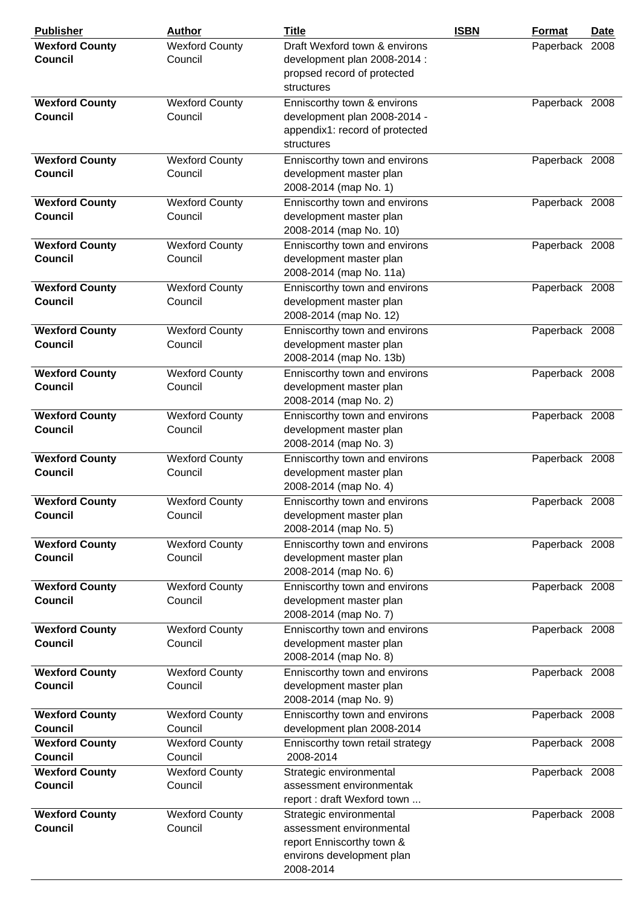| Publisher | Author | Title | ISBN | Format | Date |
|---|---|---|---|---|---|
| **Wexford County Council** | Wexford County Council | Draft Wexford town & environs development plan 2008-2014 : propsed record of protected structures | | Paperback | 2008 |
| **Wexford County Council** | Wexford County Council | Enniscorthy town & environs development plan 2008-2014 - appendix1: record of protected structures | | Paperback | 2008 |
| **Wexford County Council** | Wexford County Council | Enniscorthy town and environs development master plan 2008-2014 (map No. 1) | | Paperback | 2008 |
| **Wexford County Council** | Wexford County Council | Enniscorthy town and environs development master plan 2008-2014 (map No. 10) | | Paperback | 2008 |
| **Wexford County Council** | Wexford County Council | Enniscorthy town and environs development master plan 2008-2014 (map No. 11a) | | Paperback | 2008 |
| **Wexford County Council** | Wexford County Council | Enniscorthy town and environs development master plan 2008-2014 (map No. 12) | | Paperback | 2008 |
| **Wexford County Council** | Wexford County Council | Enniscorthy town and environs development master plan 2008-2014 (map No. 13b) | | Paperback | 2008 |
| **Wexford County Council** | Wexford County Council | Enniscorthy town and environs development master plan 2008-2014 (map No. 2) | | Paperback | 2008 |
| **Wexford County Council** | Wexford County Council | Enniscorthy town and environs development master plan 2008-2014 (map No. 3) | | Paperback | 2008 |
| **Wexford County Council** | Wexford County Council | Enniscorthy town and environs development master plan 2008-2014 (map No. 4) | | Paperback | 2008 |
| **Wexford County Council** | Wexford County Council | Enniscorthy town and environs development master plan 2008-2014 (map No. 5) | | Paperback | 2008 |
| **Wexford County Council** | Wexford County Council | Enniscorthy town and environs development master plan 2008-2014 (map No. 6) | | Paperback | 2008 |
| **Wexford County Council** | Wexford County Council | Enniscorthy town and environs development master plan 2008-2014 (map No. 7) | | Paperback | 2008 |
| **Wexford County Council** | Wexford County Council | Enniscorthy town and environs development master plan 2008-2014 (map No. 8) | | Paperback | 2008 |
| **Wexford County Council** | Wexford County Council | Enniscorthy town and environs development master plan 2008-2014 (map No. 9) | | Paperback | 2008 |
| **Wexford County Council** | Wexford County Council | Enniscorthy town and environs development plan 2008-2014 | | Paperback | 2008 |
| **Wexford County Council** | Wexford County Council | Enniscorthy town retail strategy 2008-2014 | | Paperback | 2008 |
| **Wexford County Council** | Wexford County Council | Strategic environmental assessment environmentak report : draft Wexford town ... | | Paperback | 2008 |
| **Wexford County Council** | Wexford County Council | Strategic environmental assessment environmental report Enniscorthy town & environs development plan 2008-2014 | | Paperback | 2008 |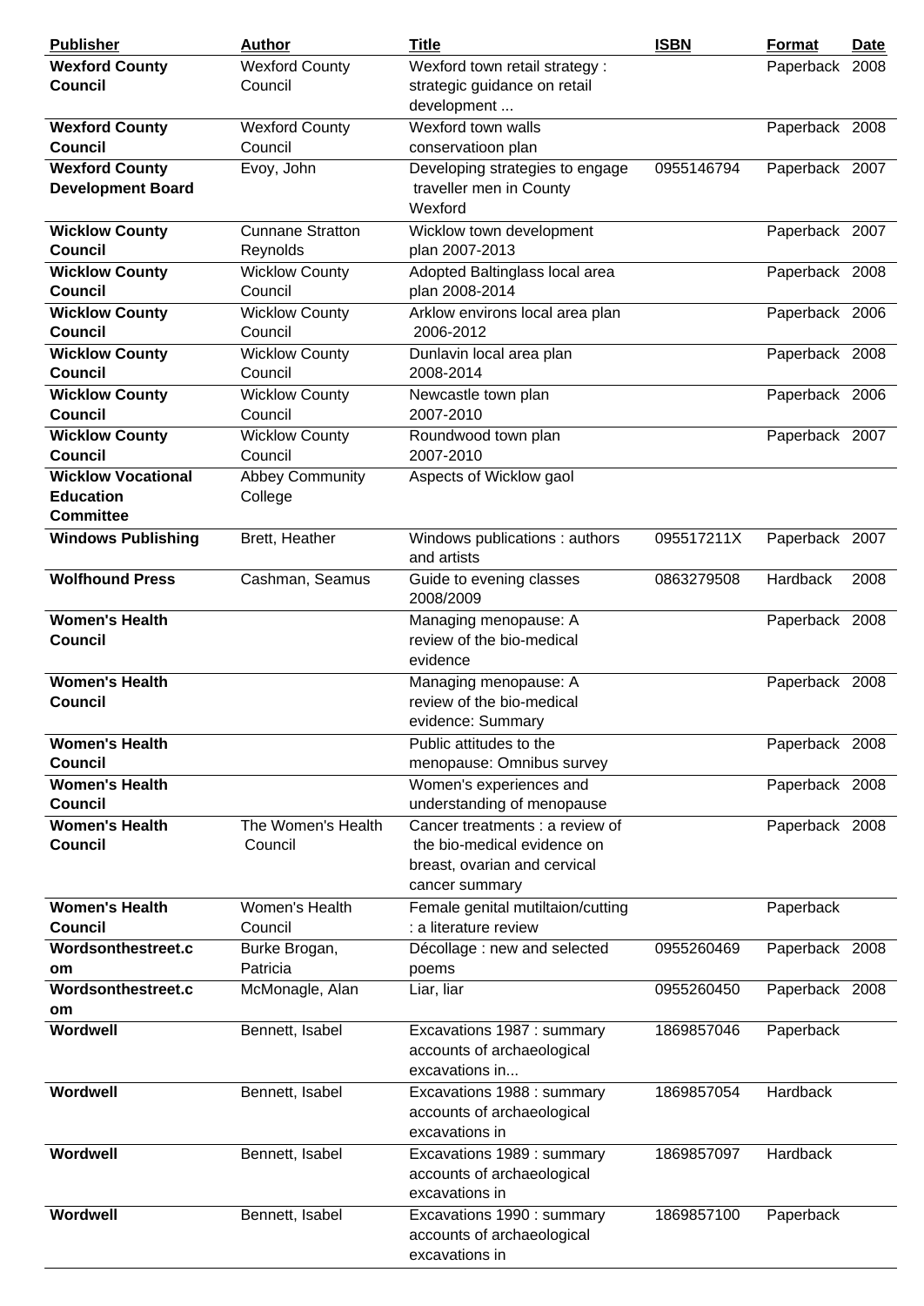| Publisher | Author | Title | ISBN | Format | Date |
|---|---|---|---|---|---|
| **Wexford County Council** | Wexford County Council | Wexford town retail strategy : strategic guidance on retail development ... | | Paperback | 2008 |
| **Wexford County Council** | Wexford County Council | Wexford town walls conservatioon plan | | Paperback | 2008 |
| **Wexford County Development Board** | Evoy, John | Developing strategies to engage traveller men in County Wexford | 0955146794 | Paperback | 2007 |
| **Wicklow County Council** | Cunnane Stratton Reynolds | Wicklow town development plan 2007-2013 | | Paperback | 2007 |
| **Wicklow County Council** | Wicklow County Council | Adopted Baltinglass local area plan 2008-2014 | | Paperback | 2008 |
| **Wicklow County Council** | Wicklow County Council | Arklow environs local area plan 2006-2012 | | Paperback | 2006 |
| **Wicklow County Council** | Wicklow County Council | Dunlavin local area plan 2008-2014 | | Paperback | 2008 |
| **Wicklow County Council** | Wicklow County Council | Newcastle town plan 2007-2010 | | Paperback | 2006 |
| **Wicklow County Council** | Wicklow County Council | Roundwood town plan 2007-2010 | | Paperback | 2007 |
| **Wicklow Vocational Education Committee** | Abbey Community College | Aspects of Wicklow gaol | | | |
| **Windows Publishing** | Brett, Heather | Windows publications : authors and artists | 095517211X | Paperback | 2007 |
| **Wolfhound Press** | Cashman, Seamus | Guide to evening classes 2008/2009 | 0863279508 | Hardback | 2008 |
| **Women's Health Council** | | Managing menopause: A review of the bio-medical evidence | | Paperback | 2008 |
| **Women's Health Council** | | Managing menopause: A review of the bio-medical evidence: Summary | | Paperback | 2008 |
| **Women's Health Council** | | Public attitudes to the menopause: Omnibus survey | | Paperback | 2008 |
| **Women's Health Council** | | Women's experiences and understanding of menopause | | Paperback | 2008 |
| **Women's Health Council** | The Women's Health Council | Cancer treatments : a review of the bio-medical evidence on breast, ovarian and cervical cancer summary | | Paperback | 2008 |
| **Women's Health Council** | Women's Health Council | Female genital mutiltaion/cutting : a literature review | | Paperback | |
| **Wordsonthestreet.com** | Burke Brogan, Patricia | Décollage : new and selected poems | 0955260469 | Paperback | 2008 |
| **Wordsonthestreet.com** | McMonagle, Alan | Liar, liar | 0955260450 | Paperback | 2008 |
| **Wordwell** | Bennett, Isabel | Excavations 1987 : summary accounts of archaeological excavations in... | 1869857046 | Paperback | |
| **Wordwell** | Bennett, Isabel | Excavations 1988 : summary accounts of archaeological excavations in | 1869857054 | Hardback | |
| **Wordwell** | Bennett, Isabel | Excavations 1989 : summary accounts of archaeological excavations in | 1869857097 | Hardback | |
| **Wordwell** | Bennett, Isabel | Excavations 1990 : summary accounts of archaeological excavations in | 1869857100 | Paperback | |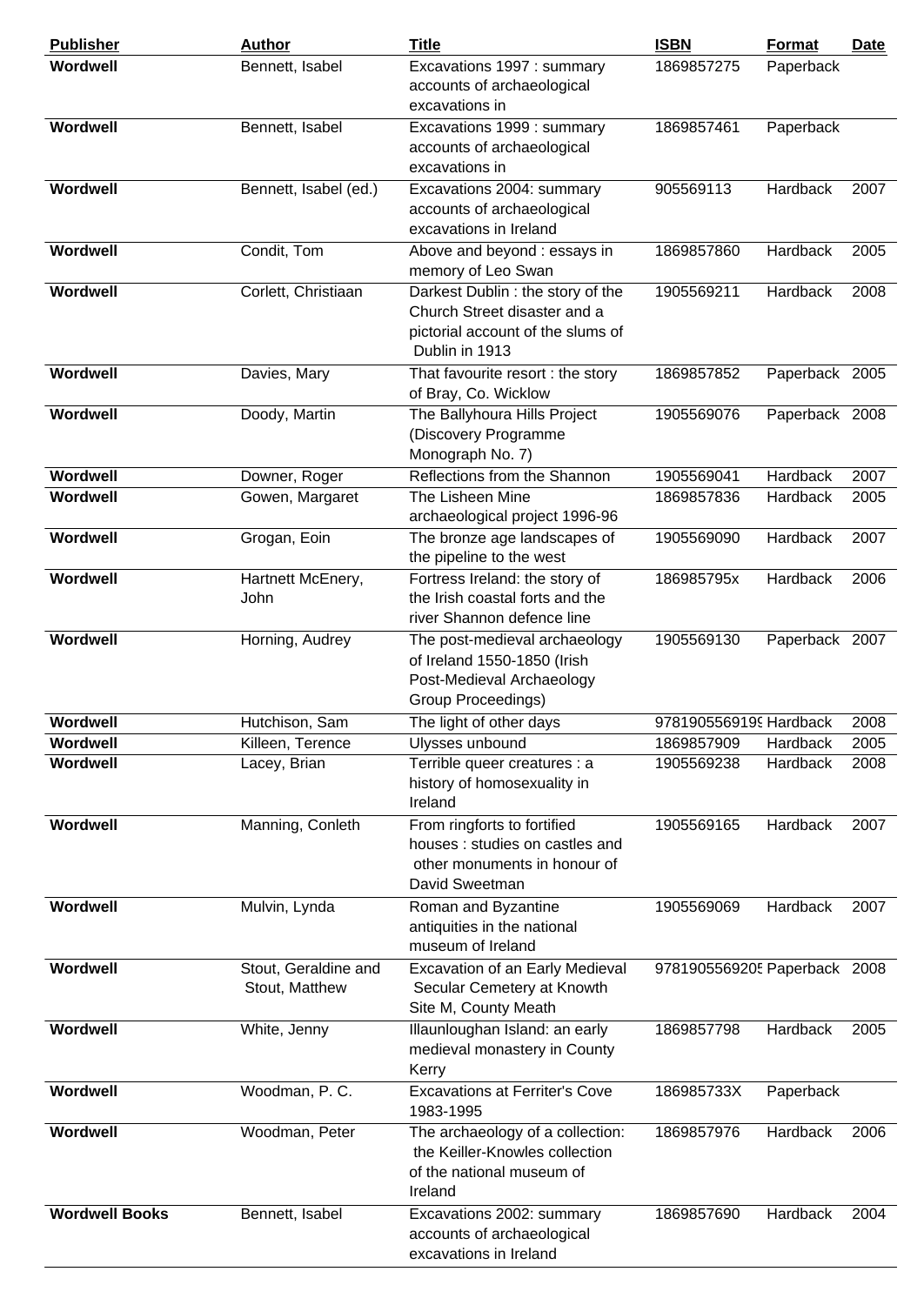| **Publisher** | **Author** | **Title** | **ISBN** | **Format** | **Date** |
|---|---|---|---|---|---|
| **Wordwell** | Bennett, Isabel | Excavations 1997 : summary accounts of archaeological excavations in | 1869857275 | Paperback | |
| **Wordwell** | Bennett, Isabel | Excavations 1999 : summary accounts of archaeological excavations in | 1869857461 | Paperback | |
| **Wordwell** | Bennett, Isabel (ed.) | Excavations 2004: summary accounts of archaeological excavations in Ireland | 905569113 | Hardback | 2007 |
| **Wordwell** | Condit, Tom | Above and beyond : essays in memory of Leo Swan | 1869857860 | Hardback | 2005 |
| **Wordwell** | Corlett, Christiaan | Darkest Dublin : the story of the Church Street disaster and a pictorial account of the slums of Dublin in 1913 | 1905569211 | Hardback | 2008 |
| **Wordwell** | Davies, Mary | That favourite resort : the story of Bray, Co. Wicklow | 1869857852 | Paperback | 2005 |
| **Wordwell** | Doody, Martin | The Ballyhoura Hills Project (Discovery Programme Monograph No. 7) | 1905569076 | Paperback | 2008 |
| **Wordwell** | Downer, Roger | Reflections from the Shannon | 1905569041 | Hardback | 2007 |
| **Wordwell** | Gowen, Margaret | The Lisheen Mine archaeological project 1996-96 | 1869857836 | Hardback | 2005 |
| **Wordwell** | Grogan, Eoin | The bronze age landscapes of the pipeline to the west | 1905569090 | Hardback | 2007 |
| **Wordwell** | Hartnett McEnery, John | Fortress Ireland: the story of the Irish coastal forts and the river Shannon defence line | 186985795x | Hardback | 2006 |
| **Wordwell** | Horning, Audrey | The post-medieval archaeology of Ireland 1550-1850 (Irish Post-Medieval Archaeology Group Proceedings) | 1905569130 | Paperback | 2007 |
| **Wordwell** | Hutchison, Sam | The light of other days | 978190556919§ | Hardback | 2008 |
| **Wordwell** | Killeen, Terence | Ulysses unbound | 1869857909 | Hardback | 2005 |
| **Wordwell** | Lacey, Brian | Terrible queer creatures : a history of homosexuality in Ireland | 1905569238 | Hardback | 2008 |
| **Wordwell** | Manning, Conleth | From ringforts to fortified houses : studies on castles and other monuments in honour of David Sweetman | 1905569165 | Hardback | 2007 |
| **Wordwell** | Mulvin, Lynda | Roman and Byzantine antiquities in the national museum of Ireland | 1905569069 | Hardback | 2007 |
| **Wordwell** | Stout, Geraldine and Stout, Matthew | Excavation of an Early Medieval Secular Cemetery at Knowth Site M, County Meath | 978190556920§ | Paperback | 2008 |
| **Wordwell** | White, Jenny | Illaunloughan Island: an early medieval monastery in County Kerry | 1869857798 | Hardback | 2005 |
| **Wordwell** | Woodman, P. C. | Excavations at Ferriter's Cove 1983-1995 | 186985733X | Paperback | |
| **Wordwell** | Woodman, Peter | The archaeology of a collection: the Keiller-Knowles collection of the national museum of Ireland | 1869857976 | Hardback | 2006 |
| **Wordwell Books** | Bennett, Isabel | Excavations 2002: summary accounts of archaeological excavations in Ireland | 1869857690 | Hardback | 2004 |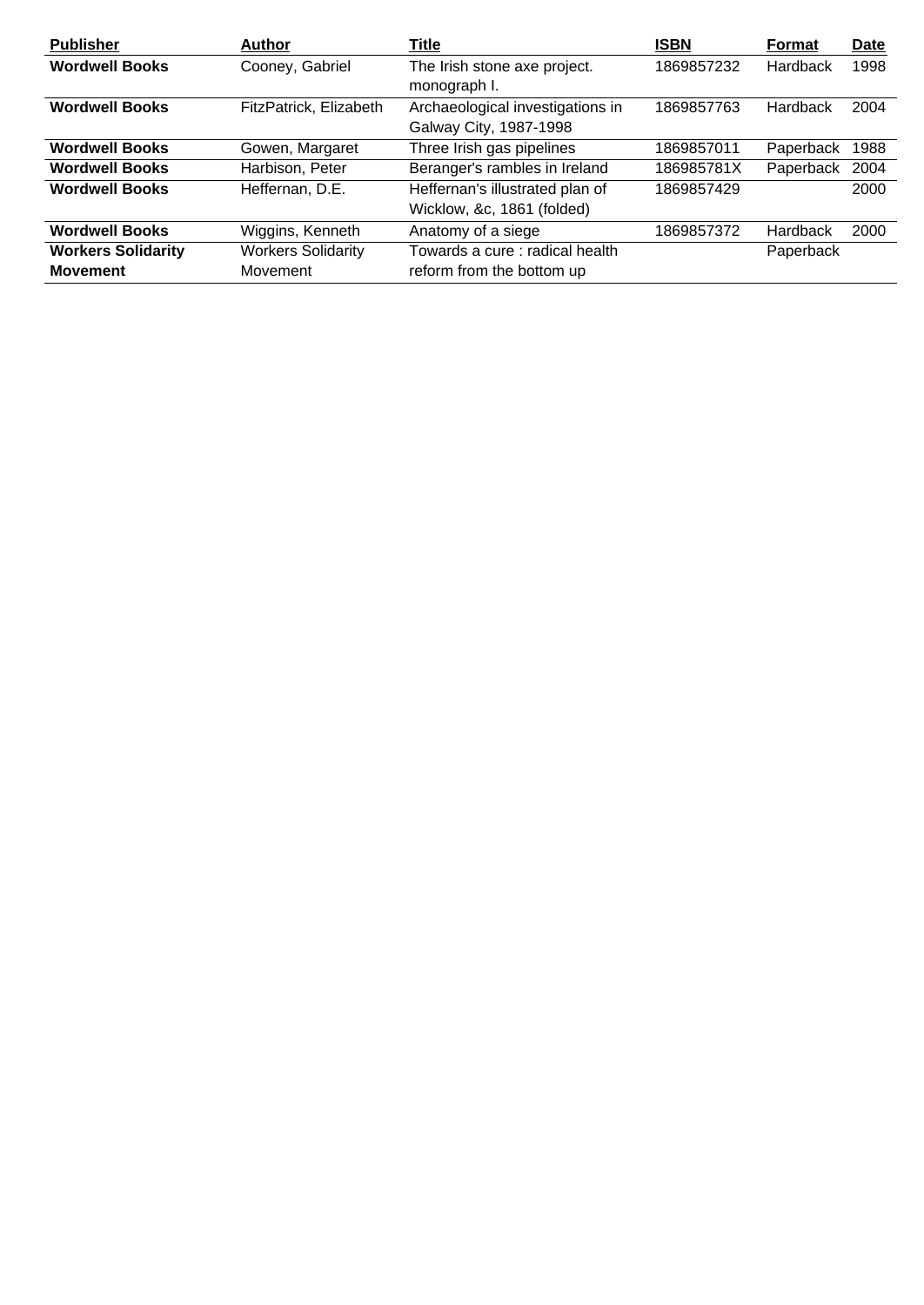| Publisher | Author | Title | ISBN | Format | Date |
|---|---|---|---|---|---|
| **Wordwell Books** | Cooney, Gabriel | The Irish stone axe project. monograph I. | 1869857232 | Hardback | 1998 |
| **Wordwell Books** | FitzPatrick, Elizabeth | Archaeological investigations in Galway City, 1987-1998 | 1869857763 | Hardback | 2004 |
| **Wordwell Books** | Gowen, Margaret | Three Irish gas pipelines | 1869857011 | Paperback | 1988 |
| **Wordwell Books** | Harbison, Peter | Beranger's rambles in Ireland | 186985781X | Paperback | 2004 |
| **Wordwell Books** | Heffernan, D.E. | Heffernan's illustrated plan of Wicklow, &c, 1861 (folded) | 1869857429 | | 2000 |
| **Wordwell Books** | Wiggins, Kenneth | Anatomy of a siege | 1869857372 | Hardback | 2000 |
| **Workers Solidarity Movement** | Workers Solidarity Movement | Towards a cure : radical health reform from the bottom up | | Paperback | |